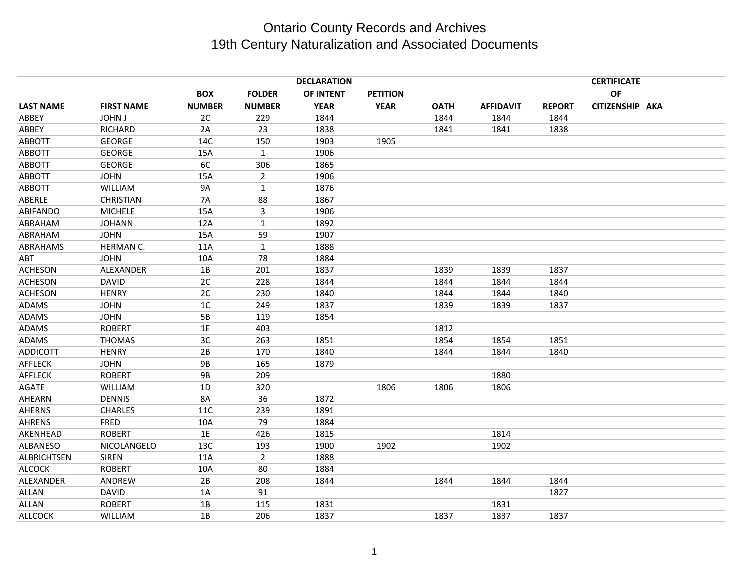# Ontario County Records and Archives
## 19th Century Naturalization and Associated Documents

| LAST NAME | FIRST NAME | BOX NUMBER | FOLDER NUMBER | DECLARATION OF INTENT YEAR | PETITION YEAR | OATH | AFFIDAVIT | REPORT | CERTIFICATE OF CITIZENSHIP | AKA |
|---|---|---|---|---|---|---|---|---|---|---|
| ABBEY | JOHN J | 2C | 229 | 1844 | | 1844 | 1844 | 1844 | | |
| ABBEY | RICHARD | 2A | 23 | 1838 | | 1841 | 1841 | 1838 | | |
| ABBOTT | GEORGE | 14C | 150 | 1903 | 1905 | | | | | |
| ABBOTT | GEORGE | 15A | 1 | 1906 | | | | | | |
| ABBOTT | GEORGE | 6C | 306 | 1865 | | | | | | |
| ABBOTT | JOHN | 15A | 2 | 1906 | | | | | | |
| ABBOTT | WILLIAM | 9A | 1 | 1876 | | | | | | |
| ABERLE | CHRISTIAN | 7A | 88 | 1867 | | | | | | |
| ABIFANDO | MICHELE | 15A | 3 | 1906 | | | | | | |
| ABRAHAM | JOHANN | 12A | 1 | 1892 | | | | | | |
| ABRAHAM | JOHN | 15A | 59 | 1907 | | | | | | |
| ABRAHAMS | HERMAN C. | 11A | 1 | 1888 | | | | | | |
| ABT | JOHN | 10A | 78 | 1884 | | | | | | |
| ACHESON | ALEXANDER | 1B | 201 | 1837 | | 1839 | 1839 | 1837 | | |
| ACHESON | DAVID | 2C | 228 | 1844 | | 1844 | 1844 | 1844 | | |
| ACHESON | HENRY | 2C | 230 | 1840 | | 1844 | 1844 | 1840 | | |
| ADAMS | JOHN | 1C | 249 | 1837 | | 1839 | 1839 | 1837 | | |
| ADAMS | JOHN | 5B | 119 | 1854 | | | | | | |
| ADAMS | ROBERT | 1E | 403 | | | 1812 | | | | |
| ADAMS | THOMAS | 3C | 263 | 1851 | | 1854 | 1854 | 1851 | | |
| ADDICOTT | HENRY | 2B | 170 | 1840 | | 1844 | 1844 | 1840 | | |
| AFFLECK | JOHN | 9B | 165 | 1879 | | | | | | |
| AFFLECK | ROBERT | 9B | 209 | | | | 1880 | | | |
| AGATE | WILLIAM | 1D | 320 | | 1806 | 1806 | 1806 | | | |
| AHEARN | DENNIS | 8A | 36 | 1872 | | | | | | |
| AHERNS | CHARLES | 11C | 239 | 1891 | | | | | | |
| AHRENS | FRED | 10A | 79 | 1884 | | | | | | |
| AKENHEAD | ROBERT | 1E | 426 | 1815 | | | 1814 | | | |
| ALBANESO | NICOLANGELO | 13C | 193 | 1900 | 1902 | | 1902 | | | |
| ALBRICHTSEN | SIREN | 11A | 2 | 1888 | | | | | | |
| ALCOCK | ROBERT | 10A | 80 | 1884 | | | | | | |
| ALEXANDER | ANDREW | 2B | 208 | 1844 | | 1844 | 1844 | 1844 | | |
| ALLAN | DAVID | 1A | 91 | | | | | 1827 | | |
| ALLAN | ROBERT | 1B | 115 | 1831 | | | 1831 | | | |
| ALLCOCK | WILLIAM | 1B | 206 | 1837 | | 1837 | 1837 | 1837 | | |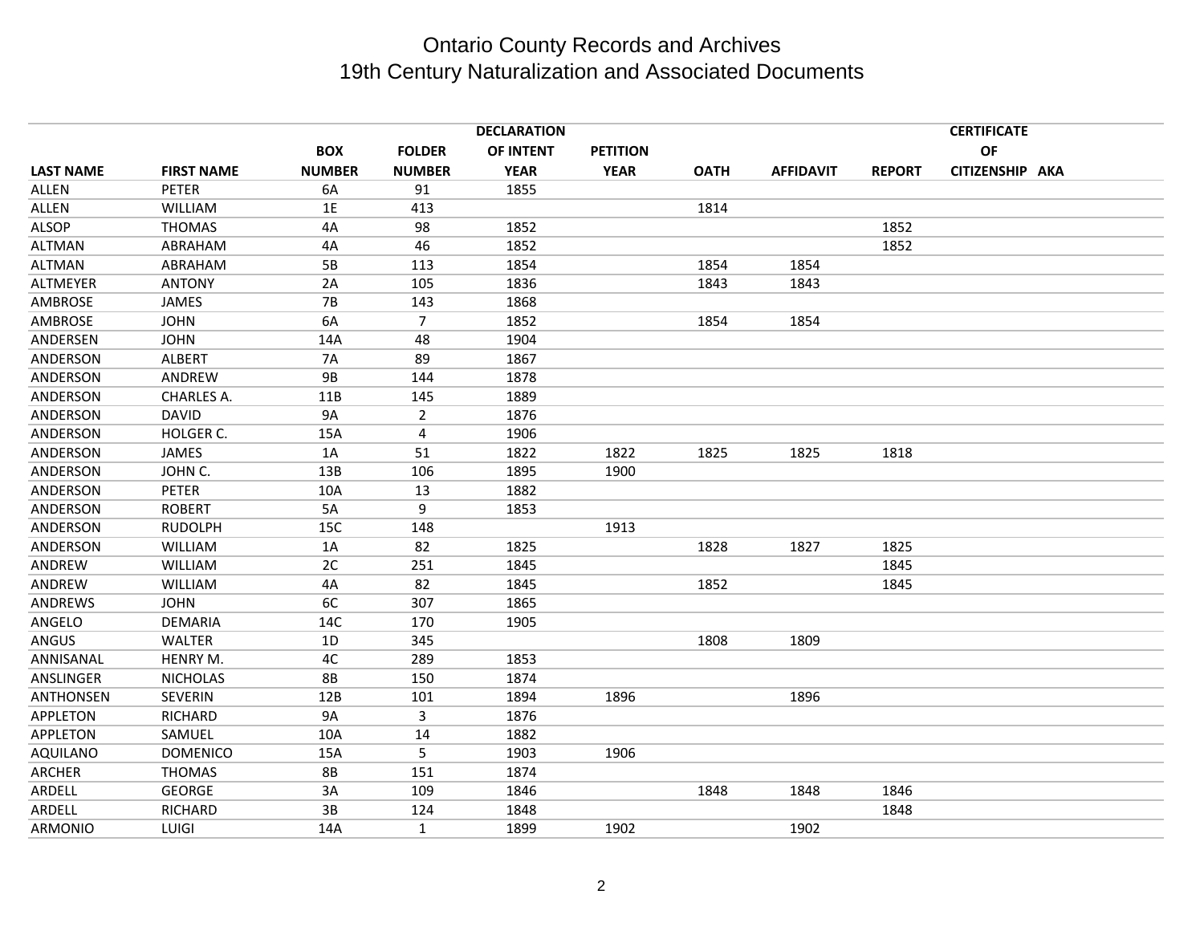# Ontario County Records and Archives
## 19th Century Naturalization and Associated Documents

| LAST NAME | FIRST NAME | BOX NUMBER | FOLDER NUMBER | DECLARATION OF INTENT YEAR | PETITION YEAR | OATH | AFFIDAVIT | REPORT | CERTIFICATE OF CITIZENSHIP | AKA |
|---|---|---|---|---|---|---|---|---|---|---|
| ALLEN | PETER | 6A | 91 | 1855 | | | | | | |
| ALLEN | WILLIAM | 1E | 413 | | | 1814 | | | | |
| ALSOP | THOMAS | 4A | 98 | 1852 | | | | 1852 | | |
| ALTMAN | ABRAHAM | 4A | 46 | 1852 | | | | 1852 | | |
| ALTMAN | ABRAHAM | 5B | 113 | 1854 | | 1854 | 1854 | | | |
| ALTMEYER | ANTONY | 2A | 105 | 1836 | | 1843 | 1843 | | | |
| AMBROSE | JAMES | 7B | 143 | 1868 | | | | | | |
| AMBROSE | JOHN | 6A | 7 | 1852 | | 1854 | 1854 | | | |
| ANDERSEN | JOHN | 14A | 48 | 1904 | | | | | | |
| ANDERSON | ALBERT | 7A | 89 | 1867 | | | | | | |
| ANDERSON | ANDREW | 9B | 144 | 1878 | | | | | | |
| ANDERSON | CHARLES A. | 11B | 145 | 1889 | | | | | | |
| ANDERSON | DAVID | 9A | 2 | 1876 | | | | | | |
| ANDERSON | HOLGER C. | 15A | 4 | 1906 | | | | | | |
| ANDERSON | JAMES | 1A | 51 | 1822 | 1822 | 1825 | 1825 | 1818 | | |
| ANDERSON | JOHN C. | 13B | 106 | 1895 | 1900 | | | | | |
| ANDERSON | PETER | 10A | 13 | 1882 | | | | | | |
| ANDERSON | ROBERT | 5A | 9 | 1853 | | | | | | |
| ANDERSON | RUDOLPH | 15C | 148 | | 1913 | | | | | |
| ANDERSON | WILLIAM | 1A | 82 | 1825 | | 1828 | 1827 | 1825 | | |
| ANDREW | WILLIAM | 2C | 251 | 1845 | | | | 1845 | | |
| ANDREW | WILLIAM | 4A | 82 | 1845 | | 1852 | | 1845 | | |
| ANDREWS | JOHN | 6C | 307 | 1865 | | | | | | |
| ANGELO | DEMARIA | 14C | 170 | 1905 | | | | | | |
| ANGUS | WALTER | 1D | 345 | | | 1808 | 1809 | | | |
| ANNISANAL | HENRY M. | 4C | 289 | 1853 | | | | | | |
| ANSLINGER | NICHOLAS | 8B | 150 | 1874 | | | | | | |
| ANTHONSEN | SEVERIN | 12B | 101 | 1894 | 1896 | | 1896 | | | |
| APPLETON | RICHARD | 9A | 3 | 1876 | | | | | | |
| APPLETON | SAMUEL | 10A | 14 | 1882 | | | | | | |
| AQUILANO | DOMENICO | 15A | 5 | 1903 | 1906 | | | | | |
| ARCHER | THOMAS | 8B | 151 | 1874 | | | | | | |
| ARDELL | GEORGE | 3A | 109 | 1846 | | 1848 | 1848 | 1846 | | |
| ARDELL | RICHARD | 3B | 124 | 1848 | | | | 1848 | | |
| ARMONIO | LUIGI | 14A | 1 | 1899 | 1902 | | 1902 | | | |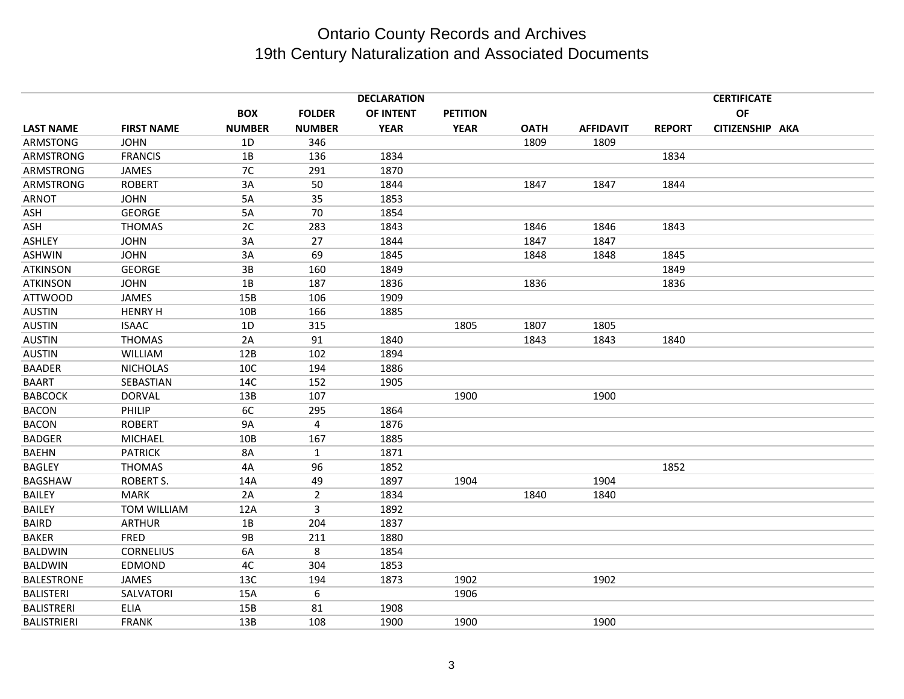# Ontario County Records and Archives
## 19th Century Naturalization and Associated Documents

| LAST NAME | FIRST NAME | BOX NUMBER | FOLDER NUMBER | DECLARATION OF INTENT YEAR | PETITION YEAR | OATH | AFFIDAVIT | REPORT | CERTIFICATE OF CITIZENSHIP | AKA |
|---|---|---|---|---|---|---|---|---|---|---|
| ARMSTONG | JOHN | 1D | 346 | | | 1809 | 1809 | | | |
| ARMSTRONG | FRANCIS | 1B | 136 | 1834 | | | | 1834 | | |
| ARMSTRONG | JAMES | 7C | 291 | 1870 | | | | | | |
| ARMSTRONG | ROBERT | 3A | 50 | 1844 | | 1847 | 1847 | 1844 | | |
| ARNOT | JOHN | 5A | 35 | 1853 | | | | | | |
| ASH | GEORGE | 5A | 70 | 1854 | | | | | | |
| ASH | THOMAS | 2C | 283 | 1843 | | 1846 | 1846 | 1843 | | |
| ASHLEY | JOHN | 3A | 27 | 1844 | | 1847 | 1847 | | | |
| ASHWIN | JOHN | 3A | 69 | 1845 | | 1848 | 1848 | 1845 | | |
| ATKINSON | GEORGE | 3B | 160 | 1849 | | | | 1849 | | |
| ATKINSON | JOHN | 1B | 187 | 1836 | | 1836 | | 1836 | | |
| ATTWOOD | JAMES | 15B | 106 | 1909 | | | | | | |
| AUSTIN | HENRY H | 10B | 166 | 1885 | | | | | | |
| AUSTIN | ISAAC | 1D | 315 | | 1805 | 1807 | 1805 | | | |
| AUSTIN | THOMAS | 2A | 91 | 1840 | | 1843 | 1843 | 1840 | | |
| AUSTIN | WILLIAM | 12B | 102 | 1894 | | | | | | |
| BAADER | NICHOLAS | 10C | 194 | 1886 | | | | | | |
| BAART | SEBASTIAN | 14C | 152 | 1905 | | | | | | |
| BABCOCK | DORVAL | 13B | 107 | | 1900 | | 1900 | | | |
| BACON | PHILIP | 6C | 295 | 1864 | | | | | | |
| BACON | ROBERT | 9A | 4 | 1876 | | | | | | |
| BADGER | MICHAEL | 10B | 167 | 1885 | | | | | | |
| BAEHN | PATRICK | 8A | 1 | 1871 | | | | | | |
| BAGLEY | THOMAS | 4A | 96 | 1852 | | | | 1852 | | |
| BAGSHAW | ROBERT S. | 14A | 49 | 1897 | 1904 | | 1904 | | | |
| BAILEY | MARK | 2A | 2 | 1834 | | 1840 | 1840 | | | |
| BAILEY | TOM WILLIAM | 12A | 3 | 1892 | | | | | | |
| BAIRD | ARTHUR | 1B | 204 | 1837 | | | | | | |
| BAKER | FRED | 9B | 211 | 1880 | | | | | | |
| BALDWIN | CORNELIUS | 6A | 8 | 1854 | | | | | | |
| BALDWIN | EDMOND | 4C | 304 | 1853 | | | | | | |
| BALESTRONE | JAMES | 13C | 194 | 1873 | 1902 | | 1902 | | | |
| BALISTERI | SALVATORI | 15A | 6 | | 1906 | | | | | |
| BALISTRERI | ELIA | 15B | 81 | 1908 | | | | | | |
| BALISTRIERI | FRANK | 13B | 108 | 1900 | 1900 | | 1900 | | | |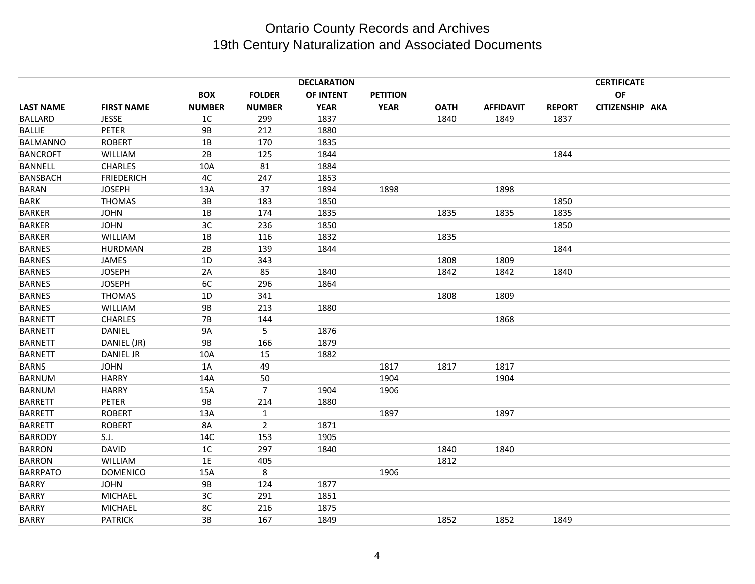# Ontario County Records and Archives
## 19th Century Naturalization and Associated Documents

| LAST NAME | FIRST NAME | BOX NUMBER | FOLDER NUMBER | DECLARATION OF INTENT YEAR | PETITION YEAR | OATH | AFFIDAVIT | REPORT | CERTIFICATE OF CITIZENSHIP | AKA |
|---|---|---|---|---|---|---|---|---|---|---|
| BALLARD | JESSE | 1C | 299 | 1837 | | 1840 | 1849 | 1837 | | |
| BALLIE | PETER | 9B | 212 | 1880 | | | | | | |
| BALMANNO | ROBERT | 1B | 170 | 1835 | | | | | | |
| BANCROFT | WILLIAM | 2B | 125 | 1844 | | | | 1844 | | |
| BANNELL | CHARLES | 10A | 81 | 1884 | | | | | | |
| BANSBACH | FRIEDERICH | 4C | 247 | 1853 | | | | | | |
| BARAN | JOSEPH | 13A | 37 | 1894 | 1898 | | 1898 | | | |
| BARK | THOMAS | 3B | 183 | 1850 | | | | 1850 | | |
| BARKER | JOHN | 1B | 174 | 1835 | | 1835 | 1835 | 1835 | | |
| BARKER | JOHN | 3C | 236 | 1850 | | | | 1850 | | |
| BARKER | WILLIAM | 1B | 116 | 1832 | | 1835 | | | | |
| BARNES | HURDMAN | 2B | 139 | 1844 | | | | 1844 | | |
| BARNES | JAMES | 1D | 343 | | | 1808 | 1809 | | | |
| BARNES | JOSEPH | 2A | 85 | 1840 | | 1842 | 1842 | 1840 | | |
| BARNES | JOSEPH | 6C | 296 | 1864 | | | | | | |
| BARNES | THOMAS | 1D | 341 | | | 1808 | 1809 | | | |
| BARNES | WILLIAM | 9B | 213 | 1880 | | | | | | |
| BARNETT | CHARLES | 7B | 144 | | | | 1868 | | | |
| BARNETT | DANIEL | 9A | 5 | 1876 | | | | | | |
| BARNETT | DANIEL (JR) | 9B | 166 | 1879 | | | | | | |
| BARNETT | DANIEL JR | 10A | 15 | 1882 | | | | | | |
| BARNS | JOHN | 1A | 49 | | 1817 | 1817 | 1817 | | | |
| BARNUM | HARRY | 14A | 50 | | 1904 | | 1904 | | | |
| BARNUM | HARRY | 15A | 7 | 1904 | 1906 | | | | | |
| BARRETT | PETER | 9B | 214 | 1880 | | | | | | |
| BARRETT | ROBERT | 13A | 1 | | 1897 | | 1897 | | | |
| BARRETT | ROBERT | 8A | 2 | 1871 | | | | | | |
| BARRODY | S.J. | 14C | 153 | 1905 | | | | | | |
| BARRON | DAVID | 1C | 297 | 1840 | | 1840 | 1840 | | | |
| BARRON | WILLIAM | 1E | 405 | | | 1812 | | | | |
| BARRPATO | DOMENICO | 15A | 8 | | 1906 | | | | | |
| BARRY | JOHN | 9B | 124 | 1877 | | | | | | |
| BARRY | MICHAEL | 3C | 291 | 1851 | | | | | | |
| BARRY | MICHAEL | 8C | 216 | 1875 | | | | | | |
| BARRY | PATRICK | 3B | 167 | 1849 | | 1852 | 1852 | 1849 | | |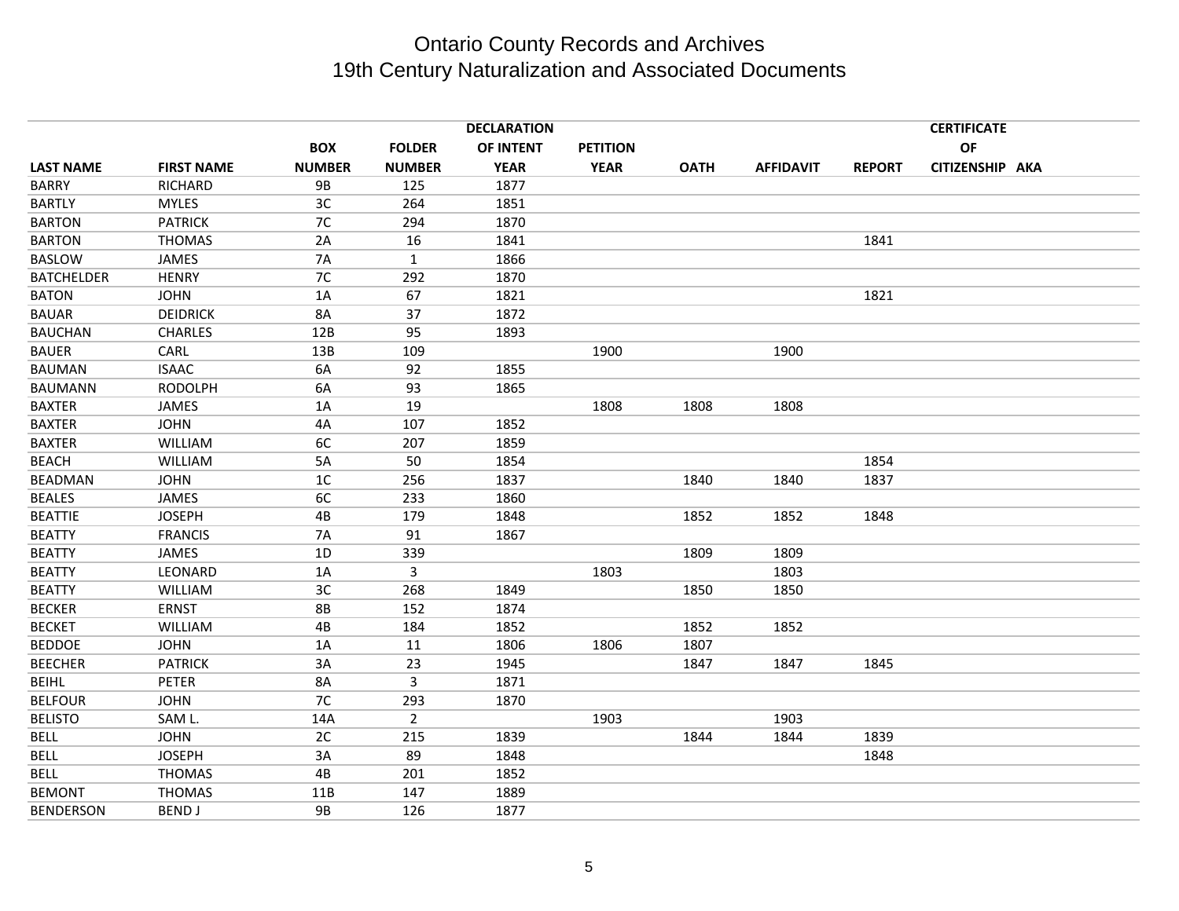# Ontario County Records and Archives
# 19th Century Naturalization and Associated Documents

| LAST NAME | FIRST NAME | BOX NUMBER | FOLDER NUMBER | DECLARATION OF INTENT YEAR | PETITION YEAR | OATH | AFFIDAVIT | REPORT | CERTIFICATE OF CITIZENSHIP | AKA |
|---|---|---|---|---|---|---|---|---|---|---|
| BARRY | RICHARD | 9B | 125 | 1877 | | | | | | |
| BARTLY | MYLES | 3C | 264 | 1851 | | | | | | |
| BARTON | PATRICK | 7C | 294 | 1870 | | | | | | |
| BARTON | THOMAS | 2A | 16 | 1841 | | | | 1841 | | |
| BASLOW | JAMES | 7A | 1 | 1866 | | | | | | |
| BATCHELDER | HENRY | 7C | 292 | 1870 | | | | | | |
| BATON | JOHN | 1A | 67 | 1821 | | | | 1821 | | |
| BAUAR | DEIDRICK | 8A | 37 | 1872 | | | | | | |
| BAUCHAN | CHARLES | 12B | 95 | 1893 | | | | | | |
| BAUER | CARL | 13B | 109 | | 1900 | | 1900 | | | |
| BAUMAN | ISAAC | 6A | 92 | 1855 | | | | | | |
| BAUMANN | RODOLPH | 6A | 93 | 1865 | | | | | | |
| BAXTER | JAMES | 1A | 19 | | 1808 | 1808 | 1808 | | | |
| BAXTER | JOHN | 4A | 107 | 1852 | | | | | | |
| BAXTER | WILLIAM | 6C | 207 | 1859 | | | | | | |
| BEACH | WILLIAM | 5A | 50 | 1854 | | | | 1854 | | |
| BEADMAN | JOHN | 1C | 256 | 1837 | | 1840 | 1840 | 1837 | | |
| BEALES | JAMES | 6C | 233 | 1860 | | | | | | |
| BEATTIE | JOSEPH | 4B | 179 | 1848 | | 1852 | 1852 | 1848 | | |
| BEATTY | FRANCIS | 7A | 91 | 1867 | | | | | | |
| BEATTY | JAMES | 1D | 339 | | | 1809 | 1809 | | | |
| BEATTY | LEONARD | 1A | 3 | | 1803 | | 1803 | | | |
| BEATTY | WILLIAM | 3C | 268 | 1849 | | 1850 | 1850 | | | |
| BECKER | ERNST | 8B | 152 | 1874 | | | | | | |
| BECKET | WILLIAM | 4B | 184 | 1852 | | 1852 | 1852 | | | |
| BEDDOE | JOHN | 1A | 11 | 1806 | 1806 | 1807 | | | | |
| BEECHER | PATRICK | 3A | 23 | 1945 | | 1847 | 1847 | 1845 | | |
| BEIHL | PETER | 8A | 3 | 1871 | | | | | | |
| BELFOUR | JOHN | 7C | 293 | 1870 | | | | | | |
| BELISTO | SAM L. | 14A | 2 | | 1903 | | 1903 | | | |
| BELL | JOHN | 2C | 215 | 1839 | | 1844 | 1844 | 1839 | | |
| BELL | JOSEPH | 3A | 89 | 1848 | | | | 1848 | | |
| BELL | THOMAS | 4B | 201 | 1852 | | | | | | |
| BEMONT | THOMAS | 11B | 147 | 1889 | | | | | | |
| BENDERSON | BEND J | 9B | 126 | 1877 | | | | | | |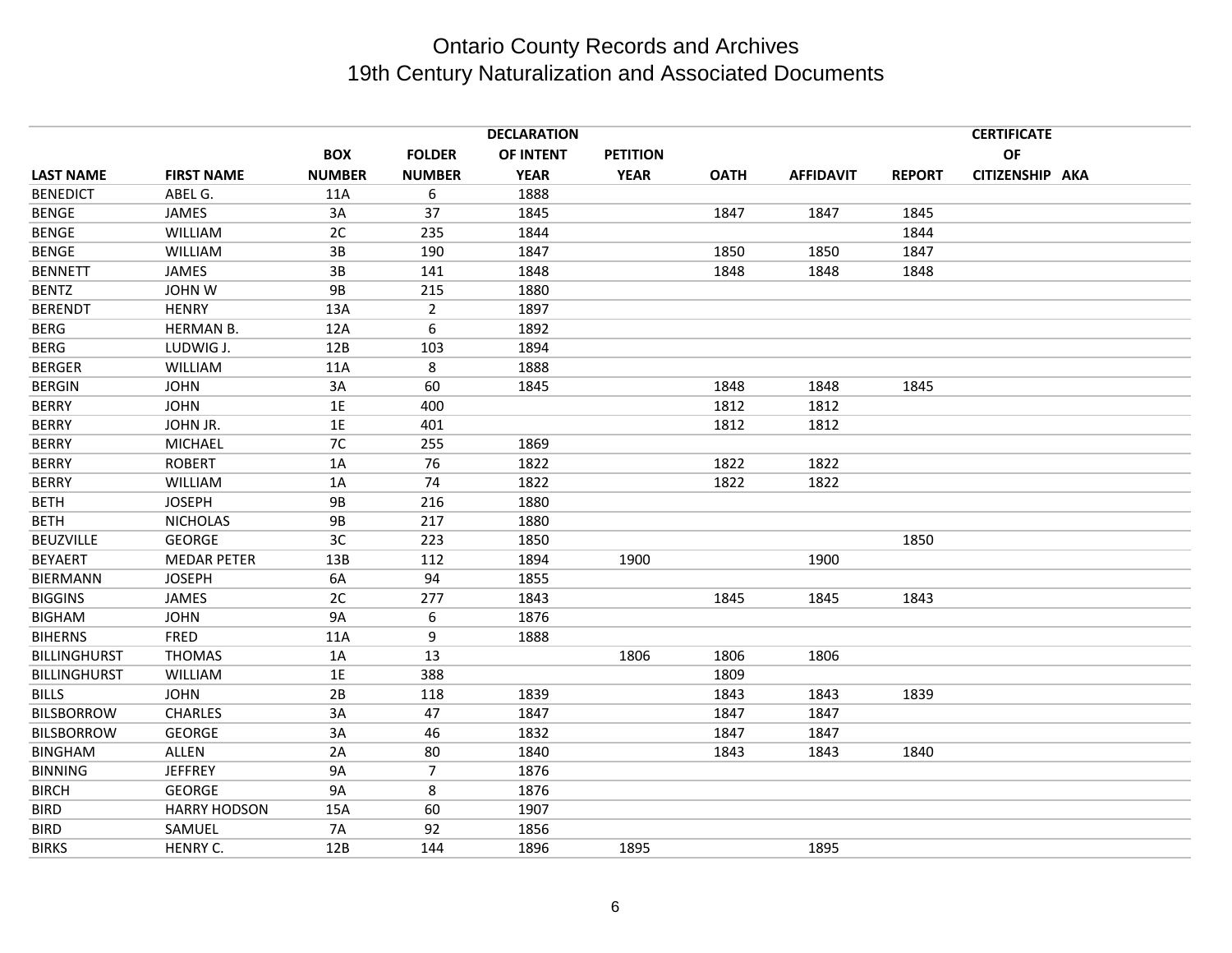# Ontario County Records and Archives
## 19th Century Naturalization and Associated Documents

| LAST NAME | FIRST NAME | BOX NUMBER | FOLDER NUMBER | DECLARATION OF INTENT YEAR | PETITION YEAR | OATH | AFFIDAVIT | REPORT | CERTIFICATE OF CITIZENSHIP | AKA |
|---|---|---|---|---|---|---|---|---|---|---|
| BENEDICT | ABEL G. | 11A | 6 | 1888 | | | | | | |
| BENGE | JAMES | 3A | 37 | 1845 | | 1847 | 1847 | 1845 | | |
| BENGE | WILLIAM | 2C | 235 | 1844 | | | | 1844 | | |
| BENGE | WILLIAM | 3B | 190 | 1847 | | 1850 | 1850 | 1847 | | |
| BENNETT | JAMES | 3B | 141 | 1848 | | 1848 | 1848 | 1848 | | |
| BENTZ | JOHN W | 9B | 215 | 1880 | | | | | | |
| BERENDT | HENRY | 13A | 2 | 1897 | | | | | | |
| BERG | HERMAN B. | 12A | 6 | 1892 | | | | | | |
| BERG | LUDWIG J. | 12B | 103 | 1894 | | | | | | |
| BERGER | WILLIAM | 11A | 8 | 1888 | | | | | | |
| BERGIN | JOHN | 3A | 60 | 1845 | | 1848 | 1848 | 1845 | | |
| BERRY | JOHN | 1E | 400 | | | 1812 | 1812 | | | |
| BERRY | JOHN JR. | 1E | 401 | | | 1812 | 1812 | | | |
| BERRY | MICHAEL | 7C | 255 | 1869 | | | | | | |
| BERRY | ROBERT | 1A | 76 | 1822 | | 1822 | 1822 | | | |
| BERRY | WILLIAM | 1A | 74 | 1822 | | 1822 | 1822 | | | |
| BETH | JOSEPH | 9B | 216 | 1880 | | | | | | |
| BETH | NICHOLAS | 9B | 217 | 1880 | | | | | | |
| BEUZVILLE | GEORGE | 3C | 223 | 1850 | | | | 1850 | | |
| BEYAERT | MEDAR PETER | 13B | 112 | 1894 | 1900 | | 1900 | | | |
| BIERMANN | JOSEPH | 6A | 94 | 1855 | | | | | | |
| BIGGINS | JAMES | 2C | 277 | 1843 | | 1845 | 1845 | 1843 | | |
| BIGHAM | JOHN | 9A | 6 | 1876 | | | | | | |
| BIHERNS | FRED | 11A | 9 | 1888 | | | | | | |
| BILLINGHURST | THOMAS | 1A | 13 | | 1806 | 1806 | 1806 | | | |
| BILLINGHURST | WILLIAM | 1E | 388 | | | 1809 | | | | |
| BILLS | JOHN | 2B | 118 | 1839 | | 1843 | 1843 | 1839 | | |
| BILSBORROW | CHARLES | 3A | 47 | 1847 | | 1847 | 1847 | | | |
| BILSBORROW | GEORGE | 3A | 46 | 1832 | | 1847 | 1847 | | | |
| BINGHAM | ALLEN | 2A | 80 | 1840 | | 1843 | 1843 | 1840 | | |
| BINNING | JEFFREY | 9A | 7 | 1876 | | | | | | |
| BIRCH | GEORGE | 9A | 8 | 1876 | | | | | | |
| BIRD | HARRY HODSON | 15A | 60 | 1907 | | | | | | |
| BIRD | SAMUEL | 7A | 92 | 1856 | | | | | | |
| BIRKS | HENRY C. | 12B | 144 | 1896 | 1895 | | 1895 | | | |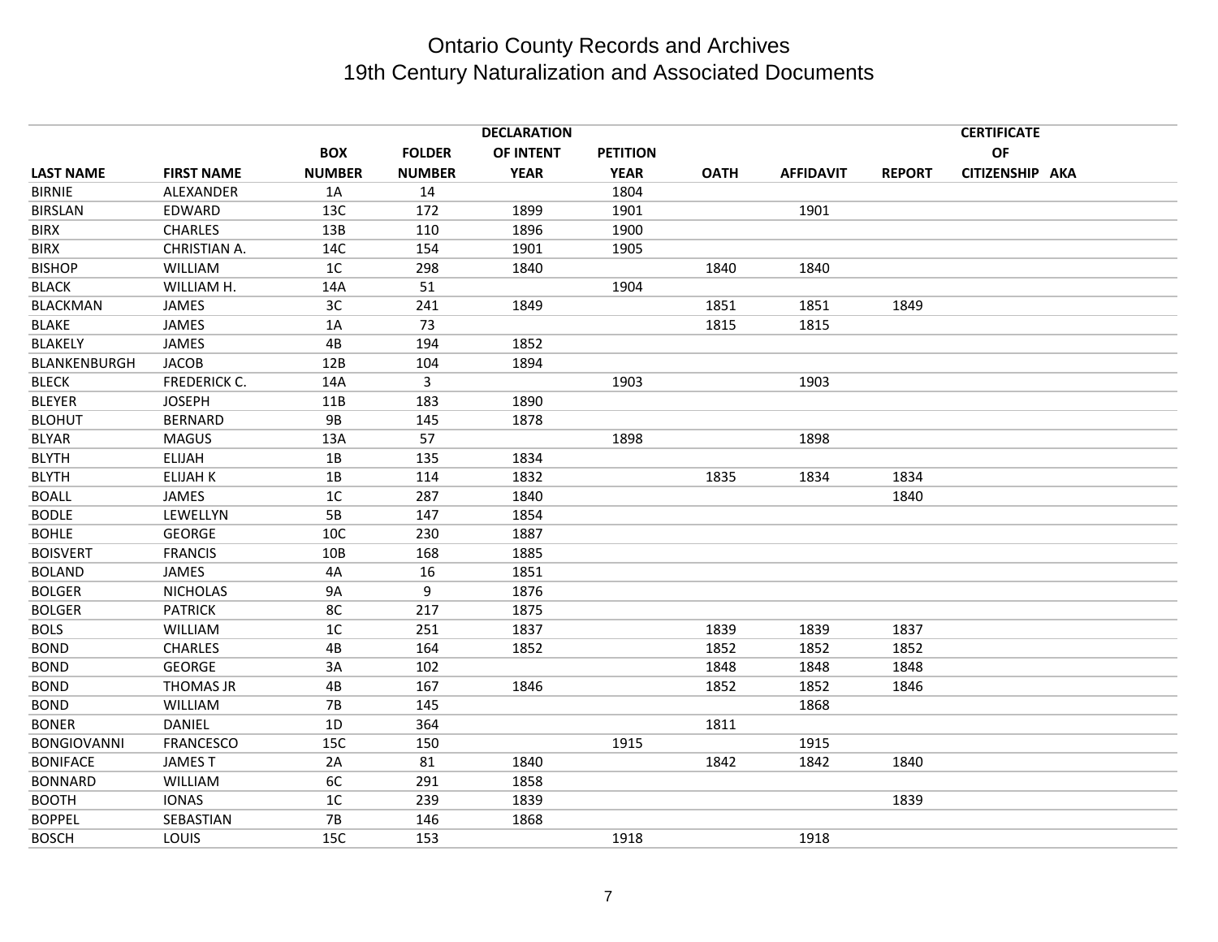# Ontario County Records and Archives
## 19th Century Naturalization and Associated Documents

| LAST NAME | FIRST NAME | BOX NUMBER | FOLDER NUMBER | DECLARATION OF INTENT YEAR | PETITION YEAR | OATH | AFFIDAVIT | REPORT | CERTIFICATE OF CITIZENSHIP | AKA |
|---|---|---|---|---|---|---|---|---|---|---|
| BIRNIE | ALEXANDER | 1A | 14 | | 1804 | | | | | |
| BIRSLAN | EDWARD | 13C | 172 | 1899 | 1901 | | 1901 | | | |
| BIRX | CHARLES | 13B | 110 | 1896 | 1900 | | | | | |
| BIRX | CHRISTIAN A. | 14C | 154 | 1901 | 1905 | | | | | |
| BISHOP | WILLIAM | 1C | 298 | 1840 | | 1840 | 1840 | | | |
| BLACK | WILLIAM H. | 14A | 51 | | 1904 | | | | | |
| BLACKMAN | JAMES | 3C | 241 | 1849 | | 1851 | 1851 | 1849 | | |
| BLAKE | JAMES | 1A | 73 | | | 1815 | 1815 | | | |
| BLAKELY | JAMES | 4B | 194 | 1852 | | | | | | |
| BLANKENBURGH | JACOB | 12B | 104 | 1894 | | | | | | |
| BLECK | FREDERICK C. | 14A | 3 | | 1903 | | 1903 | | | |
| BLEYER | JOSEPH | 11B | 183 | 1890 | | | | | | |
| BLOHUT | BERNARD | 9B | 145 | 1878 | | | | | | |
| BLYAR | MAGUS | 13A | 57 | | 1898 | | 1898 | | | |
| BLYTH | ELIJAH | 1B | 135 | 1834 | | | | | | |
| BLYTH | ELIJAH K | 1B | 114 | 1832 | | 1835 | 1834 | 1834 | | |
| BOALL | JAMES | 1C | 287 | 1840 | | | | 1840 | | |
| BODLE | LEWELLYN | 5B | 147 | 1854 | | | | | | |
| BOHLE | GEORGE | 10C | 230 | 1887 | | | | | | |
| BOISVERT | FRANCIS | 10B | 168 | 1885 | | | | | | |
| BOLAND | JAMES | 4A | 16 | 1851 | | | | | | |
| BOLGER | NICHOLAS | 9A | 9 | 1876 | | | | | | |
| BOLGER | PATRICK | 8C | 217 | 1875 | | | | | | |
| BOLS | WILLIAM | 1C | 251 | 1837 | | 1839 | 1839 | 1837 | | |
| BOND | CHARLES | 4B | 164 | 1852 | | 1852 | 1852 | 1852 | | |
| BOND | GEORGE | 3A | 102 | | | 1848 | 1848 | 1848 | | |
| BOND | THOMAS JR | 4B | 167 | 1846 | | 1852 | 1852 | 1846 | | |
| BOND | WILLIAM | 7B | 145 | | | | 1868 | | | |
| BONER | DANIEL | 1D | 364 | | | 1811 | | | | |
| BONGIOVANNI | FRANCESCO | 15C | 150 | | 1915 | | 1915 | | | |
| BONIFACE | JAMES T | 2A | 81 | 1840 | | 1842 | 1842 | 1840 | | |
| BONNARD | WILLIAM | 6C | 291 | 1858 | | | | | | |
| BOOTH | IONAS | 1C | 239 | 1839 | | | | 1839 | | |
| BOPPEL | SEBASTIAN | 7B | 146 | 1868 | | | | | | |
| BOSCH | LOUIS | 15C | 153 | | 1918 | | 1918 | | | |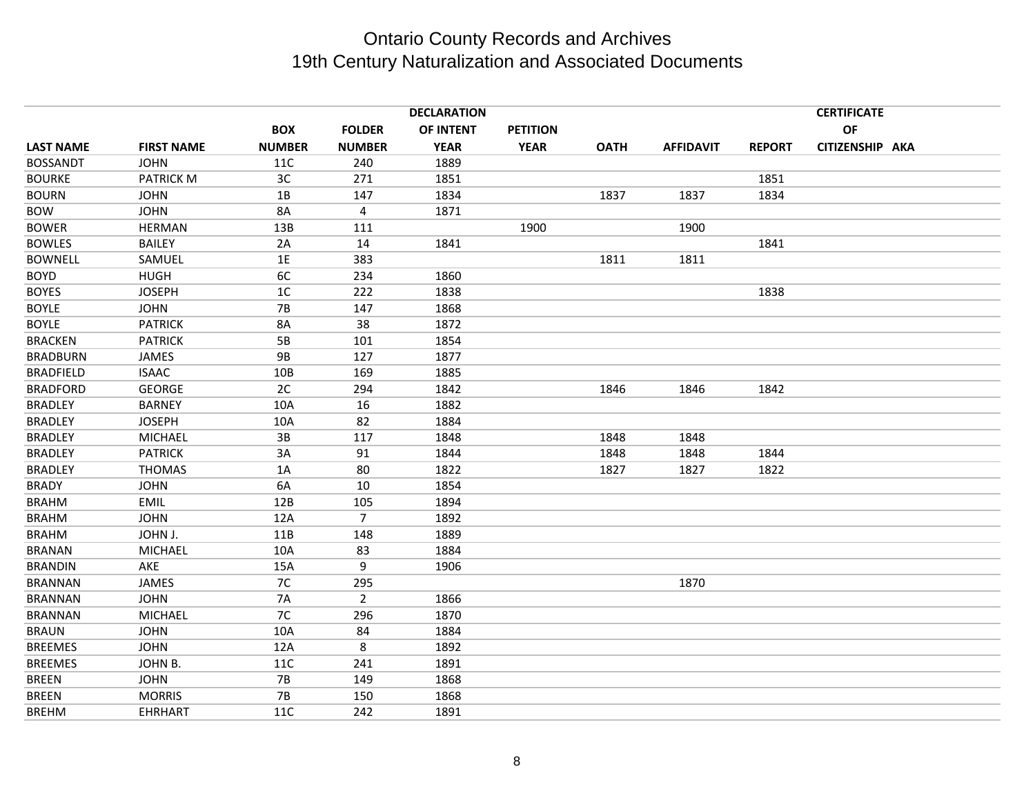# Ontario County Records and Archives
## 19th Century Naturalization and Associated Documents

| LAST NAME | FIRST NAME | BOX NUMBER | FOLDER NUMBER | DECLARATION OF INTENT YEAR | PETITION YEAR | OATH | AFFIDAVIT | REPORT | CERTIFICATE OF CITIZENSHIP | AKA |
|---|---|---|---|---|---|---|---|---|---|---|
| BOSSANDT | JOHN | 11C | 240 | 1889 | | | | | | |
| BOURKE | PATRICK M | 3C | 271 | 1851 | | | | 1851 | | |
| BOURN | JOHN | 1B | 147 | 1834 | | 1837 | 1837 | 1834 | | |
| BOW | JOHN | 8A | 4 | 1871 | | | | | | |
| BOWER | HERMAN | 13B | 111 | | 1900 | | 1900 | | | |
| BOWLES | BAILEY | 2A | 14 | 1841 | | | | 1841 | | |
| BOWNELL | SAMUEL | 1E | 383 | | | 1811 | 1811 | | | |
| BOYD | HUGH | 6C | 234 | 1860 | | | | | | |
| BOYES | JOSEPH | 1C | 222 | 1838 | | | | 1838 | | |
| BOYLE | JOHN | 7B | 147 | 1868 | | | | | | |
| BOYLE | PATRICK | 8A | 38 | 1872 | | | | | | |
| BRACKEN | PATRICK | 5B | 101 | 1854 | | | | | | |
| BRADBURN | JAMES | 9B | 127 | 1877 | | | | | | |
| BRADFIELD | ISAAC | 10B | 169 | 1885 | | | | | | |
| BRADFORD | GEORGE | 2C | 294 | 1842 | | 1846 | 1846 | 1842 | | |
| BRADLEY | BARNEY | 10A | 16 | 1882 | | | | | | |
| BRADLEY | JOSEPH | 10A | 82 | 1884 | | | | | | |
| BRADLEY | MICHAEL | 3B | 117 | 1848 | | 1848 | 1848 | | | |
| BRADLEY | PATRICK | 3A | 91 | 1844 | | 1848 | 1848 | 1844 | | |
| BRADLEY | THOMAS | 1A | 80 | 1822 | | 1827 | 1827 | 1822 | | |
| BRADY | JOHN | 6A | 10 | 1854 | | | | | | |
| BRAHM | EMIL | 12B | 105 | 1894 | | | | | | |
| BRAHM | JOHN | 12A | 7 | 1892 | | | | | | |
| BRAHM | JOHN J. | 11B | 148 | 1889 | | | | | | |
| BRANAN | MICHAEL | 10A | 83 | 1884 | | | | | | |
| BRANDIN | AKE | 15A | 9 | 1906 | | | | | | |
| BRANNAN | JAMES | 7C | 295 | | | | 1870 | | | |
| BRANNAN | JOHN | 7A | 2 | 1866 | | | | | | |
| BRANNAN | MICHAEL | 7C | 296 | 1870 | | | | | | |
| BRAUN | JOHN | 10A | 84 | 1884 | | | | | | |
| BREEMES | JOHN | 12A | 8 | 1892 | | | | | | |
| BREEMES | JOHN B. | 11C | 241 | 1891 | | | | | | |
| BREEN | JOHN | 7B | 149 | 1868 | | | | | | |
| BREEN | MORRIS | 7B | 150 | 1868 | | | | | | |
| BREHM | EHRHART | 11C | 242 | 1891 | | | | | | |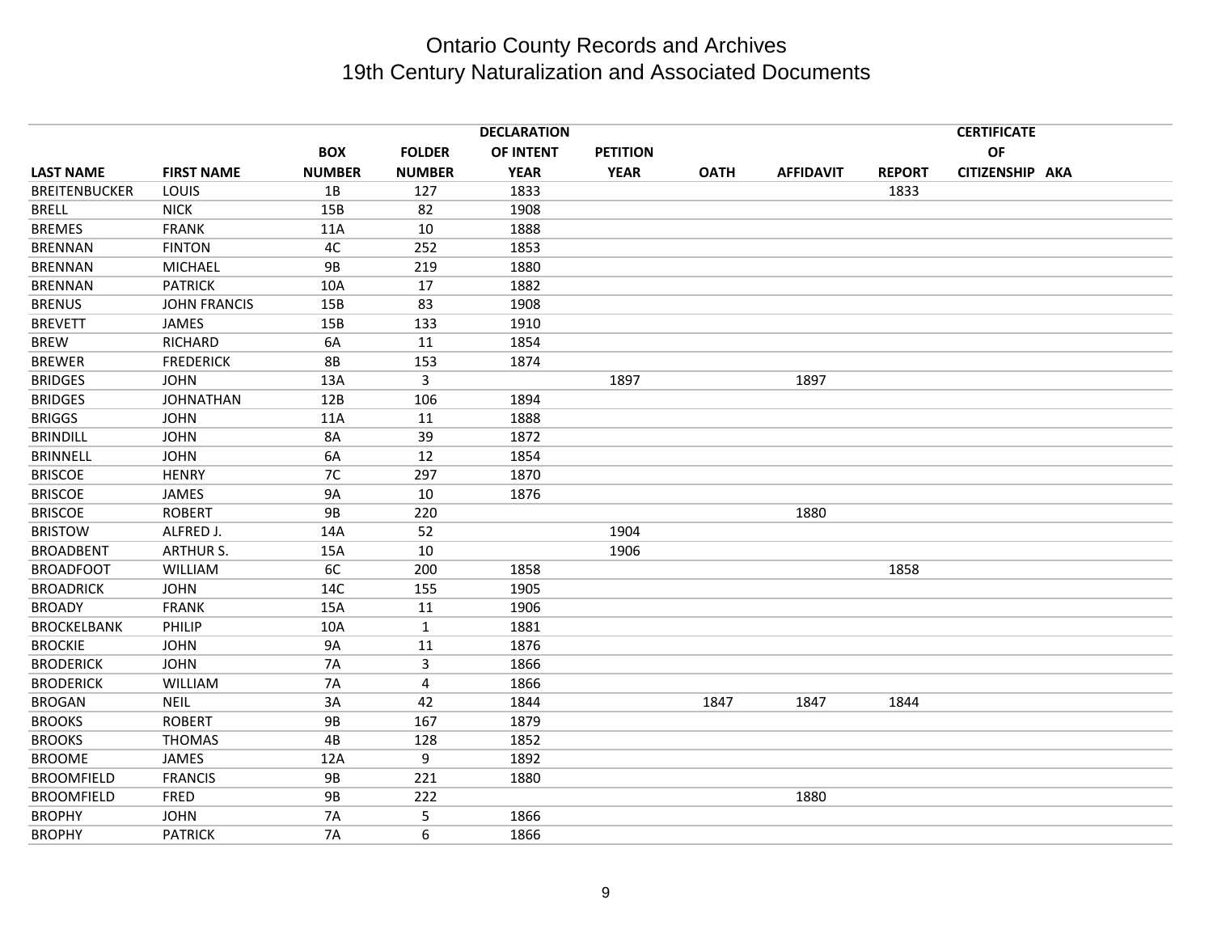# Ontario County Records and Archives
## 19th Century Naturalization and Associated Documents

| LAST NAME | FIRST NAME | BOX NUMBER | FOLDER NUMBER | DECLARATION OF INTENT YEAR | PETITION YEAR | OATH | AFFIDAVIT | REPORT | CERTIFICATE OF CITIZENSHIP | AKA |
|---|---|---|---|---|---|---|---|---|---|---|
| BREITENBUCKER | LOUIS | 1B | 127 | 1833 | | | | 1833 | | |
| BRELL | NICK | 15B | 82 | 1908 | | | | | | |
| BREMES | FRANK | 11A | 10 | 1888 | | | | | | |
| BRENNAN | FINTON | 4C | 252 | 1853 | | | | | | |
| BRENNAN | MICHAEL | 9B | 219 | 1880 | | | | | | |
| BRENNAN | PATRICK | 10A | 17 | 1882 | | | | | | |
| BRENUS | JOHN FRANCIS | 15B | 83 | 1908 | | | | | | |
| BREVETT | JAMES | 15B | 133 | 1910 | | | | | | |
| BREW | RICHARD | 6A | 11 | 1854 | | | | | | |
| BREWER | FREDERICK | 8B | 153 | 1874 | | | | | | |
| BRIDGES | JOHN | 13A | 3 | | 1897 | | 1897 | | | |
| BRIDGES | JOHNATHAN | 12B | 106 | 1894 | | | | | | |
| BRIGGS | JOHN | 11A | 11 | 1888 | | | | | | |
| BRINDILL | JOHN | 8A | 39 | 1872 | | | | | | |
| BRINNELL | JOHN | 6A | 12 | 1854 | | | | | | |
| BRISCOE | HENRY | 7C | 297 | 1870 | | | | | | |
| BRISCOE | JAMES | 9A | 10 | 1876 | | | | | | |
| BRISCOE | ROBERT | 9B | 220 | | | | 1880 | | | |
| BRISTOW | ALFRED J. | 14A | 52 | | 1904 | | | | | |
| BROADBENT | ARTHUR S. | 15A | 10 | | 1906 | | | | | |
| BROADFOOT | WILLIAM | 6C | 200 | 1858 | | | | 1858 | | |
| BROADRICK | JOHN | 14C | 155 | 1905 | | | | | | |
| BROADY | FRANK | 15A | 11 | 1906 | | | | | | |
| BROCKELBANK | PHILIP | 10A | 1 | 1881 | | | | | | |
| BROCKIE | JOHN | 9A | 11 | 1876 | | | | | | |
| BRODERICK | JOHN | 7A | 3 | 1866 | | | | | | |
| BRODERICK | WILLIAM | 7A | 4 | 1866 | | | | | | |
| BROGAN | NEIL | 3A | 42 | 1844 | | 1847 | 1847 | 1844 | | |
| BROOKS | ROBERT | 9B | 167 | 1879 | | | | | | |
| BROOKS | THOMAS | 4B | 128 | 1852 | | | | | | |
| BROOME | JAMES | 12A | 9 | 1892 | | | | | | |
| BROOMFIELD | FRANCIS | 9B | 221 | 1880 | | | | | | |
| BROOMFIELD | FRED | 9B | 222 | | | | 1880 | | | |
| BROPHY | JOHN | 7A | 5 | 1866 | | | | | | |
| BROPHY | PATRICK | 7A | 6 | 1866 | | | | | | |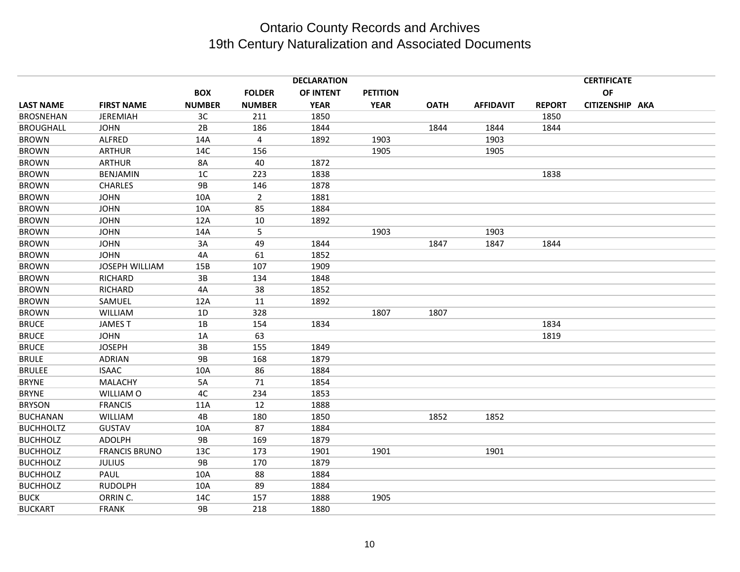# Ontario County Records and Archives
## 19th Century Naturalization and Associated Documents

| LAST NAME | FIRST NAME | BOX NUMBER | FOLDER NUMBER | DECLARATION OF INTENT YEAR | PETITION YEAR | OATH | AFFIDAVIT | REPORT | CERTIFICATE OF CITIZENSHIP | AKA |
|---|---|---|---|---|---|---|---|---|---|---|
| BROSNEHAN | JEREMIAH | 3C | 211 | 1850 | | | | 1850 | | |
| BROUGHALL | JOHN | 2B | 186 | 1844 | | 1844 | 1844 | 1844 | | |
| BROWN | ALFRED | 14A | 4 | 1892 | 1903 | | 1903 | | | |
| BROWN | ARTHUR | 14C | 156 | | 1905 | | 1905 | | | |
| BROWN | ARTHUR | 8A | 40 | 1872 | | | | | | |
| BROWN | BENJAMIN | 1C | 223 | 1838 | | | | 1838 | | |
| BROWN | CHARLES | 9B | 146 | 1878 | | | | | | |
| BROWN | JOHN | 10A | 2 | 1881 | | | | | | |
| BROWN | JOHN | 10A | 85 | 1884 | | | | | | |
| BROWN | JOHN | 12A | 10 | 1892 | | | | | | |
| BROWN | JOHN | 14A | 5 | | 1903 | | 1903 | | | |
| BROWN | JOHN | 3A | 49 | 1844 | | 1847 | 1847 | 1844 | | |
| BROWN | JOHN | 4A | 61 | 1852 | | | | | | |
| BROWN | JOSEPH WILLIAM | 15B | 107 | 1909 | | | | | | |
| BROWN | RICHARD | 3B | 134 | 1848 | | | | | | |
| BROWN | RICHARD | 4A | 38 | 1852 | | | | | | |
| BROWN | SAMUEL | 12A | 11 | 1892 | | | | | | |
| BROWN | WILLIAM | 1D | 328 | | 1807 | 1807 | | | | |
| BRUCE | JAMES T | 1B | 154 | 1834 | | | | 1834 | | |
| BRUCE | JOHN | 1A | 63 | | | | | 1819 | | |
| BRUCE | JOSEPH | 3B | 155 | 1849 | | | | | | |
| BRULE | ADRIAN | 9B | 168 | 1879 | | | | | | |
| BRULEE | ISAAC | 10A | 86 | 1884 | | | | | | |
| BRYNE | MALACHY | 5A | 71 | 1854 | | | | | | |
| BRYNE | WILLIAM O | 4C | 234 | 1853 | | | | | | |
| BRYSON | FRANCIS | 11A | 12 | 1888 | | | | | | |
| BUCHANAN | WILLIAM | 4B | 180 | 1850 | | 1852 | 1852 | | | |
| BUCHHOLTZ | GUSTAV | 10A | 87 | 1884 | | | | | | |
| BUCHHOLZ | ADOLPH | 9B | 169 | 1879 | | | | | | |
| BUCHHOLZ | FRANCIS BRUNO | 13C | 173 | 1901 | 1901 | | 1901 | | | |
| BUCHHOLZ | JULIUS | 9B | 170 | 1879 | | | | | | |
| BUCHHOLZ | PAUL | 10A | 88 | 1884 | | | | | | |
| BUCHHOLZ | RUDOLPH | 10A | 89 | 1884 | | | | | | |
| BUCK | ORRIN C. | 14C | 157 | 1888 | 1905 | | | | | |
| BUCKART | FRANK | 9B | 218 | 1880 | | | | | | |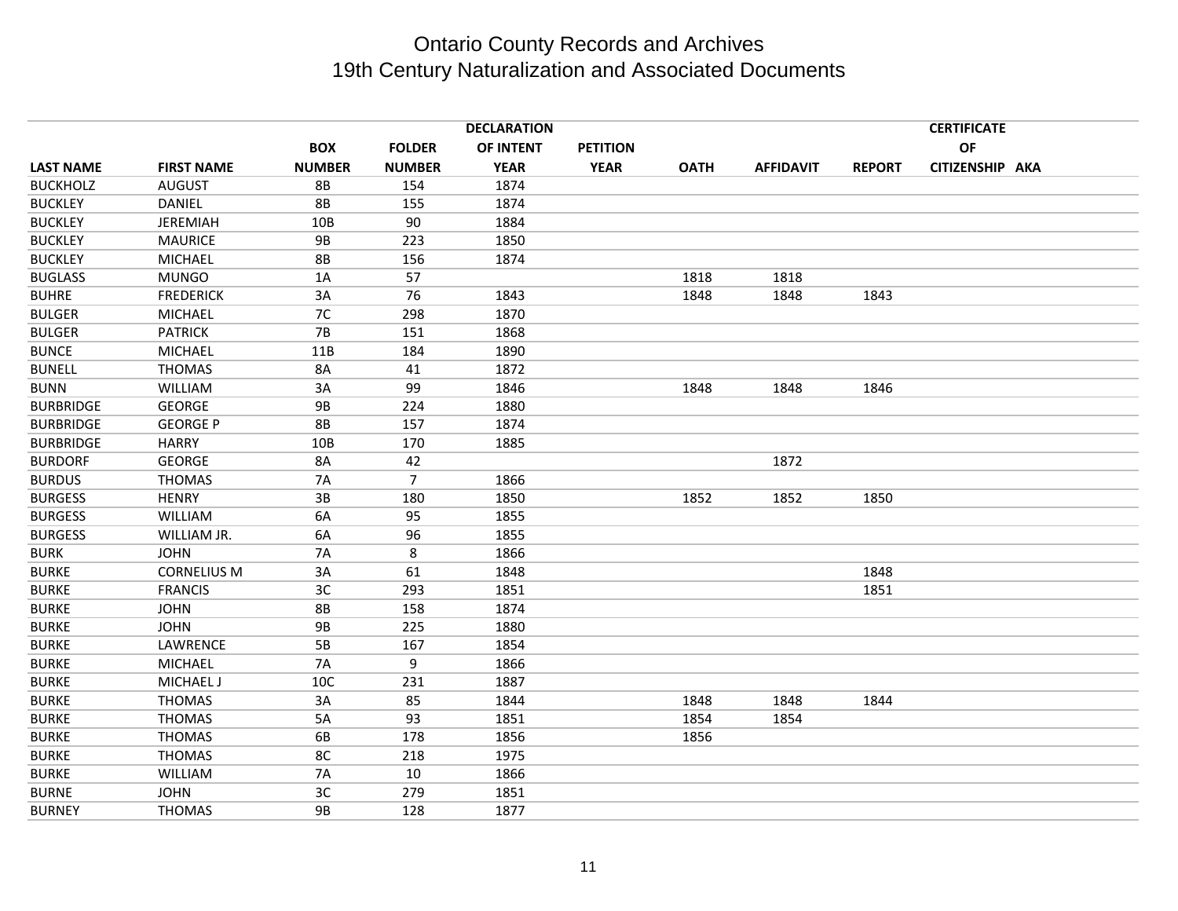# Ontario County Records and Archives
## 19th Century Naturalization and Associated Documents

| LAST NAME | FIRST NAME | BOX NUMBER | FOLDER NUMBER | DECLARATION OF INTENT YEAR | PETITION YEAR | OATH | AFFIDAVIT | REPORT | CERTIFICATE OF CITIZENSHIP | AKA |
|---|---|---|---|---|---|---|---|---|---|---|
| BUCKHOLZ | AUGUST | 8B | 154 | 1874 | | | | | | |
| BUCKLEY | DANIEL | 8B | 155 | 1874 | | | | | | |
| BUCKLEY | JEREMIAH | 10B | 90 | 1884 | | | | | | |
| BUCKLEY | MAURICE | 9B | 223 | 1850 | | | | | | |
| BUCKLEY | MICHAEL | 8B | 156 | 1874 | | | | | | |
| BUGLASS | MUNGO | 1A | 57 | | | 1818 | 1818 | | | |
| BUHRE | FREDERICK | 3A | 76 | 1843 | | 1848 | 1848 | 1843 | | |
| BULGER | MICHAEL | 7C | 298 | 1870 | | | | | | |
| BULGER | PATRICK | 7B | 151 | 1868 | | | | | | |
| BUNCE | MICHAEL | 11B | 184 | 1890 | | | | | | |
| BUNELL | THOMAS | 8A | 41 | 1872 | | | | | | |
| BUNN | WILLIAM | 3A | 99 | 1846 | | 1848 | 1848 | 1846 | | |
| BURBRIDGE | GEORGE | 9B | 224 | 1880 | | | | | | |
| BURBRIDGE | GEORGE P | 8B | 157 | 1874 | | | | | | |
| BURBRIDGE | HARRY | 10B | 170 | 1885 | | | | | | |
| BURDORF | GEORGE | 8A | 42 | | | | 1872 | | | |
| BURDUS | THOMAS | 7A | 7 | 1866 | | | | | | |
| BURGESS | HENRY | 3B | 180 | 1850 | | 1852 | 1852 | 1850 | | |
| BURGESS | WILLIAM | 6A | 95 | 1855 | | | | | | |
| BURGESS | WILLIAM JR. | 6A | 96 | 1855 | | | | | | |
| BURK | JOHN | 7A | 8 | 1866 | | | | | | |
| BURKE | CORNELIUS M | 3A | 61 | 1848 | | | | 1848 | | |
| BURKE | FRANCIS | 3C | 293 | 1851 | | | | 1851 | | |
| BURKE | JOHN | 8B | 158 | 1874 | | | | | | |
| BURKE | JOHN | 9B | 225 | 1880 | | | | | | |
| BURKE | LAWRENCE | 5B | 167 | 1854 | | | | | | |
| BURKE | MICHAEL | 7A | 9 | 1866 | | | | | | |
| BURKE | MICHAEL J | 10C | 231 | 1887 | | | | | | |
| BURKE | THOMAS | 3A | 85 | 1844 | | 1848 | 1848 | 1844 | | |
| BURKE | THOMAS | 5A | 93 | 1851 | | 1854 | 1854 | | | |
| BURKE | THOMAS | 6B | 178 | 1856 | | 1856 | | | | |
| BURKE | THOMAS | 8C | 218 | 1975 | | | | | | |
| BURKE | WILLIAM | 7A | 10 | 1866 | | | | | | |
| BURNE | JOHN | 3C | 279 | 1851 | | | | | | |
| BURNEY | THOMAS | 9B | 128 | 1877 | | | | | | |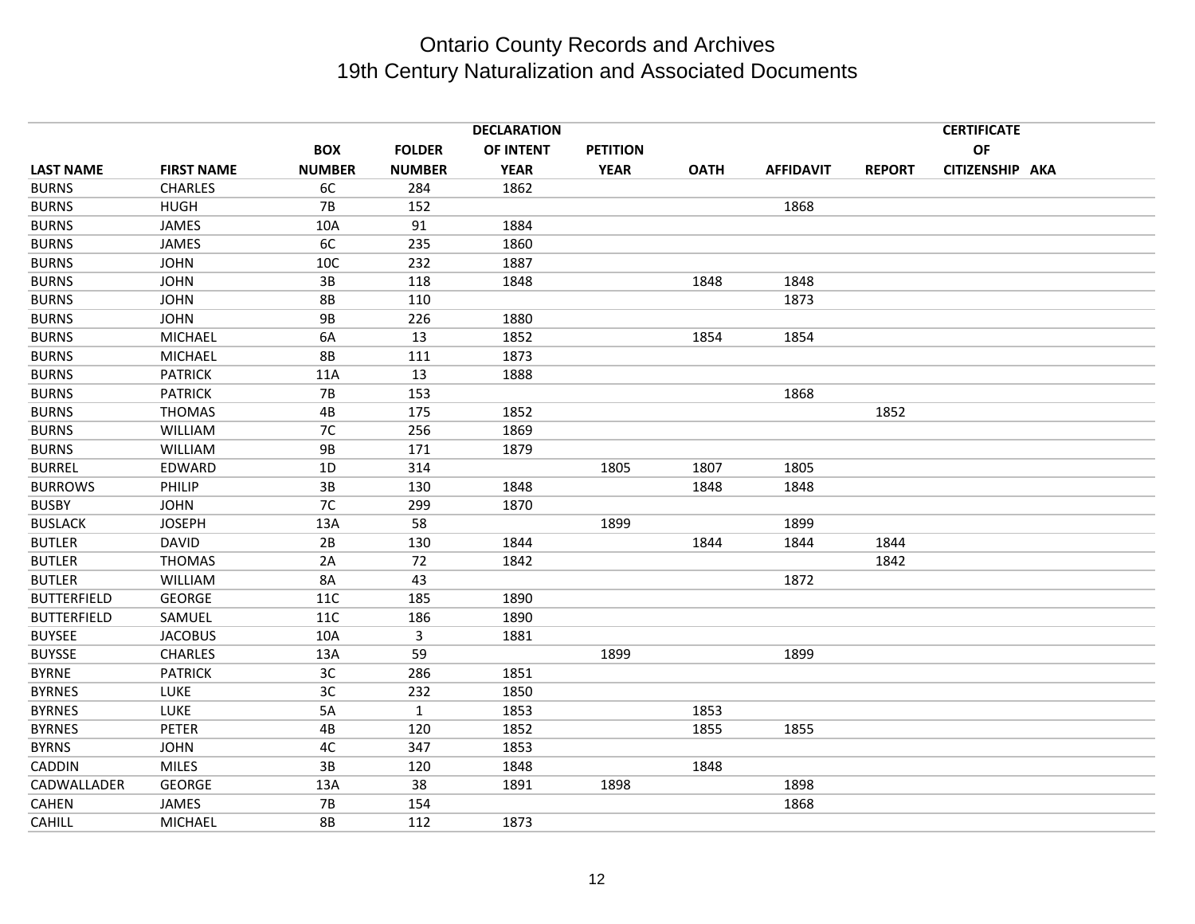# Ontario County Records and Archives
## 19th Century Naturalization and Associated Documents

| LAST NAME | FIRST NAME | BOX NUMBER | FOLDER NUMBER | DECLARATION OF INTENT YEAR | PETITION YEAR | OATH | AFFIDAVIT | REPORT | CERTIFICATE OF CITIZENSHIP | AKA |
|---|---|---|---|---|---|---|---|---|---|---|
| BURNS | CHARLES | 6C | 284 | 1862 | | | | | | |
| BURNS | HUGH | 7B | 152 | | | | 1868 | | | |
| BURNS | JAMES | 10A | 91 | 1884 | | | | | | |
| BURNS | JAMES | 6C | 235 | 1860 | | | | | | |
| BURNS | JOHN | 10C | 232 | 1887 | | | | | | |
| BURNS | JOHN | 3B | 118 | 1848 | | 1848 | 1848 | | | |
| BURNS | JOHN | 8B | 110 | | | | 1873 | | | |
| BURNS | JOHN | 9B | 226 | 1880 | | | | | | |
| BURNS | MICHAEL | 6A | 13 | 1852 | | 1854 | 1854 | | | |
| BURNS | MICHAEL | 8B | 111 | 1873 | | | | | | |
| BURNS | PATRICK | 11A | 13 | 1888 | | | | | | |
| BURNS | PATRICK | 7B | 153 | | | | 1868 | | | |
| BURNS | THOMAS | 4B | 175 | 1852 | | | | 1852 | | |
| BURNS | WILLIAM | 7C | 256 | 1869 | | | | | | |
| BURNS | WILLIAM | 9B | 171 | 1879 | | | | | | |
| BURREL | EDWARD | 1D | 314 | | 1805 | 1807 | 1805 | | | |
| BURROWS | PHILIP | 3B | 130 | 1848 | | 1848 | 1848 | | | |
| BUSBY | JOHN | 7C | 299 | 1870 | | | | | | |
| BUSLACK | JOSEPH | 13A | 58 | | 1899 | | 1899 | | | |
| BUTLER | DAVID | 2B | 130 | 1844 | | 1844 | 1844 | 1844 | | |
| BUTLER | THOMAS | 2A | 72 | 1842 | | | | 1842 | | |
| BUTLER | WILLIAM | 8A | 43 | | | | 1872 | | | |
| BUTTERFIELD | GEORGE | 11C | 185 | 1890 | | | | | | |
| BUTTERFIELD | SAMUEL | 11C | 186 | 1890 | | | | | | |
| BUYSEE | JACOBUS | 10A | 3 | 1881 | | | | | | |
| BUYSSE | CHARLES | 13A | 59 | | 1899 | | 1899 | | | |
| BYRNE | PATRICK | 3C | 286 | 1851 | | | | | | |
| BYRNES | LUKE | 3C | 232 | 1850 | | | | | | |
| BYRNES | LUKE | 5A | 1 | 1853 | | 1853 | | | | |
| BYRNES | PETER | 4B | 120 | 1852 | | 1855 | 1855 | | | |
| BYRNS | JOHN | 4C | 347 | 1853 | | | | | | |
| CADDIN | MILES | 3B | 120 | 1848 | | 1848 | | | | |
| CADWALLADER | GEORGE | 13A | 38 | 1891 | 1898 | | 1898 | | | |
| CAHEN | JAMES | 7B | 154 | | | | 1868 | | | |
| CAHILL | MICHAEL | 8B | 112 | 1873 | | | | | | |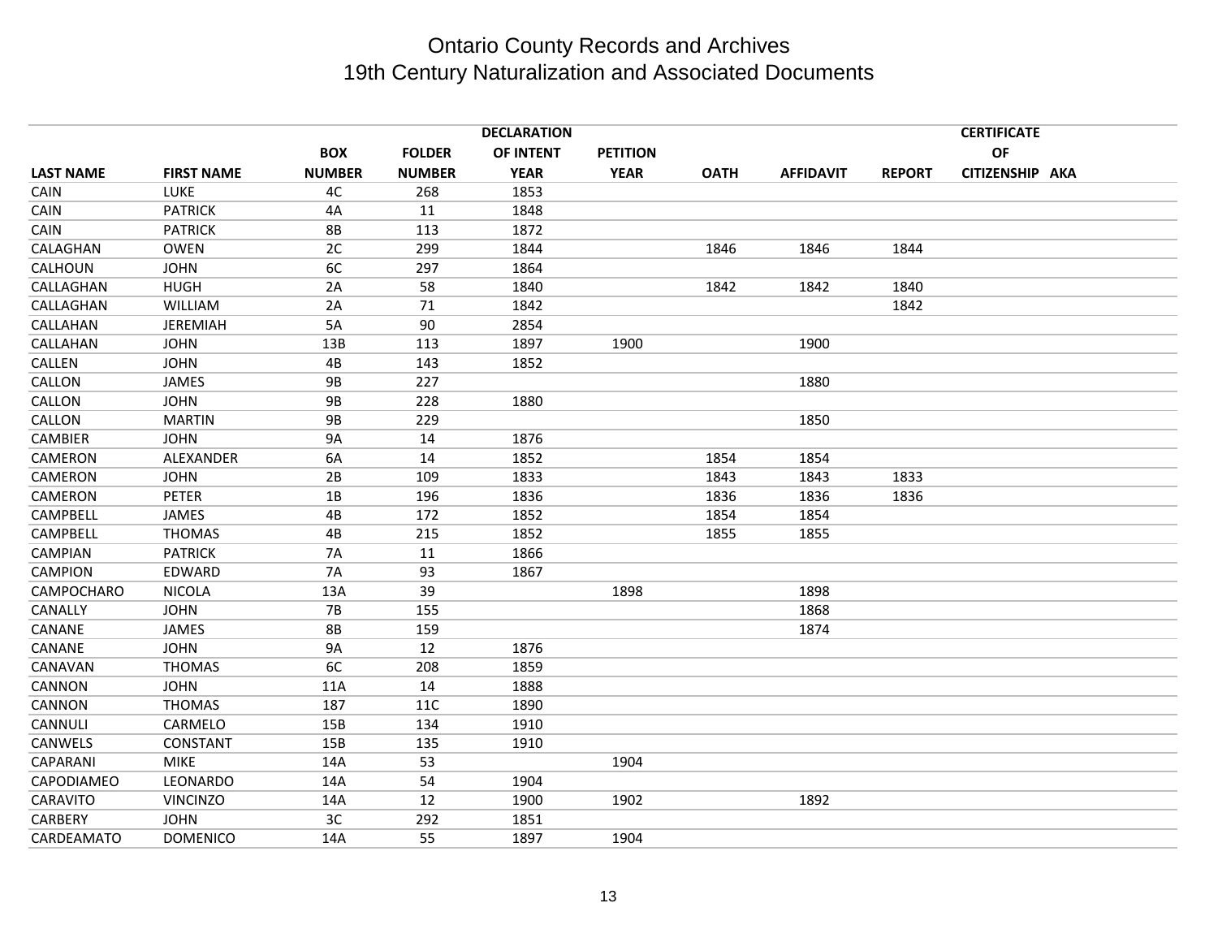# Ontario County Records and Archives
# 19th Century Naturalization and Associated Documents

| LAST NAME | FIRST NAME | BOX NUMBER | FOLDER NUMBER | DECLARATION OF INTENT YEAR | PETITION YEAR | OATH | AFFIDAVIT | REPORT | CERTIFICATE OF CITIZENSHIP | AKA |
|---|---|---|---|---|---|---|---|---|---|---|
| CAIN | LUKE | 4C | 268 | 1853 | | | | | | |
| CAIN | PATRICK | 4A | 11 | 1848 | | | | | | |
| CAIN | PATRICK | 8B | 113 | 1872 | | | | | | |
| CALAGHAN | OWEN | 2C | 299 | 1844 | | 1846 | 1846 | 1844 | | |
| CALHOUN | JOHN | 6C | 297 | 1864 | | | | | | |
| CALLAGHAN | HUGH | 2A | 58 | 1840 | | 1842 | 1842 | 1840 | | |
| CALLAGHAN | WILLIAM | 2A | 71 | 1842 | | | | 1842 | | |
| CALLAHAN | JEREMIAH | 5A | 90 | 2854 | | | | | | |
| CALLAHAN | JOHN | 13B | 113 | 1897 | 1900 | | 1900 | | | |
| CALLEN | JOHN | 4B | 143 | 1852 | | | | | | |
| CALLON | JAMES | 9B | 227 | | | | 1880 | | | |
| CALLON | JOHN | 9B | 228 | 1880 | | | | | | |
| CALLON | MARTIN | 9B | 229 | | | | 1850 | | | |
| CAMBIER | JOHN | 9A | 14 | 1876 | | | | | | |
| CAMERON | ALEXANDER | 6A | 14 | 1852 | | 1854 | 1854 | | | |
| CAMERON | JOHN | 2B | 109 | 1833 | | 1843 | 1843 | 1833 | | |
| CAMERON | PETER | 1B | 196 | 1836 | | 1836 | 1836 | 1836 | | |
| CAMPBELL | JAMES | 4B | 172 | 1852 | | 1854 | 1854 | | | |
| CAMPBELL | THOMAS | 4B | 215 | 1852 | | 1855 | 1855 | | | |
| CAMPIAN | PATRICK | 7A | 11 | 1866 | | | | | | |
| CAMPION | EDWARD | 7A | 93 | 1867 | | | | | | |
| CAMPOCHARO | NICOLA | 13A | 39 | | 1898 | | 1898 | | | |
| CANALLY | JOHN | 7B | 155 | | | | 1868 | | | |
| CANANE | JAMES | 8B | 159 | | | | 1874 | | | |
| CANANE | JOHN | 9A | 12 | 1876 | | | | | | |
| CANAVAN | THOMAS | 6C | 208 | 1859 | | | | | | |
| CANNON | JOHN | 11A | 14 | 1888 | | | | | | |
| CANNON | THOMAS | 187 | 11C | 1890 | | | | | | |
| CANNULI | CARMELO | 15B | 134 | 1910 | | | | | | |
| CANWELS | CONSTANT | 15B | 135 | 1910 | | | | | | |
| CAPARANI | MIKE | 14A | 53 | | 1904 | | | | | |
| CAPODIAMEO | LEONARDO | 14A | 54 | 1904 | | | | | | |
| CARAVITO | VINCINZO | 14A | 12 | 1900 | 1902 | | 1892 | | | |
| CARBERY | JOHN | 3C | 292 | 1851 | | | | | | |
| CARDEAMATO | DOMENICO | 14A | 55 | 1897 | 1904 | | | | | |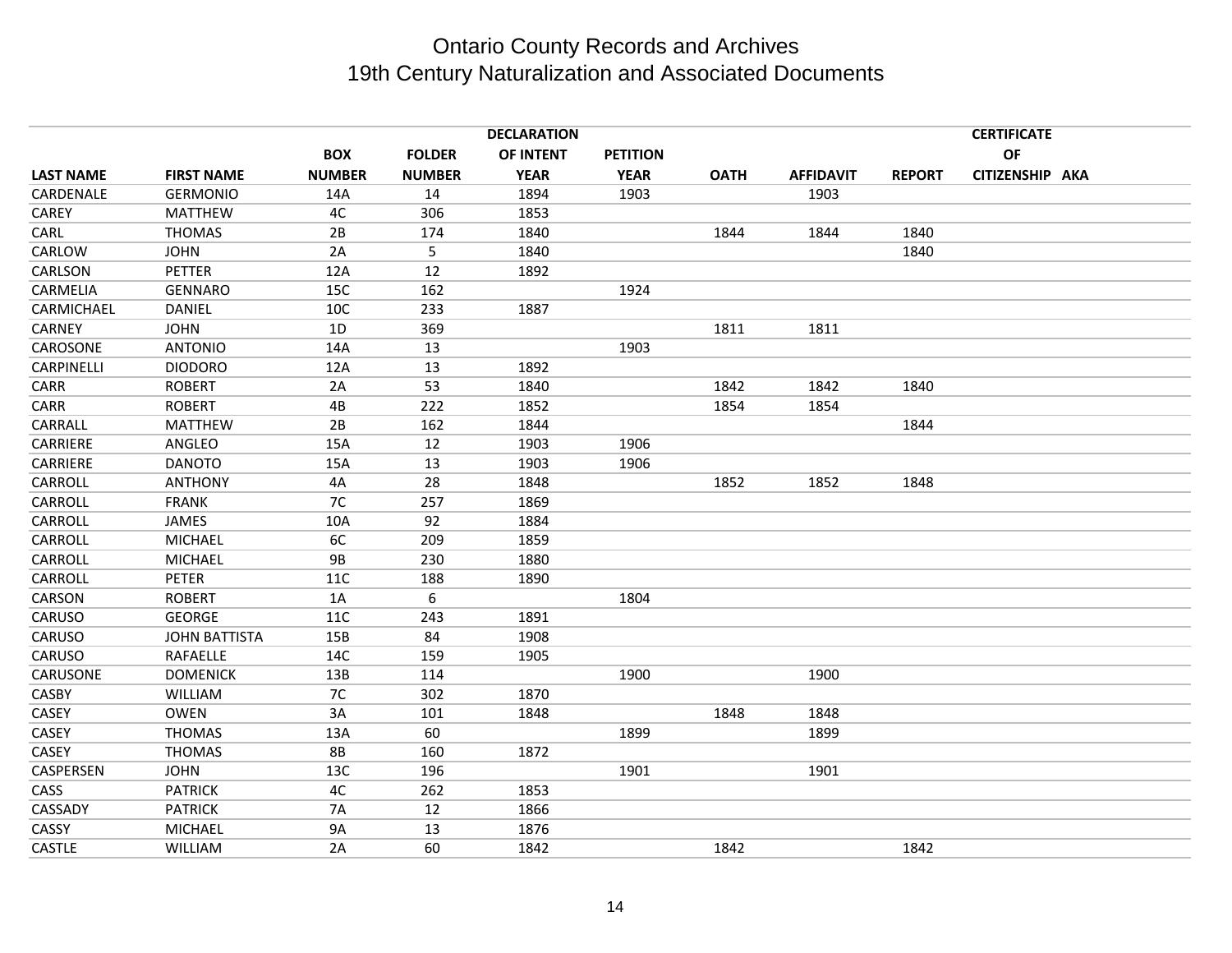# Ontario County Records and Archives
## 19th Century Naturalization and Associated Documents

| LAST NAME | FIRST NAME | BOX NUMBER | FOLDER NUMBER | DECLARATION OF INTENT YEAR | PETITION YEAR | OATH | AFFIDAVIT | REPORT | CERTIFICATE OF CITIZENSHIP | AKA |
|---|---|---|---|---|---|---|---|---|---|---|
| CARDENALE | GERMONIO | 14A | 14 | 1894 | 1903 | | 1903 | | | |
| CAREY | MATTHEW | 4C | 306 | 1853 | | | | | | |
| CARL | THOMAS | 2B | 174 | 1840 | | 1844 | 1844 | 1840 | | |
| CARLOW | JOHN | 2A | 5 | 1840 | | | | 1840 | | |
| CARLSON | PETTER | 12A | 12 | 1892 | | | | | | |
| CARMELIA | GENNARO | 15C | 162 | | 1924 | | | | | |
| CARMICHAEL | DANIEL | 10C | 233 | 1887 | | | | | | |
| CARNEY | JOHN | 1D | 369 | | | 1811 | 1811 | | | |
| CAROSONE | ANTONIO | 14A | 13 | | 1903 | | | | | |
| CARPINELLI | DIODORO | 12A | 13 | 1892 | | | | | | |
| CARR | ROBERT | 2A | 53 | 1840 | | 1842 | 1842 | 1840 | | |
| CARR | ROBERT | 4B | 222 | 1852 | | 1854 | 1854 | | | |
| CARRALL | MATTHEW | 2B | 162 | 1844 | | | | 1844 | | |
| CARRIERE | ANGLEO | 15A | 12 | 1903 | 1906 | | | | | |
| CARRIERE | DANOTO | 15A | 13 | 1903 | 1906 | | | | | |
| CARROLL | ANTHONY | 4A | 28 | 1848 | | 1852 | 1852 | 1848 | | |
| CARROLL | FRANK | 7C | 257 | 1869 | | | | | | |
| CARROLL | JAMES | 10A | 92 | 1884 | | | | | | |
| CARROLL | MICHAEL | 6C | 209 | 1859 | | | | | | |
| CARROLL | MICHAEL | 9B | 230 | 1880 | | | | | | |
| CARROLL | PETER | 11C | 188 | 1890 | | | | | | |
| CARSON | ROBERT | 1A | 6 | | 1804 | | | | | |
| CARUSO | GEORGE | 11C | 243 | 1891 | | | | | | |
| CARUSO | JOHN BATTISTA | 15B | 84 | 1908 | | | | | | |
| CARUSO | RAFAELLE | 14C | 159 | 1905 | | | | | | |
| CARUSONE | DOMENICK | 13B | 114 | | 1900 | | 1900 | | | |
| CASBY | WILLIAM | 7C | 302 | 1870 | | | | | | |
| CASEY | OWEN | 3A | 101 | 1848 | | 1848 | 1848 | | | |
| CASEY | THOMAS | 13A | 60 | | 1899 | | 1899 | | | |
| CASEY | THOMAS | 8B | 160 | 1872 | | | | | | |
| CASPERSEN | JOHN | 13C | 196 | | 1901 | | 1901 | | | |
| CASS | PATRICK | 4C | 262 | 1853 | | | | | | |
| CASSADY | PATRICK | 7A | 12 | 1866 | | | | | | |
| CASSY | MICHAEL | 9A | 13 | 1876 | | | | | | |
| CASTLE | WILLIAM | 2A | 60 | 1842 | | 1842 | | 1842 | | |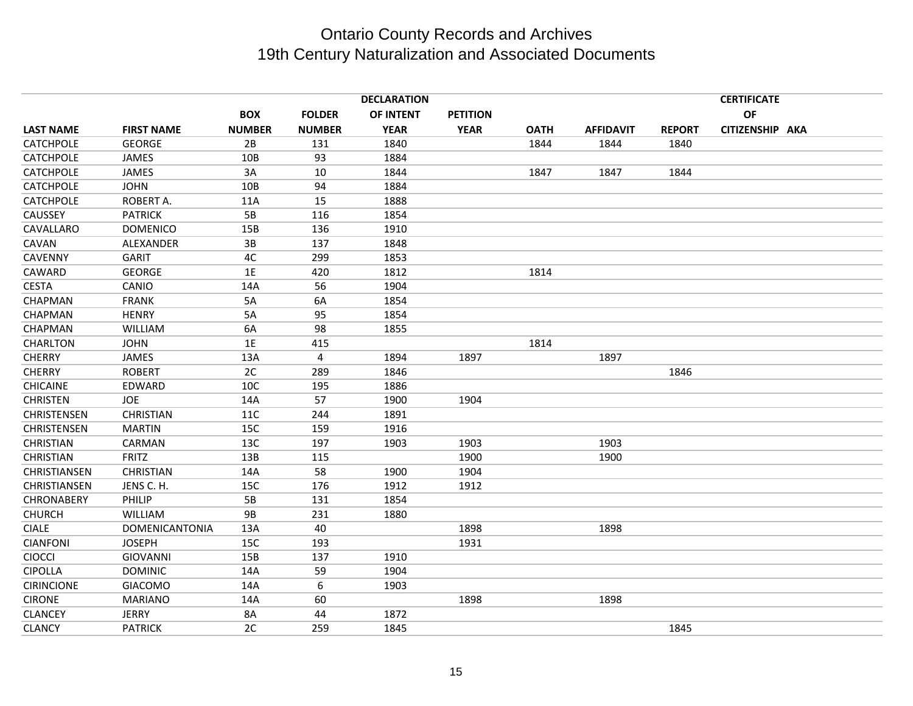# Ontario County Records and Archives
## 19th Century Naturalization and Associated Documents

| LAST NAME | FIRST NAME | BOX NUMBER | FOLDER NUMBER | DECLARATION OF INTENT YEAR | PETITION YEAR | OATH | AFFIDAVIT | REPORT | CERTIFICATE OF CITIZENSHIP | AKA |
|---|---|---|---|---|---|---|---|---|---|---|
| CATCHPOLE | GEORGE | 2B | 131 | 1840 | | 1844 | 1844 | 1840 | | |
| CATCHPOLE | JAMES | 10B | 93 | 1884 | | | | | | |
| CATCHPOLE | JAMES | 3A | 10 | 1844 | | 1847 | 1847 | 1844 | | |
| CATCHPOLE | JOHN | 10B | 94 | 1884 | | | | | | |
| CATCHPOLE | ROBERT A. | 11A | 15 | 1888 | | | | | | |
| CAUSSEY | PATRICK | 5B | 116 | 1854 | | | | | | |
| CAVALLARO | DOMENICO | 15B | 136 | 1910 | | | | | | |
| CAVAN | ALEXANDER | 3B | 137 | 1848 | | | | | | |
| CAVENNY | GARIT | 4C | 299 | 1853 | | | | | | |
| CAWARD | GEORGE | 1E | 420 | 1812 | | 1814 | | | | |
| CESTA | CANIO | 14A | 56 | 1904 | | | | | | |
| CHAPMAN | FRANK | 5A | 6A | 1854 | | | | | | |
| CHAPMAN | HENRY | 5A | 95 | 1854 | | | | | | |
| CHAPMAN | WILLIAM | 6A | 98 | 1855 | | | | | | |
| CHARLTON | JOHN | 1E | 415 | | | 1814 | | | | |
| CHERRY | JAMES | 13A | 4 | 1894 | 1897 | | 1897 | | | |
| CHERRY | ROBERT | 2C | 289 | 1846 | | | | 1846 | | |
| CHICAINE | EDWARD | 10C | 195 | 1886 | | | | | | |
| CHRISTEN | JOE | 14A | 57 | 1900 | 1904 | | | | | |
| CHRISTENSEN | CHRISTIAN | 11C | 244 | 1891 | | | | | | |
| CHRISTENSEN | MARTIN | 15C | 159 | 1916 | | | | | | |
| CHRISTIAN | CARMAN | 13C | 197 | 1903 | 1903 | | 1903 | | | |
| CHRISTIAN | FRITZ | 13B | 115 | | 1900 | | 1900 | | | |
| CHRISTIANSEN | CHRISTIAN | 14A | 58 | 1900 | 1904 | | | | | |
| CHRISTIANSEN | JENS C. H. | 15C | 176 | 1912 | 1912 | | | | | |
| CHRONABERY | PHILIP | 5B | 131 | 1854 | | | | | | |
| CHURCH | WILLIAM | 9B | 231 | 1880 | | | | | | |
| CIALE | DOMENICANTONIA | 13A | 40 | | 1898 | | 1898 | | | |
| CIANFONI | JOSEPH | 15C | 193 | | 1931 | | | | | |
| CIOCCI | GIOVANNI | 15B | 137 | 1910 | | | | | | |
| CIPOLLA | DOMINIC | 14A | 59 | 1904 | | | | | | |
| CIRINCIONE | GIACOMO | 14A | 6 | 1903 | | | | | | |
| CIRONE | MARIANO | 14A | 60 | | 1898 | | 1898 | | | |
| CLANCEY | JERRY | 8A | 44 | 1872 | | | | | | |
| CLANCY | PATRICK | 2C | 259 | 1845 | | | | 1845 | | |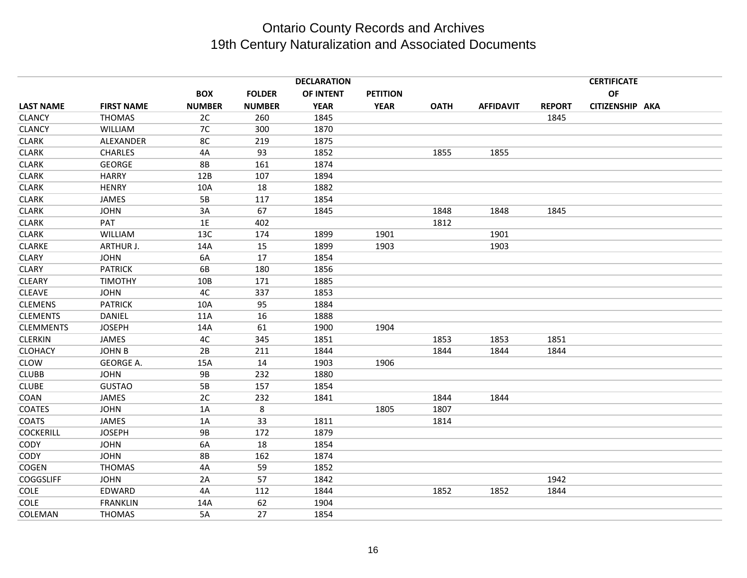# Ontario County Records and Archives
## 19th Century Naturalization and Associated Documents

| LAST NAME | FIRST NAME | BOX NUMBER | FOLDER NUMBER | DECLARATION OF INTENT YEAR | PETITION YEAR | OATH | AFFIDAVIT | REPORT | CERTIFICATE OF CITIZENSHIP | AKA |
|---|---|---|---|---|---|---|---|---|---|---|
| CLANCY | THOMAS | 2C | 260 | 1845 | | | | 1845 | | |
| CLANCY | WILLIAM | 7C | 300 | 1870 | | | | | | |
| CLARK | ALEXANDER | 8C | 219 | 1875 | | | | | | |
| CLARK | CHARLES | 4A | 93 | 1852 | | 1855 | 1855 | | | |
| CLARK | GEORGE | 8B | 161 | 1874 | | | | | | |
| CLARK | HARRY | 12B | 107 | 1894 | | | | | | |
| CLARK | HENRY | 10A | 18 | 1882 | | | | | | |
| CLARK | JAMES | 5B | 117 | 1854 | | | | | | |
| CLARK | JOHN | 3A | 67 | 1845 | | 1848 | 1848 | 1845 | | |
| CLARK | PAT | 1E | 402 | | | 1812 | | | | |
| CLARK | WILLIAM | 13C | 174 | 1899 | 1901 | | 1901 | | | |
| CLARKE | ARTHUR J. | 14A | 15 | 1899 | 1903 | | 1903 | | | |
| CLARY | JOHN | 6A | 17 | 1854 | | | | | | |
| CLARY | PATRICK | 6B | 180 | 1856 | | | | | | |
| CLEARY | TIMOTHY | 10B | 171 | 1885 | | | | | | |
| CLEAVE | JOHN | 4C | 337 | 1853 | | | | | | |
| CLEMENS | PATRICK | 10A | 95 | 1884 | | | | | | |
| CLEMENTS | DANIEL | 11A | 16 | 1888 | | | | | | |
| CLEMMENTS | JOSEPH | 14A | 61 | 1900 | 1904 | | | | | |
| CLERKIN | JAMES | 4C | 345 | 1851 | | 1853 | 1853 | 1851 | | |
| CLOHACY | JOHN B | 2B | 211 | 1844 | | 1844 | 1844 | 1844 | | |
| CLOW | GEORGE A. | 15A | 14 | 1903 | 1906 | | | | | |
| CLUBB | JOHN | 9B | 232 | 1880 | | | | | | |
| CLUBE | GUSTAO | 5B | 157 | 1854 | | | | | | |
| COAN | JAMES | 2C | 232 | 1841 | | 1844 | 1844 | | | |
| COATES | JOHN | 1A | 8 | | 1805 | 1807 | | | | |
| COATS | JAMES | 1A | 33 | 1811 | | 1814 | | | | |
| COCKERILL | JOSEPH | 9B | 172 | 1879 | | | | | | |
| CODY | JOHN | 6A | 18 | 1854 | | | | | | |
| CODY | JOHN | 8B | 162 | 1874 | | | | | | |
| COGEN | THOMAS | 4A | 59 | 1852 | | | | | | |
| COGGSLIFF | JOHN | 2A | 57 | 1842 | | | | 1942 | | |
| COLE | EDWARD | 4A | 112 | 1844 | | 1852 | 1852 | 1844 | | |
| COLE | FRANKLIN | 14A | 62 | 1904 | | | | | | |
| COLEMAN | THOMAS | 5A | 27 | 1854 | | | | | | |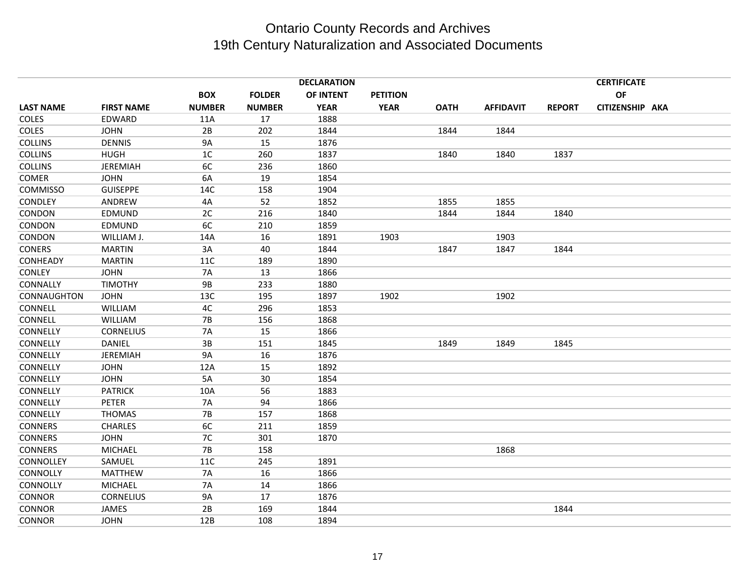# Ontario County Records and Archives
## 19th Century Naturalization and Associated Documents

| LAST NAME | FIRST NAME | BOX NUMBER | FOLDER NUMBER | DECLARATION OF INTENT YEAR | PETITION YEAR | OATH | AFFIDAVIT | REPORT | CERTIFICATE OF CITIZENSHIP | AKA |
|---|---|---|---|---|---|---|---|---|---|---|
| COLES | EDWARD | 11A | 17 | 1888 | | | | | | |
| COLES | JOHN | 2B | 202 | 1844 | | 1844 | 1844 | | | |
| COLLINS | DENNIS | 9A | 15 | 1876 | | | | | | |
| COLLINS | HUGH | 1C | 260 | 1837 | | 1840 | 1840 | 1837 | | |
| COLLINS | JEREMIAH | 6C | 236 | 1860 | | | | | | |
| COMER | JOHN | 6A | 19 | 1854 | | | | | | |
| COMMISSO | GUISEPPE | 14C | 158 | 1904 | | | | | | |
| CONDLEY | ANDREW | 4A | 52 | 1852 | | 1855 | 1855 | | | |
| CONDON | EDMUND | 2C | 216 | 1840 | | 1844 | 1844 | 1840 | | |
| CONDON | EDMUND | 6C | 210 | 1859 | | | | | | |
| CONDON | WILLIAM J. | 14A | 16 | 1891 | 1903 | | 1903 | | | |
| CONERS | MARTIN | 3A | 40 | 1844 | | 1847 | 1847 | 1844 | | |
| CONHEADY | MARTIN | 11C | 189 | 1890 | | | | | | |
| CONLEY | JOHN | 7A | 13 | 1866 | | | | | | |
| CONNALLY | TIMOTHY | 9B | 233 | 1880 | | | | | | |
| CONNAUGHTON | JOHN | 13C | 195 | 1897 | 1902 | | 1902 | | | |
| CONNELL | WILLIAM | 4C | 296 | 1853 | | | | | | |
| CONNELL | WILLIAM | 7B | 156 | 1868 | | | | | | |
| CONNELLY | CORNELIUS | 7A | 15 | 1866 | | | | | | |
| CONNELLY | DANIEL | 3B | 151 | 1845 | | 1849 | 1849 | 1845 | | |
| CONNELLY | JEREMIAH | 9A | 16 | 1876 | | | | | | |
| CONNELLY | JOHN | 12A | 15 | 1892 | | | | | | |
| CONNELLY | JOHN | 5A | 30 | 1854 | | | | | | |
| CONNELLY | PATRICK | 10A | 56 | 1883 | | | | | | |
| CONNELLY | PETER | 7A | 94 | 1866 | | | | | | |
| CONNELLY | THOMAS | 7B | 157 | 1868 | | | | | | |
| CONNERS | CHARLES | 6C | 211 | 1859 | | | | | | |
| CONNERS | JOHN | 7C | 301 | 1870 | | | | | | |
| CONNERS | MICHAEL | 7B | 158 | | | | 1868 | | | |
| CONNOLLEY | SAMUEL | 11C | 245 | 1891 | | | | | | |
| CONNOLLY | MATTHEW | 7A | 16 | 1866 | | | | | | |
| CONNOLLY | MICHAEL | 7A | 14 | 1866 | | | | | | |
| CONNOR | CORNELIUS | 9A | 17 | 1876 | | | | | | |
| CONNOR | JAMES | 2B | 169 | 1844 | | | | 1844 | | |
| CONNOR | JOHN | 12B | 108 | 1894 | | | | | | |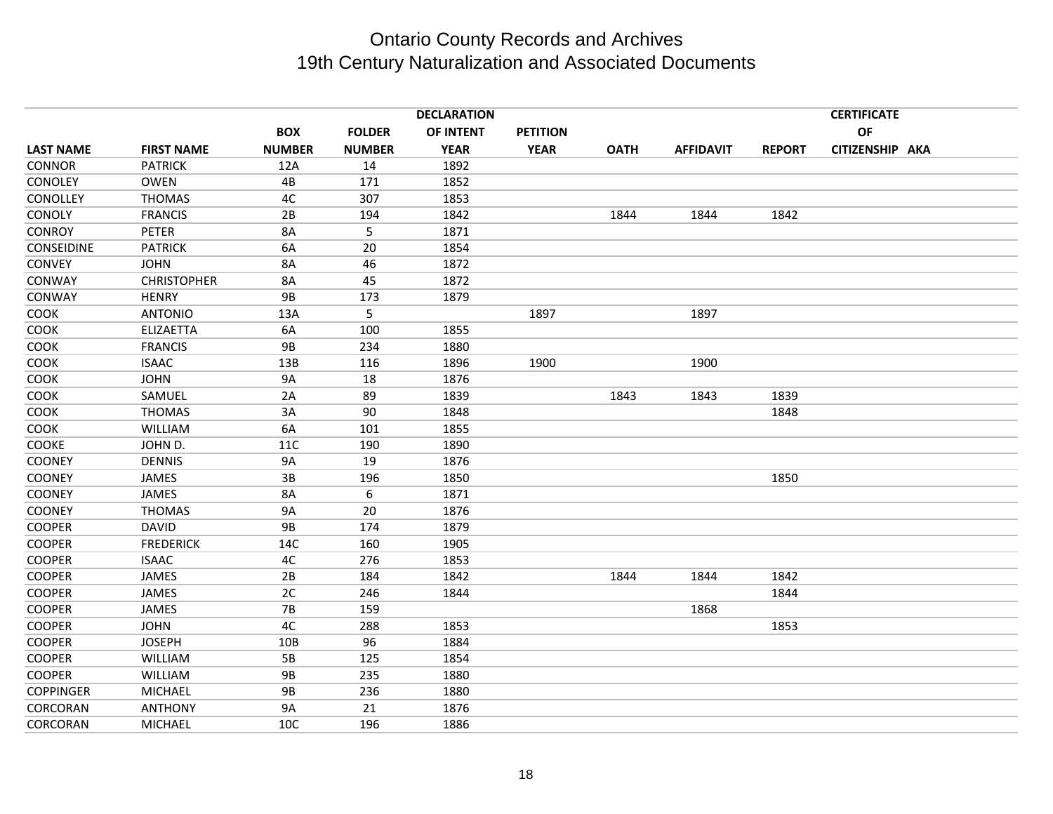# Ontario County Records and Archives
## 19th Century Naturalization and Associated Documents

| LAST NAME | FIRST NAME | BOX NUMBER | FOLDER NUMBER | DECLARATION OF INTENT YEAR | PETITION YEAR | OATH | AFFIDAVIT | REPORT | CERTIFICATE OF CITIZENSHIP | AKA |
|---|---|---|---|---|---|---|---|---|---|---|
| CONNOR | PATRICK | 12A | 14 | 1892 | | | | | | |
| CONOLEY | OWEN | 4B | 171 | 1852 | | | | | | |
| CONOLLEY | THOMAS | 4C | 307 | 1853 | | | | | | |
| CONOLY | FRANCIS | 2B | 194 | 1842 | | 1844 | 1844 | 1842 | | |
| CONROY | PETER | 8A | 5 | 1871 | | | | | | |
| CONSEIDINE | PATRICK | 6A | 20 | 1854 | | | | | | |
| CONVEY | JOHN | 8A | 46 | 1872 | | | | | | |
| CONWAY | CHRISTOPHER | 8A | 45 | 1872 | | | | | | |
| CONWAY | HENRY | 9B | 173 | 1879 | | | | | | |
| COOK | ANTONIO | 13A | 5 | | 1897 | | 1897 | | | |
| COOK | ELIZAETTA | 6A | 100 | 1855 | | | | | | |
| COOK | FRANCIS | 9B | 234 | 1880 | | | | | | |
| COOK | ISAAC | 13B | 116 | 1896 | 1900 | | 1900 | | | |
| COOK | JOHN | 9A | 18 | 1876 | | | | | | |
| COOK | SAMUEL | 2A | 89 | 1839 | | 1843 | 1843 | 1839 | | |
| COOK | THOMAS | 3A | 90 | 1848 | | | | 1848 | | |
| COOK | WILLIAM | 6A | 101 | 1855 | | | | | | |
| COOKE | JOHN D. | 11C | 190 | 1890 | | | | | | |
| COONEY | DENNIS | 9A | 19 | 1876 | | | | | | |
| COONEY | JAMES | 3B | 196 | 1850 | | | | 1850 | | |
| COONEY | JAMES | 8A | 6 | 1871 | | | | | | |
| COONEY | THOMAS | 9A | 20 | 1876 | | | | | | |
| COOPER | DAVID | 9B | 174 | 1879 | | | | | | |
| COOPER | FREDERICK | 14C | 160 | 1905 | | | | | | |
| COOPER | ISAAC | 4C | 276 | 1853 | | | | | | |
| COOPER | JAMES | 2B | 184 | 1842 | | 1844 | 1844 | 1842 | | |
| COOPER | JAMES | 2C | 246 | 1844 | | | | 1844 | | |
| COOPER | JAMES | 7B | 159 | | | | 1868 | | | |
| COOPER | JOHN | 4C | 288 | 1853 | | | | 1853 | | |
| COOPER | JOSEPH | 10B | 96 | 1884 | | | | | | |
| COOPER | WILLIAM | 5B | 125 | 1854 | | | | | | |
| COOPER | WILLIAM | 9B | 235 | 1880 | | | | | | |
| COPPINGER | MICHAEL | 9B | 236 | 1880 | | | | | | |
| CORCORAN | ANTHONY | 9A | 21 | 1876 | | | | | | |
| CORCORAN | MICHAEL | 10C | 196 | 1886 | | | | | | |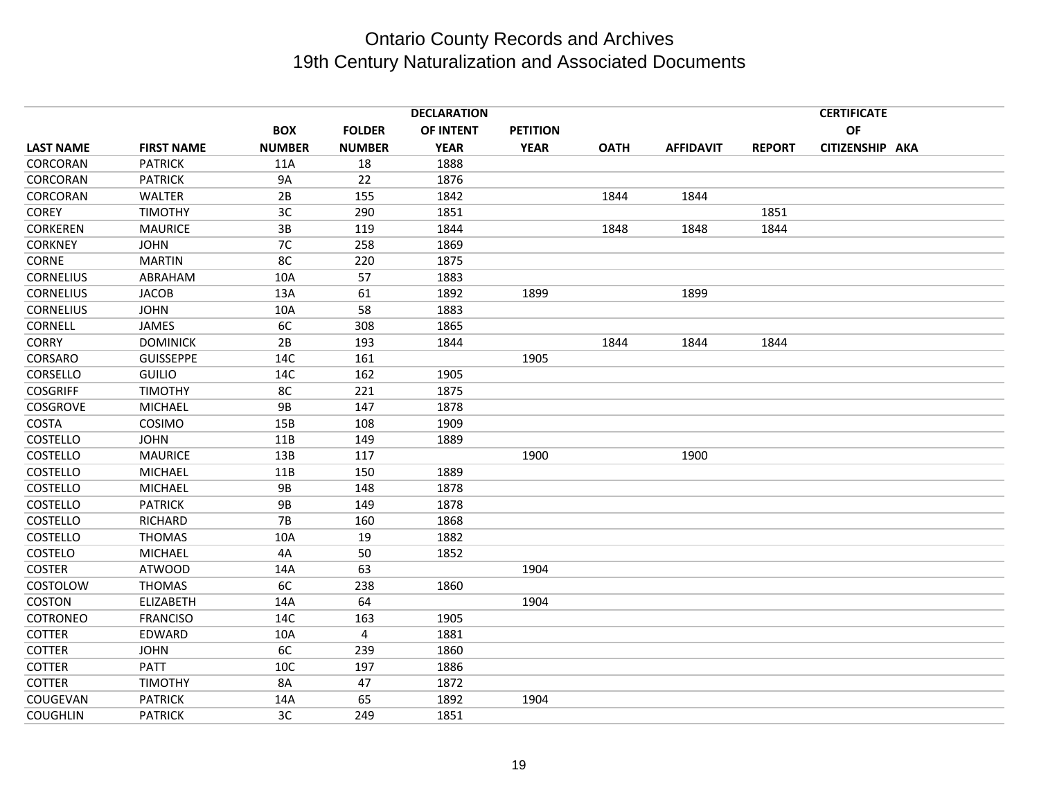# Ontario County Records and Archives
## 19th Century Naturalization and Associated Documents

| LAST NAME | FIRST NAME | BOX NUMBER | FOLDER NUMBER | DECLARATION OF INTENT YEAR | PETITION YEAR | OATH | AFFIDAVIT | REPORT | CERTIFICATE OF CITIZENSHIP | AKA |
|---|---|---|---|---|---|---|---|---|---|---|
| CORCORAN | PATRICK | 11A | 18 | 1888 | | | | | | |
| CORCORAN | PATRICK | 9A | 22 | 1876 | | | | | | |
| CORCORAN | WALTER | 2B | 155 | 1842 | | 1844 | 1844 | | | |
| COREY | TIMOTHY | 3C | 290 | 1851 | | | | 1851 | | |
| CORKEREN | MAURICE | 3B | 119 | 1844 | | 1848 | 1848 | 1844 | | |
| CORKNEY | JOHN | 7C | 258 | 1869 | | | | | | |
| CORNE | MARTIN | 8C | 220 | 1875 | | | | | | |
| CORNELIUS | ABRAHAM | 10A | 57 | 1883 | | | | | | |
| CORNELIUS | JACOB | 13A | 61 | 1892 | 1899 | | 1899 | | | |
| CORNELIUS | JOHN | 10A | 58 | 1883 | | | | | | |
| CORNELL | JAMES | 6C | 308 | 1865 | | | | | | |
| CORRY | DOMINICK | 2B | 193 | 1844 | | 1844 | 1844 | 1844 | | |
| CORSARO | GUISSEPPE | 14C | 161 | | 1905 | | | | | |
| CORSELLO | GUILIO | 14C | 162 | 1905 | | | | | | |
| COSGRIFF | TIMOTHY | 8C | 221 | 1875 | | | | | | |
| COSGROVE | MICHAEL | 9B | 147 | 1878 | | | | | | |
| COSTA | COSIMO | 15B | 108 | 1909 | | | | | | |
| COSTELLO | JOHN | 11B | 149 | 1889 | | | | | | |
| COSTELLO | MAURICE | 13B | 117 | | 1900 | | 1900 | | | |
| COSTELLO | MICHAEL | 11B | 150 | 1889 | | | | | | |
| COSTELLO | MICHAEL | 9B | 148 | 1878 | | | | | | |
| COSTELLO | PATRICK | 9B | 149 | 1878 | | | | | | |
| COSTELLO | RICHARD | 7B | 160 | 1868 | | | | | | |
| COSTELLO | THOMAS | 10A | 19 | 1882 | | | | | | |
| COSTELO | MICHAEL | 4A | 50 | 1852 | | | | | | |
| COSTER | ATWOOD | 14A | 63 | | 1904 | | | | | |
| COSTOLOW | THOMAS | 6C | 238 | 1860 | | | | | | |
| COSTON | ELIZABETH | 14A | 64 | | 1904 | | | | | |
| COTRONEO | FRANCISO | 14C | 163 | 1905 | | | | | | |
| COTTER | EDWARD | 10A | 4 | 1881 | | | | | | |
| COTTER | JOHN | 6C | 239 | 1860 | | | | | | |
| COTTER | PATT | 10C | 197 | 1886 | | | | | | |
| COTTER | TIMOTHY | 8A | 47 | 1872 | | | | | | |
| COUGEVAN | PATRICK | 14A | 65 | 1892 | 1904 | | | | | |
| COUGHLIN | PATRICK | 3C | 249 | 1851 | | | | | | |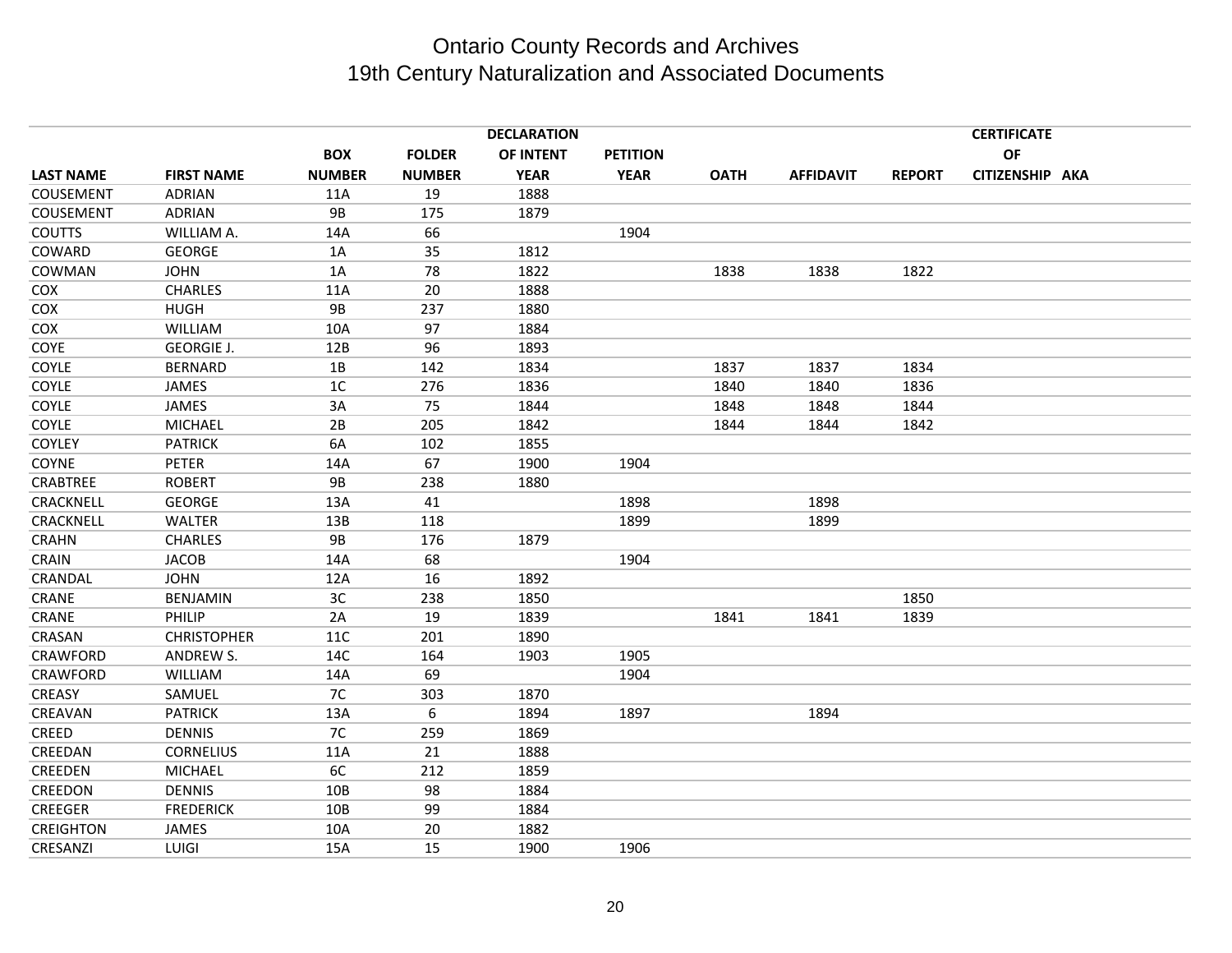# Ontario County Records and Archives
## 19th Century Naturalization and Associated Documents

| LAST NAME | FIRST NAME | BOX NUMBER | FOLDER NUMBER | DECLARATION OF INTENT YEAR | PETITION YEAR | OATH | AFFIDAVIT | REPORT | CERTIFICATE OF CITIZENSHIP | AKA |
|---|---|---|---|---|---|---|---|---|---|---|
| COUSEMENT | ADRIAN | 11A | 19 | 1888 | | | | | | |
| COUSEMENT | ADRIAN | 9B | 175 | 1879 | | | | | | |
| COUTTS | WILLIAM A. | 14A | 66 | | 1904 | | | | | |
| COWARD | GEORGE | 1A | 35 | 1812 | | | | | | |
| COWMAN | JOHN | 1A | 78 | 1822 | | 1838 | 1838 | 1822 | | |
| COX | CHARLES | 11A | 20 | 1888 | | | | | | |
| COX | HUGH | 9B | 237 | 1880 | | | | | | |
| COX | WILLIAM | 10A | 97 | 1884 | | | | | | |
| COYE | GEORGIE J. | 12B | 96 | 1893 | | | | | | |
| COYLE | BERNARD | 1B | 142 | 1834 | | 1837 | 1837 | 1834 | | |
| COYLE | JAMES | 1C | 276 | 1836 | | 1840 | 1840 | 1836 | | |
| COYLE | JAMES | 3A | 75 | 1844 | | 1848 | 1848 | 1844 | | |
| COYLE | MICHAEL | 2B | 205 | 1842 | | 1844 | 1844 | 1842 | | |
| COYLEY | PATRICK | 6A | 102 | 1855 | | | | | | |
| COYNE | PETER | 14A | 67 | 1900 | 1904 | | | | | |
| CRABTREE | ROBERT | 9B | 238 | 1880 | | | | | | |
| CRACKNELL | GEORGE | 13A | 41 | | 1898 | | 1898 | | | |
| CRACKNELL | WALTER | 13B | 118 | | 1899 | | 1899 | | | |
| CRAHN | CHARLES | 9B | 176 | 1879 | | | | | | |
| CRAIN | JACOB | 14A | 68 | | 1904 | | | | | |
| CRANDAL | JOHN | 12A | 16 | 1892 | | | | | | |
| CRANE | BENJAMIN | 3C | 238 | 1850 | | | | 1850 | | |
| CRANE | PHILIP | 2A | 19 | 1839 | | 1841 | 1841 | 1839 | | |
| CRASAN | CHRISTOPHER | 11C | 201 | 1890 | | | | | | |
| CRAWFORD | ANDREW S. | 14C | 164 | 1903 | 1905 | | | | | |
| CRAWFORD | WILLIAM | 14A | 69 | | 1904 | | | | | |
| CREASY | SAMUEL | 7C | 303 | 1870 | | | | | | |
| CREAVAN | PATRICK | 13A | 6 | 1894 | 1897 | | 1894 | | | |
| CREED | DENNIS | 7C | 259 | 1869 | | | | | | |
| CREEDAN | CORNELIUS | 11A | 21 | 1888 | | | | | | |
| CREEDEN | MICHAEL | 6C | 212 | 1859 | | | | | | |
| CREEDON | DENNIS | 10B | 98 | 1884 | | | | | | |
| CREEGER | FREDERICK | 10B | 99 | 1884 | | | | | | |
| CREIGHTON | JAMES | 10A | 20 | 1882 | | | | | | |
| CRESANZI | LUIGI | 15A | 15 | 1900 | 1906 | | | | | |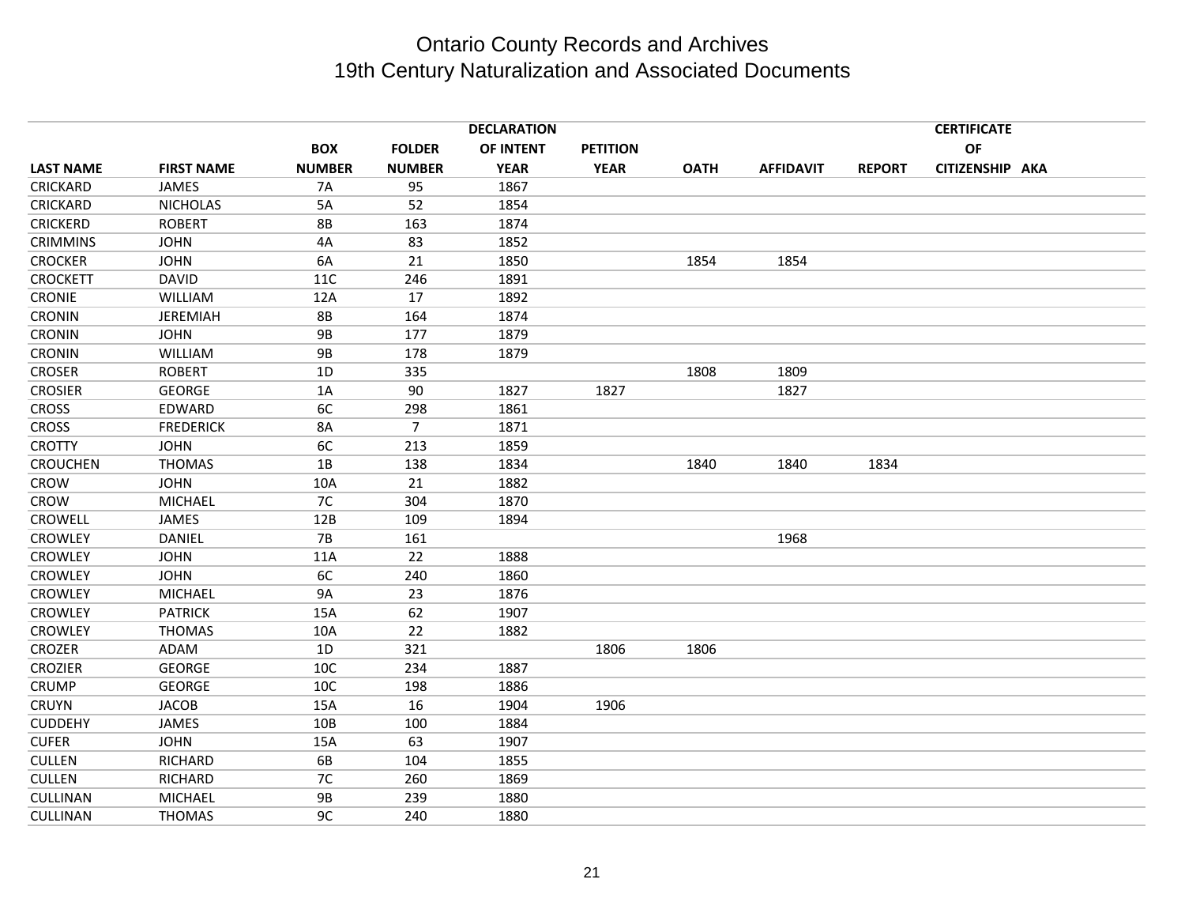# Ontario County Records and Archives
## 19th Century Naturalization and Associated Documents

| LAST NAME | FIRST NAME | BOX NUMBER | FOLDER NUMBER | DECLARATION OF INTENT YEAR | PETITION YEAR | OATH | AFFIDAVIT | REPORT | CERTIFICATE OF CITIZENSHIP | AKA |
|---|---|---|---|---|---|---|---|---|---|---|
| CRICKARD | JAMES | 7A | 95 | 1867 | | | | | | |
| CRICKARD | NICHOLAS | 5A | 52 | 1854 | | | | | | |
| CRICKERD | ROBERT | 8B | 163 | 1874 | | | | | | |
| CRIMMINS | JOHN | 4A | 83 | 1852 | | | | | | |
| CROCKER | JOHN | 6A | 21 | 1850 | | 1854 | 1854 | | | |
| CROCKETT | DAVID | 11C | 246 | 1891 | | | | | | |
| CRONIE | WILLIAM | 12A | 17 | 1892 | | | | | | |
| CRONIN | JEREMIAH | 8B | 164 | 1874 | | | | | | |
| CRONIN | JOHN | 9B | 177 | 1879 | | | | | | |
| CRONIN | WILLIAM | 9B | 178 | 1879 | | | | | | |
| CROSER | ROBERT | 1D | 335 | | | 1808 | 1809 | | | |
| CROSIER | GEORGE | 1A | 90 | 1827 | 1827 | | 1827 | | | |
| CROSS | EDWARD | 6C | 298 | 1861 | | | | | | |
| CROSS | FREDERICK | 8A | 7 | 1871 | | | | | | |
| CROTTY | JOHN | 6C | 213 | 1859 | | | | | | |
| CROUCHEN | THOMAS | 1B | 138 | 1834 | | 1840 | 1840 | 1834 | | |
| CROW | JOHN | 10A | 21 | 1882 | | | | | | |
| CROW | MICHAEL | 7C | 304 | 1870 | | | | | | |
| CROWELL | JAMES | 12B | 109 | 1894 | | | | | | |
| CROWLEY | DANIEL | 7B | 161 | | | | 1968 | | | |
| CROWLEY | JOHN | 11A | 22 | 1888 | | | | | | |
| CROWLEY | JOHN | 6C | 240 | 1860 | | | | | | |
| CROWLEY | MICHAEL | 9A | 23 | 1876 | | | | | | |
| CROWLEY | PATRICK | 15A | 62 | 1907 | | | | | | |
| CROWLEY | THOMAS | 10A | 22 | 1882 | | | | | | |
| CROZER | ADAM | 1D | 321 | | 1806 | 1806 | | | | |
| CROZIER | GEORGE | 10C | 234 | 1887 | | | | | | |
| CRUMP | GEORGE | 10C | 198 | 1886 | | | | | | |
| CRUYN | JACOB | 15A | 16 | 1904 | 1906 | | | | | |
| CUDDEHY | JAMES | 10B | 100 | 1884 | | | | | | |
| CUFER | JOHN | 15A | 63 | 1907 | | | | | | |
| CULLEN | RICHARD | 6B | 104 | 1855 | | | | | | |
| CULLEN | RICHARD | 7C | 260 | 1869 | | | | | | |
| CULLINAN | MICHAEL | 9B | 239 | 1880 | | | | | | |
| CULLINAN | THOMAS | 9C | 240 | 1880 | | | | | | |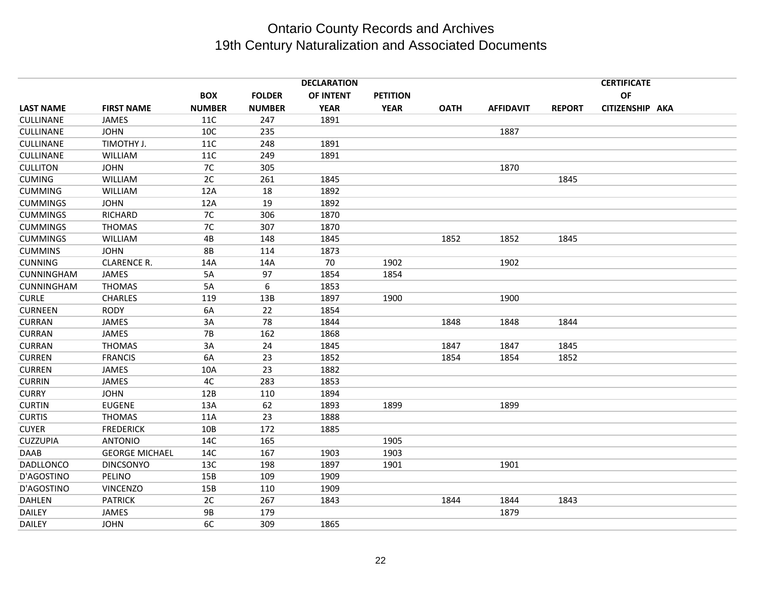# Ontario County Records and Archives
## 19th Century Naturalization and Associated Documents

| LAST NAME | FIRST NAME | BOX NUMBER | FOLDER NUMBER | DECLARATION OF INTENT YEAR | PETITION YEAR | OATH | AFFIDAVIT | REPORT | CERTIFICATE OF CITIZENSHIP | AKA |
|---|---|---|---|---|---|---|---|---|---|---|
| CULLINANE | JAMES | 11C | 247 | 1891 | | | | | | |
| CULLINANE | JOHN | 10C | 235 | | | | 1887 | | | |
| CULLINANE | TIMOTHY J. | 11C | 248 | 1891 | | | | | | |
| CULLINANE | WILLIAM | 11C | 249 | 1891 | | | | | | |
| CULLITON | JOHN | 7C | 305 | | | | 1870 | | | |
| CUMING | WILLIAM | 2C | 261 | 1845 | | | | 1845 | | |
| CUMMING | WILLIAM | 12A | 18 | 1892 | | | | | | |
| CUMMINGS | JOHN | 12A | 19 | 1892 | | | | | | |
| CUMMINGS | RICHARD | 7C | 306 | 1870 | | | | | | |
| CUMMINGS | THOMAS | 7C | 307 | 1870 | | | | | | |
| CUMMINGS | WILLIAM | 4B | 148 | 1845 | | 1852 | 1852 | 1845 | | |
| CUMMINS | JOHN | 8B | 114 | 1873 | | | | | | |
| CUNNING | CLARENCE R. | 14A | 14A | 70 | 1902 | | 1902 | | | |
| CUNNINGHAM | JAMES | 5A | 97 | 1854 | 1854 | | | | | |
| CUNNINGHAM | THOMAS | 5A | 6 | 1853 | | | | | | |
| CURLE | CHARLES | 119 | 13B | 1897 | 1900 | | 1900 | | | |
| CURNEEN | RODY | 6A | 22 | 1854 | | | | | | |
| CURRAN | JAMES | 3A | 78 | 1844 | | 1848 | 1848 | 1844 | | |
| CURRAN | JAMES | 7B | 162 | 1868 | | | | | | |
| CURRAN | THOMAS | 3A | 24 | 1845 | | 1847 | 1847 | 1845 | | |
| CURREN | FRANCIS | 6A | 23 | 1852 | | 1854 | 1854 | 1852 | | |
| CURREN | JAMES | 10A | 23 | 1882 | | | | | | |
| CURRIN | JAMES | 4C | 283 | 1853 | | | | | | |
| CURRY | JOHN | 12B | 110 | 1894 | | | | | | |
| CURTIN | EUGENE | 13A | 62 | 1893 | 1899 | | 1899 | | | |
| CURTIS | THOMAS | 11A | 23 | 1888 | | | | | | |
| CUYER | FREDERICK | 10B | 172 | 1885 | | | | | | |
| CUZZUPIA | ANTONIO | 14C | 165 | | 1905 | | | | | |
| DAAB | GEORGE MICHAEL | 14C | 167 | 1903 | 1903 | | | | | |
| DADLLONCO | DINCSONYO | 13C | 198 | 1897 | 1901 | | 1901 | | | |
| D'AGOSTINO | PELINO | 15B | 109 | 1909 | | | | | | |
| D'AGOSTINO | VINCENZO | 15B | 110 | 1909 | | | | | | |
| DAHLEN | PATRICK | 2C | 267 | 1843 | | 1844 | 1844 | 1843 | | |
| DAILEY | JAMES | 9B | 179 | | | | 1879 | | | |
| DAILEY | JOHN | 6C | 309 | 1865 | | | | | | |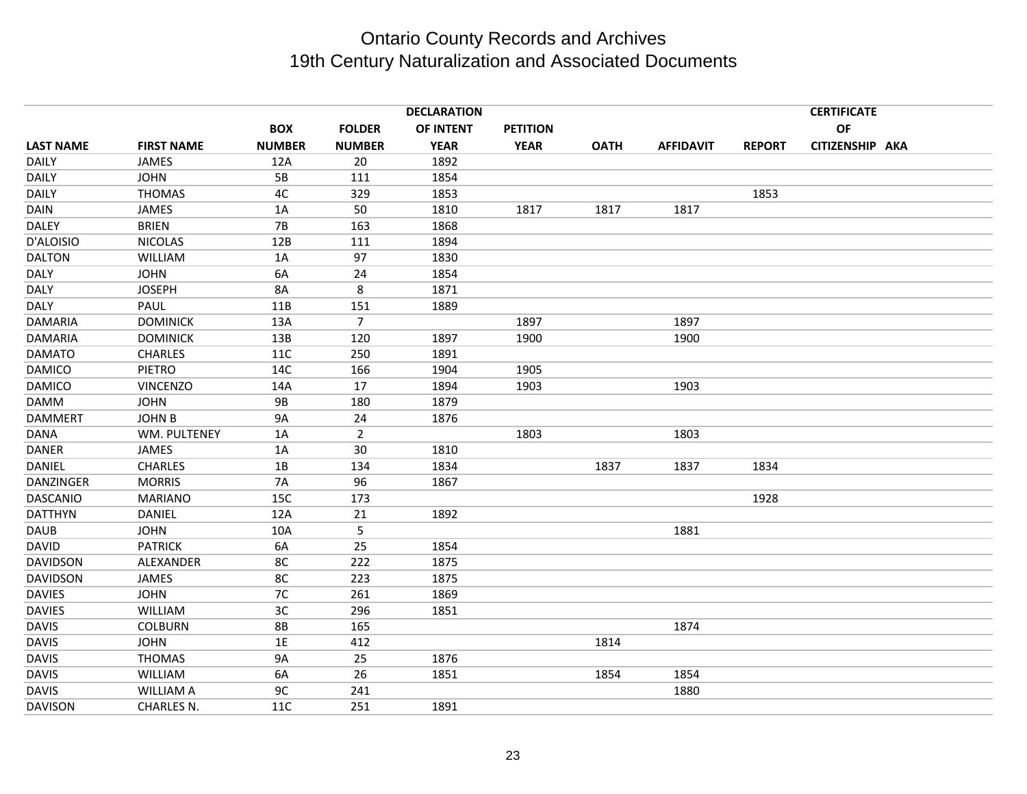# Ontario County Records and Archives
## 19th Century Naturalization and Associated Documents

| LAST NAME | FIRST NAME | BOX NUMBER | FOLDER NUMBER | DECLARATION OF INTENT YEAR | PETITION YEAR | OATH | AFFIDAVIT | REPORT | CERTIFICATE OF CITIZENSHIP | AKA |
|---|---|---|---|---|---|---|---|---|---|---|
| DAILY | JAMES | 12A | 20 | 1892 | | | | | | |
| DAILY | JOHN | 5B | 111 | 1854 | | | | | | |
| DAILY | THOMAS | 4C | 329 | 1853 | | | | 1853 | | |
| DAIN | JAMES | 1A | 50 | 1810 | 1817 | 1817 | 1817 | | | |
| DALEY | BRIEN | 7B | 163 | 1868 | | | | | | |
| D'ALOISIO | NICOLAS | 12B | 111 | 1894 | | | | | | |
| DALTON | WILLIAM | 1A | 97 | 1830 | | | | | | |
| DALY | JOHN | 6A | 24 | 1854 | | | | | | |
| DALY | JOSEPH | 8A | 8 | 1871 | | | | | | |
| DALY | PAUL | 11B | 151 | 1889 | | | | | | |
| DAMARIA | DOMINICK | 13A | 7 | | 1897 | | 1897 | | | |
| DAMARIA | DOMINICK | 13B | 120 | 1897 | 1900 | | 1900 | | | |
| DAMATO | CHARLES | 11C | 250 | 1891 | | | | | | |
| DAMICO | PIETRO | 14C | 166 | 1904 | 1905 | | | | | |
| DAMICO | VINCENZO | 14A | 17 | 1894 | 1903 | | 1903 | | | |
| DAMM | JOHN | 9B | 180 | 1879 | | | | | | |
| DAMMERT | JOHN B | 9A | 24 | 1876 | | | | | | |
| DANA | WM. PULTENEY | 1A | 2 | | 1803 | | 1803 | | | |
| DANER | JAMES | 1A | 30 | 1810 | | | | | | |
| DANIEL | CHARLES | 1B | 134 | 1834 | | 1837 | 1837 | 1834 | | |
| DANZINGER | MORRIS | 7A | 96 | 1867 | | | | | | |
| DASCANIO | MARIANO | 15C | 173 | | | | | 1928 | | |
| DATTHYN | DANIEL | 12A | 21 | 1892 | | | | | | |
| DAUB | JOHN | 10A | 5 | | | | 1881 | | | |
| DAVID | PATRICK | 6A | 25 | 1854 | | | | | | |
| DAVIDSON | ALEXANDER | 8C | 222 | 1875 | | | | | | |
| DAVIDSON | JAMES | 8C | 223 | 1875 | | | | | | |
| DAVIES | JOHN | 7C | 261 | 1869 | | | | | | |
| DAVIES | WILLIAM | 3C | 296 | 1851 | | | | | | |
| DAVIS | COLBURN | 8B | 165 | | | | 1874 | | | |
| DAVIS | JOHN | 1E | 412 | | | 1814 | | | | |
| DAVIS | THOMAS | 9A | 25 | 1876 | | | | | | |
| DAVIS | WILLIAM | 6A | 26 | 1851 | | 1854 | 1854 | | | |
| DAVIS | WILLIAM A | 9C | 241 | | | | 1880 | | | |
| DAVISON | CHARLES N. | 11C | 251 | 1891 | | | | | | |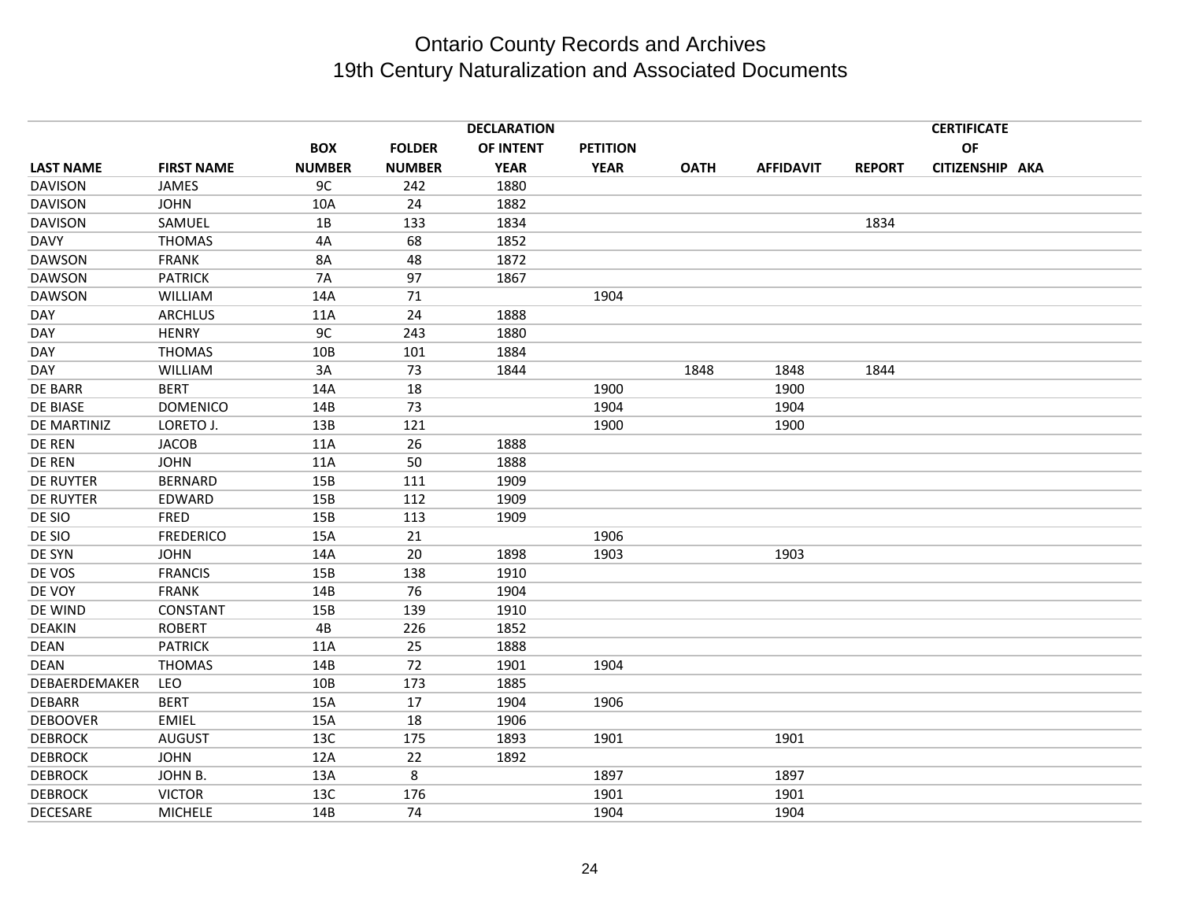# Ontario County Records and Archives
## 19th Century Naturalization and Associated Documents

| LAST NAME | FIRST NAME | BOX NUMBER | FOLDER NUMBER | DECLARATION OF INTENT YEAR | PETITION YEAR | OATH | AFFIDAVIT | REPORT | CERTIFICATE OF CITIZENSHIP | AKA |
|---|---|---|---|---|---|---|---|---|---|---|
| DAVISON | JAMES | 9C | 242 | 1880 | | | | | | |
| DAVISON | JOHN | 10A | 24 | 1882 | | | | | | |
| DAVISON | SAMUEL | 1B | 133 | 1834 | | | | 1834 | | |
| DAVY | THOMAS | 4A | 68 | 1852 | | | | | | |
| DAWSON | FRANK | 8A | 48 | 1872 | | | | | | |
| DAWSON | PATRICK | 7A | 97 | 1867 | | | | | | |
| DAWSON | WILLIAM | 14A | 71 | | 1904 | | | | | |
| DAY | ARCHLUS | 11A | 24 | 1888 | | | | | | |
| DAY | HENRY | 9C | 243 | 1880 | | | | | | |
| DAY | THOMAS | 10B | 101 | 1884 | | | | | | |
| DAY | WILLIAM | 3A | 73 | 1844 | | 1848 | 1848 | 1844 | | |
| DE BARR | BERT | 14A | 18 | | 1900 | | 1900 | | | |
| DE BIASE | DOMENICO | 14B | 73 | | 1904 | | 1904 | | | |
| DE MARTINIZ | LORETO J. | 13B | 121 | | 1900 | | 1900 | | | |
| DE REN | JACOB | 11A | 26 | 1888 | | | | | | |
| DE REN | JOHN | 11A | 50 | 1888 | | | | | | |
| DE RUYTER | BERNARD | 15B | 111 | 1909 | | | | | | |
| DE RUYTER | EDWARD | 15B | 112 | 1909 | | | | | | |
| DE SIO | FRED | 15B | 113 | 1909 | | | | | | |
| DE SIO | FREDERICO | 15A | 21 | | 1906 | | | | | |
| DE SYN | JOHN | 14A | 20 | 1898 | 1903 | | 1903 | | | |
| DE VOS | FRANCIS | 15B | 138 | 1910 | | | | | | |
| DE VOY | FRANK | 14B | 76 | 1904 | | | | | | |
| DE WIND | CONSTANT | 15B | 139 | 1910 | | | | | | |
| DEAKIN | ROBERT | 4B | 226 | 1852 | | | | | | |
| DEAN | PATRICK | 11A | 25 | 1888 | | | | | | |
| DEAN | THOMAS | 14B | 72 | 1901 | 1904 | | | | | |
| DEBAERDEMAKER | LEO | 10B | 173 | 1885 | | | | | | |
| DEBARR | BERT | 15A | 17 | 1904 | 1906 | | | | | |
| DEBOOVER | EMIEL | 15A | 18 | 1906 | | | | | | |
| DEBROCK | AUGUST | 13C | 175 | 1893 | 1901 | | 1901 | | | |
| DEBROCK | JOHN | 12A | 22 | 1892 | | | | | | |
| DEBROCK | JOHN B. | 13A | 8 | | 1897 | | 1897 | | | |
| DEBROCK | VICTOR | 13C | 176 | | 1901 | | 1901 | | | |
| DECESARE | MICHELE | 14B | 74 | | 1904 | | 1904 | | | |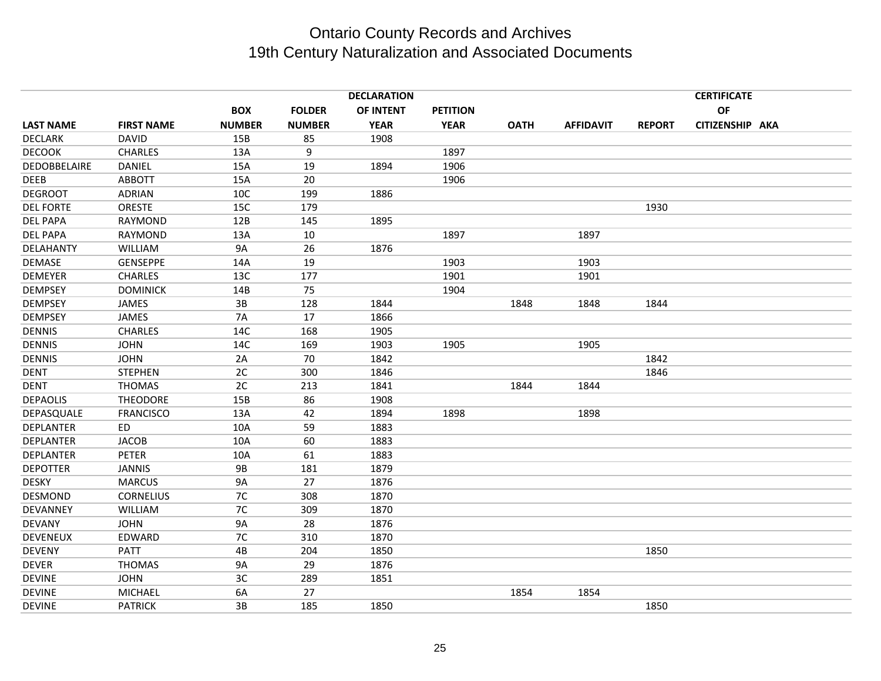# Ontario County Records and Archives
## 19th Century Naturalization and Associated Documents

| LAST NAME | FIRST NAME | BOX NUMBER | FOLDER NUMBER | DECLARATION OF INTENT YEAR | PETITION YEAR | OATH | AFFIDAVIT | REPORT | CERTIFICATE OF CITIZENSHIP | AKA |
|---|---|---|---|---|---|---|---|---|---|---|
| DECLARK | DAVID | 15B | 85 | 1908 | | | | | | |
| DECOOK | CHARLES | 13A | 9 | | 1897 | | | | | |
| DEDOBBELAIRE | DANIEL | 15A | 19 | 1894 | 1906 | | | | | |
| DEEB | ABBOTT | 15A | 20 | | 1906 | | | | | |
| DEGROOT | ADRIAN | 10C | 199 | 1886 | | | | | | |
| DEL FORTE | ORESTE | 15C | 179 | | | | | 1930 | | |
| DEL PAPA | RAYMOND | 12B | 145 | 1895 | | | | | | |
| DEL PAPA | RAYMOND | 13A | 10 | | 1897 | | 1897 | | | |
| DELAHANTY | WILLIAM | 9A | 26 | 1876 | | | | | | |
| DEMASE | GENSEPPE | 14A | 19 | | 1903 | | 1903 | | | |
| DEMEYER | CHARLES | 13C | 177 | | 1901 | | 1901 | | | |
| DEMPSEY | DOMINICK | 14B | 75 | | 1904 | | | | | |
| DEMPSEY | JAMES | 3B | 128 | 1844 | | 1848 | 1848 | 1844 | | |
| DEMPSEY | JAMES | 7A | 17 | 1866 | | | | | | |
| DENNIS | CHARLES | 14C | 168 | 1905 | | | | | | |
| DENNIS | JOHN | 14C | 169 | 1903 | 1905 | | 1905 | | | |
| DENNIS | JOHN | 2A | 70 | 1842 | | | | 1842 | | |
| DENT | STEPHEN | 2C | 300 | 1846 | | | | 1846 | | |
| DENT | THOMAS | 2C | 213 | 1841 | | 1844 | 1844 | | | |
| DEPAOLIS | THEODORE | 15B | 86 | 1908 | | | | | | |
| DEPASQUALE | FRANCISCO | 13A | 42 | 1894 | 1898 | | 1898 | | | |
| DEPLANTER | ED | 10A | 59 | 1883 | | | | | | |
| DEPLANTER | JACOB | 10A | 60 | 1883 | | | | | | |
| DEPLANTER | PETER | 10A | 61 | 1883 | | | | | | |
| DEPOTTER | JANNIS | 9B | 181 | 1879 | | | | | | |
| DESKY | MARCUS | 9A | 27 | 1876 | | | | | | |
| DESMOND | CORNELIUS | 7C | 308 | 1870 | | | | | | |
| DEVANNEY | WILLIAM | 7C | 309 | 1870 | | | | | | |
| DEVANY | JOHN | 9A | 28 | 1876 | | | | | | |
| DEVENEUX | EDWARD | 7C | 310 | 1870 | | | | | | |
| DEVENY | PATT | 4B | 204 | 1850 | | | | 1850 | | |
| DEVER | THOMAS | 9A | 29 | 1876 | | | | | | |
| DEVINE | JOHN | 3C | 289 | 1851 | | | | | | |
| DEVINE | MICHAEL | 6A | 27 | | | 1854 | 1854 | | | |
| DEVINE | PATRICK | 3B | 185 | 1850 | | | | 1850 | | |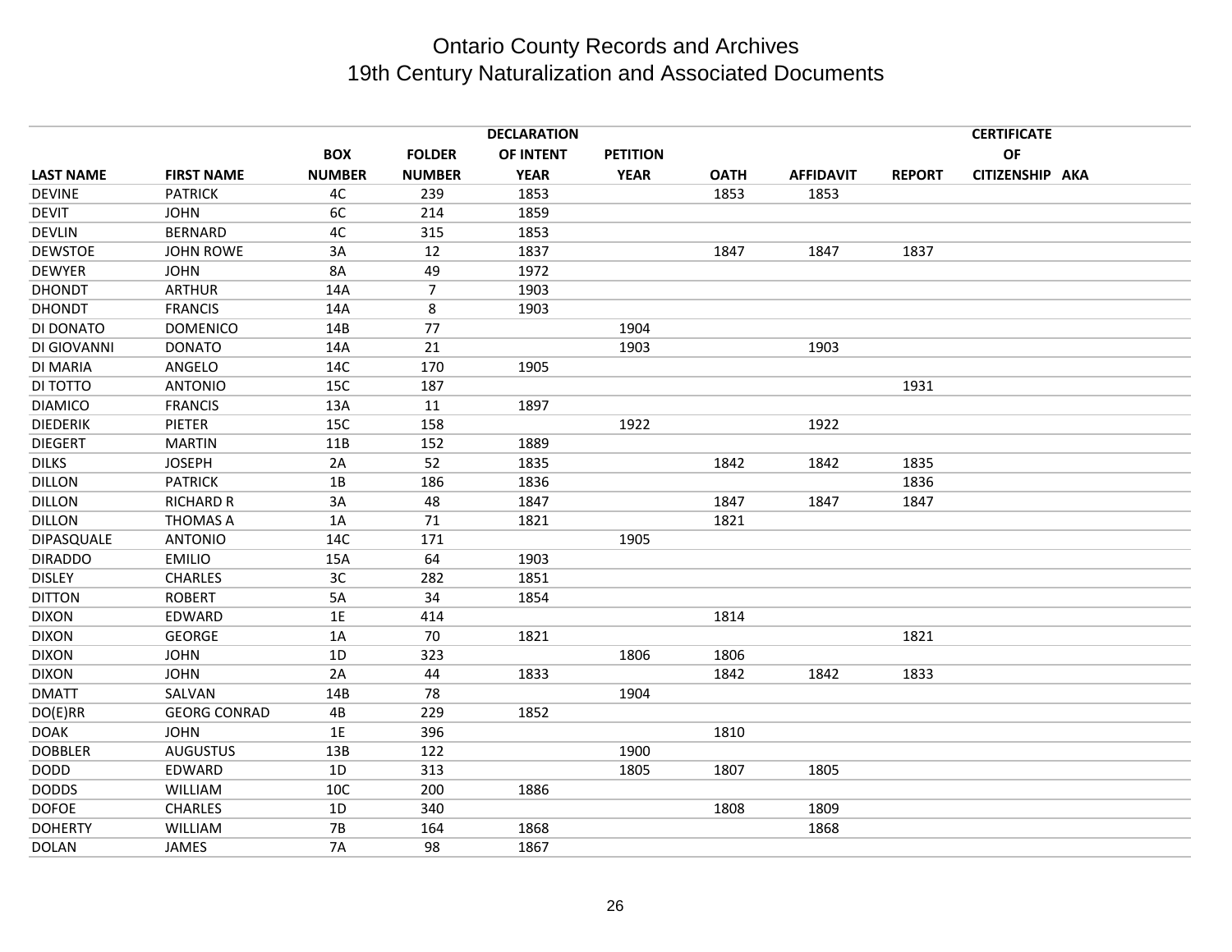# Ontario County Records and Archives
## 19th Century Naturalization and Associated Documents

| LAST NAME | FIRST NAME | BOX NUMBER | FOLDER NUMBER | DECLARATION OF INTENT YEAR | PETITION YEAR | OATH | AFFIDAVIT | REPORT | CERTIFICATE OF CITIZENSHIP | AKA |
|---|---|---|---|---|---|---|---|---|---|---|
| DEVINE | PATRICK | 4C | 239 | 1853 | | 1853 | 1853 | | | |
| DEVIT | JOHN | 6C | 214 | 1859 | | | | | | |
| DEVLIN | BERNARD | 4C | 315 | 1853 | | | | | | |
| DEWSTOE | JOHN ROWE | 3A | 12 | 1837 | | 1847 | 1847 | 1837 | | |
| DEWYER | JOHN | 8A | 49 | 1972 | | | | | | |
| DHONDT | ARTHUR | 14A | 7 | 1903 | | | | | | |
| DHONDT | FRANCIS | 14A | 8 | 1903 | | | | | | |
| DI DONATO | DOMENICO | 14B | 77 | | 1904 | | | | | |
| DI GIOVANNI | DONATO | 14A | 21 | | 1903 | | 1903 | | | |
| DI MARIA | ANGELO | 14C | 170 | 1905 | | | | | | |
| DI TOTTO | ANTONIO | 15C | 187 | | | | | 1931 | | |
| DIAMICO | FRANCIS | 13A | 11 | 1897 | | | | | | |
| DIEDERIK | PIETER | 15C | 158 | | 1922 | | 1922 | | | |
| DIEGERT | MARTIN | 11B | 152 | 1889 | | | | | | |
| DILKS | JOSEPH | 2A | 52 | 1835 | | 1842 | 1842 | 1835 | | |
| DILLON | PATRICK | 1B | 186 | 1836 | | | | 1836 | | |
| DILLON | RICHARD R | 3A | 48 | 1847 | | 1847 | 1847 | 1847 | | |
| DILLON | THOMAS A | 1A | 71 | 1821 | | 1821 | | | | |
| DIPASQUALE | ANTONIO | 14C | 171 | | 1905 | | | | | |
| DIRADDO | EMILIO | 15A | 64 | 1903 | | | | | | |
| DISLEY | CHARLES | 3C | 282 | 1851 | | | | | | |
| DITTON | ROBERT | 5A | 34 | 1854 | | | | | | |
| DIXON | EDWARD | 1E | 414 | | | 1814 | | | | |
| DIXON | GEORGE | 1A | 70 | 1821 | | | | 1821 | | |
| DIXON | JOHN | 1D | 323 | | 1806 | 1806 | | | | |
| DIXON | JOHN | 2A | 44 | 1833 | | 1842 | 1842 | 1833 | | |
| DMATT | SALVAN | 14B | 78 | | 1904 | | | | | |
| DO(E)RR | GEORG CONRAD | 4B | 229 | 1852 | | | | | | |
| DOAK | JOHN | 1E | 396 | | | 1810 | | | | |
| DOBBLER | AUGUSTUS | 13B | 122 | | 1900 | | | | | |
| DODD | EDWARD | 1D | 313 | | 1805 | 1807 | 1805 | | | |
| DODDS | WILLIAM | 10C | 200 | 1886 | | | | | | |
| DOFOE | CHARLES | 1D | 340 | | | 1808 | 1809 | | | |
| DOHERTY | WILLIAM | 7B | 164 | 1868 | | | 1868 | | | |
| DOLAN | JAMES | 7A | 98 | 1867 | | | | | | |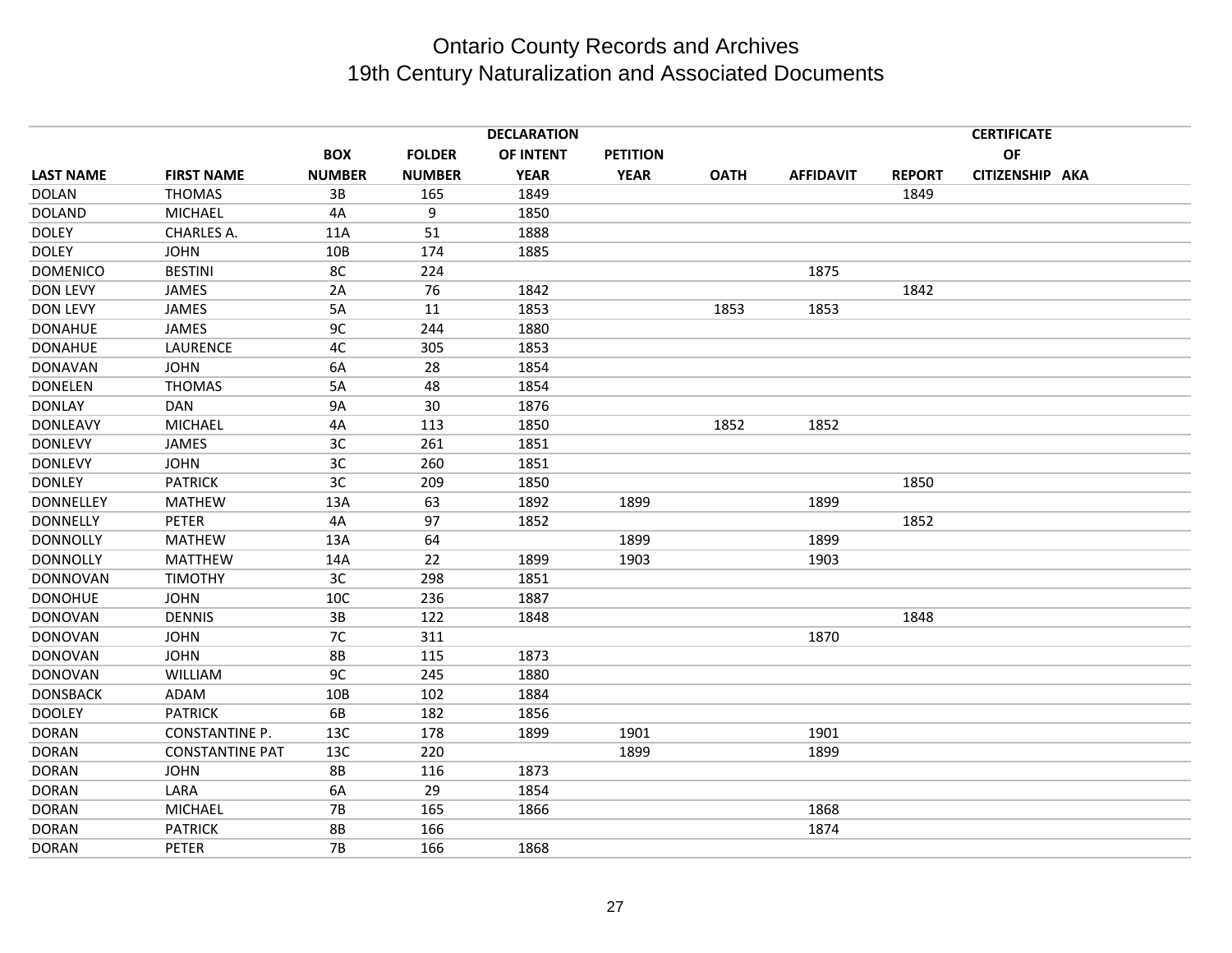# Ontario County Records and Archives
## 19th Century Naturalization and Associated Documents

| LAST NAME | FIRST NAME | BOX NUMBER | FOLDER NUMBER | DECLARATION OF INTENT YEAR | PETITION YEAR | OATH | AFFIDAVIT | REPORT | CERTIFICATE OF CITIZENSHIP | AKA |
|---|---|---|---|---|---|---|---|---|---|---|
| DOLAN | THOMAS | 3B | 165 | 1849 | | | | 1849 | | |
| DOLAND | MICHAEL | 4A | 9 | 1850 | | | | | | |
| DOLEY | CHARLES A. | 11A | 51 | 1888 | | | | | | |
| DOLEY | JOHN | 10B | 174 | 1885 | | | | | | |
| DOMENICO | BESTINI | 8C | 224 | | | | 1875 | | | |
| DON LEVY | JAMES | 2A | 76 | 1842 | | | | 1842 | | |
| DON LEVY | JAMES | 5A | 11 | 1853 | | 1853 | 1853 | | | |
| DONAHUE | JAMES | 9C | 244 | 1880 | | | | | | |
| DONAHUE | LAURENCE | 4C | 305 | 1853 | | | | | | |
| DONAVAN | JOHN | 6A | 28 | 1854 | | | | | | |
| DONELEN | THOMAS | 5A | 48 | 1854 | | | | | | |
| DONLAY | DAN | 9A | 30 | 1876 | | | | | | |
| DONLEAVY | MICHAEL | 4A | 113 | 1850 | | 1852 | 1852 | | | |
| DONLEVY | JAMES | 3C | 261 | 1851 | | | | | | |
| DONLEVY | JOHN | 3C | 260 | 1851 | | | | | | |
| DONLEY | PATRICK | 3C | 209 | 1850 | | | | 1850 | | |
| DONNELLEY | MATHEW | 13A | 63 | 1892 | 1899 | | 1899 | | | |
| DONNELLY | PETER | 4A | 97 | 1852 | | | | 1852 | | |
| DONNOLLY | MATHEW | 13A | 64 | | 1899 | | 1899 | | | |
| DONNOLLY | MATTHEW | 14A | 22 | 1899 | 1903 | | 1903 | | | |
| DONNOVAN | TIMOTHY | 3C | 298 | 1851 | | | | | | |
| DONOHUE | JOHN | 10C | 236 | 1887 | | | | | | |
| DONOVAN | DENNIS | 3B | 122 | 1848 | | | | 1848 | | |
| DONOVAN | JOHN | 7C | 311 | | | | 1870 | | | |
| DONOVAN | JOHN | 8B | 115 | 1873 | | | | | | |
| DONOVAN | WILLIAM | 9C | 245 | 1880 | | | | | | |
| DONSBACK | ADAM | 10B | 102 | 1884 | | | | | | |
| DOOLEY | PATRICK | 6B | 182 | 1856 | | | | | | |
| DORAN | CONSTANTINE P. | 13C | 178 | 1899 | 1901 | | 1901 | | | |
| DORAN | CONSTANTINE PAT | 13C | 220 | | 1899 | | 1899 | | | |
| DORAN | JOHN | 8B | 116 | 1873 | | | | | | |
| DORAN | LARA | 6A | 29 | 1854 | | | | | | |
| DORAN | MICHAEL | 7B | 165 | 1866 | | | 1868 | | | |
| DORAN | PATRICK | 8B | 166 | | | | 1874 | | | |
| DORAN | PETER | 7B | 166 | 1868 | | | | | | |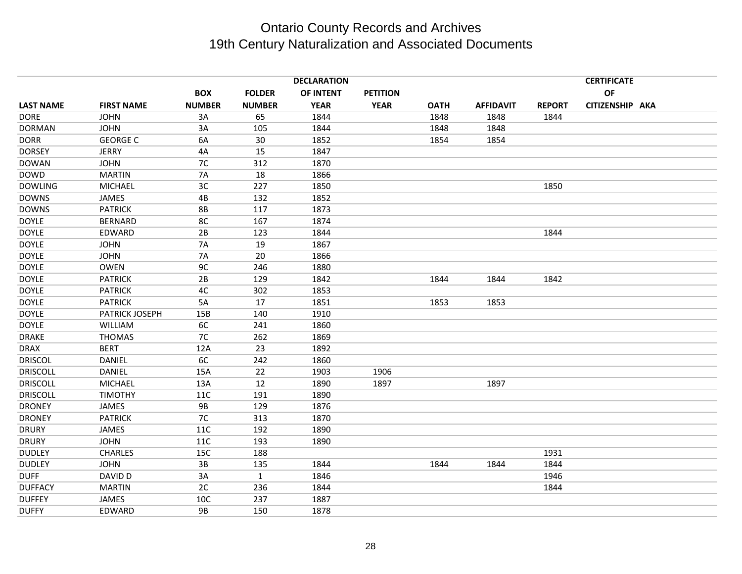# Ontario County Records and Archives
## 19th Century Naturalization and Associated Documents

| LAST NAME | FIRST NAME | BOX NUMBER | FOLDER NUMBER | DECLARATION OF INTENT YEAR | PETITION YEAR | OATH | AFFIDAVIT | REPORT | CERTIFICATE OF CITIZENSHIP | AKA |
|---|---|---|---|---|---|---|---|---|---|---|
| DORE | JOHN | 3A | 65 | 1844 | | 1848 | 1848 | 1844 | | |
| DORMAN | JOHN | 3A | 105 | 1844 | | 1848 | 1848 | | | |
| DORR | GEORGE C | 6A | 30 | 1852 | | 1854 | 1854 | | | |
| DORSEY | JERRY | 4A | 15 | 1847 | | | | | | |
| DOWAN | JOHN | 7C | 312 | 1870 | | | | | | |
| DOWD | MARTIN | 7A | 18 | 1866 | | | | | | |
| DOWLING | MICHAEL | 3C | 227 | 1850 | | | | 1850 | | |
| DOWNS | JAMES | 4B | 132 | 1852 | | | | | | |
| DOWNS | PATRICK | 8B | 117 | 1873 | | | | | | |
| DOYLE | BERNARD | 8C | 167 | 1874 | | | | | | |
| DOYLE | EDWARD | 2B | 123 | 1844 | | | | 1844 | | |
| DOYLE | JOHN | 7A | 19 | 1867 | | | | | | |
| DOYLE | JOHN | 7A | 20 | 1866 | | | | | | |
| DOYLE | OWEN | 9C | 246 | 1880 | | | | | | |
| DOYLE | PATRICK | 2B | 129 | 1842 | | 1844 | 1844 | 1842 | | |
| DOYLE | PATRICK | 4C | 302 | 1853 | | | | | | |
| DOYLE | PATRICK | 5A | 17 | 1851 | | 1853 | 1853 | | | |
| DOYLE | PATRICK JOSEPH | 15B | 140 | 1910 | | | | | | |
| DOYLE | WILLIAM | 6C | 241 | 1860 | | | | | | |
| DRAKE | THOMAS | 7C | 262 | 1869 | | | | | | |
| DRAX | BERT | 12A | 23 | 1892 | | | | | | |
| DRISCOL | DANIEL | 6C | 242 | 1860 | | | | | | |
| DRISCOLL | DANIEL | 15A | 22 | 1903 | 1906 | | | | | |
| DRISCOLL | MICHAEL | 13A | 12 | 1890 | 1897 | | 1897 | | | |
| DRISCOLL | TIMOTHY | 11C | 191 | 1890 | | | | | | |
| DRONEY | JAMES | 9B | 129 | 1876 | | | | | | |
| DRONEY | PATRICK | 7C | 313 | 1870 | | | | | | |
| DRURY | JAMES | 11C | 192 | 1890 | | | | | | |
| DRURY | JOHN | 11C | 193 | 1890 | | | | | | |
| DUDLEY | CHARLES | 15C | 188 | | | | | 1931 | | |
| DUDLEY | JOHN | 3B | 135 | 1844 | | 1844 | 1844 | 1844 | | |
| DUFF | DAVID D | 3A | 1 | 1846 | | | | 1946 | | |
| DUFFACY | MARTIN | 2C | 236 | 1844 | | | | 1844 | | |
| DUFFEY | JAMES | 10C | 237 | 1887 | | | | | | |
| DUFFY | EDWARD | 9B | 150 | 1878 | | | | | | |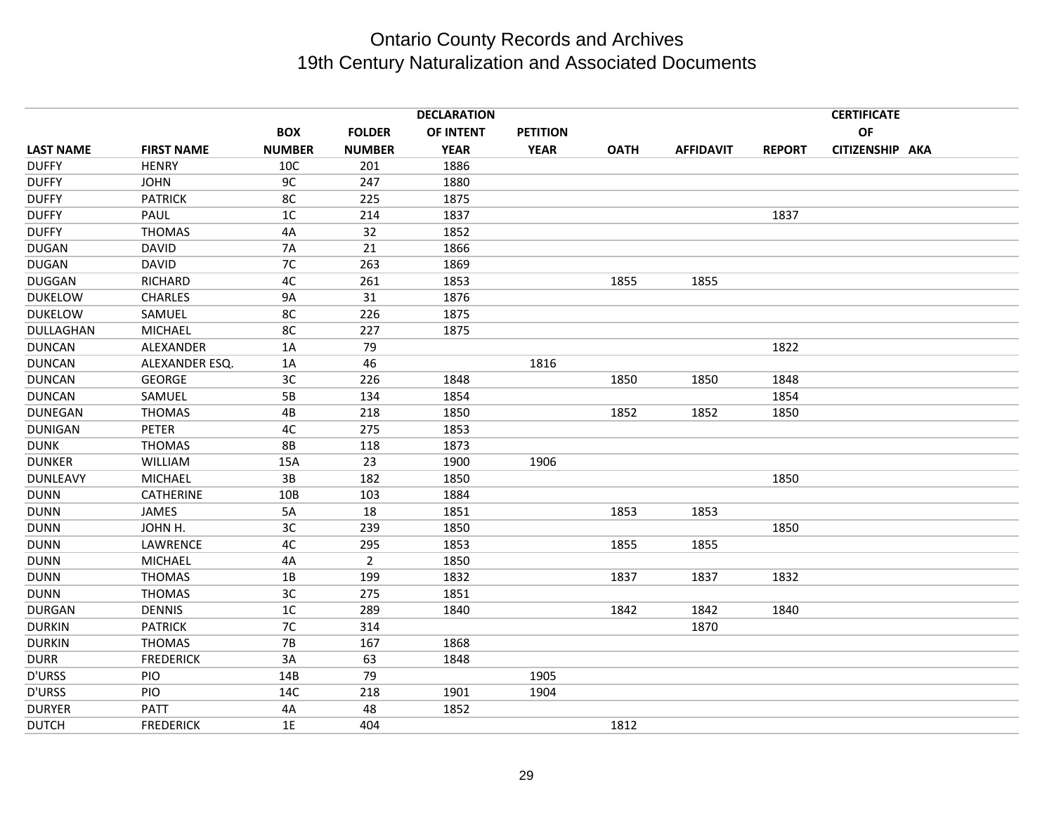# Ontario County Records and Archives
## 19th Century Naturalization and Associated Documents

| LAST NAME | FIRST NAME | BOX NUMBER | FOLDER NUMBER | DECLARATION OF INTENT YEAR | PETITION YEAR | OATH | AFFIDAVIT | REPORT | CERTIFICATE OF CITIZENSHIP | AKA |
|---|---|---|---|---|---|---|---|---|---|---|
| DUFFY | HENRY | 10C | 201 | 1886 | | | | | | |
| DUFFY | JOHN | 9C | 247 | 1880 | | | | | | |
| DUFFY | PATRICK | 8C | 225 | 1875 | | | | | | |
| DUFFY | PAUL | 1C | 214 | 1837 | | | | 1837 | | |
| DUFFY | THOMAS | 4A | 32 | 1852 | | | | | | |
| DUGAN | DAVID | 7A | 21 | 1866 | | | | | | |
| DUGAN | DAVID | 7C | 263 | 1869 | | | | | | |
| DUGGAN | RICHARD | 4C | 261 | 1853 | | 1855 | 1855 | | | |
| DUKELOW | CHARLES | 9A | 31 | 1876 | | | | | | |
| DUKELOW | SAMUEL | 8C | 226 | 1875 | | | | | | |
| DULLAGHAN | MICHAEL | 8C | 227 | 1875 | | | | | | |
| DUNCAN | ALEXANDER | 1A | 79 | | | | | 1822 | | |
| DUNCAN | ALEXANDER ESQ. | 1A | 46 | | 1816 | | | | | |
| DUNCAN | GEORGE | 3C | 226 | 1848 | | 1850 | 1850 | 1848 | | |
| DUNCAN | SAMUEL | 5B | 134 | 1854 | | | | 1854 | | |
| DUNEGAN | THOMAS | 4B | 218 | 1850 | | 1852 | 1852 | 1850 | | |
| DUNIGAN | PETER | 4C | 275 | 1853 | | | | | | |
| DUNK | THOMAS | 8B | 118 | 1873 | | | | | | |
| DUNKER | WILLIAM | 15A | 23 | 1900 | 1906 | | | | | |
| DUNLEAVY | MICHAEL | 3B | 182 | 1850 | | | | 1850 | | |
| DUNN | CATHERINE | 10B | 103 | 1884 | | | | | | |
| DUNN | JAMES | 5A | 18 | 1851 | | 1853 | 1853 | | | |
| DUNN | JOHN H. | 3C | 239 | 1850 | | | | 1850 | | |
| DUNN | LAWRENCE | 4C | 295 | 1853 | | 1855 | 1855 | | | |
| DUNN | MICHAEL | 4A | 2 | 1850 | | | | | | |
| DUNN | THOMAS | 1B | 199 | 1832 | | 1837 | 1837 | 1832 | | |
| DUNN | THOMAS | 3C | 275 | 1851 | | | | | | |
| DURGAN | DENNIS | 1C | 289 | 1840 | | 1842 | 1842 | 1840 | | |
| DURKIN | PATRICK | 7C | 314 | | | | 1870 | | | |
| DURKIN | THOMAS | 7B | 167 | 1868 | | | | | | |
| DURR | FREDERICK | 3A | 63 | 1848 | | | | | | |
| D'URSS | PIO | 14B | 79 | | 1905 | | | | | |
| D'URSS | PIO | 14C | 218 | 1901 | 1904 | | | | | |
| DURYER | PATT | 4A | 48 | 1852 | | | | | | |
| DUTCH | FREDERICK | 1E | 404 | | | 1812 | | | | |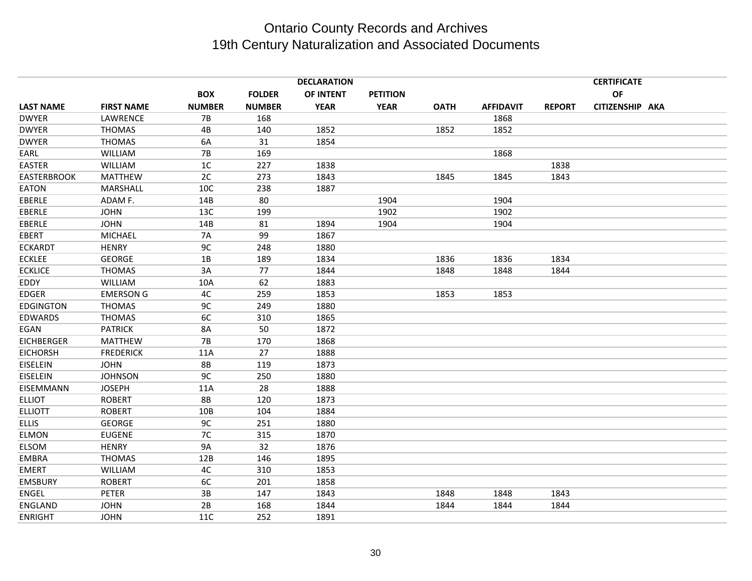# Ontario County Records and Archives
## 19th Century Naturalization and Associated Documents

| LAST NAME | FIRST NAME | BOX NUMBER | FOLDER NUMBER | DECLARATION OF INTENT YEAR | PETITION YEAR | OATH | AFFIDAVIT | REPORT | CERTIFICATE OF CITIZENSHIP | AKA |
|---|---|---|---|---|---|---|---|---|---|---|
| DWYER | LAWRENCE | 7B | 168 | | | | 1868 | | | |
| DWYER | THOMAS | 4B | 140 | 1852 | | 1852 | 1852 | | | |
| DWYER | THOMAS | 6A | 31 | 1854 | | | | | | |
| EARL | WILLIAM | 7B | 169 | | | | 1868 | | | |
| EASTER | WILLIAM | 1C | 227 | 1838 | | | | 1838 | | |
| EASTERBROOK | MATTHEW | 2C | 273 | 1843 | | 1845 | 1845 | 1843 | | |
| EATON | MARSHALL | 10C | 238 | 1887 | | | | | | |
| EBERLE | ADAM F. | 14B | 80 | | 1904 | | 1904 | | | |
| EBERLE | JOHN | 13C | 199 | | 1902 | | 1902 | | | |
| EBERLE | JOHN | 14B | 81 | 1894 | 1904 | | 1904 | | | |
| EBERT | MICHAEL | 7A | 99 | 1867 | | | | | | |
| ECKARDT | HENRY | 9C | 248 | 1880 | | | | | | |
| ECKLEE | GEORGE | 1B | 189 | 1834 | | 1836 | 1836 | 1834 | | |
| ECKLICE | THOMAS | 3A | 77 | 1844 | | 1848 | 1848 | 1844 | | |
| EDDY | WILLIAM | 10A | 62 | 1883 | | | | | | |
| EDGER | EMERSON G | 4C | 259 | 1853 | | 1853 | 1853 | | | |
| EDGINGTON | THOMAS | 9C | 249 | 1880 | | | | | | |
| EDWARDS | THOMAS | 6C | 310 | 1865 | | | | | | |
| EGAN | PATRICK | 8A | 50 | 1872 | | | | | | |
| EICHBERGER | MATTHEW | 7B | 170 | 1868 | | | | | | |
| EICHORSH | FREDERICK | 11A | 27 | 1888 | | | | | | |
| EISELEIN | JOHN | 8B | 119 | 1873 | | | | | | |
| EISELEIN | JOHNSON | 9C | 250 | 1880 | | | | | | |
| EISEMMANN | JOSEPH | 11A | 28 | 1888 | | | | | | |
| ELLIOT | ROBERT | 8B | 120 | 1873 | | | | | | |
| ELLIOTT | ROBERT | 10B | 104 | 1884 | | | | | | |
| ELLIS | GEORGE | 9C | 251 | 1880 | | | | | | |
| ELMON | EUGENE | 7C | 315 | 1870 | | | | | | |
| ELSOM | HENRY | 9A | 32 | 1876 | | | | | | |
| EMBRA | THOMAS | 12B | 146 | 1895 | | | | | | |
| EMERT | WILLIAM | 4C | 310 | 1853 | | | | | | |
| EMSBURY | ROBERT | 6C | 201 | 1858 | | | | | | |
| ENGEL | PETER | 3B | 147 | 1843 | | 1848 | 1848 | 1843 | | |
| ENGLAND | JOHN | 2B | 168 | 1844 | | 1844 | 1844 | 1844 | | |
| ENRIGHT | JOHN | 11C | 252 | 1891 | | | | | | |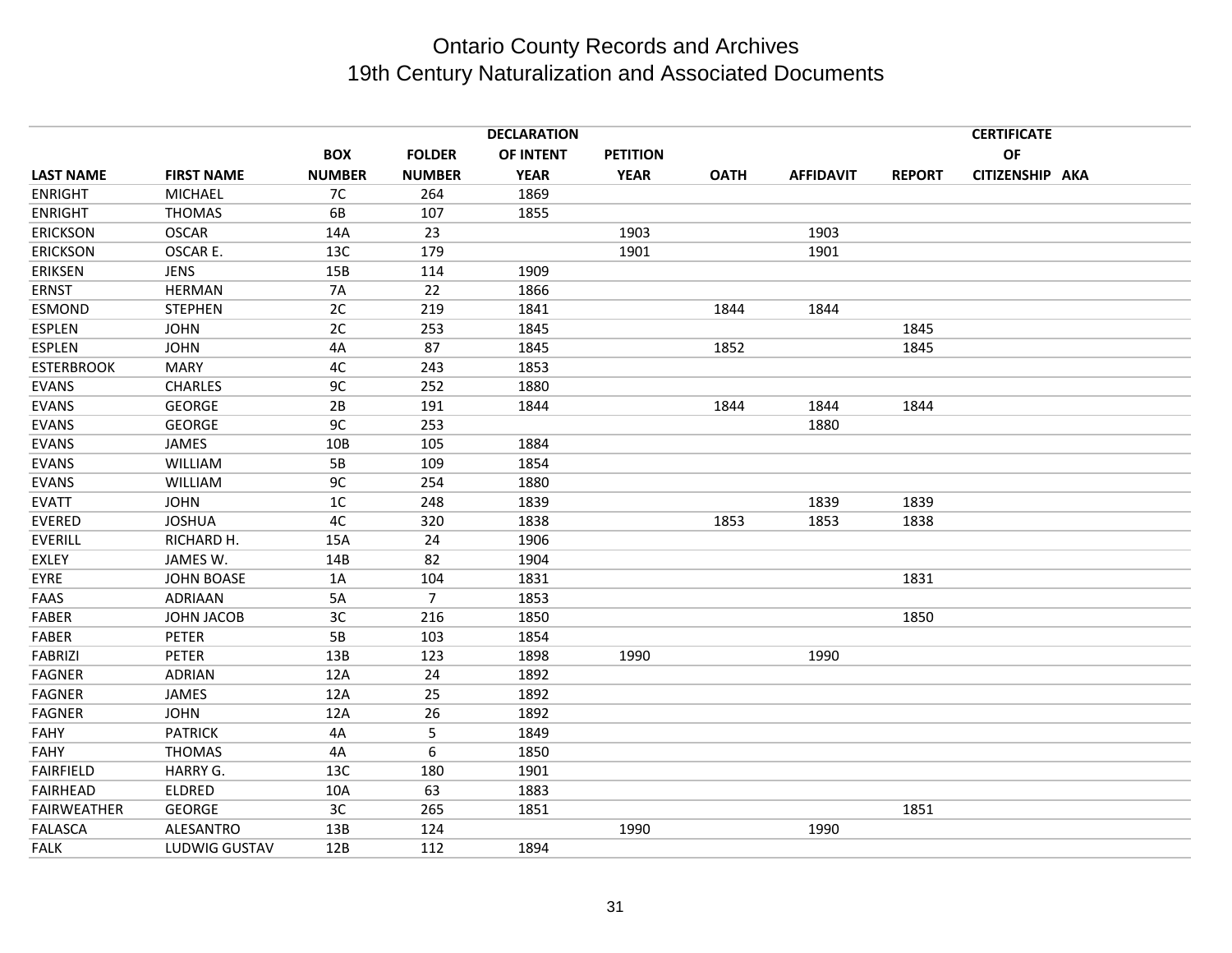# Ontario County Records and Archives
## 19th Century Naturalization and Associated Documents

| LAST NAME | FIRST NAME | BOX NUMBER | FOLDER NUMBER | DECLARATION OF INTENT YEAR | PETITION YEAR | OATH | AFFIDAVIT | REPORT | CERTIFICATE OF CITIZENSHIP | AKA |
|---|---|---|---|---|---|---|---|---|---|---|
| ENRIGHT | MICHAEL | 7C | 264 | 1869 | | | | | | |
| ENRIGHT | THOMAS | 6B | 107 | 1855 | | | | | | |
| ERICKSON | OSCAR | 14A | 23 | | 1903 | | 1903 | | | |
| ERICKSON | OSCAR E. | 13C | 179 | | 1901 | | 1901 | | | |
| ERIKSEN | JENS | 15B | 114 | 1909 | | | | | | |
| ERNST | HERMAN | 7A | 22 | 1866 | | | | | | |
| ESMOND | STEPHEN | 2C | 219 | 1841 | | 1844 | 1844 | | | |
| ESPLEN | JOHN | 2C | 253 | 1845 | | | | 1845 | | |
| ESPLEN | JOHN | 4A | 87 | 1845 | | 1852 | | 1845 | | |
| ESTERBROOK | MARY | 4C | 243 | 1853 | | | | | | |
| EVANS | CHARLES | 9C | 252 | 1880 | | | | | | |
| EVANS | GEORGE | 2B | 191 | 1844 | | 1844 | 1844 | 1844 | | |
| EVANS | GEORGE | 9C | 253 | | | | 1880 | | | |
| EVANS | JAMES | 10B | 105 | 1884 | | | | | | |
| EVANS | WILLIAM | 5B | 109 | 1854 | | | | | | |
| EVANS | WILLIAM | 9C | 254 | 1880 | | | | | | |
| EVATT | JOHN | 1C | 248 | 1839 | | | 1839 | 1839 | | |
| EVERED | JOSHUA | 4C | 320 | 1838 | | 1853 | 1853 | 1838 | | |
| EVERILL | RICHARD H. | 15A | 24 | 1906 | | | | | | |
| EXLEY | JAMES W. | 14B | 82 | 1904 | | | | | | |
| EYRE | JOHN BOASE | 1A | 104 | 1831 | | | | 1831 | | |
| FAAS | ADRIAAN | 5A | 7 | 1853 | | | | | | |
| FABER | JOHN JACOB | 3C | 216 | 1850 | | | | 1850 | | |
| FABER | PETER | 5B | 103 | 1854 | | | | | | |
| FABRIZI | PETER | 13B | 123 | 1898 | 1990 | | 1990 | | | |
| FAGNER | ADRIAN | 12A | 24 | 1892 | | | | | | |
| FAGNER | JAMES | 12A | 25 | 1892 | | | | | | |
| FAGNER | JOHN | 12A | 26 | 1892 | | | | | | |
| FAHY | PATRICK | 4A | 5 | 1849 | | | | | | |
| FAHY | THOMAS | 4A | 6 | 1850 | | | | | | |
| FAIRFIELD | HARRY G. | 13C | 180 | 1901 | | | | | | |
| FAIRHEAD | ELDRED | 10A | 63 | 1883 | | | | | | |
| FAIRWEATHER | GEORGE | 3C | 265 | 1851 | | | | 1851 | | |
| FALASCA | ALESANTRO | 13B | 124 | | 1990 | | 1990 | | | |
| FALK | LUDWIG GUSTAV | 12B | 112 | 1894 | | | | | | |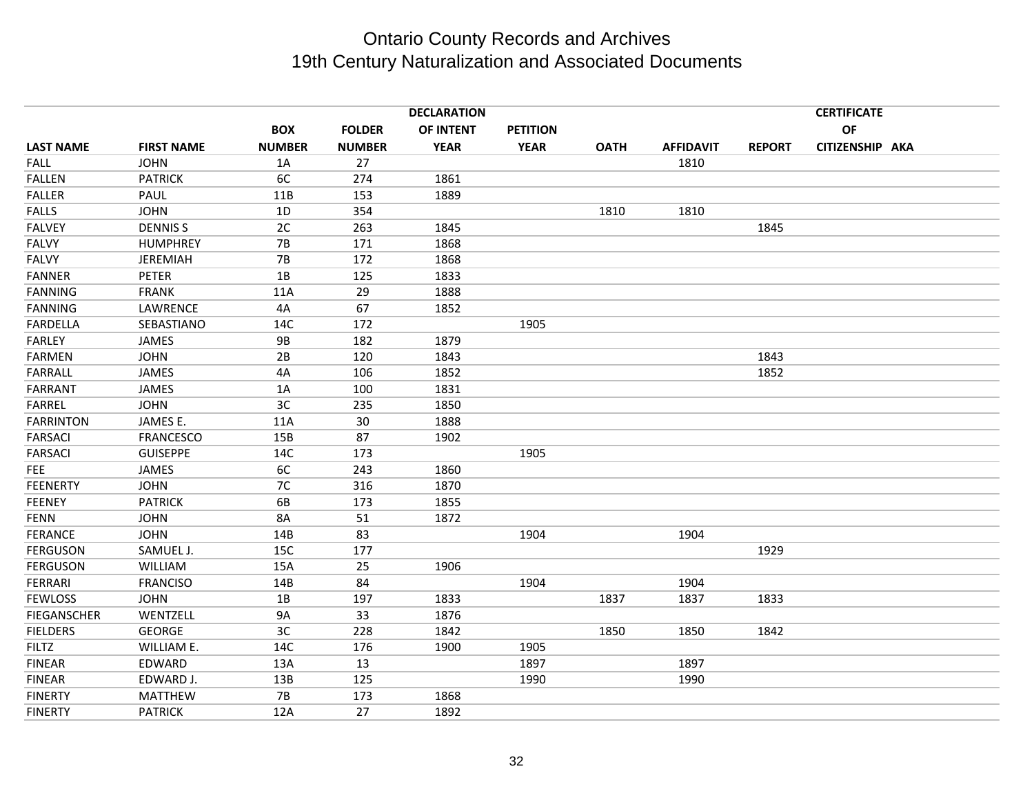# Ontario County Records and Archives
## 19th Century Naturalization and Associated Documents

| LAST NAME | FIRST NAME | BOX NUMBER | FOLDER NUMBER | DECLARATION OF INTENT YEAR | PETITION YEAR | OATH | AFFIDAVIT | REPORT | CERTIFICATE OF CITIZENSHIP | AKA |
|---|---|---|---|---|---|---|---|---|---|---|
| FALL | JOHN | 1A | 27 | | | | 1810 | | | |
| FALLEN | PATRICK | 6C | 274 | 1861 | | | | | | |
| FALLER | PAUL | 11B | 153 | 1889 | | | | | | |
| FALLS | JOHN | 1D | 354 | | | 1810 | 1810 | | | |
| FALVEY | DENNIS S | 2C | 263 | 1845 | | | | 1845 | | |
| FALVY | HUMPHREY | 7B | 171 | 1868 | | | | | | |
| FALVY | JEREMIAH | 7B | 172 | 1868 | | | | | | |
| FANNER | PETER | 1B | 125 | 1833 | | | | | | |
| FANNING | FRANK | 11A | 29 | 1888 | | | | | | |
| FANNING | LAWRENCE | 4A | 67 | 1852 | | | | | | |
| FARDELLA | SEBASTIANO | 14C | 172 | | 1905 | | | | | |
| FARLEY | JAMES | 9B | 182 | 1879 | | | | | | |
| FARMEN | JOHN | 2B | 120 | 1843 | | | | 1843 | | |
| FARRALL | JAMES | 4A | 106 | 1852 | | | | 1852 | | |
| FARRANT | JAMES | 1A | 100 | 1831 | | | | | | |
| FARREL | JOHN | 3C | 235 | 1850 | | | | | | |
| FARRINTON | JAMES E. | 11A | 30 | 1888 | | | | | | |
| FARSACI | FRANCESCO | 15B | 87 | 1902 | | | | | | |
| FARSACI | GUISEPPE | 14C | 173 | | 1905 | | | | | |
| FEE | JAMES | 6C | 243 | 1860 | | | | | | |
| FEENERTY | JOHN | 7C | 316 | 1870 | | | | | | |
| FEENEY | PATRICK | 6B | 173 | 1855 | | | | | | |
| FENN | JOHN | 8A | 51 | 1872 | | | | | | |
| FERANCE | JOHN | 14B | 83 | | 1904 | | 1904 | | | |
| FERGUSON | SAMUEL J. | 15C | 177 | | | | | 1929 | | |
| FERGUSON | WILLIAM | 15A | 25 | 1906 | | | | | | |
| FERRARI | FRANCISO | 14B | 84 | | 1904 | | 1904 | | | |
| FEWLOSS | JOHN | 1B | 197 | 1833 | | 1837 | 1837 | 1833 | | |
| FIEGANSCHER | WENTZELL | 9A | 33 | 1876 | | | | | | |
| FIELDERS | GEORGE | 3C | 228 | 1842 | | 1850 | 1850 | 1842 | | |
| FILTZ | WILLIAM E. | 14C | 176 | 1900 | 1905 | | | | | |
| FINEAR | EDWARD | 13A | 13 | | 1897 | | 1897 | | | |
| FINEAR | EDWARD J. | 13B | 125 | | 1990 | | 1990 | | | |
| FINERTY | MATTHEW | 7B | 173 | 1868 | | | | | | |
| FINERTY | PATRICK | 12A | 27 | 1892 | | | | | | |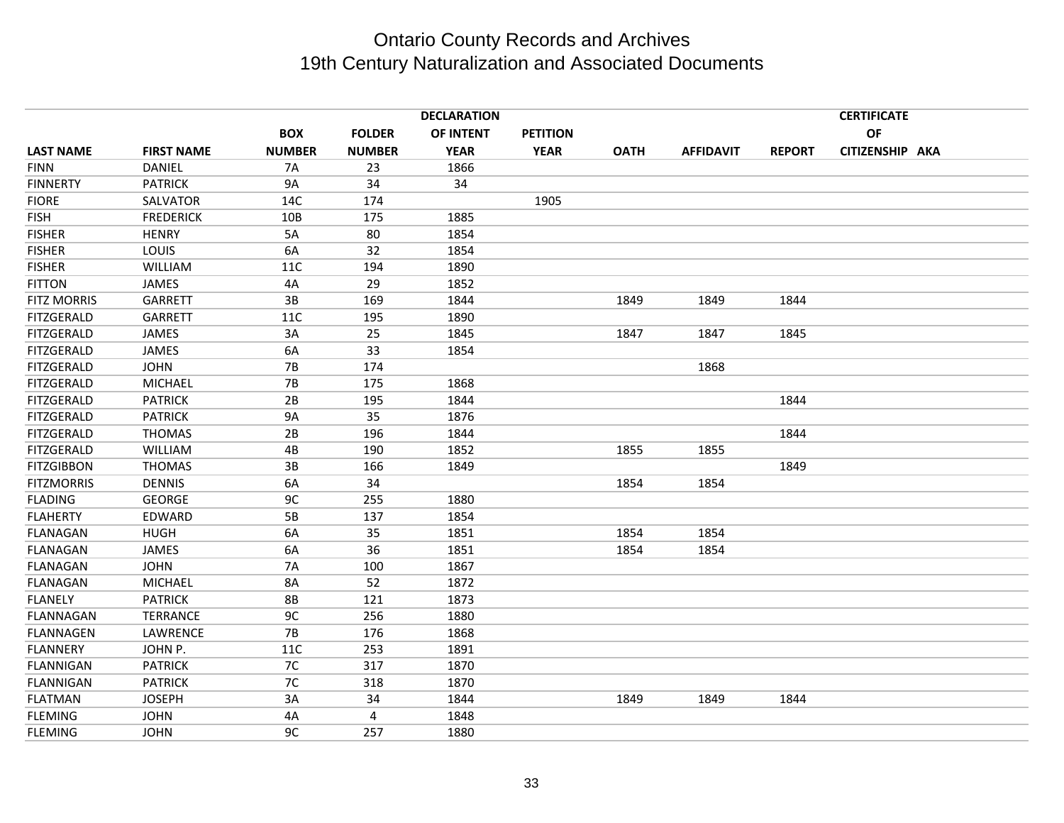# Ontario County Records and Archives
## 19th Century Naturalization and Associated Documents

| LAST NAME | FIRST NAME | BOX NUMBER | FOLDER NUMBER | DECLARATION OF INTENT YEAR | PETITION YEAR | OATH | AFFIDAVIT | REPORT | CERTIFICATE OF CITIZENSHIP | AKA |
|---|---|---|---|---|---|---|---|---|---|---|
| FINN | DANIEL | 7A | 23 | 1866 | | | | | | |
| FINNERTY | PATRICK | 9A | 34 | 34 | | | | | | |
| FIORE | SALVATOR | 14C | 174 | | 1905 | | | | | |
| FISH | FREDERICK | 10B | 175 | 1885 | | | | | | |
| FISHER | HENRY | 5A | 80 | 1854 | | | | | | |
| FISHER | LOUIS | 6A | 32 | 1854 | | | | | | |
| FISHER | WILLIAM | 11C | 194 | 1890 | | | | | | |
| FITTON | JAMES | 4A | 29 | 1852 | | | | | | |
| FITZ MORRIS | GARRETT | 3B | 169 | 1844 | | 1849 | 1849 | 1844 | | |
| FITZGERALD | GARRETT | 11C | 195 | 1890 | | | | | | |
| FITZGERALD | JAMES | 3A | 25 | 1845 | | 1847 | 1847 | 1845 | | |
| FITZGERALD | JAMES | 6A | 33 | 1854 | | | | | | |
| FITZGERALD | JOHN | 7B | 174 | | | | 1868 | | | |
| FITZGERALD | MICHAEL | 7B | 175 | 1868 | | | | | | |
| FITZGERALD | PATRICK | 2B | 195 | 1844 | | | | 1844 | | |
| FITZGERALD | PATRICK | 9A | 35 | 1876 | | | | | | |
| FITZGERALD | THOMAS | 2B | 196 | 1844 | | | | 1844 | | |
| FITZGERALD | WILLIAM | 4B | 190 | 1852 | | 1855 | 1855 | | | |
| FITZGIBBON | THOMAS | 3B | 166 | 1849 | | | | 1849 | | |
| FITZMORRIS | DENNIS | 6A | 34 | | | 1854 | 1854 | | | |
| FLADING | GEORGE | 9C | 255 | 1880 | | | | | | |
| FLAHERTY | EDWARD | 5B | 137 | 1854 | | | | | | |
| FLANAGAN | HUGH | 6A | 35 | 1851 | | 1854 | 1854 | | | |
| FLANAGAN | JAMES | 6A | 36 | 1851 | | 1854 | 1854 | | | |
| FLANAGAN | JOHN | 7A | 100 | 1867 | | | | | | |
| FLANAGAN | MICHAEL | 8A | 52 | 1872 | | | | | | |
| FLANELY | PATRICK | 8B | 121 | 1873 | | | | | | |
| FLANNAGAN | TERRANCE | 9C | 256 | 1880 | | | | | | |
| FLANNAGEN | LAWRENCE | 7B | 176 | 1868 | | | | | | |
| FLANNERY | JOHN P. | 11C | 253 | 1891 | | | | | | |
| FLANNIGAN | PATRICK | 7C | 317 | 1870 | | | | | | |
| FLANNIGAN | PATRICK | 7C | 318 | 1870 | | | | | | |
| FLATMAN | JOSEPH | 3A | 34 | 1844 | | 1849 | 1849 | 1844 | | |
| FLEMING | JOHN | 4A | 4 | 1848 | | | | | | |
| FLEMING | JOHN | 9C | 257 | 1880 | | | | | | |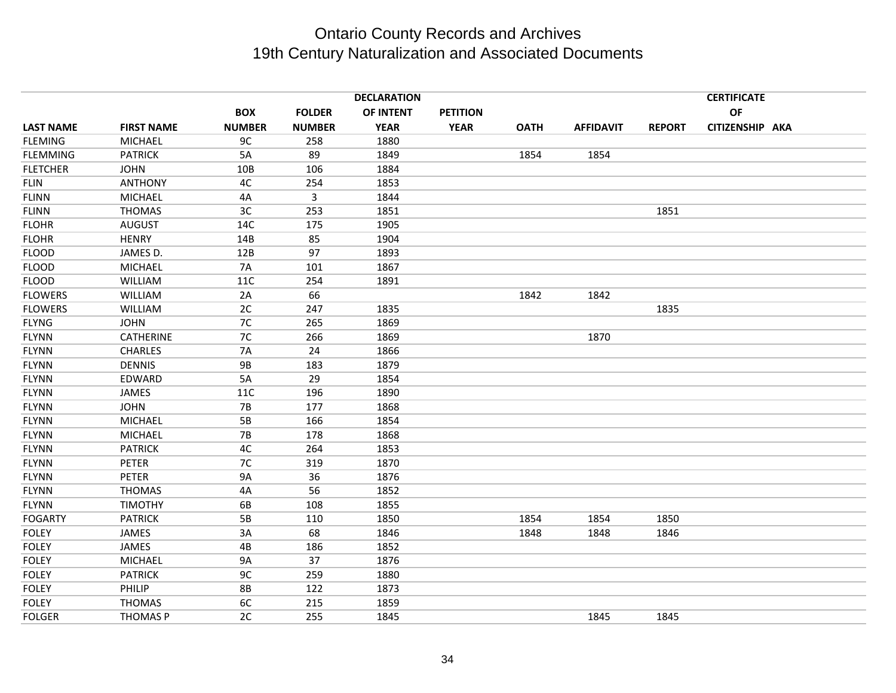# Ontario County Records and Archives
## 19th Century Naturalization and Associated Documents

| LAST NAME | FIRST NAME | BOX NUMBER | FOLDER NUMBER | DECLARATION OF INTENT YEAR | PETITION YEAR | OATH | AFFIDAVIT | REPORT | CERTIFICATE OF CITIZENSHIP | AKA |
|---|---|---|---|---|---|---|---|---|---|---|
| FLEMING | MICHAEL | 9C | 258 | 1880 | | | | | | |
| FLEMMING | PATRICK | 5A | 89 | 1849 | | 1854 | 1854 | | | |
| FLETCHER | JOHN | 10B | 106 | 1884 | | | | | | |
| FLIN | ANTHONY | 4C | 254 | 1853 | | | | | | |
| FLINN | MICHAEL | 4A | 3 | 1844 | | | | | | |
| FLINN | THOMAS | 3C | 253 | 1851 | | | | 1851 | | |
| FLOHR | AUGUST | 14C | 175 | 1905 | | | | | | |
| FLOHR | HENRY | 14B | 85 | 1904 | | | | | | |
| FLOOD | JAMES D. | 12B | 97 | 1893 | | | | | | |
| FLOOD | MICHAEL | 7A | 101 | 1867 | | | | | | |
| FLOOD | WILLIAM | 11C | 254 | 1891 | | | | | | |
| FLOWERS | WILLIAM | 2A | 66 | | | 1842 | 1842 | | | |
| FLOWERS | WILLIAM | 2C | 247 | 1835 | | | | 1835 | | |
| FLYNG | JOHN | 7C | 265 | 1869 | | | | | | |
| FLYNN | CATHERINE | 7C | 266 | 1869 | | | 1870 | | | |
| FLYNN | CHARLES | 7A | 24 | 1866 | | | | | | |
| FLYNN | DENNIS | 9B | 183 | 1879 | | | | | | |
| FLYNN | EDWARD | 5A | 29 | 1854 | | | | | | |
| FLYNN | JAMES | 11C | 196 | 1890 | | | | | | |
| FLYNN | JOHN | 7B | 177 | 1868 | | | | | | |
| FLYNN | MICHAEL | 5B | 166 | 1854 | | | | | | |
| FLYNN | MICHAEL | 7B | 178 | 1868 | | | | | | |
| FLYNN | PATRICK | 4C | 264 | 1853 | | | | | | |
| FLYNN | PETER | 7C | 319 | 1870 | | | | | | |
| FLYNN | PETER | 9A | 36 | 1876 | | | | | | |
| FLYNN | THOMAS | 4A | 56 | 1852 | | | | | | |
| FLYNN | TIMOTHY | 6B | 108 | 1855 | | | | | | |
| FOGARTY | PATRICK | 5B | 110 | 1850 | | 1854 | 1854 | 1850 | | |
| FOLEY | JAMES | 3A | 68 | 1846 | | 1848 | 1848 | 1846 | | |
| FOLEY | JAMES | 4B | 186 | 1852 | | | | | | |
| FOLEY | MICHAEL | 9A | 37 | 1876 | | | | | | |
| FOLEY | PATRICK | 9C | 259 | 1880 | | | | | | |
| FOLEY | PHILIP | 8B | 122 | 1873 | | | | | | |
| FOLEY | THOMAS | 6C | 215 | 1859 | | | | | | |
| FOLGER | THOMAS P | 2C | 255 | 1845 | | | 1845 | 1845 | | |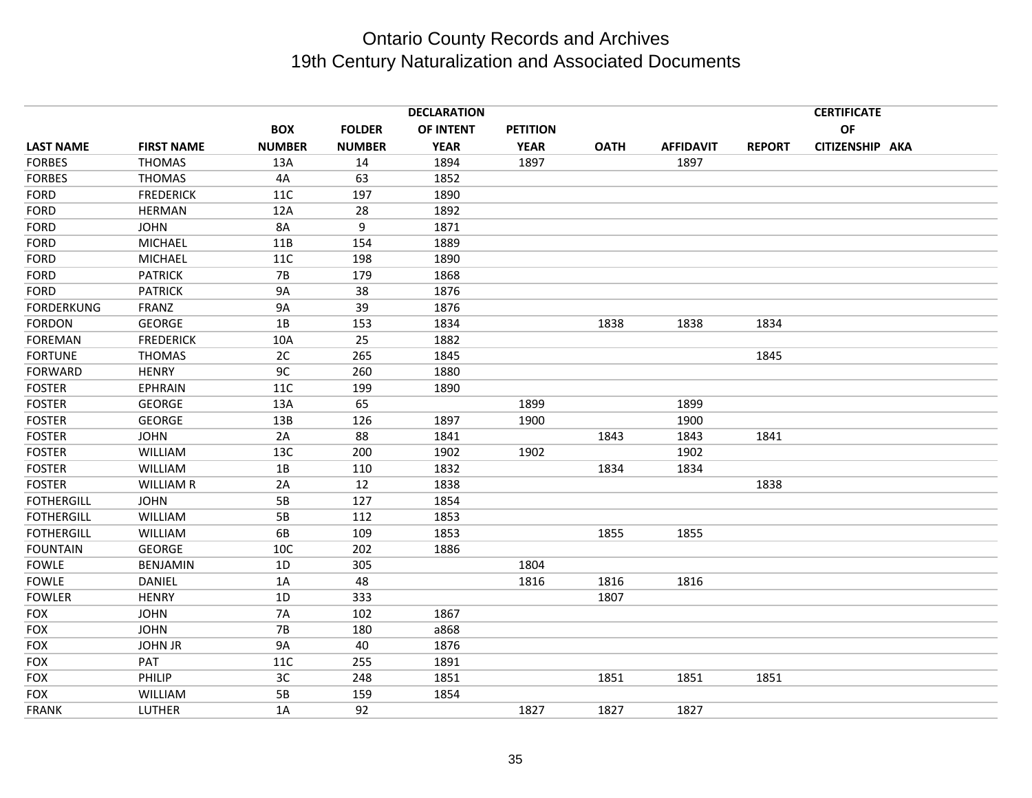# Ontario County Records and Archives
## 19th Century Naturalization and Associated Documents

| LAST NAME | FIRST NAME | BOX NUMBER | FOLDER NUMBER | DECLARATION OF INTENT YEAR | PETITION YEAR | OATH | AFFIDAVIT | REPORT | CERTIFICATE OF CITIZENSHIP | AKA |
|---|---|---|---|---|---|---|---|---|---|---|
| FORBES | THOMAS | 13A | 14 | 1894 | 1897 | | 1897 | | | |
| FORBES | THOMAS | 4A | 63 | 1852 | | | | | | |
| FORD | FREDERICK | 11C | 197 | 1890 | | | | | | |
| FORD | HERMAN | 12A | 28 | 1892 | | | | | | |
| FORD | JOHN | 8A | 9 | 1871 | | | | | | |
| FORD | MICHAEL | 11B | 154 | 1889 | | | | | | |
| FORD | MICHAEL | 11C | 198 | 1890 | | | | | | |
| FORD | PATRICK | 7B | 179 | 1868 | | | | | | |
| FORD | PATRICK | 9A | 38 | 1876 | | | | | | |
| FORDERKUNG | FRANZ | 9A | 39 | 1876 | | | | | | |
| FORDON | GEORGE | 1B | 153 | 1834 | | 1838 | 1838 | 1834 | | |
| FOREMAN | FREDERICK | 10A | 25 | 1882 | | | | | | |
| FORTUNE | THOMAS | 2C | 265 | 1845 | | | | 1845 | | |
| FORWARD | HENRY | 9C | 260 | 1880 | | | | | | |
| FOSTER | EPHRAIN | 11C | 199 | 1890 | | | | | | |
| FOSTER | GEORGE | 13A | 65 | | 1899 | | 1899 | | | |
| FOSTER | GEORGE | 13B | 126 | 1897 | 1900 | | 1900 | | | |
| FOSTER | JOHN | 2A | 88 | 1841 | | 1843 | 1843 | 1841 | | |
| FOSTER | WILLIAM | 13C | 200 | 1902 | 1902 | | 1902 | | | |
| FOSTER | WILLIAM | 1B | 110 | 1832 | | 1834 | 1834 | | | |
| FOSTER | WILLIAM R | 2A | 12 | 1838 | | | | 1838 | | |
| FOTHERGILL | JOHN | 5B | 127 | 1854 | | | | | | |
| FOTHERGILL | WILLIAM | 5B | 112 | 1853 | | | | | | |
| FOTHERGILL | WILLIAM | 6B | 109 | 1853 | | 1855 | 1855 | | | |
| FOUNTAIN | GEORGE | 10C | 202 | 1886 | | | | | | |
| FOWLE | BENJAMIN | 1D | 305 | | 1804 | | | | | |
| FOWLE | DANIEL | 1A | 48 | | 1816 | 1816 | 1816 | | | |
| FOWLER | HENRY | 1D | 333 | | | 1807 | | | | |
| FOX | JOHN | 7A | 102 | 1867 | | | | | | |
| FOX | JOHN | 7B | 180 | a868 | | | | | | |
| FOX | JOHN JR | 9A | 40 | 1876 | | | | | | |
| FOX | PAT | 11C | 255 | 1891 | | | | | | |
| FOX | PHILIP | 3C | 248 | 1851 | | 1851 | 1851 | 1851 | | |
| FOX | WILLIAM | 5B | 159 | 1854 | | | | | | |
| FRANK | LUTHER | 1A | 92 | | 1827 | 1827 | 1827 | | | |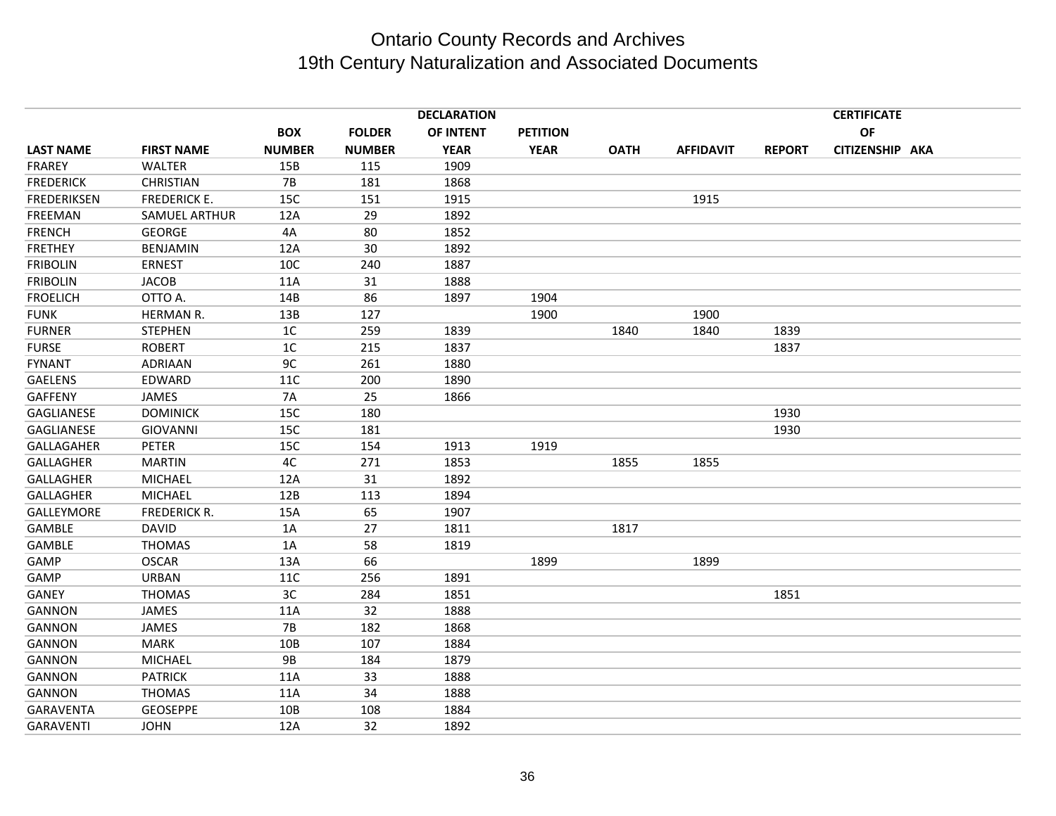# Ontario County Records and Archives
# 19th Century Naturalization and Associated Documents

| LAST NAME | FIRST NAME | BOX NUMBER | FOLDER NUMBER | DECLARATION OF INTENT YEAR | PETITION YEAR | OATH | AFFIDAVIT | REPORT | CERTIFICATE OF CITIZENSHIP | AKA |
|---|---|---|---|---|---|---|---|---|---|---|
| FRAREY | WALTER | 15B | 115 | 1909 | | | | | | |
| FREDERICK | CHRISTIAN | 7B | 181 | 1868 | | | | | | |
| FREDERIKSEN | FREDERICK E. | 15C | 151 | 1915 | | | 1915 | | | |
| FREEMAN | SAMUEL ARTHUR | 12A | 29 | 1892 | | | | | | |
| FRENCH | GEORGE | 4A | 80 | 1852 | | | | | | |
| FRETHEY | BENJAMIN | 12A | 30 | 1892 | | | | | | |
| FRIBOLIN | ERNEST | 10C | 240 | 1887 | | | | | | |
| FRIBOLIN | JACOB | 11A | 31 | 1888 | | | | | | |
| FROELICH | OTTO A. | 14B | 86 | 1897 | 1904 | | | | | |
| FUNK | HERMAN R. | 13B | 127 | | 1900 | | 1900 | | | |
| FURNER | STEPHEN | 1C | 259 | 1839 | | 1840 | 1840 | 1839 | | |
| FURSE | ROBERT | 1C | 215 | 1837 | | | | 1837 | | |
| FYNANT | ADRIAAN | 9C | 261 | 1880 | | | | | | |
| GAELENS | EDWARD | 11C | 200 | 1890 | | | | | | |
| GAFFENY | JAMES | 7A | 25 | 1866 | | | | | | |
| GAGLIANESE | DOMINICK | 15C | 180 | | | | | 1930 | | |
| GAGLIANESE | GIOVANNI | 15C | 181 | | | | | 1930 | | |
| GALLAGAHER | PETER | 15C | 154 | 1913 | 1919 | | | | | |
| GALLAGHER | MARTIN | 4C | 271 | 1853 | | 1855 | 1855 | | | |
| GALLAGHER | MICHAEL | 12A | 31 | 1892 | | | | | | |
| GALLAGHER | MICHAEL | 12B | 113 | 1894 | | | | | | |
| GALLEYMORE | FREDERICK R. | 15A | 65 | 1907 | | | | | | |
| GAMBLE | DAVID | 1A | 27 | 1811 | | 1817 | | | | |
| GAMBLE | THOMAS | 1A | 58 | 1819 | | | | | | |
| GAMP | OSCAR | 13A | 66 | | 1899 | | 1899 | | | |
| GAMP | URBAN | 11C | 256 | 1891 | | | | | | |
| GANEY | THOMAS | 3C | 284 | 1851 | | | | 1851 | | |
| GANNON | JAMES | 11A | 32 | 1888 | | | | | | |
| GANNON | JAMES | 7B | 182 | 1868 | | | | | | |
| GANNON | MARK | 10B | 107 | 1884 | | | | | | |
| GANNON | MICHAEL | 9B | 184 | 1879 | | | | | | |
| GANNON | PATRICK | 11A | 33 | 1888 | | | | | | |
| GANNON | THOMAS | 11A | 34 | 1888 | | | | | | |
| GARAVENTA | GEOSEPPE | 10B | 108 | 1884 | | | | | | |
| GARAVENTI | JOHN | 12A | 32 | 1892 | | | | | | |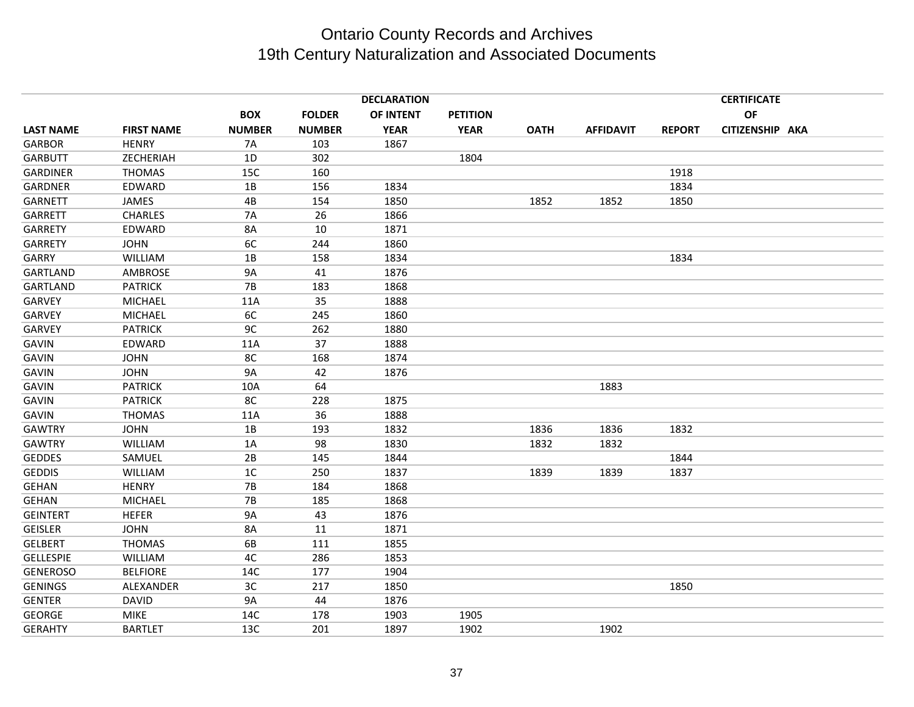# Ontario County Records and Archives
# 19th Century Naturalization and Associated Documents

| LAST NAME | FIRST NAME | BOX NUMBER | FOLDER NUMBER | DECLARATION OF INTENT YEAR | PETITION YEAR | OATH | AFFIDAVIT | REPORT | CERTIFICATE OF CITIZENSHIP | AKA |
|---|---|---|---|---|---|---|---|---|---|---|
| GARBOR | HENRY | 7A | 103 | 1867 | | | | | | |
| GARBUTT | ZECHERIAH | 1D | 302 | | 1804 | | | | | |
| GARDINER | THOMAS | 15C | 160 | | | | | 1918 | | |
| GARDNER | EDWARD | 1B | 156 | 1834 | | | | 1834 | | |
| GARNETT | JAMES | 4B | 154 | 1850 | | 1852 | 1852 | 1850 | | |
| GARRETT | CHARLES | 7A | 26 | 1866 | | | | | | |
| GARRETY | EDWARD | 8A | 10 | 1871 | | | | | | |
| GARRETY | JOHN | 6C | 244 | 1860 | | | | | | |
| GARRY | WILLIAM | 1B | 158 | 1834 | | | | 1834 | | |
| GARTLAND | AMBROSE | 9A | 41 | 1876 | | | | | | |
| GARTLAND | PATRICK | 7B | 183 | 1868 | | | | | | |
| GARVEY | MICHAEL | 11A | 35 | 1888 | | | | | | |
| GARVEY | MICHAEL | 6C | 245 | 1860 | | | | | | |
| GARVEY | PATRICK | 9C | 262 | 1880 | | | | | | |
| GAVIN | EDWARD | 11A | 37 | 1888 | | | | | | |
| GAVIN | JOHN | 8C | 168 | 1874 | | | | | | |
| GAVIN | JOHN | 9A | 42 | 1876 | | | | | | |
| GAVIN | PATRICK | 10A | 64 | | | | 1883 | | | |
| GAVIN | PATRICK | 8C | 228 | 1875 | | | | | | |
| GAVIN | THOMAS | 11A | 36 | 1888 | | | | | | |
| GAWTRY | JOHN | 1B | 193 | 1832 | | 1836 | 1836 | 1832 | | |
| GAWTRY | WILLIAM | 1A | 98 | 1830 | | 1832 | 1832 | | | |
| GEDDES | SAMUEL | 2B | 145 | 1844 | | | | 1844 | | |
| GEDDIS | WILLIAM | 1C | 250 | 1837 | | 1839 | 1839 | 1837 | | |
| GEHAN | HENRY | 7B | 184 | 1868 | | | | | | |
| GEHAN | MICHAEL | 7B | 185 | 1868 | | | | | | |
| GEINTERT | HEFER | 9A | 43 | 1876 | | | | | | |
| GEISLER | JOHN | 8A | 11 | 1871 | | | | | | |
| GELBERT | THOMAS | 6B | 111 | 1855 | | | | | | |
| GELLESPIE | WILLIAM | 4C | 286 | 1853 | | | | | | |
| GENEROSO | BELFIORE | 14C | 177 | 1904 | | | | | | |
| GENINGS | ALEXANDER | 3C | 217 | 1850 | | | | 1850 | | |
| GENTER | DAVID | 9A | 44 | 1876 | | | | | | |
| GEORGE | MIKE | 14C | 178 | 1903 | 1905 | | | | | |
| GERAHTY | BARTLET | 13C | 201 | 1897 | 1902 | | 1902 | | | |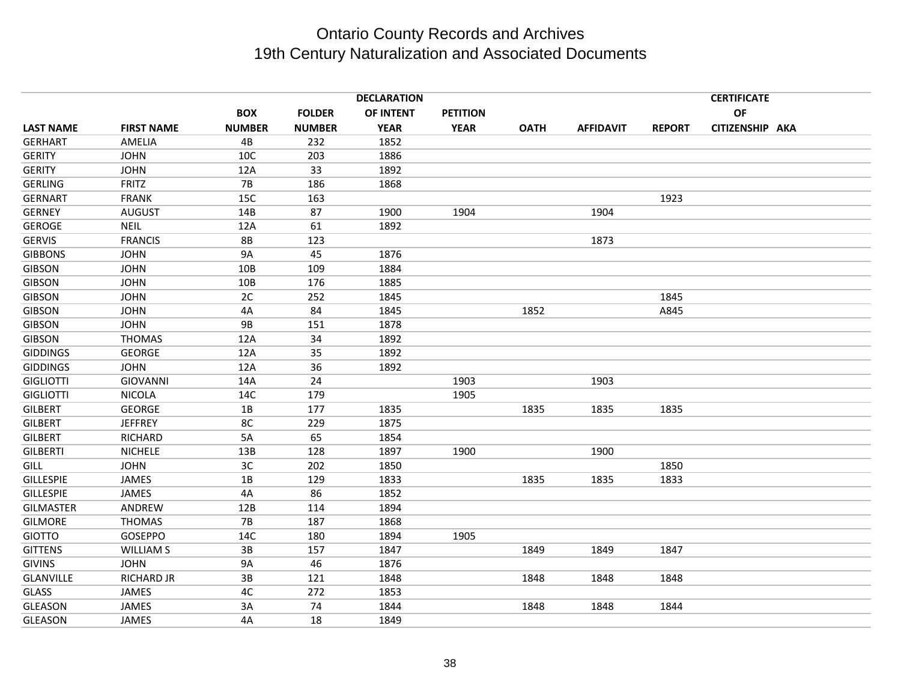# Ontario County Records and Archives
## 19th Century Naturalization and Associated Documents

| LAST NAME | FIRST NAME | BOX NUMBER | FOLDER NUMBER | DECLARATION OF INTENT YEAR | PETITION YEAR | OATH | AFFIDAVIT | REPORT | CERTIFICATE OF CITIZENSHIP | AKA |
|---|---|---|---|---|---|---|---|---|---|---|
| GERHART | AMELIA | 4B | 232 | 1852 | | | | | | |
| GERITY | JOHN | 10C | 203 | 1886 | | | | | | |
| GERITY | JOHN | 12A | 33 | 1892 | | | | | | |
| GERLING | FRITZ | 7B | 186 | 1868 | | | | | | |
| GERNART | FRANK | 15C | 163 | | | | | 1923 | | |
| GERNEY | AUGUST | 14B | 87 | 1900 | 1904 | | 1904 | | | |
| GEROGE | NEIL | 12A | 61 | 1892 | | | | | | |
| GERVIS | FRANCIS | 8B | 123 | | | | 1873 | | | |
| GIBBONS | JOHN | 9A | 45 | 1876 | | | | | | |
| GIBSON | JOHN | 10B | 109 | 1884 | | | | | | |
| GIBSON | JOHN | 10B | 176 | 1885 | | | | | | |
| GIBSON | JOHN | 2C | 252 | 1845 | | | | 1845 | | |
| GIBSON | JOHN | 4A | 84 | 1845 | | 1852 | | A845 | | |
| GIBSON | JOHN | 9B | 151 | 1878 | | | | | | |
| GIBSON | THOMAS | 12A | 34 | 1892 | | | | | | |
| GIDDINGS | GEORGE | 12A | 35 | 1892 | | | | | | |
| GIDDINGS | JOHN | 12A | 36 | 1892 | | | | | | |
| GIGLIOTTI | GIOVANNI | 14A | 24 | | 1903 | | 1903 | | | |
| GIGLIOTTI | NICOLA | 14C | 179 | | 1905 | | | | | |
| GILBERT | GEORGE | 1B | 177 | 1835 | | 1835 | 1835 | 1835 | | |
| GILBERT | JEFFREY | 8C | 229 | 1875 | | | | | | |
| GILBERT | RICHARD | 5A | 65 | 1854 | | | | | | |
| GILBERTI | NICHELE | 13B | 128 | 1897 | 1900 | | 1900 | | | |
| GILL | JOHN | 3C | 202 | 1850 | | | | 1850 | | |
| GILLESPIE | JAMES | 1B | 129 | 1833 | | 1835 | 1835 | 1833 | | |
| GILLESPIE | JAMES | 4A | 86 | 1852 | | | | | | |
| GILMASTER | ANDREW | 12B | 114 | 1894 | | | | | | |
| GILMORE | THOMAS | 7B | 187 | 1868 | | | | | | |
| GIOTTO | GOSEPPO | 14C | 180 | 1894 | 1905 | | | | | |
| GITTENS | WILLIAM S | 3B | 157 | 1847 | | 1849 | 1849 | 1847 | | |
| GIVINS | JOHN | 9A | 46 | 1876 | | | | | | |
| GLANVILLE | RICHARD JR | 3B | 121 | 1848 | | 1848 | 1848 | 1848 | | |
| GLASS | JAMES | 4C | 272 | 1853 | | | | | | |
| GLEASON | JAMES | 3A | 74 | 1844 | | 1848 | 1848 | 1844 | | |
| GLEASON | JAMES | 4A | 18 | 1849 | | | | | | |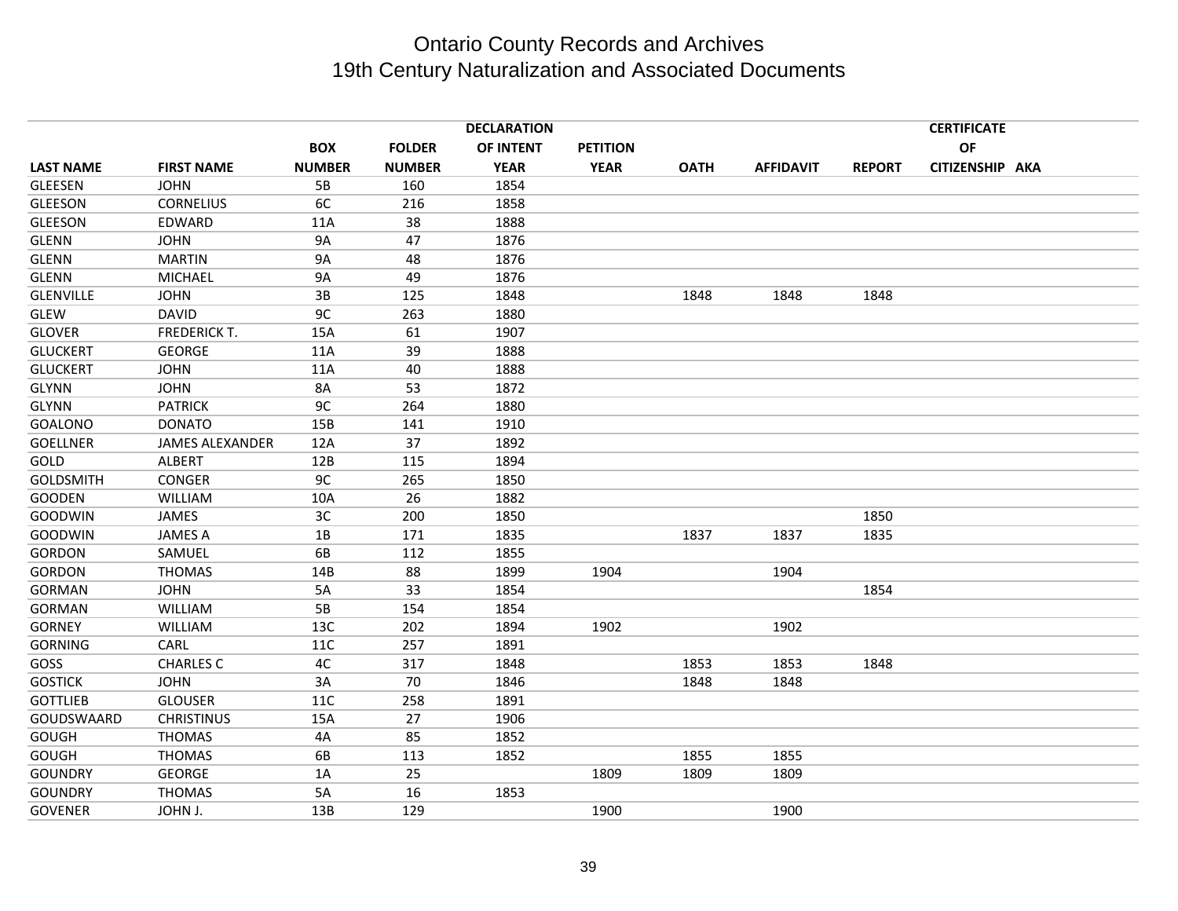# Ontario County Records and Archives
## 19th Century Naturalization and Associated Documents

| LAST NAME | FIRST NAME | BOX NUMBER | FOLDER NUMBER | DECLARATION OF INTENT YEAR | PETITION YEAR | OATH | AFFIDAVIT | REPORT | CERTIFICATE OF CITIZENSHIP | AKA |
|---|---|---|---|---|---|---|---|---|---|---|
| GLEESEN | JOHN | 5B | 160 | 1854 | | | | | | |
| GLEESON | CORNELIUS | 6C | 216 | 1858 | | | | | | |
| GLEESON | EDWARD | 11A | 38 | 1888 | | | | | | |
| GLENN | JOHN | 9A | 47 | 1876 | | | | | | |
| GLENN | MARTIN | 9A | 48 | 1876 | | | | | | |
| GLENN | MICHAEL | 9A | 49 | 1876 | | | | | | |
| GLENVILLE | JOHN | 3B | 125 | 1848 | | 1848 | 1848 | 1848 | | |
| GLEW | DAVID | 9C | 263 | 1880 | | | | | | |
| GLOVER | FREDERICK T. | 15A | 61 | 1907 | | | | | | |
| GLUCKERT | GEORGE | 11A | 39 | 1888 | | | | | | |
| GLUCKERT | JOHN | 11A | 40 | 1888 | | | | | | |
| GLYNN | JOHN | 8A | 53 | 1872 | | | | | | |
| GLYNN | PATRICK | 9C | 264 | 1880 | | | | | | |
| GOALONO | DONATO | 15B | 141 | 1910 | | | | | | |
| GOELLNER | JAMES ALEXANDER | 12A | 37 | 1892 | | | | | | |
| GOLD | ALBERT | 12B | 115 | 1894 | | | | | | |
| GOLDSMITH | CONGER | 9C | 265 | 1850 | | | | | | |
| GOODEN | WILLIAM | 10A | 26 | 1882 | | | | | | |
| GOODWIN | JAMES | 3C | 200 | 1850 | | | | 1850 | | |
| GOODWIN | JAMES A | 1B | 171 | 1835 | | 1837 | 1837 | 1835 | | |
| GORDON | SAMUEL | 6B | 112 | 1855 | | | | | | |
| GORDON | THOMAS | 14B | 88 | 1899 | 1904 | | 1904 | | | |
| GORMAN | JOHN | 5A | 33 | 1854 | | | | 1854 | | |
| GORMAN | WILLIAM | 5B | 154 | 1854 | | | | | | |
| GORNEY | WILLIAM | 13C | 202 | 1894 | 1902 | | 1902 | | | |
| GORNING | CARL | 11C | 257 | 1891 | | | | | | |
| GOSS | CHARLES C | 4C | 317 | 1848 | | 1853 | 1853 | 1848 | | |
| GOSTICK | JOHN | 3A | 70 | 1846 | | 1848 | 1848 | | | |
| GOTTLIEB | GLOUSER | 11C | 258 | 1891 | | | | | | |
| GOUDSWAARD | CHRISTINUS | 15A | 27 | 1906 | | | | | | |
| GOUGH | THOMAS | 4A | 85 | 1852 | | | | | | |
| GOUGH | THOMAS | 6B | 113 | 1852 | | 1855 | 1855 | | | |
| GOUNDRY | GEORGE | 1A | 25 | | 1809 | 1809 | 1809 | | | |
| GOUNDRY | THOMAS | 5A | 16 | 1853 | | | | | | |
| GOVENER | JOHN J. | 13B | 129 | | 1900 | | 1900 | | | |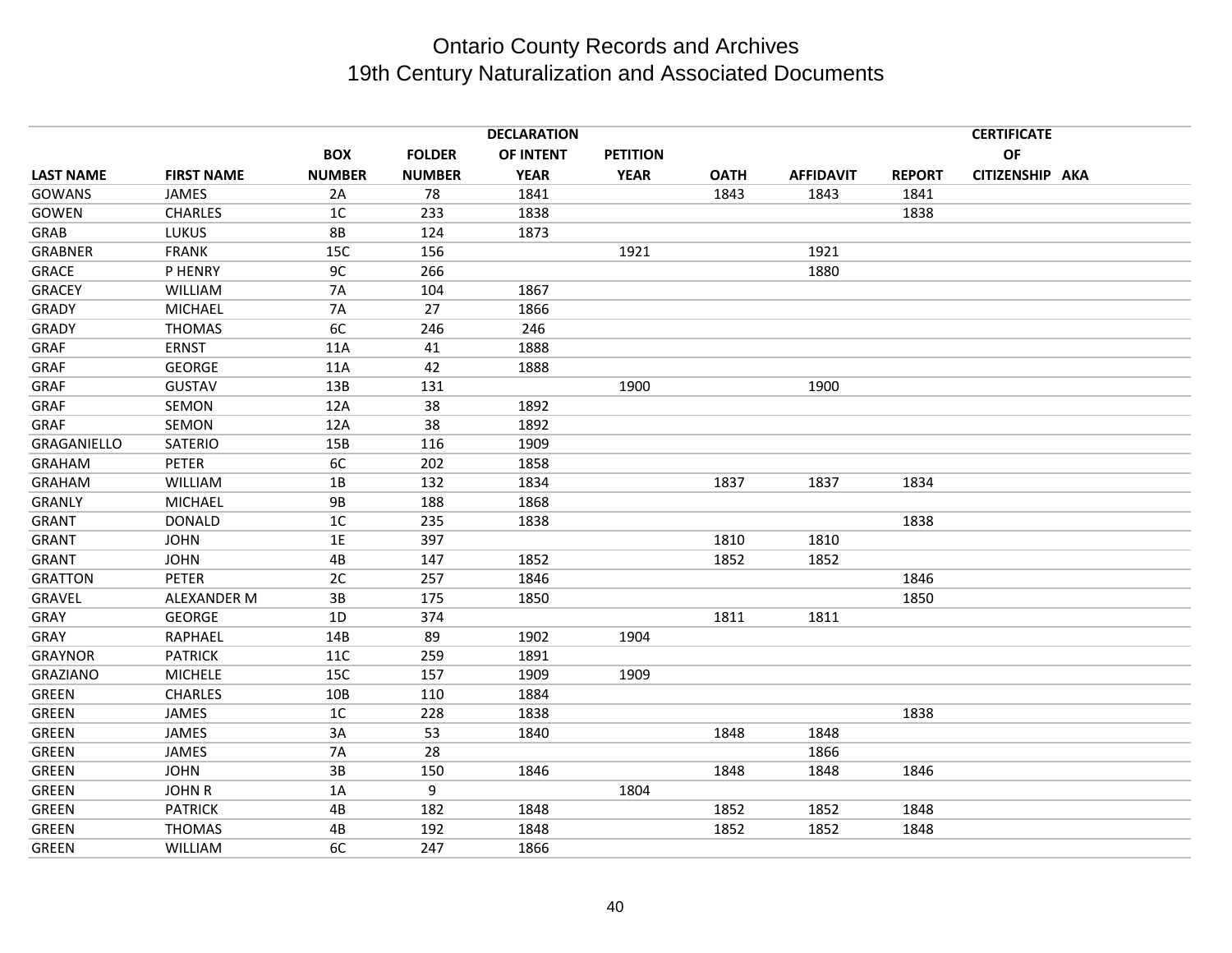# Ontario County Records and Archives
## 19th Century Naturalization and Associated Documents

| LAST NAME | FIRST NAME | BOX NUMBER | FOLDER NUMBER | DECLARATION OF INTENT YEAR | PETITION YEAR | OATH | AFFIDAVIT | REPORT | CERTIFICATE OF CITIZENSHIP | AKA |
|---|---|---|---|---|---|---|---|---|---|---|
| GOWANS | JAMES | 2A | 78 | 1841 | | 1843 | 1843 | 1841 | | |
| GOWEN | CHARLES | 1C | 233 | 1838 | | | | 1838 | | |
| GRAB | LUKUS | 8B | 124 | 1873 | | | | | | |
| GRABNER | FRANK | 15C | 156 | | 1921 | | 1921 | | | |
| GRACE | P HENRY | 9C | 266 | | | | 1880 | | | |
| GRACEY | WILLIAM | 7A | 104 | 1867 | | | | | | |
| GRADY | MICHAEL | 7A | 27 | 1866 | | | | | | |
| GRADY | THOMAS | 6C | 246 | 246 | | | | | | |
| GRAF | ERNST | 11A | 41 | 1888 | | | | | | |
| GRAF | GEORGE | 11A | 42 | 1888 | | | | | | |
| GRAF | GUSTAV | 13B | 131 | | 1900 | | 1900 | | | |
| GRAF | SEMON | 12A | 38 | 1892 | | | | | | |
| GRAF | SEMON | 12A | 38 | 1892 | | | | | | |
| GRAGANIELLO | SATERIO | 15B | 116 | 1909 | | | | | | |
| GRAHAM | PETER | 6C | 202 | 1858 | | | | | | |
| GRAHAM | WILLIAM | 1B | 132 | 1834 | | 1837 | 1837 | 1834 | | |
| GRANLY | MICHAEL | 9B | 188 | 1868 | | | | | | |
| GRANT | DONALD | 1C | 235 | 1838 | | | | 1838 | | |
| GRANT | JOHN | 1E | 397 | | | 1810 | 1810 | | | |
| GRANT | JOHN | 4B | 147 | 1852 | | 1852 | 1852 | | | |
| GRATTON | PETER | 2C | 257 | 1846 | | | | 1846 | | |
| GRAVEL | ALEXANDER M | 3B | 175 | 1850 | | | | 1850 | | |
| GRAY | GEORGE | 1D | 374 | | | 1811 | 1811 | | | |
| GRAY | RAPHAEL | 14B | 89 | 1902 | 1904 | | | | | |
| GRAYNOR | PATRICK | 11C | 259 | 1891 | | | | | | |
| GRAZIANO | MICHELE | 15C | 157 | 1909 | 1909 | | | | | |
| GREEN | CHARLES | 10B | 110 | 1884 | | | | | | |
| GREEN | JAMES | 1C | 228 | 1838 | | | | 1838 | | |
| GREEN | JAMES | 3A | 53 | 1840 | | 1848 | 1848 | | | |
| GREEN | JAMES | 7A | 28 | | | | 1866 | | | |
| GREEN | JOHN | 3B | 150 | 1846 | | 1848 | 1848 | 1846 | | |
| GREEN | JOHN R | 1A | 9 | | 1804 | | | | | |
| GREEN | PATRICK | 4B | 182 | 1848 | | 1852 | 1852 | 1848 | | |
| GREEN | THOMAS | 4B | 192 | 1848 | | 1852 | 1852 | 1848 | | |
| GREEN | WILLIAM | 6C | 247 | 1866 | | | | | | |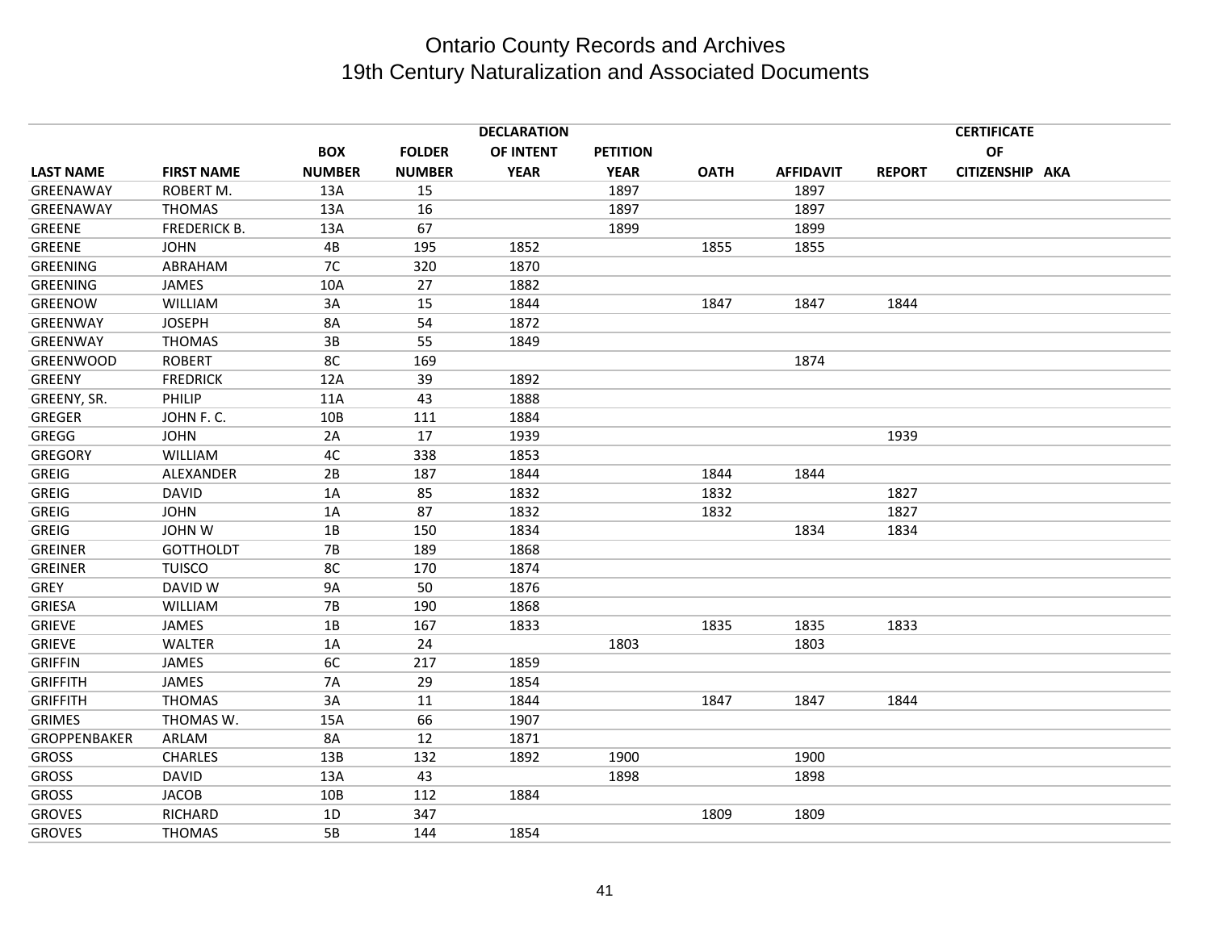# Ontario County Records and Archives
## 19th Century Naturalization and Associated Documents

| LAST NAME | FIRST NAME | BOX NUMBER | FOLDER NUMBER | DECLARATION OF INTENT YEAR | PETITION YEAR | OATH | AFFIDAVIT | REPORT | CERTIFICATE OF CITIZENSHIP | AKA |
|---|---|---|---|---|---|---|---|---|---|---|
| GREENAWAY | ROBERT M. | 13A | 15 | | 1897 | | 1897 | | | |
| GREENAWAY | THOMAS | 13A | 16 | | 1897 | | 1897 | | | |
| GREENE | FREDERICK B. | 13A | 67 | | 1899 | | 1899 | | | |
| GREENE | JOHN | 4B | 195 | 1852 | | 1855 | 1855 | | | |
| GREENING | ABRAHAM | 7C | 320 | 1870 | | | | | | |
| GREENING | JAMES | 10A | 27 | 1882 | | | | | | |
| GREENOW | WILLIAM | 3A | 15 | 1844 | | 1847 | 1847 | 1844 | | |
| GREENWAY | JOSEPH | 8A | 54 | 1872 | | | | | | |
| GREENWAY | THOMAS | 3B | 55 | 1849 | | | | | | |
| GREENWOOD | ROBERT | 8C | 169 | | | | 1874 | | | |
| GREENY | FREDRICK | 12A | 39 | 1892 | | | | | | |
| GREENY, SR. | PHILIP | 11A | 43 | 1888 | | | | | | |
| GREGER | JOHN F. C. | 10B | 111 | 1884 | | | | | | |
| GREGG | JOHN | 2A | 17 | 1939 | | | | 1939 | | |
| GREGORY | WILLIAM | 4C | 338 | 1853 | | | | | | |
| GREIG | ALEXANDER | 2B | 187 | 1844 | | 1844 | 1844 | | | |
| GREIG | DAVID | 1A | 85 | 1832 | | 1832 | | 1827 | | |
| GREIG | JOHN | 1A | 87 | 1832 | | 1832 | | 1827 | | |
| GREIG | JOHN W | 1B | 150 | 1834 | | | 1834 | 1834 | | |
| GREINER | GOTTHOLDT | 7B | 189 | 1868 | | | | | | |
| GREINER | TUISCO | 8C | 170 | 1874 | | | | | | |
| GREY | DAVID W | 9A | 50 | 1876 | | | | | | |
| GRIESA | WILLIAM | 7B | 190 | 1868 | | | | | | |
| GRIEVE | JAMES | 1B | 167 | 1833 | | 1835 | 1835 | 1833 | | |
| GRIEVE | WALTER | 1A | 24 | | 1803 | | 1803 | | | |
| GRIFFIN | JAMES | 6C | 217 | 1859 | | | | | | |
| GRIFFITH | JAMES | 7A | 29 | 1854 | | | | | | |
| GRIFFITH | THOMAS | 3A | 11 | 1844 | | 1847 | 1847 | 1844 | | |
| GRIMES | THOMAS W. | 15A | 66 | 1907 | | | | | | |
| GROPPENBAKER | ARLAM | 8A | 12 | 1871 | | | | | | |
| GROSS | CHARLES | 13B | 132 | 1892 | 1900 | | 1900 | | | |
| GROSS | DAVID | 13A | 43 | | 1898 | | 1898 | | | |
| GROSS | JACOB | 10B | 112 | 1884 | | | | | | |
| GROVES | RICHARD | 1D | 347 | | | 1809 | 1809 | | | |
| GROVES | THOMAS | 5B | 144 | 1854 | | | | | | |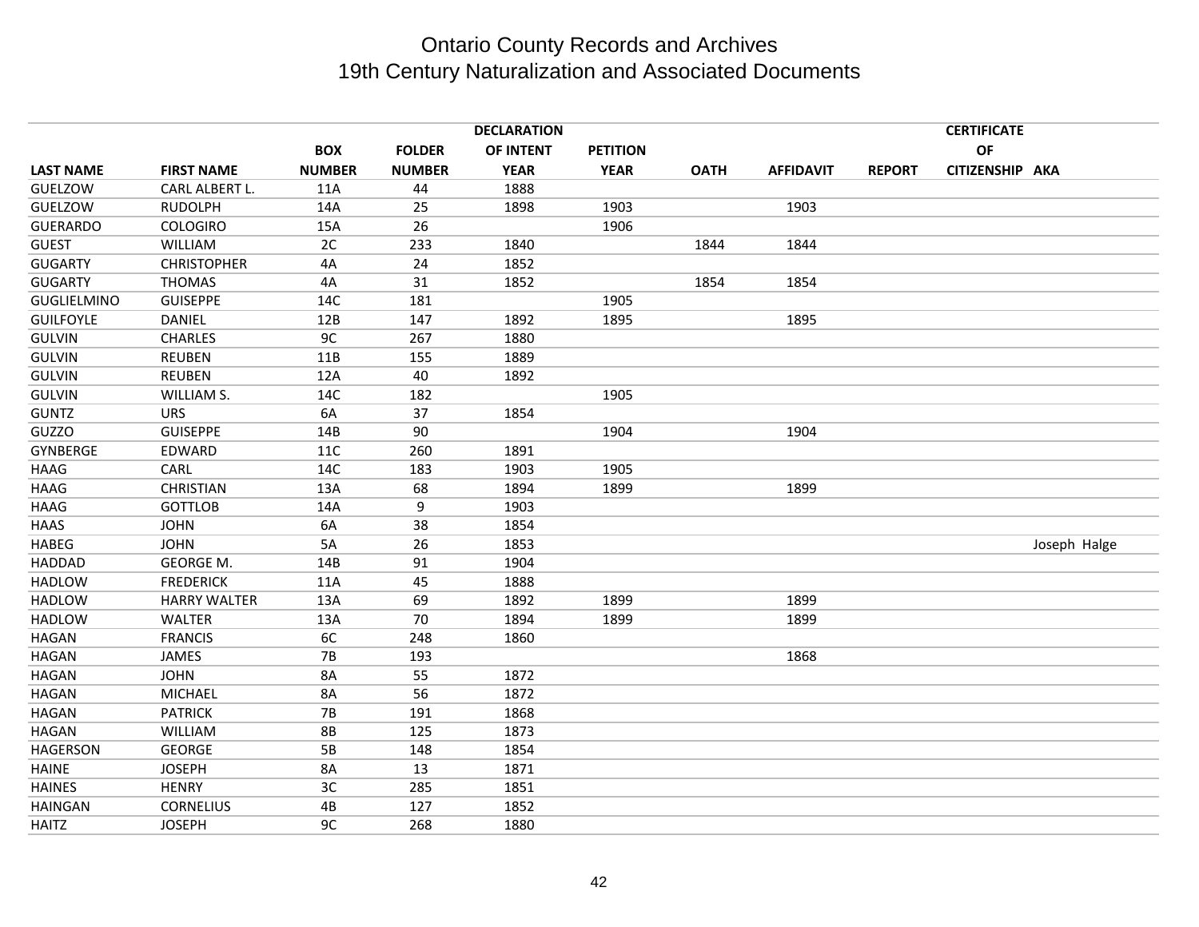# Ontario County Records and Archives
## 19th Century Naturalization and Associated Documents

| LAST NAME | FIRST NAME | BOX NUMBER | FOLDER NUMBER | DECLARATION OF INTENT YEAR | PETITION YEAR | OATH | AFFIDAVIT | REPORT | CERTIFICATE OF CITIZENSHIP | AKA |
|---|---|---|---|---|---|---|---|---|---|---|
| GUELZOW | CARL ALBERT L. | 11A | 44 | 1888 | | | | | | |
| GUELZOW | RUDOLPH | 14A | 25 | 1898 | 1903 | | 1903 | | | |
| GUERARDO | COLOGIRO | 15A | 26 | | 1906 | | | | | |
| GUEST | WILLIAM | 2C | 233 | 1840 | | 1844 | 1844 | | | |
| GUGARTY | CHRISTOPHER | 4A | 24 | 1852 | | | | | | |
| GUGARTY | THOMAS | 4A | 31 | 1852 | | 1854 | 1854 | | | |
| GUGLIELMINO | GUISEPPE | 14C | 181 | | 1905 | | | | | |
| GUILFOYLE | DANIEL | 12B | 147 | 1892 | 1895 | | 1895 | | | |
| GULVIN | CHARLES | 9C | 267 | 1880 | | | | | | |
| GULVIN | REUBEN | 11B | 155 | 1889 | | | | | | |
| GULVIN | REUBEN | 12A | 40 | 1892 | | | | | | |
| GULVIN | WILLIAM S. | 14C | 182 | | 1905 | | | | | |
| GUNTZ | URS | 6A | 37 | 1854 | | | | | | |
| GUZZO | GUISEPPE | 14B | 90 | | 1904 | | 1904 | | | |
| GYNBERGE | EDWARD | 11C | 260 | 1891 | | | | | | |
| HAAG | CARL | 14C | 183 | 1903 | 1905 | | | | | |
| HAAG | CHRISTIAN | 13A | 68 | 1894 | 1899 | | 1899 | | | |
| HAAG | GOTTLOB | 14A | 9 | 1903 | | | | | | |
| HAAS | JOHN | 6A | 38 | 1854 | | | | | | |
| HABEG | JOHN | 5A | 26 | 1853 | | | | | | Joseph Halge |
| HADDAD | GEORGE M. | 14B | 91 | 1904 | | | | | | |
| HADLOW | FREDERICK | 11A | 45 | 1888 | | | | | | |
| HADLOW | HARRY WALTER | 13A | 69 | 1892 | 1899 | | 1899 | | | |
| HADLOW | WALTER | 13A | 70 | 1894 | 1899 | | 1899 | | | |
| HAGAN | FRANCIS | 6C | 248 | 1860 | | | | | | |
| HAGAN | JAMES | 7B | 193 | | | | 1868 | | | |
| HAGAN | JOHN | 8A | 55 | 1872 | | | | | | |
| HAGAN | MICHAEL | 8A | 56 | 1872 | | | | | | |
| HAGAN | PATRICK | 7B | 191 | 1868 | | | | | | |
| HAGAN | WILLIAM | 8B | 125 | 1873 | | | | | | |
| HAGERSON | GEORGE | 5B | 148 | 1854 | | | | | | |
| HAINE | JOSEPH | 8A | 13 | 1871 | | | | | | |
| HAINES | HENRY | 3C | 285 | 1851 | | | | | | |
| HAINGAN | CORNELIUS | 4B | 127 | 1852 | | | | | | |
| HAITZ | JOSEPH | 9C | 268 | 1880 | | | | | | |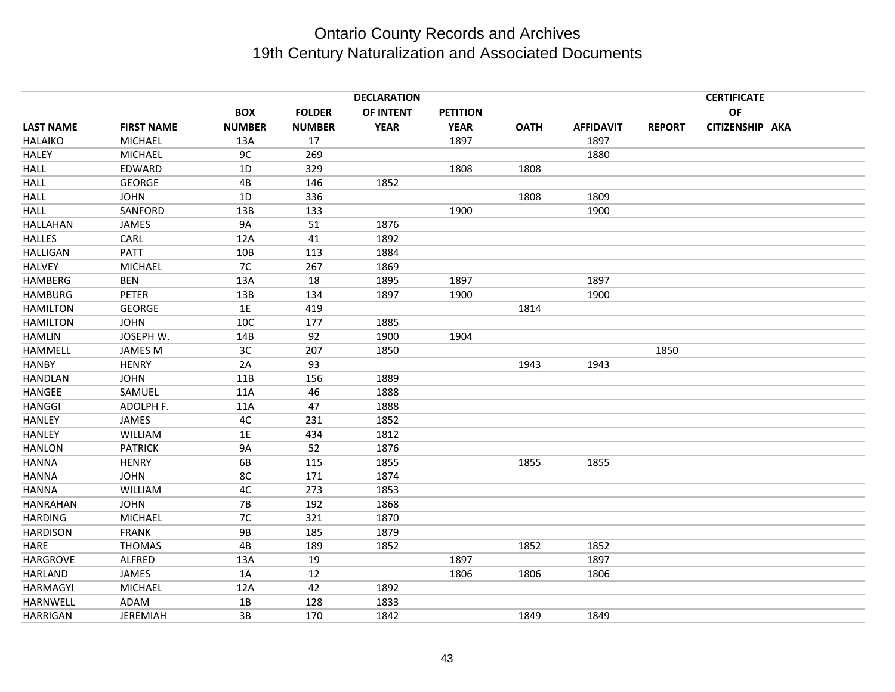# Ontario County Records and Archives
## 19th Century Naturalization and Associated Documents

| LAST NAME | FIRST NAME | BOX NUMBER | FOLDER NUMBER | DECLARATION OF INTENT YEAR | PETITION YEAR | OATH | AFFIDAVIT | REPORT | CERTIFICATE OF CITIZENSHIP | AKA |
|---|---|---|---|---|---|---|---|---|---|---|
| HALAIKO | MICHAEL | 13A | 17 | | 1897 | | 1897 | | | |
| HALEY | MICHAEL | 9C | 269 | | | | 1880 | | | |
| HALL | EDWARD | 1D | 329 | | 1808 | 1808 | | | | |
| HALL | GEORGE | 4B | 146 | 1852 | | | | | | |
| HALL | JOHN | 1D | 336 | | | 1808 | 1809 | | | |
| HALL | SANFORD | 13B | 133 | | 1900 | | 1900 | | | |
| HALLAHAN | JAMES | 9A | 51 | 1876 | | | | | | |
| HALLES | CARL | 12A | 41 | 1892 | | | | | | |
| HALLIGAN | PATT | 10B | 113 | 1884 | | | | | | |
| HALVEY | MICHAEL | 7C | 267 | 1869 | | | | | | |
| HAMBERG | BEN | 13A | 18 | 1895 | 1897 | | 1897 | | | |
| HAMBURG | PETER | 13B | 134 | 1897 | 1900 | | 1900 | | | |
| HAMILTON | GEORGE | 1E | 419 | | | 1814 | | | | |
| HAMILTON | JOHN | 10C | 177 | 1885 | | | | | | |
| HAMLIN | JOSEPH W. | 14B | 92 | 1900 | 1904 | | | | | |
| HAMMELL | JAMES M | 3C | 207 | 1850 | | | | 1850 | | |
| HANBY | HENRY | 2A | 93 | | | 1943 | 1943 | | | |
| HANDLAN | JOHN | 11B | 156 | 1889 | | | | | | |
| HANGEE | SAMUEL | 11A | 46 | 1888 | | | | | | |
| HANGGI | ADOLPH F. | 11A | 47 | 1888 | | | | | | |
| HANLEY | JAMES | 4C | 231 | 1852 | | | | | | |
| HANLEY | WILLIAM | 1E | 434 | 1812 | | | | | | |
| HANLON | PATRICK | 9A | 52 | 1876 | | | | | | |
| HANNA | HENRY | 6B | 115 | 1855 | | 1855 | 1855 | | | |
| HANNA | JOHN | 8C | 171 | 1874 | | | | | | |
| HANNA | WILLIAM | 4C | 273 | 1853 | | | | | | |
| HANRAHAN | JOHN | 7B | 192 | 1868 | | | | | | |
| HARDING | MICHAEL | 7C | 321 | 1870 | | | | | | |
| HARDISON | FRANK | 9B | 185 | 1879 | | | | | | |
| HARE | THOMAS | 4B | 189 | 1852 | | 1852 | 1852 | | | |
| HARGROVE | ALFRED | 13A | 19 | | 1897 | | 1897 | | | |
| HARLAND | JAMES | 1A | 12 | | 1806 | 1806 | 1806 | | | |
| HARMAGYI | MICHAEL | 12A | 42 | 1892 | | | | | | |
| HARNWELL | ADAM | 1B | 128 | 1833 | | | | | | |
| HARRIGAN | JEREMIAH | 3B | 170 | 1842 | | 1849 | 1849 | | | |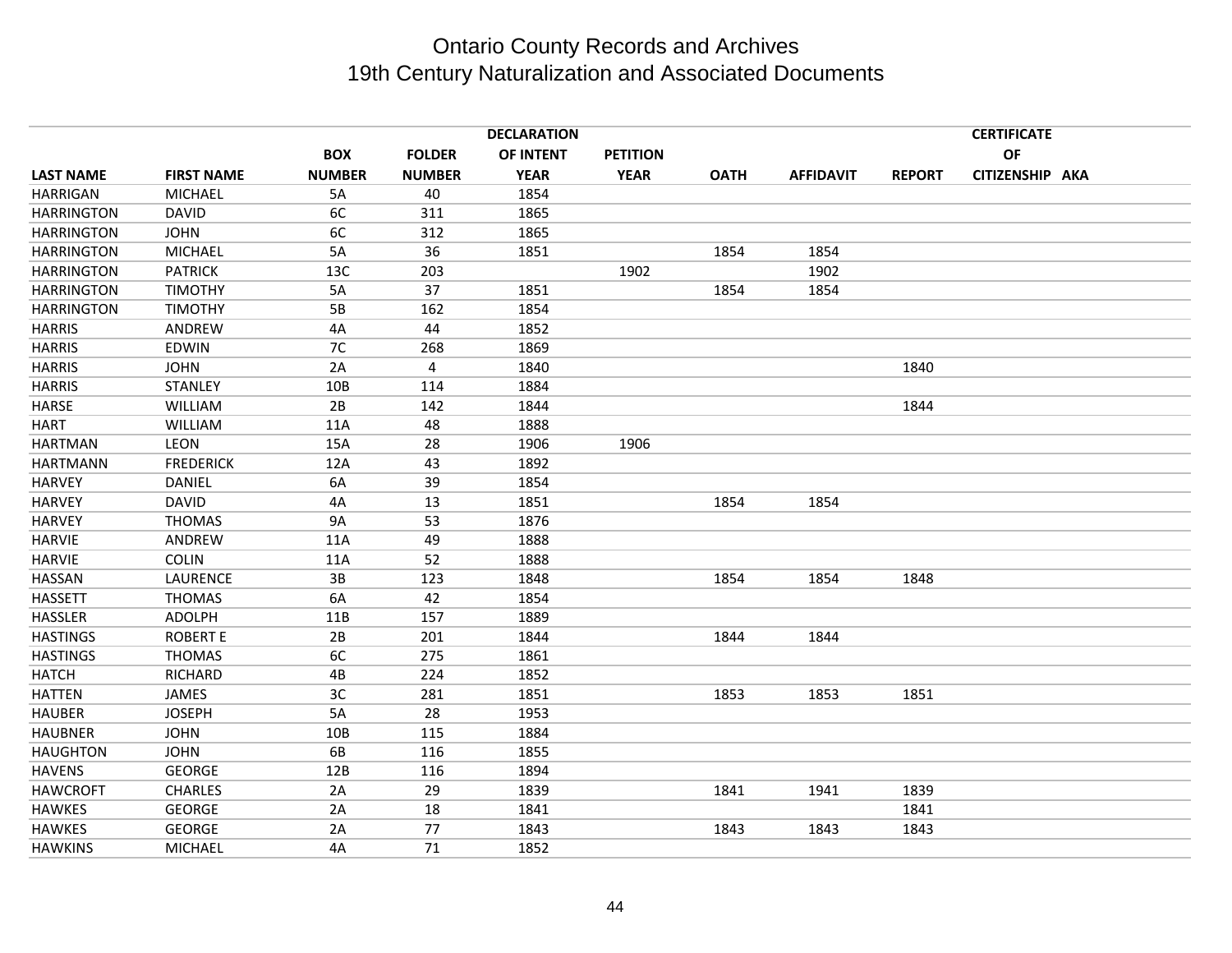# Ontario County Records and Archives
## 19th Century Naturalization and Associated Documents

| LAST NAME | FIRST NAME | BOX NUMBER | FOLDER NUMBER | DECLARATION OF INTENT YEAR | PETITION YEAR | OATH | AFFIDAVIT | REPORT | CERTIFICATE OF CITIZENSHIP | AKA |
|---|---|---|---|---|---|---|---|---|---|---|
| HARRIGAN | MICHAEL | 5A | 40 | 1854 | | | | | | |
| HARRINGTON | DAVID | 6C | 311 | 1865 | | | | | | |
| HARRINGTON | JOHN | 6C | 312 | 1865 | | | | | | |
| HARRINGTON | MICHAEL | 5A | 36 | 1851 | | 1854 | 1854 | | | |
| HARRINGTON | PATRICK | 13C | 203 | | 1902 | | 1902 | | | |
| HARRINGTON | TIMOTHY | 5A | 37 | 1851 | | 1854 | 1854 | | | |
| HARRINGTON | TIMOTHY | 5B | 162 | 1854 | | | | | | |
| HARRIS | ANDREW | 4A | 44 | 1852 | | | | | | |
| HARRIS | EDWIN | 7C | 268 | 1869 | | | | | | |
| HARRIS | JOHN | 2A | 4 | 1840 | | | | 1840 | | |
| HARRIS | STANLEY | 10B | 114 | 1884 | | | | | | |
| HARSE | WILLIAM | 2B | 142 | 1844 | | | | 1844 | | |
| HART | WILLIAM | 11A | 48 | 1888 | | | | | | |
| HARTMAN | LEON | 15A | 28 | 1906 | 1906 | | | | | |
| HARTMANN | FREDERICK | 12A | 43 | 1892 | | | | | | |
| HARVEY | DANIEL | 6A | 39 | 1854 | | | | | | |
| HARVEY | DAVID | 4A | 13 | 1851 | | 1854 | 1854 | | | |
| HARVEY | THOMAS | 9A | 53 | 1876 | | | | | | |
| HARVIE | ANDREW | 11A | 49 | 1888 | | | | | | |
| HARVIE | COLIN | 11A | 52 | 1888 | | | | | | |
| HASSAN | LAURENCE | 3B | 123 | 1848 | | 1854 | 1854 | 1848 | | |
| HASSETT | THOMAS | 6A | 42 | 1854 | | | | | | |
| HASSLER | ADOLPH | 11B | 157 | 1889 | | | | | | |
| HASTINGS | ROBERT E | 2B | 201 | 1844 | | 1844 | 1844 | | | |
| HASTINGS | THOMAS | 6C | 275 | 1861 | | | | | | |
| HATCH | RICHARD | 4B | 224 | 1852 | | | | | | |
| HATTEN | JAMES | 3C | 281 | 1851 | | 1853 | 1853 | 1851 | | |
| HAUBER | JOSEPH | 5A | 28 | 1953 | | | | | | |
| HAUBNER | JOHN | 10B | 115 | 1884 | | | | | | |
| HAUGHTON | JOHN | 6B | 116 | 1855 | | | | | | |
| HAVENS | GEORGE | 12B | 116 | 1894 | | | | | | |
| HAWCROFT | CHARLES | 2A | 29 | 1839 | | 1841 | 1941 | 1839 | | |
| HAWKES | GEORGE | 2A | 18 | 1841 | | | | 1841 | | |
| HAWKES | GEORGE | 2A | 77 | 1843 | | 1843 | 1843 | 1843 | | |
| HAWKINS | MICHAEL | 4A | 71 | 1852 | | | | | | |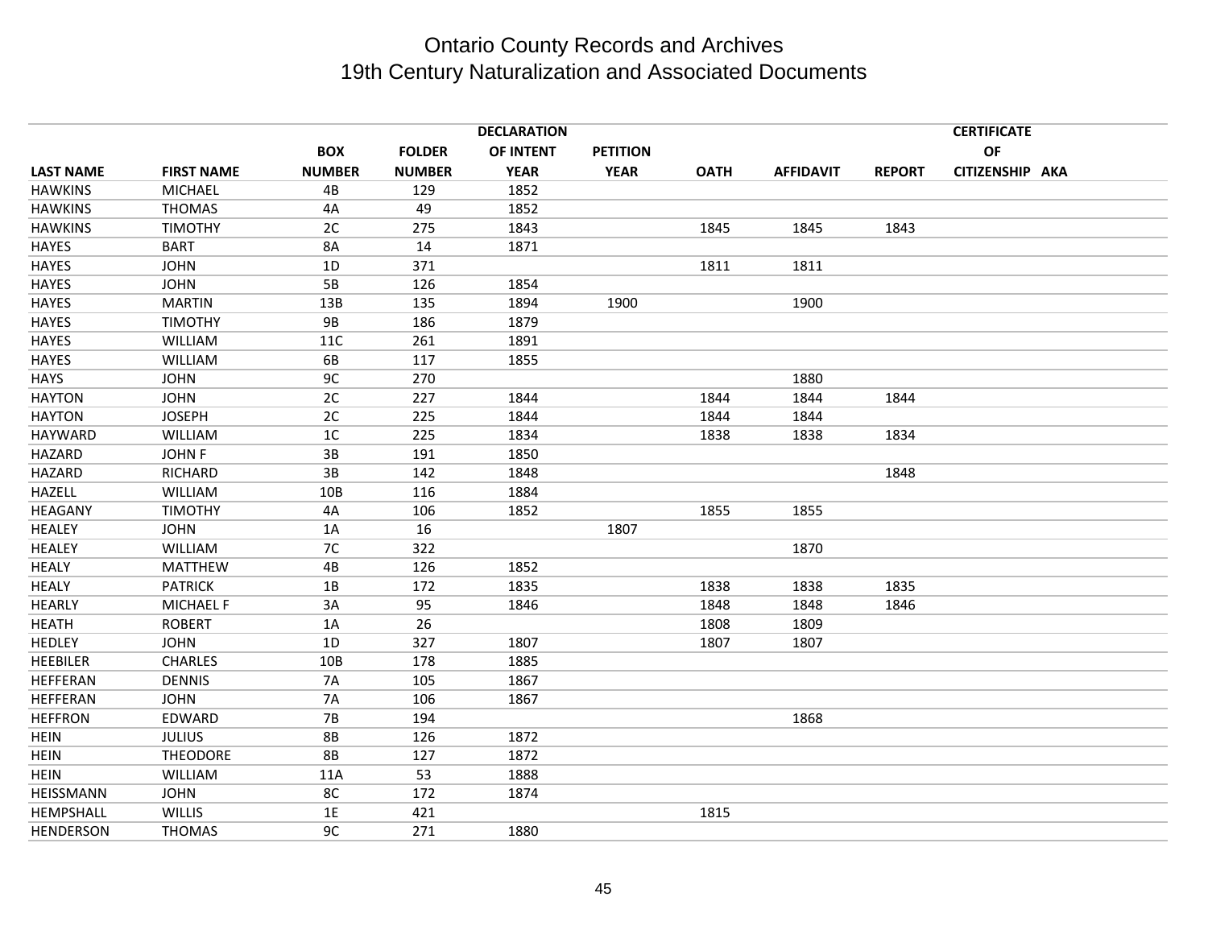# Ontario County Records and Archives
## 19th Century Naturalization and Associated Documents

| LAST NAME | FIRST NAME | BOX NUMBER | FOLDER NUMBER | DECLARATION OF INTENT YEAR | PETITION YEAR | OATH | AFFIDAVIT | REPORT | CERTIFICATE OF CITIZENSHIP | AKA |
|---|---|---|---|---|---|---|---|---|---|---|
| HAWKINS | MICHAEL | 4B | 129 | 1852 | | | | | | |
| HAWKINS | THOMAS | 4A | 49 | 1852 | | | | | | |
| HAWKINS | TIMOTHY | 2C | 275 | 1843 | | 1845 | 1845 | 1843 | | |
| HAYES | BART | 8A | 14 | 1871 | | | | | | |
| HAYES | JOHN | 1D | 371 | | | 1811 | 1811 | | | |
| HAYES | JOHN | 5B | 126 | 1854 | | | | | | |
| HAYES | MARTIN | 13B | 135 | 1894 | 1900 | | 1900 | | | |
| HAYES | TIMOTHY | 9B | 186 | 1879 | | | | | | |
| HAYES | WILLIAM | 11C | 261 | 1891 | | | | | | |
| HAYES | WILLIAM | 6B | 117 | 1855 | | | | | | |
| HAYS | JOHN | 9C | 270 | | | | 1880 | | | |
| HAYTON | JOHN | 2C | 227 | 1844 | | 1844 | 1844 | 1844 | | |
| HAYTON | JOSEPH | 2C | 225 | 1844 | | 1844 | 1844 | | | |
| HAYWARD | WILLIAM | 1C | 225 | 1834 | | 1838 | 1838 | 1834 | | |
| HAZARD | JOHN F | 3B | 191 | 1850 | | | | | | |
| HAZARD | RICHARD | 3B | 142 | 1848 | | | | 1848 | | |
| HAZELL | WILLIAM | 10B | 116 | 1884 | | | | | | |
| HEAGANY | TIMOTHY | 4A | 106 | 1852 | | 1855 | 1855 | | | |
| HEALEY | JOHN | 1A | 16 | | 1807 | | | | | |
| HEALEY | WILLIAM | 7C | 322 | | | | 1870 | | | |
| HEALY | MATTHEW | 4B | 126 | 1852 | | | | | | |
| HEALY | PATRICK | 1B | 172 | 1835 | | 1838 | 1838 | 1835 | | |
| HEARLY | MICHAEL F | 3A | 95 | 1846 | | 1848 | 1848 | 1846 | | |
| HEATH | ROBERT | 1A | 26 | | | 1808 | 1809 | | | |
| HEDLEY | JOHN | 1D | 327 | 1807 | | 1807 | 1807 | | | |
| HEEBILER | CHARLES | 10B | 178 | 1885 | | | | | | |
| HEFFERAN | DENNIS | 7A | 105 | 1867 | | | | | | |
| HEFFERAN | JOHN | 7A | 106 | 1867 | | | | | | |
| HEFFRON | EDWARD | 7B | 194 | | | | 1868 | | | |
| HEIN | JULIUS | 8B | 126 | 1872 | | | | | | |
| HEIN | THEODORE | 8B | 127 | 1872 | | | | | | |
| HEIN | WILLIAM | 11A | 53 | 1888 | | | | | | |
| HEISSMANN | JOHN | 8C | 172 | 1874 | | | | | | |
| HEMPSHALL | WILLIS | 1E | 421 | | | 1815 | | | | |
| HENDERSON | THOMAS | 9C | 271 | 1880 | | | | | | |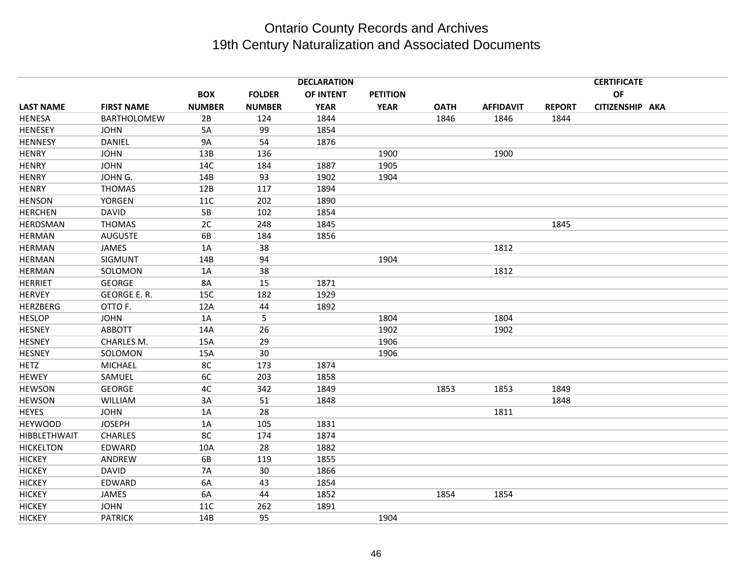# Ontario County Records and Archives
## 19th Century Naturalization and Associated Documents

| LAST NAME | FIRST NAME | BOX NUMBER | FOLDER NUMBER | DECLARATION OF INTENT YEAR | PETITION YEAR | OATH | AFFIDAVIT | REPORT | CERTIFICATE OF CITIZENSHIP | AKA |
|---|---|---|---|---|---|---|---|---|---|---|
| HENESA | BARTHOLOMEW | 2B | 124 | 1844 | | 1846 | 1846 | 1844 | | |
| HENESEY | JOHN | 5A | 99 | 1854 | | | | | | |
| HENNESY | DANIEL | 9A | 54 | 1876 | | | | | | |
| HENRY | JOHN | 13B | 136 | | 1900 | | 1900 | | | |
| HENRY | JOHN | 14C | 184 | 1887 | 1905 | | | | | |
| HENRY | JOHN G. | 14B | 93 | 1902 | 1904 | | | | | |
| HENRY | THOMAS | 12B | 117 | 1894 | | | | | | |
| HENSON | YORGEN | 11C | 202 | 1890 | | | | | | |
| HERCHEN | DAVID | 5B | 102 | 1854 | | | | | | |
| HERDSMAN | THOMAS | 2C | 248 | 1845 | | | | 1845 | | |
| HERMAN | AUGUSTE | 6B | 184 | 1856 | | | | | | |
| HERMAN | JAMES | 1A | 38 | | | | 1812 | | | |
| HERMAN | SIGMUNT | 14B | 94 | | 1904 | | | | | |
| HERMAN | SOLOMON | 1A | 38 | | | | 1812 | | | |
| HERRIET | GEORGE | 8A | 15 | 1871 | | | | | | |
| HERVEY | GEORGE E. R. | 15C | 182 | 1929 | | | | | | |
| HERZBERG | OTTO F. | 12A | 44 | 1892 | | | | | | |
| HESLOP | JOHN | 1A | 5 | | 1804 | | 1804 | | | |
| HESNEY | ABBOTT | 14A | 26 | | 1902 | | 1902 | | | |
| HESNEY | CHARLES M. | 15A | 29 | | 1906 | | | | | |
| HESNEY | SOLOMON | 15A | 30 | | 1906 | | | | | |
| HETZ | MICHAEL | 8C | 173 | 1874 | | | | | | |
| HEWEY | SAMUEL | 6C | 203 | 1858 | | | | | | |
| HEWSON | GEORGE | 4C | 342 | 1849 | | 1853 | 1853 | 1849 | | |
| HEWSON | WILLIAM | 3A | 51 | 1848 | | | | 1848 | | |
| HEYES | JOHN | 1A | 28 | | | | 1811 | | | |
| HEYWOOD | JOSEPH | 1A | 105 | 1831 | | | | | | |
| HIBBLETHWAIT | CHARLES | 8C | 174 | 1874 | | | | | | |
| HICKELTON | EDWARD | 10A | 28 | 1882 | | | | | | |
| HICKEY | ANDREW | 6B | 119 | 1855 | | | | | | |
| HICKEY | DAVID | 7A | 30 | 1866 | | | | | | |
| HICKEY | EDWARD | 6A | 43 | 1854 | | | | | | |
| HICKEY | JAMES | 6A | 44 | 1852 | | 1854 | 1854 | | | |
| HICKEY | JOHN | 11C | 262 | 1891 | | | | | | |
| HICKEY | PATRICK | 14B | 95 | | 1904 | | | | | |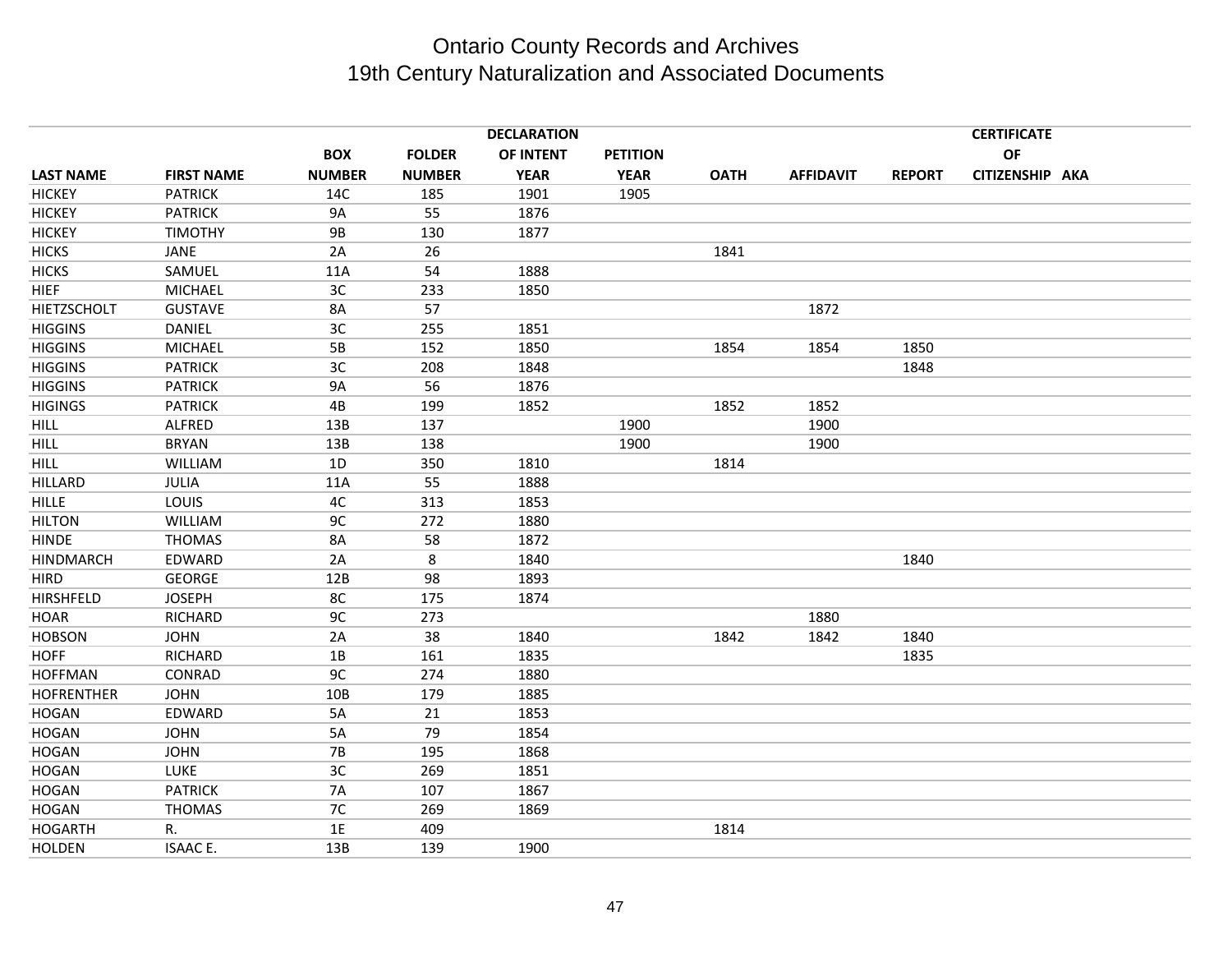# Ontario County Records and Archives
## 19th Century Naturalization and Associated Documents

| LAST NAME | FIRST NAME | BOX NUMBER | FOLDER NUMBER | DECLARATION OF INTENT YEAR | PETITION YEAR | OATH | AFFIDAVIT | REPORT | CERTIFICATE OF CITIZENSHIP | AKA |
|---|---|---|---|---|---|---|---|---|---|---|
| HICKEY | PATRICK | 14C | 185 | 1901 | 1905 | | | | | |
| HICKEY | PATRICK | 9A | 55 | 1876 | | | | | | |
| HICKEY | TIMOTHY | 9B | 130 | 1877 | | | | | | |
| HICKS | JANE | 2A | 26 | | | 1841 | | | | |
| HICKS | SAMUEL | 11A | 54 | 1888 | | | | | | |
| HIEF | MICHAEL | 3C | 233 | 1850 | | | | | | |
| HIETZSCHOLT | GUSTAVE | 8A | 57 | | | | 1872 | | | |
| HIGGINS | DANIEL | 3C | 255 | 1851 | | | | | | |
| HIGGINS | MICHAEL | 5B | 152 | 1850 | | 1854 | 1854 | 1850 | | |
| HIGGINS | PATRICK | 3C | 208 | 1848 | | | | 1848 | | |
| HIGGINS | PATRICK | 9A | 56 | 1876 | | | | | | |
| HIGINGS | PATRICK | 4B | 199 | 1852 | | 1852 | 1852 | | | |
| HILL | ALFRED | 13B | 137 | | 1900 | | 1900 | | | |
| HILL | BRYAN | 13B | 138 | | 1900 | | 1900 | | | |
| HILL | WILLIAM | 1D | 350 | 1810 | | 1814 | | | | |
| HILLARD | JULIA | 11A | 55 | 1888 | | | | | | |
| HILLE | LOUIS | 4C | 313 | 1853 | | | | | | |
| HILTON | WILLIAM | 9C | 272 | 1880 | | | | | | |
| HINDE | THOMAS | 8A | 58 | 1872 | | | | | | |
| HINDMARCH | EDWARD | 2A | 8 | 1840 | | | | 1840 | | |
| HIRD | GEORGE | 12B | 98 | 1893 | | | | | | |
| HIRSHFELD | JOSEPH | 8C | 175 | 1874 | | | | | | |
| HOAR | RICHARD | 9C | 273 | | | | 1880 | | | |
| HOBSON | JOHN | 2A | 38 | 1840 | | 1842 | 1842 | 1840 | | |
| HOFF | RICHARD | 1B | 161 | 1835 | | | | 1835 | | |
| HOFFMAN | CONRAD | 9C | 274 | 1880 | | | | | | |
| HOFRENTHER | JOHN | 10B | 179 | 1885 | | | | | | |
| HOGAN | EDWARD | 5A | 21 | 1853 | | | | | | |
| HOGAN | JOHN | 5A | 79 | 1854 | | | | | | |
| HOGAN | JOHN | 7B | 195 | 1868 | | | | | | |
| HOGAN | LUKE | 3C | 269 | 1851 | | | | | | |
| HOGAN | PATRICK | 7A | 107 | 1867 | | | | | | |
| HOGAN | THOMAS | 7C | 269 | 1869 | | | | | | |
| HOGARTH | R. | 1E | 409 | | | 1814 | | | | |
| HOLDEN | ISAAC E. | 13B | 139 | 1900 | | | | | | |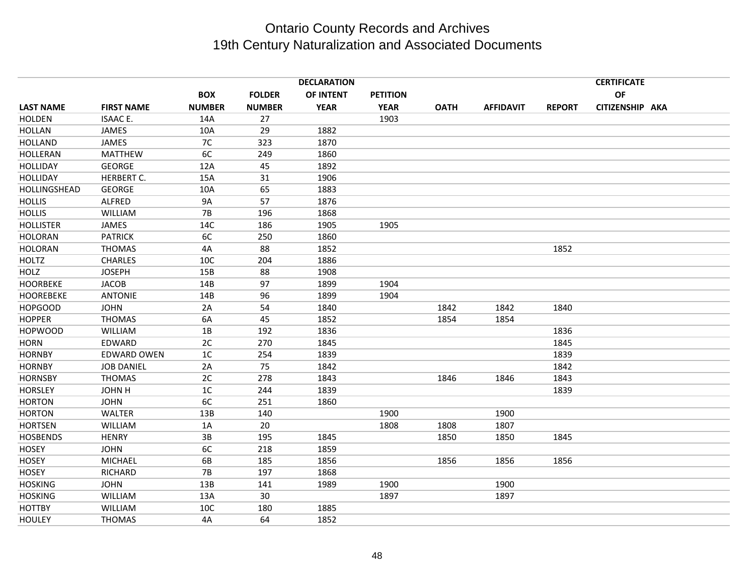# Ontario County Records and Archives
## 19th Century Naturalization and Associated Documents

| LAST NAME | FIRST NAME | BOX NUMBER | FOLDER NUMBER | DECLARATION OF INTENT YEAR | PETITION YEAR | OATH | AFFIDAVIT | REPORT | CERTIFICATE OF CITIZENSHIP | AKA |
|---|---|---|---|---|---|---|---|---|---|---|
| HOLDEN | ISAAC E. | 14A | 27 | | 1903 | | | | | |
| HOLLAN | JAMES | 10A | 29 | 1882 | | | | | | |
| HOLLAND | JAMES | 7C | 323 | 1870 | | | | | | |
| HOLLERAN | MATTHEW | 6C | 249 | 1860 | | | | | | |
| HOLLIDAY | GEORGE | 12A | 45 | 1892 | | | | | | |
| HOLLIDAY | HERBERT C. | 15A | 31 | 1906 | | | | | | |
| HOLLINGSHEAD | GEORGE | 10A | 65 | 1883 | | | | | | |
| HOLLIS | ALFRED | 9A | 57 | 1876 | | | | | | |
| HOLLIS | WILLIAM | 7B | 196 | 1868 | | | | | | |
| HOLLISTER | JAMES | 14C | 186 | 1905 | 1905 | | | | | |
| HOLORAN | PATRICK | 6C | 250 | 1860 | | | | | | |
| HOLORAN | THOMAS | 4A | 88 | 1852 | | | | 1852 | | |
| HOLTZ | CHARLES | 10C | 204 | 1886 | | | | | | |
| HOLZ | JOSEPH | 15B | 88 | 1908 | | | | | | |
| HOORBEKE | JACOB | 14B | 97 | 1899 | 1904 | | | | | |
| HOOREBEKE | ANTONIE | 14B | 96 | 1899 | 1904 | | | | | |
| HOPGOOD | JOHN | 2A | 54 | 1840 | | 1842 | 1842 | 1840 | | |
| HOPPER | THOMAS | 6A | 45 | 1852 | | 1854 | 1854 | | | |
| HOPWOOD | WILLIAM | 1B | 192 | 1836 | | | | 1836 | | |
| HORN | EDWARD | 2C | 270 | 1845 | | | | 1845 | | |
| HORNBY | EDWARD OWEN | 1C | 254 | 1839 | | | | 1839 | | |
| HORNBY | JOB DANIEL | 2A | 75 | 1842 | | | | 1842 | | |
| HORNSBY | THOMAS | 2C | 278 | 1843 | | 1846 | 1846 | 1843 | | |
| HORSLEY | JOHN H | 1C | 244 | 1839 | | | | 1839 | | |
| HORTON | JOHN | 6C | 251 | 1860 | | | | | | |
| HORTON | WALTER | 13B | 140 | | 1900 | | 1900 | | | |
| HORTSEN | WILLIAM | 1A | 20 | | 1808 | 1808 | 1807 | | | |
| HOSBENDS | HENRY | 3B | 195 | 1845 | | 1850 | 1850 | 1845 | | |
| HOSEY | JOHN | 6C | 218 | 1859 | | | | | | |
| HOSEY | MICHAEL | 6B | 185 | 1856 | | 1856 | 1856 | 1856 | | |
| HOSEY | RICHARD | 7B | 197 | 1868 | | | | | | |
| HOSKING | JOHN | 13B | 141 | 1989 | 1900 | | 1900 | | | |
| HOSKING | WILLIAM | 13A | 30 | | 1897 | | 1897 | | | |
| HOTTBY | WILLIAM | 10C | 180 | 1885 | | | | | | |
| HOULEY | THOMAS | 4A | 64 | 1852 | | | | | | |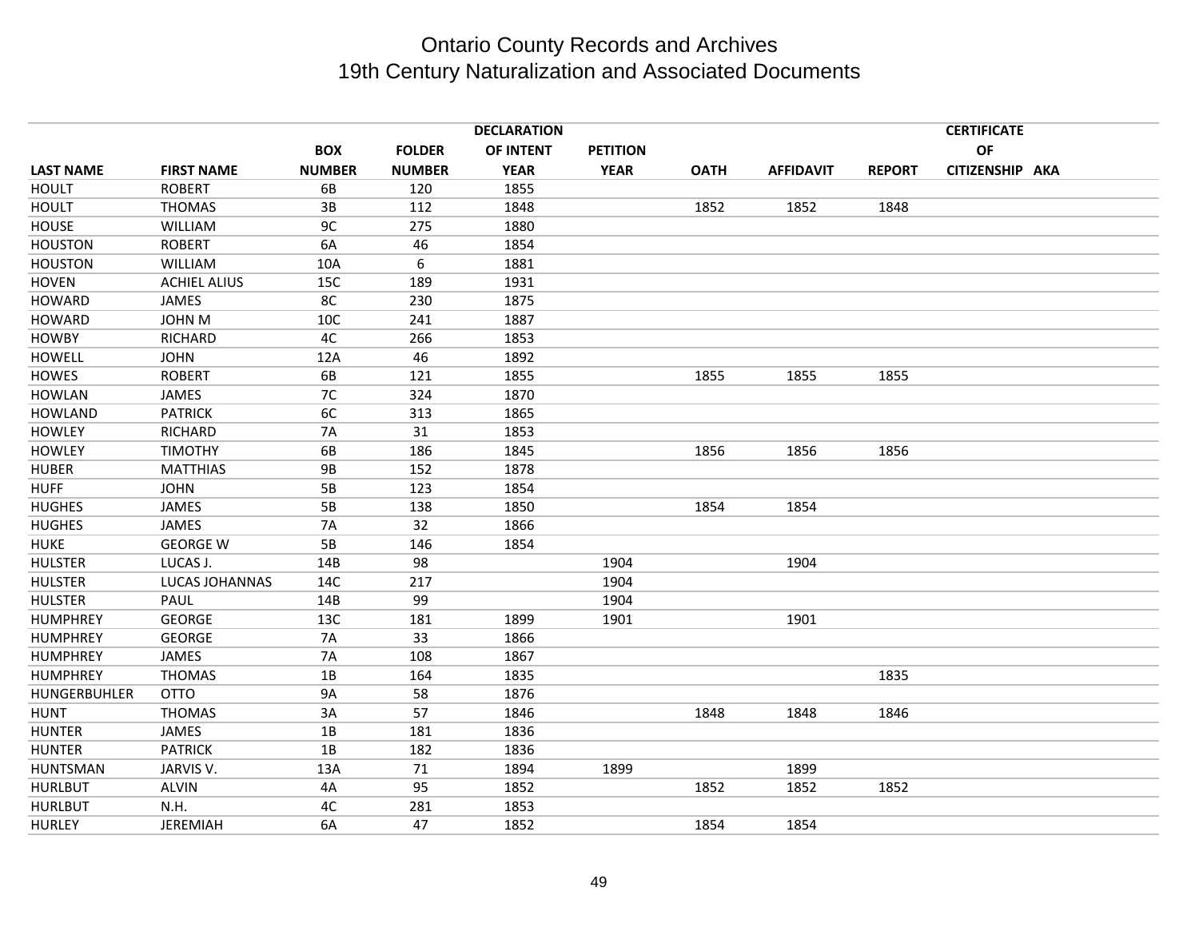# Ontario County Records and Archives
## 19th Century Naturalization and Associated Documents

| LAST NAME | FIRST NAME | BOX NUMBER | FOLDER NUMBER | DECLARATION OF INTENT YEAR | PETITION YEAR | OATH | AFFIDAVIT | REPORT | CERTIFICATE OF CITIZENSHIP | AKA |
|---|---|---|---|---|---|---|---|---|---|---|
| HOULT | ROBERT | 6B | 120 | 1855 | | | | | | |
| HOULT | THOMAS | 3B | 112 | 1848 | | 1852 | 1852 | 1848 | | |
| HOUSE | WILLIAM | 9C | 275 | 1880 | | | | | | |
| HOUSTON | ROBERT | 6A | 46 | 1854 | | | | | | |
| HOUSTON | WILLIAM | 10A | 6 | 1881 | | | | | | |
| HOVEN | ACHIEL ALIUS | 15C | 189 | 1931 | | | | | | |
| HOWARD | JAMES | 8C | 230 | 1875 | | | | | | |
| HOWARD | JOHN M | 10C | 241 | 1887 | | | | | | |
| HOWBY | RICHARD | 4C | 266 | 1853 | | | | | | |
| HOWELL | JOHN | 12A | 46 | 1892 | | | | | | |
| HOWES | ROBERT | 6B | 121 | 1855 | | 1855 | 1855 | 1855 | | |
| HOWLAN | JAMES | 7C | 324 | 1870 | | | | | | |
| HOWLAND | PATRICK | 6C | 313 | 1865 | | | | | | |
| HOWLEY | RICHARD | 7A | 31 | 1853 | | | | | | |
| HOWLEY | TIMOTHY | 6B | 186 | 1845 | | 1856 | 1856 | 1856 | | |
| HUBER | MATTHIAS | 9B | 152 | 1878 | | | | | | |
| HUFF | JOHN | 5B | 123 | 1854 | | | | | | |
| HUGHES | JAMES | 5B | 138 | 1850 | | 1854 | 1854 | | | |
| HUGHES | JAMES | 7A | 32 | 1866 | | | | | | |
| HUKE | GEORGE W | 5B | 146 | 1854 | | | | | | |
| HULSTER | LUCAS J. | 14B | 98 | | 1904 | | 1904 | | | |
| HULSTER | LUCAS JOHANNAS | 14C | 217 | | 1904 | | | | | |
| HULSTER | PAUL | 14B | 99 | | 1904 | | | | | |
| HUMPHREY | GEORGE | 13C | 181 | 1899 | 1901 | | 1901 | | | |
| HUMPHREY | GEORGE | 7A | 33 | 1866 | | | | | | |
| HUMPHREY | JAMES | 7A | 108 | 1867 | | | | | | |
| HUMPHREY | THOMAS | 1B | 164 | 1835 | | | | 1835 | | |
| HUNGERBUHLER | OTTO | 9A | 58 | 1876 | | | | | | |
| HUNT | THOMAS | 3A | 57 | 1846 | | 1848 | 1848 | 1846 | | |
| HUNTER | JAMES | 1B | 181 | 1836 | | | | | | |
| HUNTER | PATRICK | 1B | 182 | 1836 | | | | | | |
| HUNTSMAN | JARVIS V. | 13A | 71 | 1894 | 1899 | | 1899 | | | |
| HURLBUT | ALVIN | 4A | 95 | 1852 | | 1852 | 1852 | 1852 | | |
| HURLBUT | N.H. | 4C | 281 | 1853 | | | | | | |
| HURLEY | JEREMIAH | 6A | 47 | 1852 | | 1854 | 1854 | | | |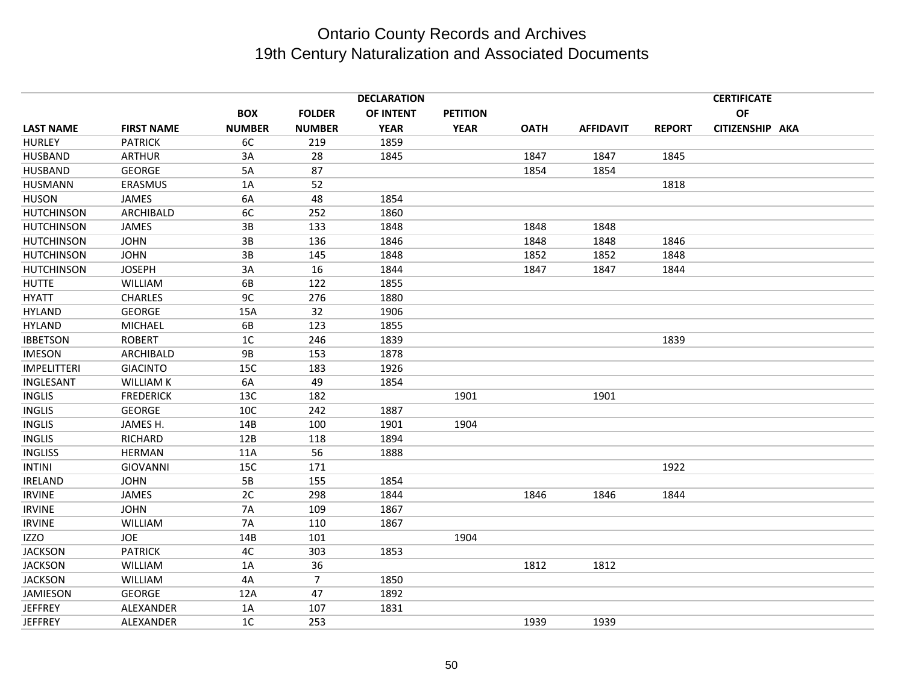# Ontario County Records and Archives
## 19th Century Naturalization and Associated Documents

| LAST NAME | FIRST NAME | BOX NUMBER | FOLDER NUMBER | DECLARATION OF INTENT YEAR | PETITION YEAR | OATH | AFFIDAVIT | REPORT | CERTIFICATE OF CITIZENSHIP | AKA |
|---|---|---|---|---|---|---|---|---|---|---|
| HURLEY | PATRICK | 6C | 219 | 1859 | | | | | | |
| HUSBAND | ARTHUR | 3A | 28 | 1845 | | 1847 | 1847 | 1845 | | |
| HUSBAND | GEORGE | 5A | 87 | | | 1854 | 1854 | | | |
| HUSMANN | ERASMUS | 1A | 52 | | | | | 1818 | | |
| HUSON | JAMES | 6A | 48 | 1854 | | | | | | |
| HUTCHINSON | ARCHIBALD | 6C | 252 | 1860 | | | | | | |
| HUTCHINSON | JAMES | 3B | 133 | 1848 | | 1848 | 1848 | | | |
| HUTCHINSON | JOHN | 3B | 136 | 1846 | | 1848 | 1848 | 1846 | | |
| HUTCHINSON | JOHN | 3B | 145 | 1848 | | 1852 | 1852 | 1848 | | |
| HUTCHINSON | JOSEPH | 3A | 16 | 1844 | | 1847 | 1847 | 1844 | | |
| HUTTE | WILLIAM | 6B | 122 | 1855 | | | | | | |
| HYATT | CHARLES | 9C | 276 | 1880 | | | | | | |
| HYLAND | GEORGE | 15A | 32 | 1906 | | | | | | |
| HYLAND | MICHAEL | 6B | 123 | 1855 | | | | | | |
| IBBETSON | ROBERT | 1C | 246 | 1839 | | | | 1839 | | |
| IMESON | ARCHIBALD | 9B | 153 | 1878 | | | | | | |
| IMPELITTERI | GIACINTO | 15C | 183 | 1926 | | | | | | |
| INGLESANT | WILLIAM K | 6A | 49 | 1854 | | | | | | |
| INGLIS | FREDERICK | 13C | 182 | | 1901 | | 1901 | | | |
| INGLIS | GEORGE | 10C | 242 | 1887 | | | | | | |
| INGLIS | JAMES H. | 14B | 100 | 1901 | 1904 | | | | | |
| INGLIS | RICHARD | 12B | 118 | 1894 | | | | | | |
| INGLISS | HERMAN | 11A | 56 | 1888 | | | | | | |
| INTINI | GIOVANNI | 15C | 171 | | | | | 1922 | | |
| IRELAND | JOHN | 5B | 155 | 1854 | | | | | | |
| IRVINE | JAMES | 2C | 298 | 1844 | | 1846 | 1846 | 1844 | | |
| IRVINE | JOHN | 7A | 109 | 1867 | | | | | | |
| IRVINE | WILLIAM | 7A | 110 | 1867 | | | | | | |
| IZZO | JOE | 14B | 101 | | 1904 | | | | | |
| JACKSON | PATRICK | 4C | 303 | 1853 | | | | | | |
| JACKSON | WILLIAM | 1A | 36 | | | 1812 | 1812 | | | |
| JACKSON | WILLIAM | 4A | 7 | 1850 | | | | | | |
| JAMIESON | GEORGE | 12A | 47 | 1892 | | | | | | |
| JEFFREY | ALEXANDER | 1A | 107 | 1831 | | | | | | |
| JEFFREY | ALEXANDER | 1C | 253 | | | 1939 | 1939 | | | |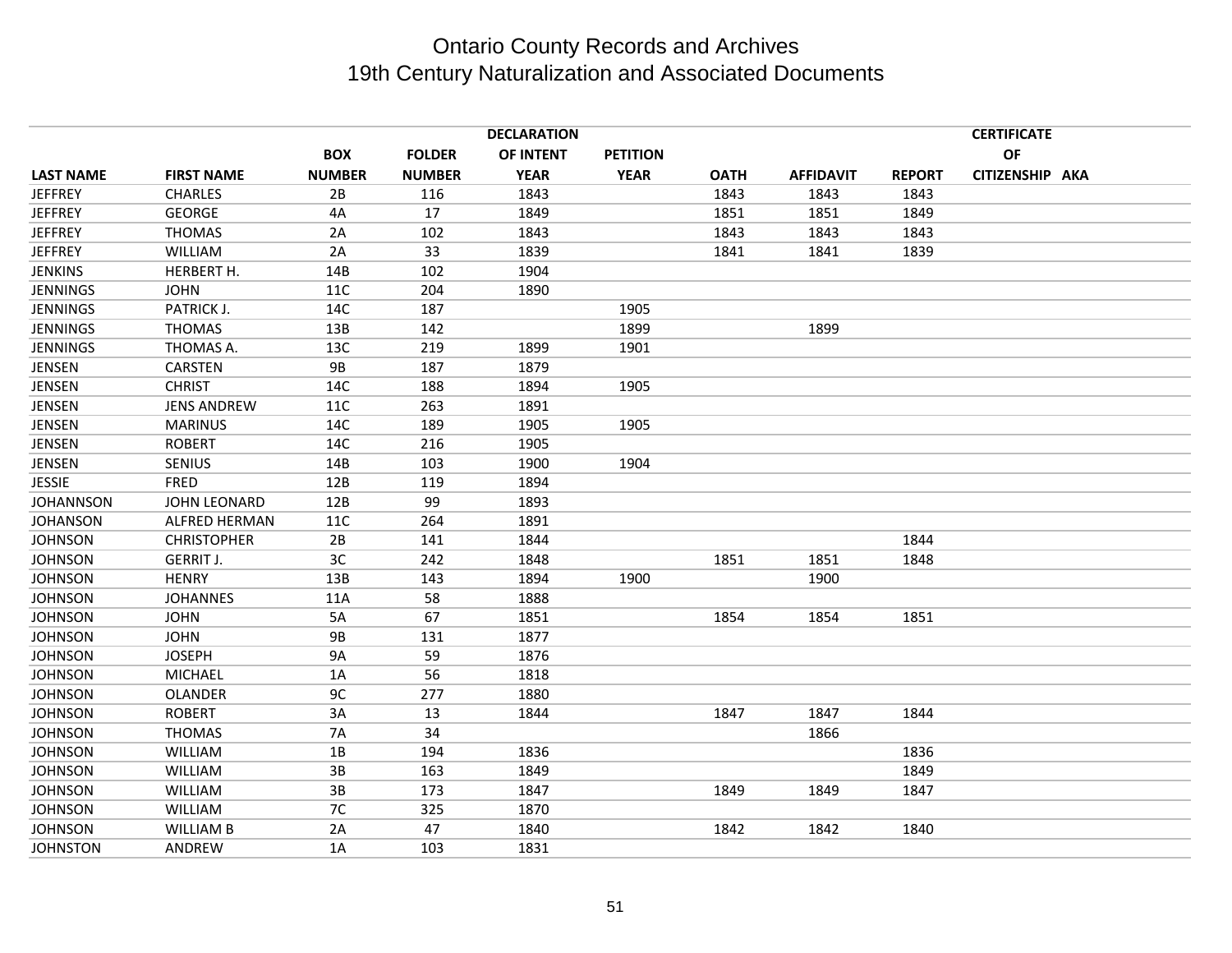# Ontario County Records and Archives
## 19th Century Naturalization and Associated Documents

| LAST NAME | FIRST NAME | BOX NUMBER | FOLDER NUMBER | DECLARATION OF INTENT YEAR | PETITION YEAR | OATH | AFFIDAVIT | REPORT | CERTIFICATE OF CITIZENSHIP | AKA |
|---|---|---|---|---|---|---|---|---|---|---|
| JEFFREY | CHARLES | 2B | 116 | 1843 | | 1843 | 1843 | 1843 | | |
| JEFFREY | GEORGE | 4A | 17 | 1849 | | 1851 | 1851 | 1849 | | |
| JEFFREY | THOMAS | 2A | 102 | 1843 | | 1843 | 1843 | 1843 | | |
| JEFFREY | WILLIAM | 2A | 33 | 1839 | | 1841 | 1841 | 1839 | | |
| JENKINS | HERBERT H. | 14B | 102 | 1904 | | | | | | |
| JENNINGS | JOHN | 11C | 204 | 1890 | | | | | | |
| JENNINGS | PATRICK J. | 14C | 187 | | 1905 | | | | | |
| JENNINGS | THOMAS | 13B | 142 | | 1899 | | 1899 | | | |
| JENNINGS | THOMAS A. | 13C | 219 | 1899 | 1901 | | | | | |
| JENSEN | CARSTEN | 9B | 187 | 1879 | | | | | | |
| JENSEN | CHRIST | 14C | 188 | 1894 | 1905 | | | | | |
| JENSEN | JENS ANDREW | 11C | 263 | 1891 | | | | | | |
| JENSEN | MARINUS | 14C | 189 | 1905 | 1905 | | | | | |
| JENSEN | ROBERT | 14C | 216 | 1905 | | | | | | |
| JENSEN | SENIUS | 14B | 103 | 1900 | 1904 | | | | | |
| JESSIE | FRED | 12B | 119 | 1894 | | | | | | |
| JOHANNSON | JOHN LEONARD | 12B | 99 | 1893 | | | | | | |
| JOHANSON | ALFRED HERMAN | 11C | 264 | 1891 | | | | | | |
| JOHNSON | CHRISTOPHER | 2B | 141 | 1844 | | | | 1844 | | |
| JOHNSON | GERRIT J. | 3C | 242 | 1848 | | 1851 | 1851 | 1848 | | |
| JOHNSON | HENRY | 13B | 143 | 1894 | 1900 | | 1900 | | | |
| JOHNSON | JOHANNES | 11A | 58 | 1888 | | | | | | |
| JOHNSON | JOHN | 5A | 67 | 1851 | | 1854 | 1854 | 1851 | | |
| JOHNSON | JOHN | 9B | 131 | 1877 | | | | | | |
| JOHNSON | JOSEPH | 9A | 59 | 1876 | | | | | | |
| JOHNSON | MICHAEL | 1A | 56 | 1818 | | | | | | |
| JOHNSON | OLANDER | 9C | 277 | 1880 | | | | | | |
| JOHNSON | ROBERT | 3A | 13 | 1844 | | 1847 | 1847 | 1844 | | |
| JOHNSON | THOMAS | 7A | 34 | | | | 1866 | | | |
| JOHNSON | WILLIAM | 1B | 194 | 1836 | | | | 1836 | | |
| JOHNSON | WILLIAM | 3B | 163 | 1849 | | | | 1849 | | |
| JOHNSON | WILLIAM | 3B | 173 | 1847 | | 1849 | 1849 | 1847 | | |
| JOHNSON | WILLIAM | 7C | 325 | 1870 | | | | | | |
| JOHNSON | WILLIAM B | 2A | 47 | 1840 | | 1842 | 1842 | 1840 | | |
| JOHNSTON | ANDREW | 1A | 103 | 1831 | | | | | | |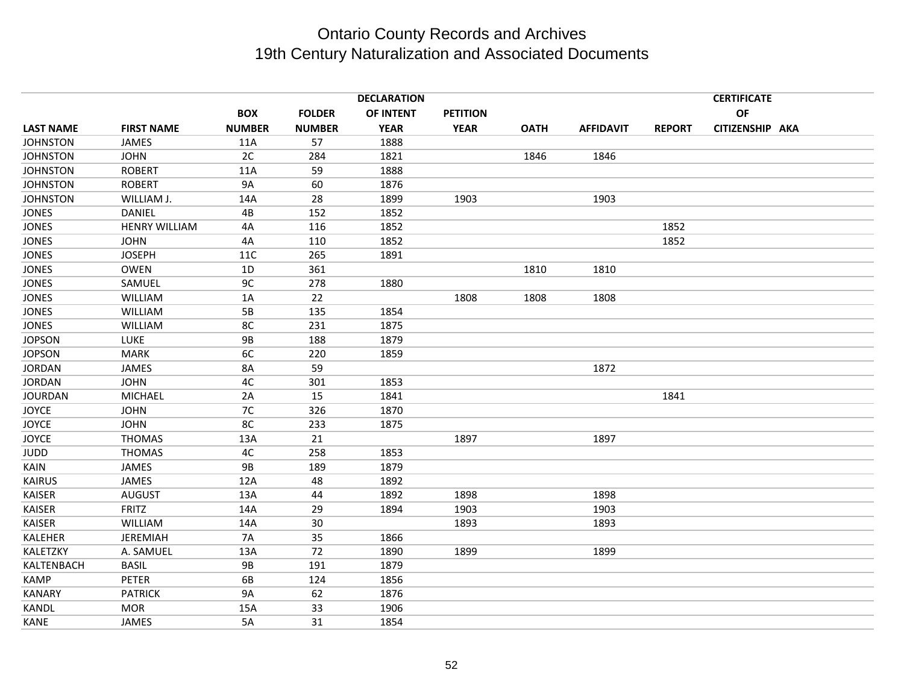# Ontario County Records and Archives
## 19th Century Naturalization and Associated Documents

| LAST NAME | FIRST NAME | BOX NUMBER | FOLDER NUMBER | DECLARATION OF INTENT YEAR | PETITION YEAR | OATH | AFFIDAVIT | REPORT | CERTIFICATE OF CITIZENSHIP | AKA |
|---|---|---|---|---|---|---|---|---|---|---|
| JOHNSTON | JAMES | 11A | 57 | 1888 | | | | | | |
| JOHNSTON | JOHN | 2C | 284 | 1821 | | 1846 | 1846 | | | |
| JOHNSTON | ROBERT | 11A | 59 | 1888 | | | | | | |
| JOHNSTON | ROBERT | 9A | 60 | 1876 | | | | | | |
| JOHNSTON | WILLIAM J. | 14A | 28 | 1899 | 1903 | | 1903 | | | |
| JONES | DANIEL | 4B | 152 | 1852 | | | | | | |
| JONES | HENRY WILLIAM | 4A | 116 | 1852 | | | | 1852 | | |
| JONES | JOHN | 4A | 110 | 1852 | | | | 1852 | | |
| JONES | JOSEPH | 11C | 265 | 1891 | | | | | | |
| JONES | OWEN | 1D | 361 | | | 1810 | 1810 | | | |
| JONES | SAMUEL | 9C | 278 | 1880 | | | | | | |
| JONES | WILLIAM | 1A | 22 | | 1808 | 1808 | 1808 | | | |
| JONES | WILLIAM | 5B | 135 | 1854 | | | | | | |
| JONES | WILLIAM | 8C | 231 | 1875 | | | | | | |
| JOPSON | LUKE | 9B | 188 | 1879 | | | | | | |
| JOPSON | MARK | 6C | 220 | 1859 | | | | | | |
| JORDAN | JAMES | 8A | 59 | | | | 1872 | | | |
| JORDAN | JOHN | 4C | 301 | 1853 | | | | | | |
| JOURDAN | MICHAEL | 2A | 15 | 1841 | | | | 1841 | | |
| JOYCE | JOHN | 7C | 326 | 1870 | | | | | | |
| JOYCE | JOHN | 8C | 233 | 1875 | | | | | | |
| JOYCE | THOMAS | 13A | 21 | | 1897 | | 1897 | | | |
| JUDD | THOMAS | 4C | 258 | 1853 | | | | | | |
| KAIN | JAMES | 9B | 189 | 1879 | | | | | | |
| KAIRUS | JAMES | 12A | 48 | 1892 | | | | | | |
| KAISER | AUGUST | 13A | 44 | 1892 | 1898 | | 1898 | | | |
| KAISER | FRITZ | 14A | 29 | 1894 | 1903 | | 1903 | | | |
| KAISER | WILLIAM | 14A | 30 | | 1893 | | 1893 | | | |
| KALEHER | JEREMIAH | 7A | 35 | 1866 | | | | | | |
| KALETZKY | A. SAMUEL | 13A | 72 | 1890 | 1899 | | 1899 | | | |
| KALTENBACH | BASIL | 9B | 191 | 1879 | | | | | | |
| KAMP | PETER | 6B | 124 | 1856 | | | | | | |
| KANARY | PATRICK | 9A | 62 | 1876 | | | | | | |
| KANDL | MOR | 15A | 33 | 1906 | | | | | | |
| KANE | JAMES | 5A | 31 | 1854 | | | | | | |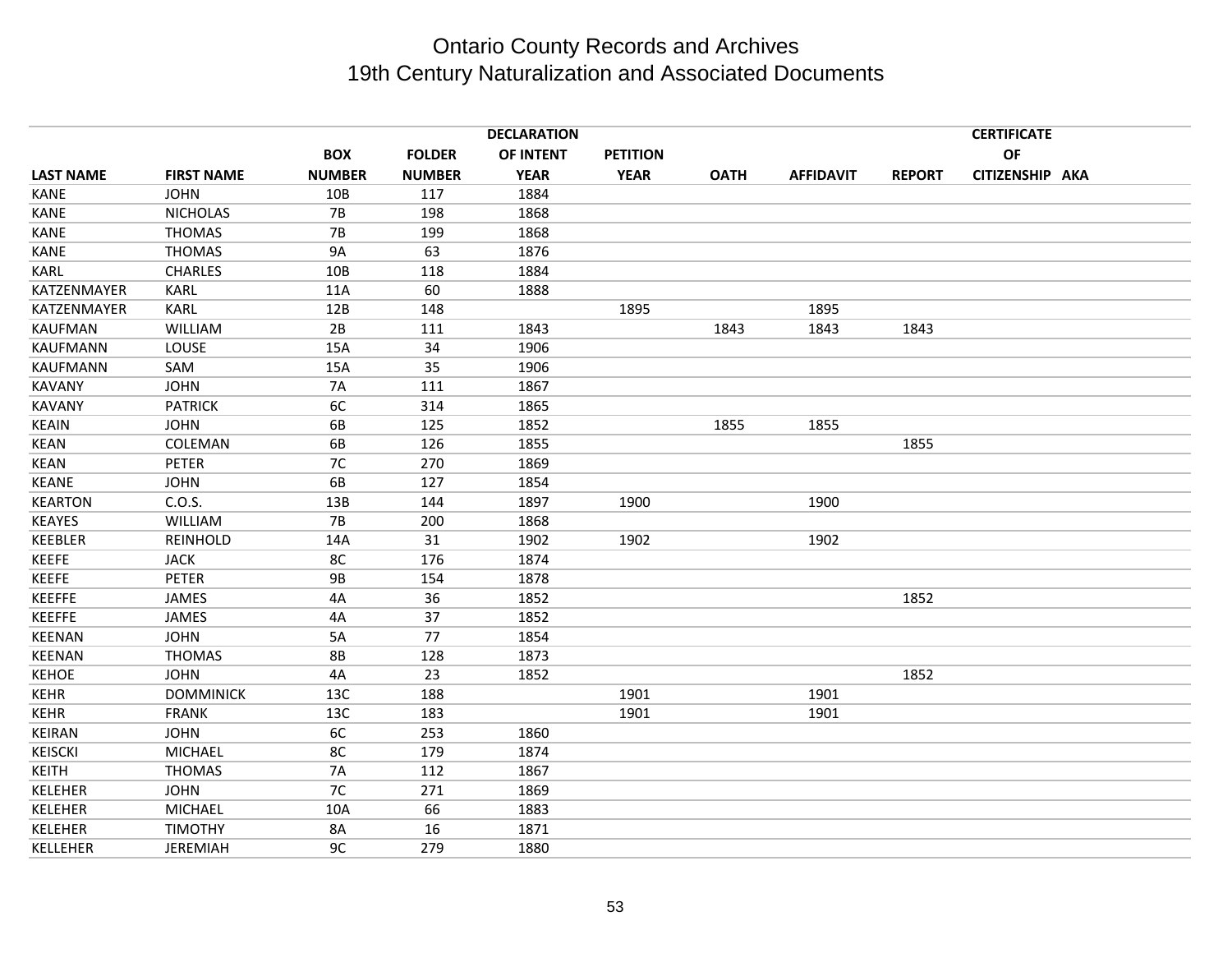# Ontario County Records and Archives
## 19th Century Naturalization and Associated Documents

| LAST NAME | FIRST NAME | BOX NUMBER | FOLDER NUMBER | DECLARATION OF INTENT YEAR | PETITION YEAR | OATH | AFFIDAVIT | REPORT | CERTIFICATE OF CITIZENSHIP | AKA |
|---|---|---|---|---|---|---|---|---|---|---|
| KANE | JOHN | 10B | 117 | 1884 | | | | | | |
| KANE | NICHOLAS | 7B | 198 | 1868 | | | | | | |
| KANE | THOMAS | 7B | 199 | 1868 | | | | | | |
| KANE | THOMAS | 9A | 63 | 1876 | | | | | | |
| KARL | CHARLES | 10B | 118 | 1884 | | | | | | |
| KATZENMAYER | KARL | 11A | 60 | 1888 | | | | | | |
| KATZENMAYER | KARL | 12B | 148 | | 1895 | | 1895 | | | |
| KAUFMAN | WILLIAM | 2B | 111 | 1843 | | 1843 | 1843 | 1843 | | |
| KAUFMANN | LOUSE | 15A | 34 | 1906 | | | | | | |
| KAUFMANN | SAM | 15A | 35 | 1906 | | | | | | |
| KAVANY | JOHN | 7A | 111 | 1867 | | | | | | |
| KAVANY | PATRICK | 6C | 314 | 1865 | | | | | | |
| KEAIN | JOHN | 6B | 125 | 1852 | | 1855 | 1855 | | | |
| KEAN | COLEMAN | 6B | 126 | 1855 | | | | 1855 | | |
| KEAN | PETER | 7C | 270 | 1869 | | | | | | |
| KEANE | JOHN | 6B | 127 | 1854 | | | | | | |
| KEARTON | C.O.S. | 13B | 144 | 1897 | 1900 | | 1900 | | | |
| KEAYES | WILLIAM | 7B | 200 | 1868 | | | | | | |
| KEEBLER | REINHOLD | 14A | 31 | 1902 | 1902 | | 1902 | | | |
| KEEFE | JACK | 8C | 176 | 1874 | | | | | | |
| KEEFE | PETER | 9B | 154 | 1878 | | | | | | |
| KEEFFE | JAMES | 4A | 36 | 1852 | | | | 1852 | | |
| KEEFFE | JAMES | 4A | 37 | 1852 | | | | | | |
| KEENAN | JOHN | 5A | 77 | 1854 | | | | | | |
| KEENAN | THOMAS | 8B | 128 | 1873 | | | | | | |
| KEHOE | JOHN | 4A | 23 | 1852 | | | | 1852 | | |
| KEHR | DOMMINICK | 13C | 188 | | 1901 | | 1901 | | | |
| KEHR | FRANK | 13C | 183 | | 1901 | | 1901 | | | |
| KEIRAN | JOHN | 6C | 253 | 1860 | | | | | | |
| KEISCKI | MICHAEL | 8C | 179 | 1874 | | | | | | |
| KEITH | THOMAS | 7A | 112 | 1867 | | | | | | |
| KELEHER | JOHN | 7C | 271 | 1869 | | | | | | |
| KELEHER | MICHAEL | 10A | 66 | 1883 | | | | | | |
| KELEHER | TIMOTHY | 8A | 16 | 1871 | | | | | | |
| KELLEHER | JEREMIAH | 9C | 279 | 1880 | | | | | | |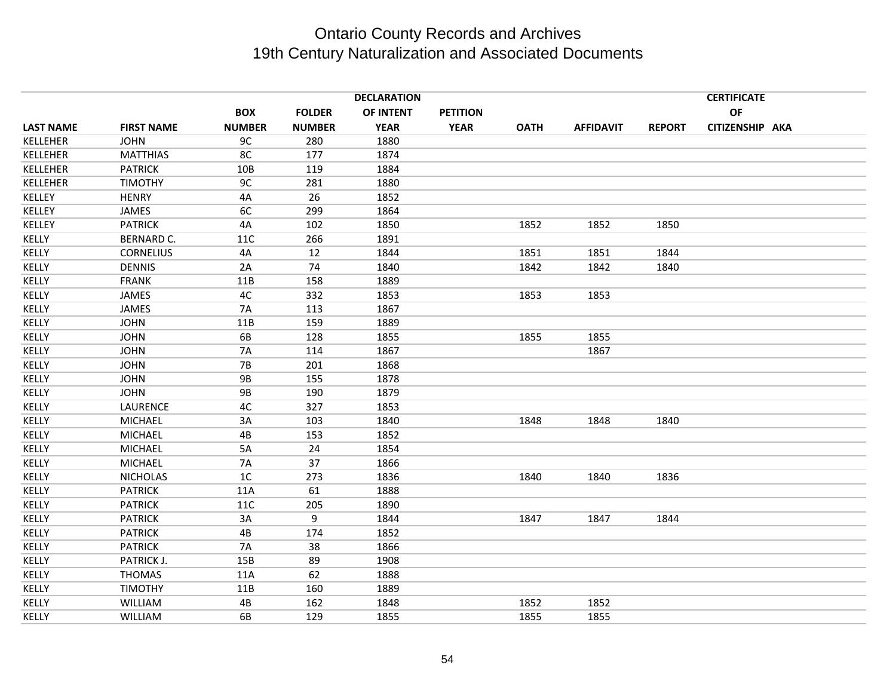# Ontario County Records and Archives
## 19th Century Naturalization and Associated Documents

| LAST NAME | FIRST NAME | BOX NUMBER | FOLDER NUMBER | DECLARATION OF INTENT YEAR | PETITION YEAR | OATH | AFFIDAVIT | REPORT | CERTIFICATE OF CITIZENSHIP | AKA |
|---|---|---|---|---|---|---|---|---|---|---|
| KELLEHER | JOHN | 9C | 280 | 1880 | | | | | | |
| KELLEHER | MATTHIAS | 8C | 177 | 1874 | | | | | | |
| KELLEHER | PATRICK | 10B | 119 | 1884 | | | | | | |
| KELLEHER | TIMOTHY | 9C | 281 | 1880 | | | | | | |
| KELLEY | HENRY | 4A | 26 | 1852 | | | | | | |
| KELLEY | JAMES | 6C | 299 | 1864 | | | | | | |
| KELLEY | PATRICK | 4A | 102 | 1850 | | 1852 | 1852 | 1850 | | |
| KELLY | BERNARD C. | 11C | 266 | 1891 | | | | | | |
| KELLY | CORNELIUS | 4A | 12 | 1844 | | 1851 | 1851 | 1844 | | |
| KELLY | DENNIS | 2A | 74 | 1840 | | 1842 | 1842 | 1840 | | |
| KELLY | FRANK | 11B | 158 | 1889 | | | | | | |
| KELLY | JAMES | 4C | 332 | 1853 | | 1853 | 1853 | | | |
| KELLY | JAMES | 7A | 113 | 1867 | | | | | | |
| KELLY | JOHN | 11B | 159 | 1889 | | | | | | |
| KELLY | JOHN | 6B | 128 | 1855 | | 1855 | 1855 | | | |
| KELLY | JOHN | 7A | 114 | 1867 | | | 1867 | | | |
| KELLY | JOHN | 7B | 201 | 1868 | | | | | | |
| KELLY | JOHN | 9B | 155 | 1878 | | | | | | |
| KELLY | JOHN | 9B | 190 | 1879 | | | | | | |
| KELLY | LAURENCE | 4C | 327 | 1853 | | | | | | |
| KELLY | MICHAEL | 3A | 103 | 1840 | | 1848 | 1848 | 1840 | | |
| KELLY | MICHAEL | 4B | 153 | 1852 | | | | | | |
| KELLY | MICHAEL | 5A | 24 | 1854 | | | | | | |
| KELLY | MICHAEL | 7A | 37 | 1866 | | | | | | |
| KELLY | NICHOLAS | 1C | 273 | 1836 | | 1840 | 1840 | 1836 | | |
| KELLY | PATRICK | 11A | 61 | 1888 | | | | | | |
| KELLY | PATRICK | 11C | 205 | 1890 | | | | | | |
| KELLY | PATRICK | 3A | 9 | 1844 | | 1847 | 1847 | 1844 | | |
| KELLY | PATRICK | 4B | 174 | 1852 | | | | | | |
| KELLY | PATRICK | 7A | 38 | 1866 | | | | | | |
| KELLY | PATRICK J. | 15B | 89 | 1908 | | | | | | |
| KELLY | THOMAS | 11A | 62 | 1888 | | | | | | |
| KELLY | TIMOTHY | 11B | 160 | 1889 | | | | | | |
| KELLY | WILLIAM | 4B | 162 | 1848 | | 1852 | 1852 | | | |
| KELLY | WILLIAM | 6B | 129 | 1855 | | 1855 | 1855 | | | |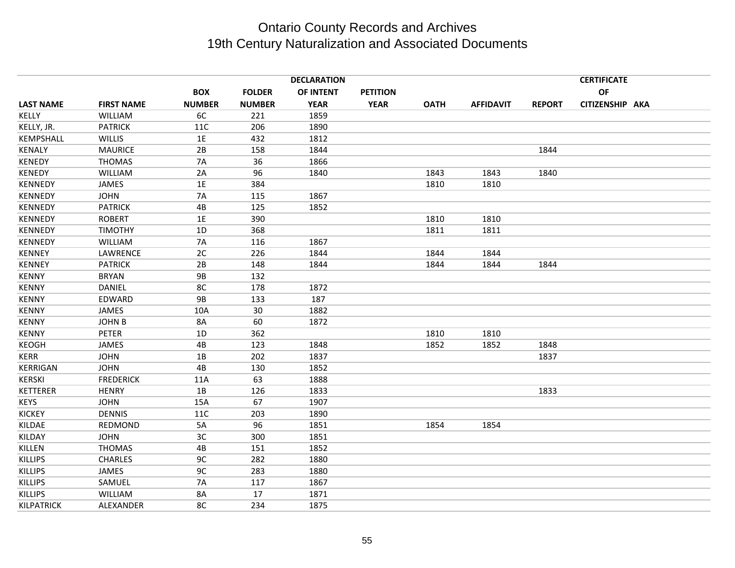# Ontario County Records and Archives
## 19th Century Naturalization and Associated Documents

| LAST NAME | FIRST NAME | BOX NUMBER | FOLDER NUMBER | DECLARATION OF INTENT YEAR | PETITION YEAR | OATH | AFFIDAVIT | REPORT | CERTIFICATE OF CITIZENSHIP | AKA |
|---|---|---|---|---|---|---|---|---|---|---|
| KELLY | WILLIAM | 6C | 221 | 1859 | | | | | | |
| KELLY, JR. | PATRICK | 11C | 206 | 1890 | | | | | | |
| KEMPSHALL | WILLIS | 1E | 432 | 1812 | | | | | | |
| KENALY | MAURICE | 2B | 158 | 1844 | | | | 1844 | | |
| KENEDY | THOMAS | 7A | 36 | 1866 | | | | | | |
| KENEDY | WILLIAM | 2A | 96 | 1840 | | 1843 | 1843 | 1840 | | |
| KENNEDY | JAMES | 1E | 384 | | | 1810 | 1810 | | | |
| KENNEDY | JOHN | 7A | 115 | 1867 | | | | | | |
| KENNEDY | PATRICK | 4B | 125 | 1852 | | | | | | |
| KENNEDY | ROBERT | 1E | 390 | | | 1810 | 1810 | | | |
| KENNEDY | TIMOTHY | 1D | 368 | | | 1811 | 1811 | | | |
| KENNEDY | WILLIAM | 7A | 116 | 1867 | | | | | | |
| KENNEY | LAWRENCE | 2C | 226 | 1844 | | 1844 | 1844 | | | |
| KENNEY | PATRICK | 2B | 148 | 1844 | | 1844 | 1844 | 1844 | | |
| KENNY | BRYAN | 9B | 132 | | | | | | | |
| KENNY | DANIEL | 8C | 178 | 1872 | | | | | | |
| KENNY | EDWARD | 9B | 133 | 187 | | | | | | |
| KENNY | JAMES | 10A | 30 | 1882 | | | | | | |
| KENNY | JOHN B | 8A | 60 | 1872 | | | | | | |
| KENNY | PETER | 1D | 362 | | | 1810 | 1810 | | | |
| KEOGH | JAMES | 4B | 123 | 1848 | | 1852 | 1852 | 1848 | | |
| KERR | JOHN | 1B | 202 | 1837 | | | | 1837 | | |
| KERRIGAN | JOHN | 4B | 130 | 1852 | | | | | | |
| KERSKI | FREDERICK | 11A | 63 | 1888 | | | | | | |
| KETTERER | HENRY | 1B | 126 | 1833 | | | | 1833 | | |
| KEYS | JOHN | 15A | 67 | 1907 | | | | | | |
| KICKEY | DENNIS | 11C | 203 | 1890 | | | | | | |
| KILDAE | REDMOND | 5A | 96 | 1851 | | 1854 | 1854 | | | |
| KILDAY | JOHN | 3C | 300 | 1851 | | | | | | |
| KILLEN | THOMAS | 4B | 151 | 1852 | | | | | | |
| KILLIPS | CHARLES | 9C | 282 | 1880 | | | | | | |
| KILLIPS | JAMES | 9C | 283 | 1880 | | | | | | |
| KILLIPS | SAMUEL | 7A | 117 | 1867 | | | | | | |
| KILLIPS | WILLIAM | 8A | 17 | 1871 | | | | | | |
| KILPATRICK | ALEXANDER | 8C | 234 | 1875 | | | | | | |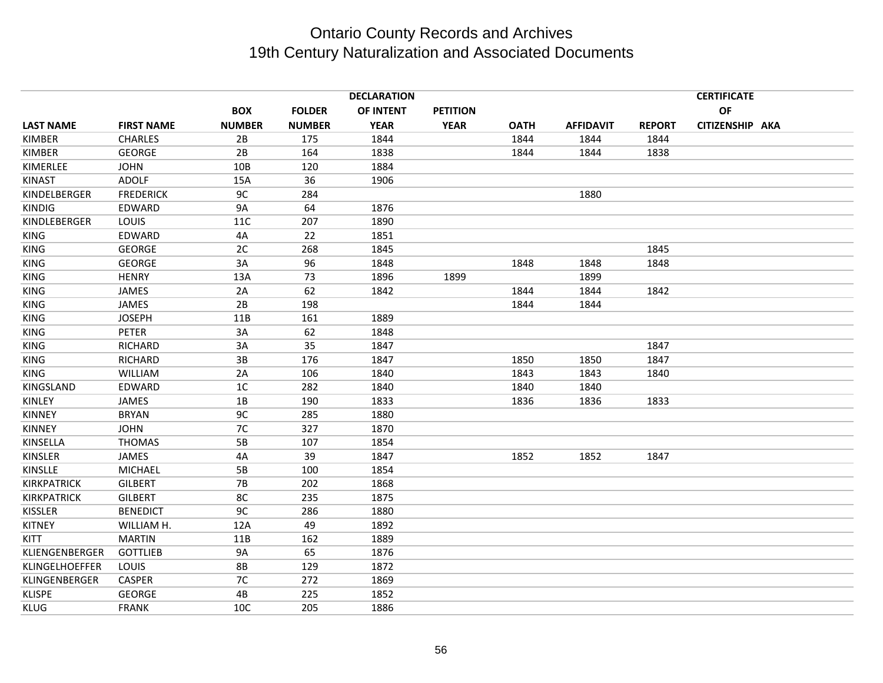# Ontario County Records and Archives
## 19th Century Naturalization and Associated Documents

| LAST NAME | FIRST NAME | BOX NUMBER | FOLDER NUMBER | DECLARATION OF INTENT YEAR | PETITION YEAR | OATH | AFFIDAVIT | REPORT | CERTIFICATE OF CITIZENSHIP | AKA |
|---|---|---|---|---|---|---|---|---|---|---|
| KIMBER | CHARLES | 2B | 175 | 1844 | | 1844 | 1844 | 1844 | | |
| KIMBER | GEORGE | 2B | 164 | 1838 | | 1844 | 1844 | 1838 | | |
| KIMERLEE | JOHN | 10B | 120 | 1884 | | | | | | |
| KINAST | ADOLF | 15A | 36 | 1906 | | | | | | |
| KINDELBERGER | FREDERICK | 9C | 284 | | | | 1880 | | | |
| KINDIG | EDWARD | 9A | 64 | 1876 | | | | | | |
| KINDLEBERGER | LOUIS | 11C | 207 | 1890 | | | | | | |
| KING | EDWARD | 4A | 22 | 1851 | | | | | | |
| KING | GEORGE | 2C | 268 | 1845 | | | | 1845 | | |
| KING | GEORGE | 3A | 96 | 1848 | | 1848 | 1848 | 1848 | | |
| KING | HENRY | 13A | 73 | 1896 | 1899 | | 1899 | | | |
| KING | JAMES | 2A | 62 | 1842 | | 1844 | 1844 | 1842 | | |
| KING | JAMES | 2B | 198 | | | 1844 | 1844 | | | |
| KING | JOSEPH | 11B | 161 | 1889 | | | | | | |
| KING | PETER | 3A | 62 | 1848 | | | | | | |
| KING | RICHARD | 3A | 35 | 1847 | | | | 1847 | | |
| KING | RICHARD | 3B | 176 | 1847 | | 1850 | 1850 | 1847 | | |
| KING | WILLIAM | 2A | 106 | 1840 | | 1843 | 1843 | 1840 | | |
| KINGSLAND | EDWARD | 1C | 282 | 1840 | | 1840 | 1840 | | | |
| KINLEY | JAMES | 1B | 190 | 1833 | | 1836 | 1836 | 1833 | | |
| KINNEY | BRYAN | 9C | 285 | 1880 | | | | | | |
| KINNEY | JOHN | 7C | 327 | 1870 | | | | | | |
| KINSELLA | THOMAS | 5B | 107 | 1854 | | | | | | |
| KINSLER | JAMES | 4A | 39 | 1847 | | 1852 | 1852 | 1847 | | |
| KINSLLE | MICHAEL | 5B | 100 | 1854 | | | | | | |
| KIRKPATRICK | GILBERT | 7B | 202 | 1868 | | | | | | |
| KIRKPATRICK | GILBERT | 8C | 235 | 1875 | | | | | | |
| KISSLER | BENEDICT | 9C | 286 | 1880 | | | | | | |
| KITNEY | WILLIAM H. | 12A | 49 | 1892 | | | | | | |
| KITT | MARTIN | 11B | 162 | 1889 | | | | | | |
| KLIENGENBERGER | GOTTLIEB | 9A | 65 | 1876 | | | | | | |
| KLINGELHOEFFER | LOUIS | 8B | 129 | 1872 | | | | | | |
| KLINGENBERGER | CASPER | 7C | 272 | 1869 | | | | | | |
| KLISPE | GEORGE | 4B | 225 | 1852 | | | | | | |
| KLUG | FRANK | 10C | 205 | 1886 | | | | | | |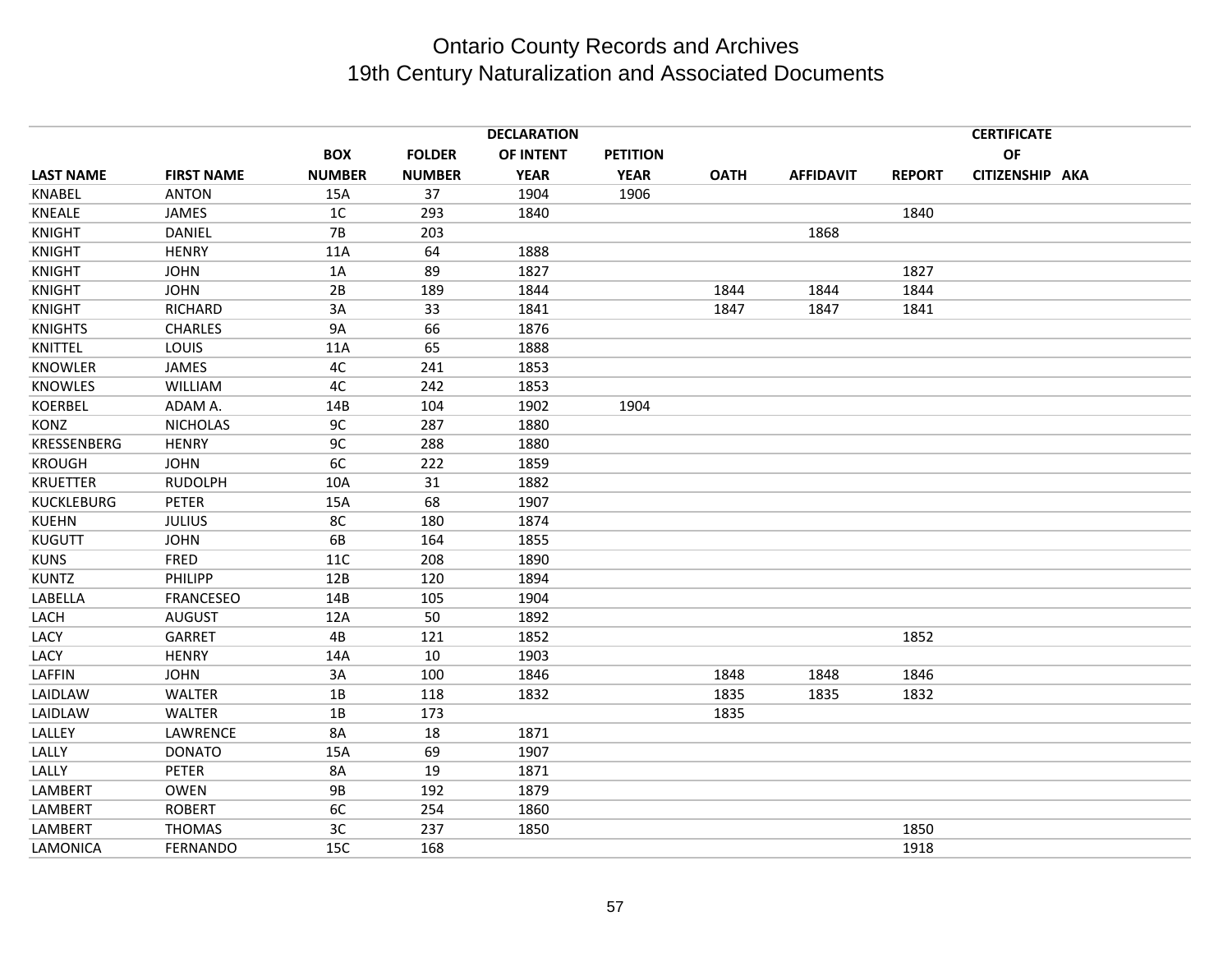# Ontario County Records and Archives
## 19th Century Naturalization and Associated Documents

| LAST NAME | FIRST NAME | BOX NUMBER | FOLDER NUMBER | DECLARATION OF INTENT YEAR | PETITION YEAR | OATH | AFFIDAVIT | REPORT | CERTIFICATE OF CITIZENSHIP | AKA |
|---|---|---|---|---|---|---|---|---|---|---|
| KNABEL | ANTON | 15A | 37 | 1904 | 1906 | | | | | |
| KNEALE | JAMES | 1C | 293 | 1840 | | | | 1840 | | |
| KNIGHT | DANIEL | 7B | 203 | | | | 1868 | | | |
| KNIGHT | HENRY | 11A | 64 | 1888 | | | | | | |
| KNIGHT | JOHN | 1A | 89 | 1827 | | | | 1827 | | |
| KNIGHT | JOHN | 2B | 189 | 1844 | | 1844 | 1844 | 1844 | | |
| KNIGHT | RICHARD | 3A | 33 | 1841 | | 1847 | 1847 | 1841 | | |
| KNIGHTS | CHARLES | 9A | 66 | 1876 | | | | | | |
| KNITTEL | LOUIS | 11A | 65 | 1888 | | | | | | |
| KNOWLER | JAMES | 4C | 241 | 1853 | | | | | | |
| KNOWLES | WILLIAM | 4C | 242 | 1853 | | | | | | |
| KOERBEL | ADAM A. | 14B | 104 | 1902 | 1904 | | | | | |
| KONZ | NICHOLAS | 9C | 287 | 1880 | | | | | | |
| KRESSENBERG | HENRY | 9C | 288 | 1880 | | | | | | |
| KROUGH | JOHN | 6C | 222 | 1859 | | | | | | |
| KRUETTER | RUDOLPH | 10A | 31 | 1882 | | | | | | |
| KUCKLEBURG | PETER | 15A | 68 | 1907 | | | | | | |
| KUEHN | JULIUS | 8C | 180 | 1874 | | | | | | |
| KUGUTT | JOHN | 6B | 164 | 1855 | | | | | | |
| KUNS | FRED | 11C | 208 | 1890 | | | | | | |
| KUNTZ | PHILIPP | 12B | 120 | 1894 | | | | | | |
| LABELLA | FRANCESEO | 14B | 105 | 1904 | | | | | | |
| LACH | AUGUST | 12A | 50 | 1892 | | | | | | |
| LACY | GARRET | 4B | 121 | 1852 | | | | 1852 | | |
| LACY | HENRY | 14A | 10 | 1903 | | | | | | |
| LAFFIN | JOHN | 3A | 100 | 1846 | | 1848 | 1848 | 1846 | | |
| LAIDLAW | WALTER | 1B | 118 | 1832 | | 1835 | 1835 | 1832 | | |
| LAIDLAW | WALTER | 1B | 173 | | | 1835 | | | | |
| LALLEY | LAWRENCE | 8A | 18 | 1871 | | | | | | |
| LALLY | DONATO | 15A | 69 | 1907 | | | | | | |
| LALLY | PETER | 8A | 19 | 1871 | | | | | | |
| LAMBERT | OWEN | 9B | 192 | 1879 | | | | | | |
| LAMBERT | ROBERT | 6C | 254 | 1860 | | | | | | |
| LAMBERT | THOMAS | 3C | 237 | 1850 | | | | 1850 | | |
| LAMONICA | FERNANDO | 15C | 168 | | | | | 1918 | | |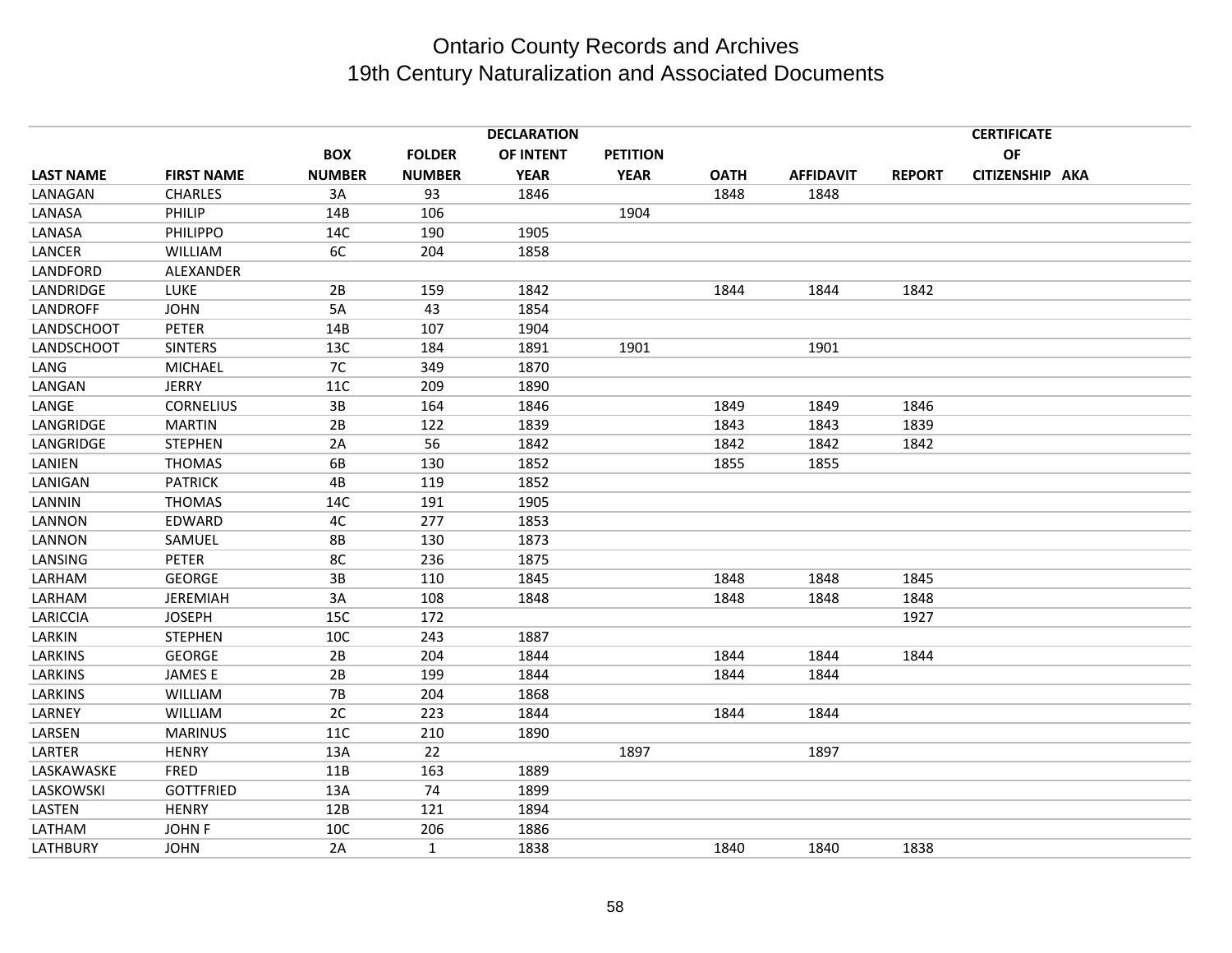# Ontario County Records and Archives
## 19th Century Naturalization and Associated Documents

| LAST NAME | FIRST NAME | BOX NUMBER | FOLDER NUMBER | DECLARATION OF INTENT YEAR | PETITION YEAR | OATH | AFFIDAVIT | REPORT | CERTIFICATE OF CITIZENSHIP | AKA |
|---|---|---|---|---|---|---|---|---|---|---|
| LANAGAN | CHARLES | 3A | 93 | 1846 | | 1848 | 1848 | | | |
| LANASA | PHILIP | 14B | 106 | | 1904 | | | | | |
| LANASA | PHILIPPO | 14C | 190 | 1905 | | | | | | |
| LANCER | WILLIAM | 6C | 204 | 1858 | | | | | | |
| LANDFORD | ALEXANDER | | | | | | | | | |
| LANDRIDGE | LUKE | 2B | 159 | 1842 | | 1844 | 1844 | 1842 | | |
| LANDROFF | JOHN | 5A | 43 | 1854 | | | | | | |
| LANDSCHOOT | PETER | 14B | 107 | 1904 | | | | | | |
| LANDSCHOOT | SINTERS | 13C | 184 | 1891 | 1901 | | 1901 | | | |
| LANG | MICHAEL | 7C | 349 | 1870 | | | | | | |
| LANGAN | JERRY | 11C | 209 | 1890 | | | | | | |
| LANGE | CORNELIUS | 3B | 164 | 1846 | | 1849 | 1849 | 1846 | | |
| LANGRIDGE | MARTIN | 2B | 122 | 1839 | | 1843 | 1843 | 1839 | | |
| LANGRIDGE | STEPHEN | 2A | 56 | 1842 | | 1842 | 1842 | 1842 | | |
| LANIEN | THOMAS | 6B | 130 | 1852 | | 1855 | 1855 | | | |
| LANIGAN | PATRICK | 4B | 119 | 1852 | | | | | | |
| LANNIN | THOMAS | 14C | 191 | 1905 | | | | | | |
| LANNON | EDWARD | 4C | 277 | 1853 | | | | | | |
| LANNON | SAMUEL | 8B | 130 | 1873 | | | | | | |
| LANSING | PETER | 8C | 236 | 1875 | | | | | | |
| LARHAM | GEORGE | 3B | 110 | 1845 | | 1848 | 1848 | 1845 | | |
| LARHAM | JEREMIAH | 3A | 108 | 1848 | | 1848 | 1848 | 1848 | | |
| LARICCIA | JOSEPH | 15C | 172 | | | | | 1927 | | |
| LARKIN | STEPHEN | 10C | 243 | 1887 | | | | | | |
| LARKINS | GEORGE | 2B | 204 | 1844 | | 1844 | 1844 | 1844 | | |
| LARKINS | JAMES E | 2B | 199 | 1844 | | 1844 | 1844 | | | |
| LARKINS | WILLIAM | 7B | 204 | 1868 | | | | | | |
| LARNEY | WILLIAM | 2C | 223 | 1844 | | 1844 | 1844 | | | |
| LARSEN | MARINUS | 11C | 210 | 1890 | | | | | | |
| LARTER | HENRY | 13A | 22 | | 1897 | | 1897 | | | |
| LASKAWASKE | FRED | 11B | 163 | 1889 | | | | | | |
| LASKOWSKI | GOTTFRIED | 13A | 74 | 1899 | | | | | | |
| LASTEN | HENRY | 12B | 121 | 1894 | | | | | | |
| LATHAM | JOHN F | 10C | 206 | 1886 | | | | | | |
| LATHBURY | JOHN | 2A | 1 | 1838 | | 1840 | 1840 | 1838 | | |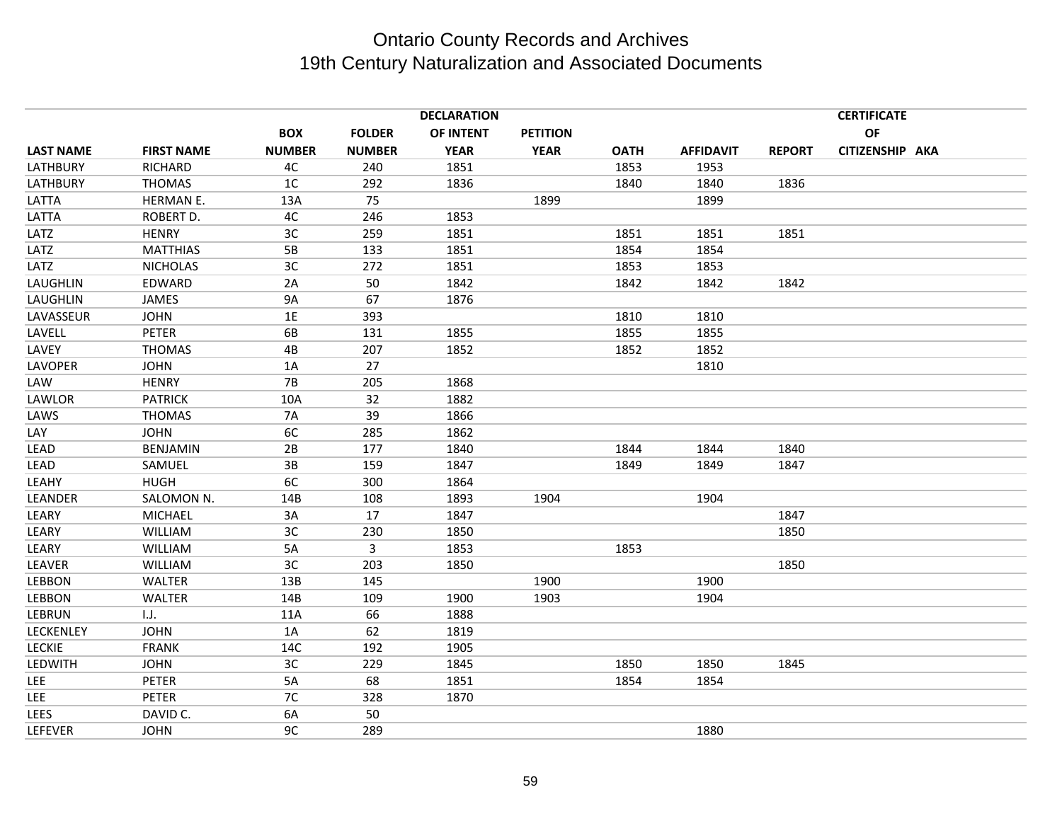# Ontario County Records and Archives
## 19th Century Naturalization and Associated Documents

| LAST NAME | FIRST NAME | BOX NUMBER | FOLDER NUMBER | DECLARATION OF INTENT YEAR | PETITION YEAR | OATH | AFFIDAVIT | REPORT | CERTIFICATE OF CITIZENSHIP | AKA |
|---|---|---|---|---|---|---|---|---|---|---|
| LATHBURY | RICHARD | 4C | 240 | 1851 | | 1853 | 1953 | | | |
| LATHBURY | THOMAS | 1C | 292 | 1836 | | 1840 | 1840 | 1836 | | |
| LATTA | HERMAN E. | 13A | 75 | | 1899 | | 1899 | | | |
| LATTA | ROBERT D. | 4C | 246 | 1853 | | | | | | |
| LATZ | HENRY | 3C | 259 | 1851 | | 1851 | 1851 | 1851 | | |
| LATZ | MATTHIAS | 5B | 133 | 1851 | | 1854 | 1854 | | | |
| LATZ | NICHOLAS | 3C | 272 | 1851 | | 1853 | 1853 | | | |
| LAUGHLIN | EDWARD | 2A | 50 | 1842 | | 1842 | 1842 | 1842 | | |
| LAUGHLIN | JAMES | 9A | 67 | 1876 | | | | | | |
| LAVASSEUR | JOHN | 1E | 393 | | | 1810 | 1810 | | | |
| LAVELL | PETER | 6B | 131 | 1855 | | 1855 | 1855 | | | |
| LAVEY | THOMAS | 4B | 207 | 1852 | | 1852 | 1852 | | | |
| LAVOPER | JOHN | 1A | 27 | | | | 1810 | | | |
| LAW | HENRY | 7B | 205 | 1868 | | | | | | |
| LAWLOR | PATRICK | 10A | 32 | 1882 | | | | | | |
| LAWS | THOMAS | 7A | 39 | 1866 | | | | | | |
| LAY | JOHN | 6C | 285 | 1862 | | | | | | |
| LEAD | BENJAMIN | 2B | 177 | 1840 | | 1844 | 1844 | 1840 | | |
| LEAD | SAMUEL | 3B | 159 | 1847 | | 1849 | 1849 | 1847 | | |
| LEAHY | HUGH | 6C | 300 | 1864 | | | | | | |
| LEANDER | SALOMON N. | 14B | 108 | 1893 | 1904 | | 1904 | | | |
| LEARY | MICHAEL | 3A | 17 | 1847 | | | | 1847 | | |
| LEARY | WILLIAM | 3C | 230 | 1850 | | | | 1850 | | |
| LEARY | WILLIAM | 5A | 3 | 1853 | | 1853 | | | | |
| LEAVER | WILLIAM | 3C | 203 | 1850 | | | | 1850 | | |
| LEBBON | WALTER | 13B | 145 | | 1900 | | 1900 | | | |
| LEBBON | WALTER | 14B | 109 | 1900 | 1903 | | 1904 | | | |
| LEBRUN | I.J. | 11A | 66 | 1888 | | | | | | |
| LECKENLEY | JOHN | 1A | 62 | 1819 | | | | | | |
| LECKIE | FRANK | 14C | 192 | 1905 | | | | | | |
| LEDWITH | JOHN | 3C | 229 | 1845 | | 1850 | 1850 | 1845 | | |
| LEE | PETER | 5A | 68 | 1851 | | 1854 | 1854 | | | |
| LEE | PETER | 7C | 328 | 1870 | | | | | | |
| LEES | DAVID C. | 6A | 50 | | | | | | | |
| LEFEVER | JOHN | 9C | 289 | | | | 1880 | | | |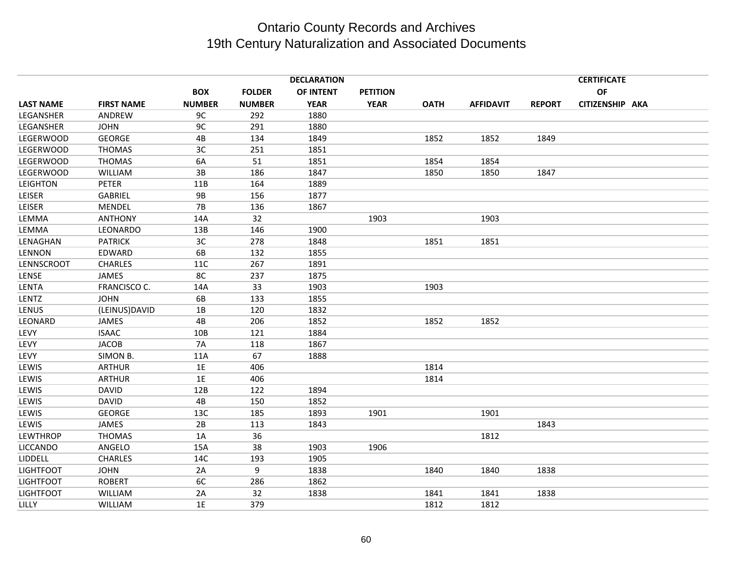# Ontario County Records and Archives
## 19th Century Naturalization and Associated Documents

| LAST NAME | FIRST NAME | BOX NUMBER | FOLDER NUMBER | DECLARATION OF INTENT YEAR | PETITION YEAR | OATH | AFFIDAVIT | REPORT | CERTIFICATE OF CITIZENSHIP | AKA |
|---|---|---|---|---|---|---|---|---|---|---|
| LEGANSHER | ANDREW | 9C | 292 | 1880 | | | | | | |
| LEGANSHER | JOHN | 9C | 291 | 1880 | | | | | | |
| LEGERWOOD | GEORGE | 4B | 134 | 1849 | | 1852 | 1852 | 1849 | | |
| LEGERWOOD | THOMAS | 3C | 251 | 1851 | | | | | | |
| LEGERWOOD | THOMAS | 6A | 51 | 1851 | | 1854 | 1854 | | | |
| LEGERWOOD | WILLIAM | 3B | 186 | 1847 | | 1850 | 1850 | 1847 | | |
| LEIGHTON | PETER | 11B | 164 | 1889 | | | | | | |
| LEISER | GABRIEL | 9B | 156 | 1877 | | | | | | |
| LEISER | MENDEL | 7B | 136 | 1867 | | | | | | |
| LEMMA | ANTHONY | 14A | 32 | | 1903 | | 1903 | | | |
| LEMMA | LEONARDO | 13B | 146 | 1900 | | | | | | |
| LENAGHAN | PATRICK | 3C | 278 | 1848 | | 1851 | 1851 | | | |
| LENNON | EDWARD | 6B | 132 | 1855 | | | | | | |
| LENNSCROOT | CHARLES | 11C | 267 | 1891 | | | | | | |
| LENSE | JAMES | 8C | 237 | 1875 | | | | | | |
| LENTA | FRANCISCO C. | 14A | 33 | 1903 | | 1903 | | | | |
| LENTZ | JOHN | 6B | 133 | 1855 | | | | | | |
| LENUS | (LEINUS)DAVID | 1B | 120 | 1832 | | | | | | |
| LEONARD | JAMES | 4B | 206 | 1852 | | 1852 | 1852 | | | |
| LEVY | ISAAC | 10B | 121 | 1884 | | | | | | |
| LEVY | JACOB | 7A | 118 | 1867 | | | | | | |
| LEVY | SIMON B. | 11A | 67 | 1888 | | | | | | |
| LEWIS | ARTHUR | 1E | 406 | | | 1814 | | | | |
| LEWIS | ARTHUR | 1E | 406 | | | 1814 | | | | |
| LEWIS | DAVID | 12B | 122 | 1894 | | | | | | |
| LEWIS | DAVID | 4B | 150 | 1852 | | | | | | |
| LEWIS | GEORGE | 13C | 185 | 1893 | 1901 | | 1901 | | | |
| LEWIS | JAMES | 2B | 113 | 1843 | | | | 1843 | | |
| LEWTHROP | THOMAS | 1A | 36 | | | | 1812 | | | |
| LICCANDO | ANGELO | 15A | 38 | 1903 | 1906 | | | | | |
| LIDDELL | CHARLES | 14C | 193 | 1905 | | | | | | |
| LIGHTFOOT | JOHN | 2A | 9 | 1838 | | 1840 | 1840 | 1838 | | |
| LIGHTFOOT | ROBERT | 6C | 286 | 1862 | | | | | | |
| LIGHTFOOT | WILLIAM | 2A | 32 | 1838 | | 1841 | 1841 | 1838 | | |
| LILLY | WILLIAM | 1E | 379 | | | 1812 | 1812 | | | |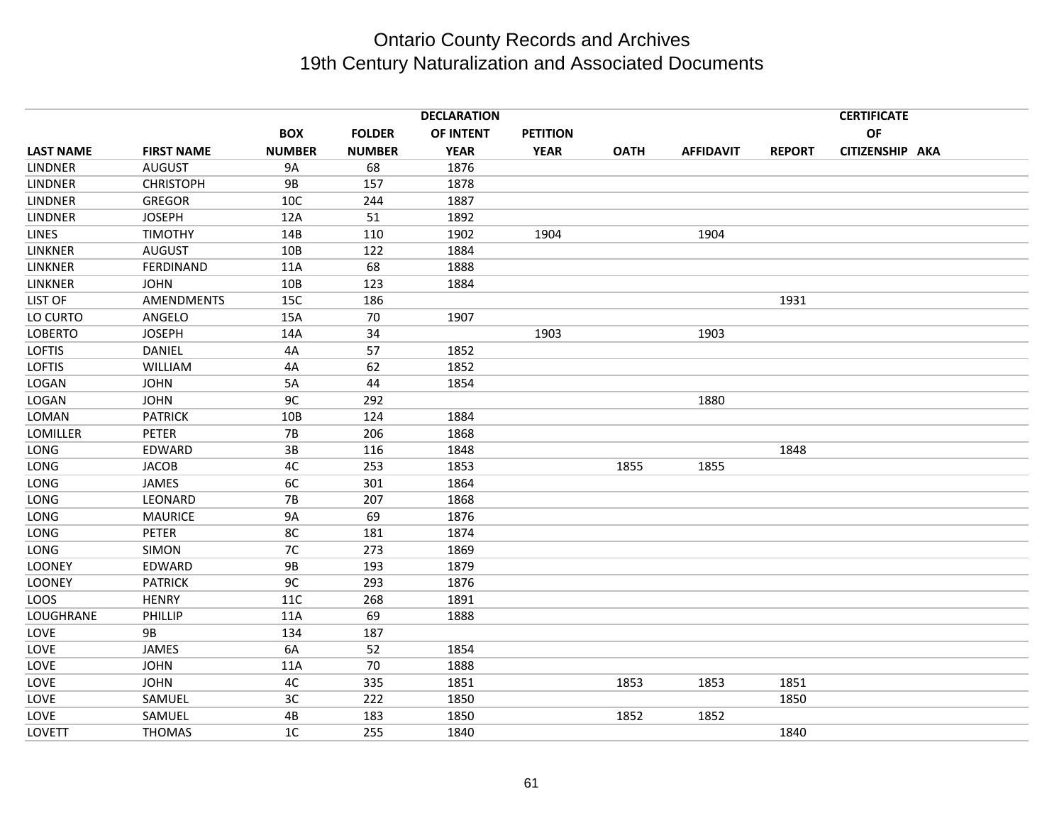# Ontario County Records and Archives
## 19th Century Naturalization and Associated Documents

| LAST NAME | FIRST NAME | BOX NUMBER | FOLDER NUMBER | DECLARATION OF INTENT YEAR | PETITION YEAR | OATH | AFFIDAVIT | REPORT | CERTIFICATE OF CITIZENSHIP | AKA |
|---|---|---|---|---|---|---|---|---|---|---|
| LINDNER | AUGUST | 9A | 68 | 1876 | | | | | | |
| LINDNER | CHRISTOPH | 9B | 157 | 1878 | | | | | | |
| LINDNER | GREGOR | 10C | 244 | 1887 | | | | | | |
| LINDNER | JOSEPH | 12A | 51 | 1892 | | | | | | |
| LINES | TIMOTHY | 14B | 110 | 1902 | 1904 | | 1904 | | | |
| LINKNER | AUGUST | 10B | 122 | 1884 | | | | | | |
| LINKNER | FERDINAND | 11A | 68 | 1888 | | | | | | |
| LINKNER | JOHN | 10B | 123 | 1884 | | | | | | |
| LIST OF | AMENDMENTS | 15C | 186 | | | | | 1931 | | |
| LO CURTO | ANGELO | 15A | 70 | 1907 | | | | | | |
| LOBERTO | JOSEPH | 14A | 34 | | 1903 | | 1903 | | | |
| LOFTIS | DANIEL | 4A | 57 | 1852 | | | | | | |
| LOFTIS | WILLIAM | 4A | 62 | 1852 | | | | | | |
| LOGAN | JOHN | 5A | 44 | 1854 | | | | | | |
| LOGAN | JOHN | 9C | 292 | | | | 1880 | | | |
| LOMAN | PATRICK | 10B | 124 | 1884 | | | | | | |
| LOMILLER | PETER | 7B | 206 | 1868 | | | | | | |
| LONG | EDWARD | 3B | 116 | 1848 | | | | 1848 | | |
| LONG | JACOB | 4C | 253 | 1853 | | 1855 | 1855 | | | |
| LONG | JAMES | 6C | 301 | 1864 | | | | | | |
| LONG | LEONARD | 7B | 207 | 1868 | | | | | | |
| LONG | MAURICE | 9A | 69 | 1876 | | | | | | |
| LONG | PETER | 8C | 181 | 1874 | | | | | | |
| LONG | SIMON | 7C | 273 | 1869 | | | | | | |
| LOONEY | EDWARD | 9B | 193 | 1879 | | | | | | |
| LOONEY | PATRICK | 9C | 293 | 1876 | | | | | | |
| LOOS | HENRY | 11C | 268 | 1891 | | | | | | |
| LOUGHRANE | PHILLIP | 11A | 69 | 1888 | | | | | | |
| LOVE | 9B | 134 | 187 | | | | | | | |
| LOVE | JAMES | 6A | 52 | 1854 | | | | | | |
| LOVE | JOHN | 11A | 70 | 1888 | | | | | | |
| LOVE | JOHN | 4C | 335 | 1851 | | 1853 | 1853 | 1851 | | |
| LOVE | SAMUEL | 3C | 222 | 1850 | | | | 1850 | | |
| LOVE | SAMUEL | 4B | 183 | 1850 | | 1852 | 1852 | | | |
| LOVETT | THOMAS | 1C | 255 | 1840 | | | | 1840 | | |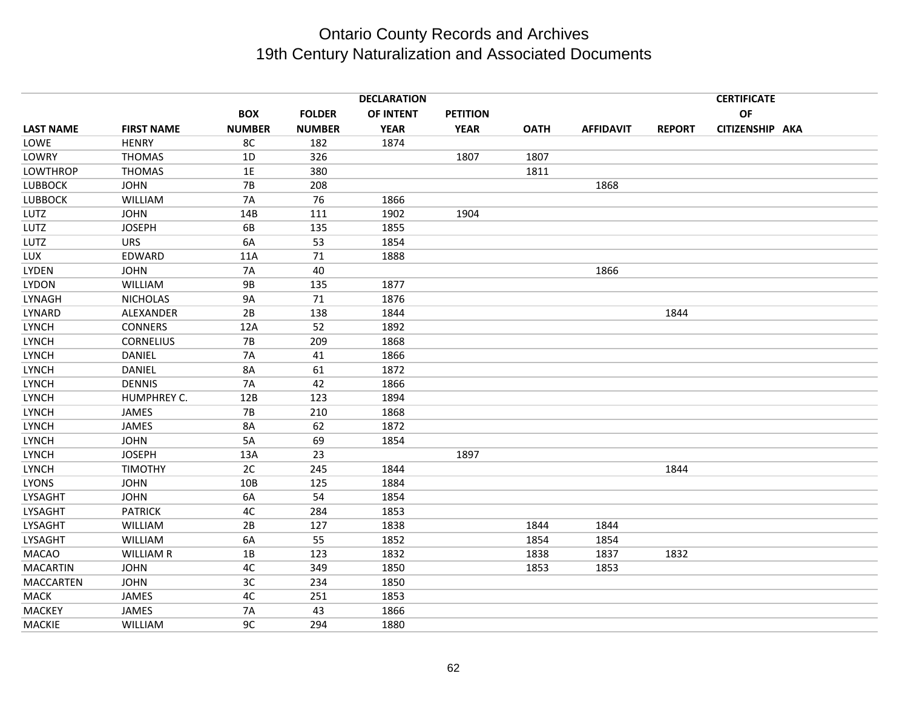# Ontario County Records and Archives
## 19th Century Naturalization and Associated Documents

| LAST NAME | FIRST NAME | BOX NUMBER | FOLDER NUMBER | DECLARATION OF INTENT YEAR | PETITION YEAR | OATH | AFFIDAVIT | REPORT | CERTIFICATE OF CITIZENSHIP | AKA |
|---|---|---|---|---|---|---|---|---|---|---|
| LOWE | HENRY | 8C | 182 | 1874 | | | | | | |
| LOWRY | THOMAS | 1D | 326 | | 1807 | 1807 | | | | |
| LOWTHROP | THOMAS | 1E | 380 | | | 1811 | | | | |
| LUBBOCK | JOHN | 7B | 208 | | | | 1868 | | | |
| LUBBOCK | WILLIAM | 7A | 76 | 1866 | | | | | | |
| LUTZ | JOHN | 14B | 111 | 1902 | 1904 | | | | | |
| LUTZ | JOSEPH | 6B | 135 | 1855 | | | | | | |
| LUTZ | URS | 6A | 53 | 1854 | | | | | | |
| LUX | EDWARD | 11A | 71 | 1888 | | | | | | |
| LYDEN | JOHN | 7A | 40 | | | | 1866 | | | |
| LYDON | WILLIAM | 9B | 135 | 1877 | | | | | | |
| LYNAGH | NICHOLAS | 9A | 71 | 1876 | | | | | | |
| LYNARD | ALEXANDER | 2B | 138 | 1844 | | | | 1844 | | |
| LYNCH | CONNERS | 12A | 52 | 1892 | | | | | | |
| LYNCH | CORNELIUS | 7B | 209 | 1868 | | | | | | |
| LYNCH | DANIEL | 7A | 41 | 1866 | | | | | | |
| LYNCH | DANIEL | 8A | 61 | 1872 | | | | | | |
| LYNCH | DENNIS | 7A | 42 | 1866 | | | | | | |
| LYNCH | HUMPHREY C. | 12B | 123 | 1894 | | | | | | |
| LYNCH | JAMES | 7B | 210 | 1868 | | | | | | |
| LYNCH | JAMES | 8A | 62 | 1872 | | | | | | |
| LYNCH | JOHN | 5A | 69 | 1854 | | | | | | |
| LYNCH | JOSEPH | 13A | 23 | | 1897 | | | | | |
| LYNCH | TIMOTHY | 2C | 245 | 1844 | | | | 1844 | | |
| LYONS | JOHN | 10B | 125 | 1884 | | | | | | |
| LYSAGHT | JOHN | 6A | 54 | 1854 | | | | | | |
| LYSAGHT | PATRICK | 4C | 284 | 1853 | | | | | | |
| LYSAGHT | WILLIAM | 2B | 127 | 1838 | | 1844 | 1844 | | | |
| LYSAGHT | WILLIAM | 6A | 55 | 1852 | | 1854 | 1854 | | | |
| MACAO | WILLIAM R | 1B | 123 | 1832 | | 1838 | 1837 | 1832 | | |
| MACARTIN | JOHN | 4C | 349 | 1850 | | 1853 | 1853 | | | |
| MACCARTEN | JOHN | 3C | 234 | 1850 | | | | | | |
| MACK | JAMES | 4C | 251 | 1853 | | | | | | |
| MACKEY | JAMES | 7A | 43 | 1866 | | | | | | |
| MACKIE | WILLIAM | 9C | 294 | 1880 | | | | | | |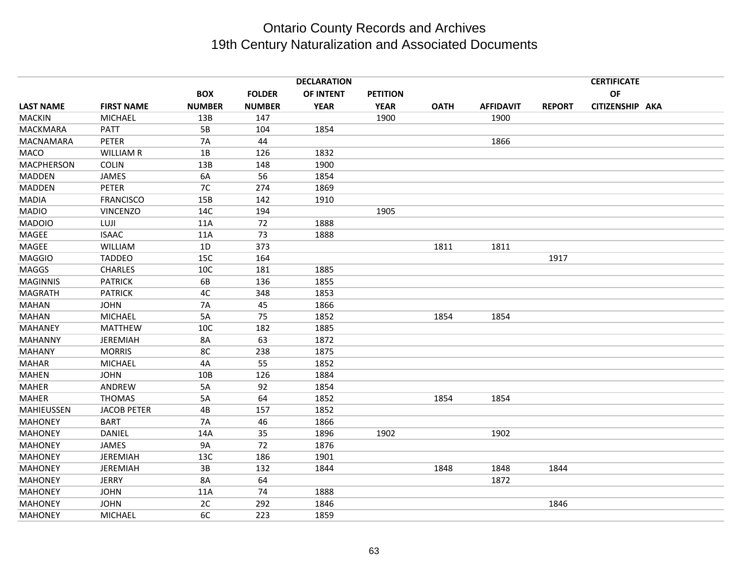# Ontario County Records and Archives
## 19th Century Naturalization and Associated Documents

| LAST NAME | FIRST NAME | BOX NUMBER | FOLDER NUMBER | DECLARATION OF INTENT YEAR | PETITION YEAR | OATH | AFFIDAVIT | REPORT | CERTIFICATE OF CITIZENSHIP | AKA |
|---|---|---|---|---|---|---|---|---|---|---|
| MACKIN | MICHAEL | 13B | 147 | | 1900 | | 1900 | | | |
| MACKMARA | PATT | 5B | 104 | 1854 | | | | | | |
| MACNAMARA | PETER | 7A | 44 | | | | 1866 | | | |
| MACO | WILLIAM R | 1B | 126 | 1832 | | | | | | |
| MACPHERSON | COLIN | 13B | 148 | 1900 | | | | | | |
| MADDEN | JAMES | 6A | 56 | 1854 | | | | | | |
| MADDEN | PETER | 7C | 274 | 1869 | | | | | | |
| MADIA | FRANCISCO | 15B | 142 | 1910 | | | | | | |
| MADIO | VINCENZO | 14C | 194 | | 1905 | | | | | |
| MADOIO | LUJI | 11A | 72 | 1888 | | | | | | |
| MAGEE | ISAAC | 11A | 73 | 1888 | | | | | | |
| MAGEE | WILLIAM | 1D | 373 | | | 1811 | 1811 | | | |
| MAGGIO | TADDEO | 15C | 164 | | | | | 1917 | | |
| MAGGS | CHARLES | 10C | 181 | 1885 | | | | | | |
| MAGINNIS | PATRICK | 6B | 136 | 1855 | | | | | | |
| MAGRATH | PATRICK | 4C | 348 | 1853 | | | | | | |
| MAHAN | JOHN | 7A | 45 | 1866 | | | | | | |
| MAHAN | MICHAEL | 5A | 75 | 1852 | | 1854 | 1854 | | | |
| MAHANEY | MATTHEW | 10C | 182 | 1885 | | | | | | |
| MAHANNY | JEREMIAH | 8A | 63 | 1872 | | | | | | |
| MAHANY | MORRIS | 8C | 238 | 1875 | | | | | | |
| MAHAR | MICHAEL | 4A | 55 | 1852 | | | | | | |
| MAHEN | JOHN | 10B | 126 | 1884 | | | | | | |
| MAHER | ANDREW | 5A | 92 | 1854 | | | | | | |
| MAHER | THOMAS | 5A | 64 | 1852 | | 1854 | 1854 | | | |
| MAHIEUSSEN | JACOB PETER | 4B | 157 | 1852 | | | | | | |
| MAHONEY | BART | 7A | 46 | 1866 | | | | | | |
| MAHONEY | DANIEL | 14A | 35 | 1896 | 1902 | | 1902 | | | |
| MAHONEY | JAMES | 9A | 72 | 1876 | | | | | | |
| MAHONEY | JEREMIAH | 13C | 186 | 1901 | | | | | | |
| MAHONEY | JEREMIAH | 3B | 132 | 1844 | | 1848 | 1848 | 1844 | | |
| MAHONEY | JERRY | 8A | 64 | | | | 1872 | | | |
| MAHONEY | JOHN | 11A | 74 | 1888 | | | | | | |
| MAHONEY | JOHN | 2C | 292 | 1846 | | | | 1846 | | |
| MAHONEY | MICHAEL | 6C | 223 | 1859 | | | | | | |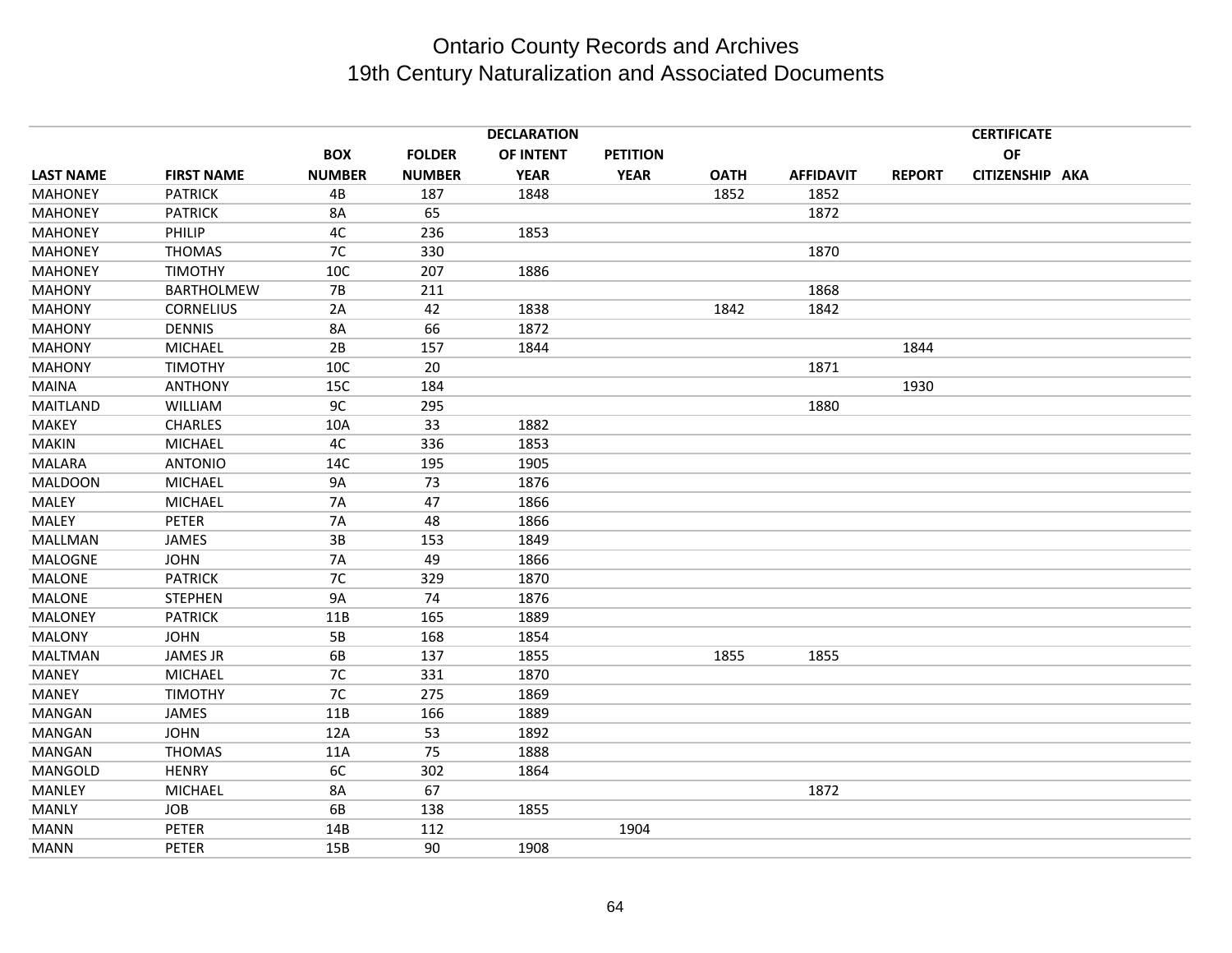# Ontario County Records and Archives
## 19th Century Naturalization and Associated Documents

| LAST NAME | FIRST NAME | BOX NUMBER | FOLDER NUMBER | DECLARATION OF INTENT YEAR | PETITION YEAR | OATH | AFFIDAVIT | REPORT | CERTIFICATE OF CITIZENSHIP | AKA |
|---|---|---|---|---|---|---|---|---|---|---|
| MAHONEY | PATRICK | 4B | 187 | 1848 | | 1852 | 1852 | | | |
| MAHONEY | PATRICK | 8A | 65 | | | | 1872 | | | |
| MAHONEY | PHILIP | 4C | 236 | 1853 | | | | | | |
| MAHONEY | THOMAS | 7C | 330 | | | | 1870 | | | |
| MAHONEY | TIMOTHY | 10C | 207 | 1886 | | | | | | |
| MAHONY | BARTHOLMEW | 7B | 211 | | | | 1868 | | | |
| MAHONY | CORNELIUS | 2A | 42 | 1838 | | 1842 | 1842 | | | |
| MAHONY | DENNIS | 8A | 66 | 1872 | | | | | | |
| MAHONY | MICHAEL | 2B | 157 | 1844 | | | | 1844 | | |
| MAHONY | TIMOTHY | 10C | 20 | | | | 1871 | | | |
| MAINA | ANTHONY | 15C | 184 | | | | | 1930 | | |
| MAITLAND | WILLIAM | 9C | 295 | | | | 1880 | | | |
| MAKEY | CHARLES | 10A | 33 | 1882 | | | | | | |
| MAKIN | MICHAEL | 4C | 336 | 1853 | | | | | | |
| MALARA | ANTONIO | 14C | 195 | 1905 | | | | | | |
| MALDOON | MICHAEL | 9A | 73 | 1876 | | | | | | |
| MALEY | MICHAEL | 7A | 47 | 1866 | | | | | | |
| MALEY | PETER | 7A | 48 | 1866 | | | | | | |
| MALLMAN | JAMES | 3B | 153 | 1849 | | | | | | |
| MALOGNE | JOHN | 7A | 49 | 1866 | | | | | | |
| MALONE | PATRICK | 7C | 329 | 1870 | | | | | | |
| MALONE | STEPHEN | 9A | 74 | 1876 | | | | | | |
| MALONEY | PATRICK | 11B | 165 | 1889 | | | | | | |
| MALONY | JOHN | 5B | 168 | 1854 | | | | | | |
| MALTMAN | JAMES JR | 6B | 137 | 1855 | | 1855 | 1855 | | | |
| MANEY | MICHAEL | 7C | 331 | 1870 | | | | | | |
| MANEY | TIMOTHY | 7C | 275 | 1869 | | | | | | |
| MANGAN | JAMES | 11B | 166 | 1889 | | | | | | |
| MANGAN | JOHN | 12A | 53 | 1892 | | | | | | |
| MANGAN | THOMAS | 11A | 75 | 1888 | | | | | | |
| MANGOLD | HENRY | 6C | 302 | 1864 | | | | | | |
| MANLEY | MICHAEL | 8A | 67 | | | | 1872 | | | |
| MANLY | JOB | 6B | 138 | 1855 | | | | | | |
| MANN | PETER | 14B | 112 | | 1904 | | | | | |
| MANN | PETER | 15B | 90 | 1908 | | | | | | |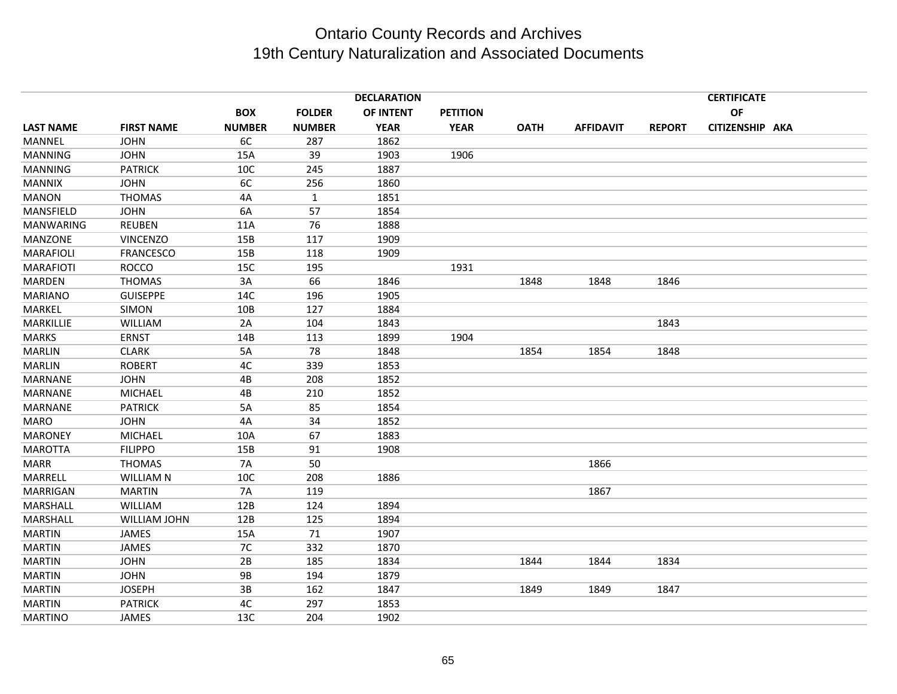# Ontario County Records and Archives
## 19th Century Naturalization and Associated Documents

| LAST NAME | FIRST NAME | BOX NUMBER | FOLDER NUMBER | DECLARATION OF INTENT YEAR | PETITION YEAR | OATH | AFFIDAVIT | REPORT | CERTIFICATE OF CITIZENSHIP | AKA |
|---|---|---|---|---|---|---|---|---|---|---|
| MANNEL | JOHN | 6C | 287 | 1862 | | | | | | |
| MANNING | JOHN | 15A | 39 | 1903 | 1906 | | | | | |
| MANNING | PATRICK | 10C | 245 | 1887 | | | | | | |
| MANNIX | JOHN | 6C | 256 | 1860 | | | | | | |
| MANON | THOMAS | 4A | 1 | 1851 | | | | | | |
| MANSFIELD | JOHN | 6A | 57 | 1854 | | | | | | |
| MANWARING | REUBEN | 11A | 76 | 1888 | | | | | | |
| MANZONE | VINCENZO | 15B | 117 | 1909 | | | | | | |
| MARAFIOLI | FRANCESCO | 15B | 118 | 1909 | | | | | | |
| MARAFIOTI | ROCCO | 15C | 195 | | 1931 | | | | | |
| MARDEN | THOMAS | 3A | 66 | 1846 | | 1848 | 1848 | 1846 | | |
| MARIANO | GUISEPPE | 14C | 196 | 1905 | | | | | | |
| MARKEL | SIMON | 10B | 127 | 1884 | | | | | | |
| MARKILLIE | WILLIAM | 2A | 104 | 1843 | | | | 1843 | | |
| MARKS | ERNST | 14B | 113 | 1899 | 1904 | | | | | |
| MARLIN | CLARK | 5A | 78 | 1848 | | 1854 | 1854 | 1848 | | |
| MARLIN | ROBERT | 4C | 339 | 1853 | | | | | | |
| MARNANE | JOHN | 4B | 208 | 1852 | | | | | | |
| MARNANE | MICHAEL | 4B | 210 | 1852 | | | | | | |
| MARNANE | PATRICK | 5A | 85 | 1854 | | | | | | |
| MARO | JOHN | 4A | 34 | 1852 | | | | | | |
| MARONEY | MICHAEL | 10A | 67 | 1883 | | | | | | |
| MAROTTA | FILIPPO | 15B | 91 | 1908 | | | | | | |
| MARR | THOMAS | 7A | 50 | | | | 1866 | | | |
| MARRELL | WILLIAM N | 10C | 208 | 1886 | | | | | | |
| MARRIGAN | MARTIN | 7A | 119 | | | | 1867 | | | |
| MARSHALL | WILLIAM | 12B | 124 | 1894 | | | | | | |
| MARSHALL | WILLIAM JOHN | 12B | 125 | 1894 | | | | | | |
| MARTIN | JAMES | 15A | 71 | 1907 | | | | | | |
| MARTIN | JAMES | 7C | 332 | 1870 | | | | | | |
| MARTIN | JOHN | 2B | 185 | 1834 | | 1844 | 1844 | 1834 | | |
| MARTIN | JOHN | 9B | 194 | 1879 | | | | | | |
| MARTIN | JOSEPH | 3B | 162 | 1847 | | 1849 | 1849 | 1847 | | |
| MARTIN | PATRICK | 4C | 297 | 1853 | | | | | | |
| MARTINO | JAMES | 13C | 204 | 1902 | | | | | | |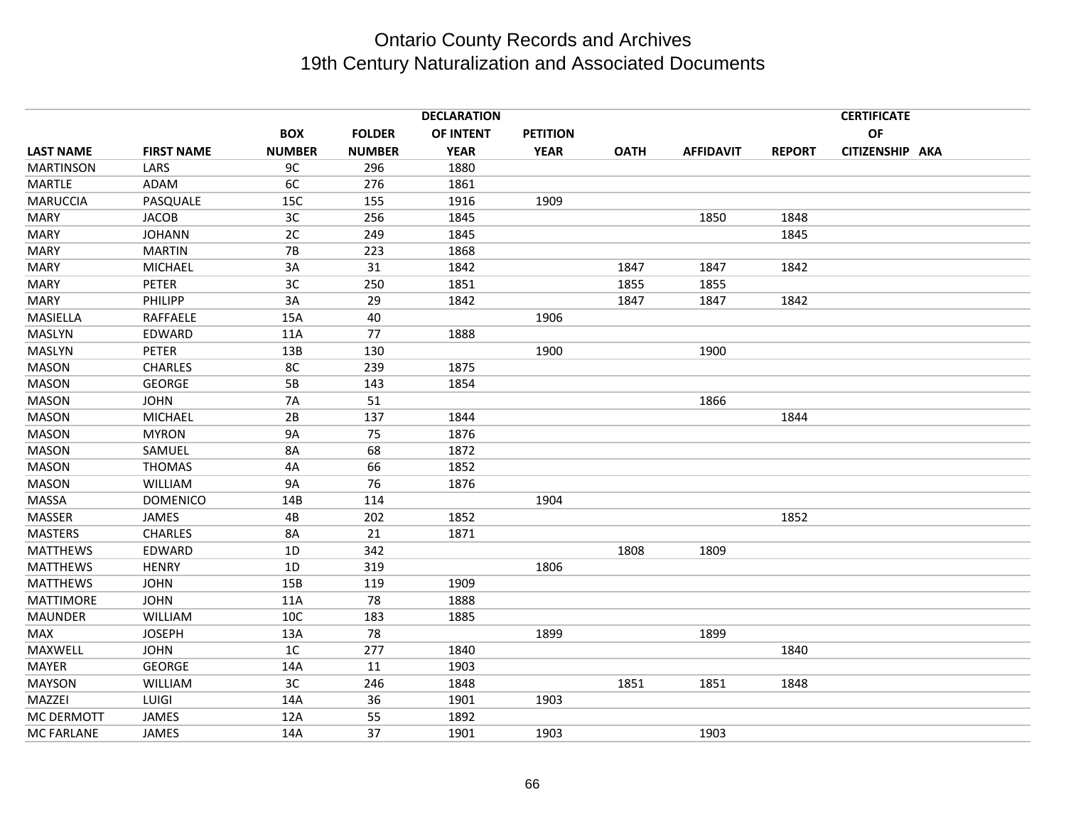# Ontario County Records and Archives
## 19th Century Naturalization and Associated Documents

| LAST NAME | FIRST NAME | BOX NUMBER | FOLDER NUMBER | DECLARATION OF INTENT YEAR | PETITION YEAR | OATH | AFFIDAVIT | REPORT | CERTIFICATE OF CITIZENSHIP | AKA |
|---|---|---|---|---|---|---|---|---|---|---|
| MARTINSON | LARS | 9C | 296 | 1880 | | | | | | |
| MARTLE | ADAM | 6C | 276 | 1861 | | | | | | |
| MARUCCIA | PASQUALE | 15C | 155 | 1916 | 1909 | | | | | |
| MARY | JACOB | 3C | 256 | 1845 | | | 1850 | 1848 | | |
| MARY | JOHANN | 2C | 249 | 1845 | | | | 1845 | | |
| MARY | MARTIN | 7B | 223 | 1868 | | | | | | |
| MARY | MICHAEL | 3A | 31 | 1842 | | 1847 | 1847 | 1842 | | |
| MARY | PETER | 3C | 250 | 1851 | | 1855 | 1855 | | | |
| MARY | PHILIPP | 3A | 29 | 1842 | | 1847 | 1847 | 1842 | | |
| MASIELLA | RAFFAELE | 15A | 40 | | 1906 | | | | | |
| MASLYN | EDWARD | 11A | 77 | 1888 | | | | | | |
| MASLYN | PETER | 13B | 130 | | 1900 | | 1900 | | | |
| MASON | CHARLES | 8C | 239 | 1875 | | | | | | |
| MASON | GEORGE | 5B | 143 | 1854 | | | | | | |
| MASON | JOHN | 7A | 51 | | | | 1866 | | | |
| MASON | MICHAEL | 2B | 137 | 1844 | | | | 1844 | | |
| MASON | MYRON | 9A | 75 | 1876 | | | | | | |
| MASON | SAMUEL | 8A | 68 | 1872 | | | | | | |
| MASON | THOMAS | 4A | 66 | 1852 | | | | | | |
| MASON | WILLIAM | 9A | 76 | 1876 | | | | | | |
| MASSA | DOMENICO | 14B | 114 | | 1904 | | | | | |
| MASSER | JAMES | 4B | 202 | 1852 | | | | 1852 | | |
| MASTERS | CHARLES | 8A | 21 | 1871 | | | | | | |
| MATTHEWS | EDWARD | 1D | 342 | | | 1808 | 1809 | | | |
| MATTHEWS | HENRY | 1D | 319 | | 1806 | | | | | |
| MATTHEWS | JOHN | 15B | 119 | 1909 | | | | | | |
| MATTIMORE | JOHN | 11A | 78 | 1888 | | | | | | |
| MAUNDER | WILLIAM | 10C | 183 | 1885 | | | | | | |
| MAX | JOSEPH | 13A | 78 | | 1899 | | 1899 | | | |
| MAXWELL | JOHN | 1C | 277 | 1840 | | | | 1840 | | |
| MAYER | GEORGE | 14A | 11 | 1903 | | | | | | |
| MAYSON | WILLIAM | 3C | 246 | 1848 | | 1851 | 1851 | 1848 | | |
| MAZZEI | LUIGI | 14A | 36 | 1901 | 1903 | | | | | |
| MC DERMOTT | JAMES | 12A | 55 | 1892 | | | | | | |
| MC FARLANE | JAMES | 14A | 37 | 1901 | 1903 | | 1903 | | | |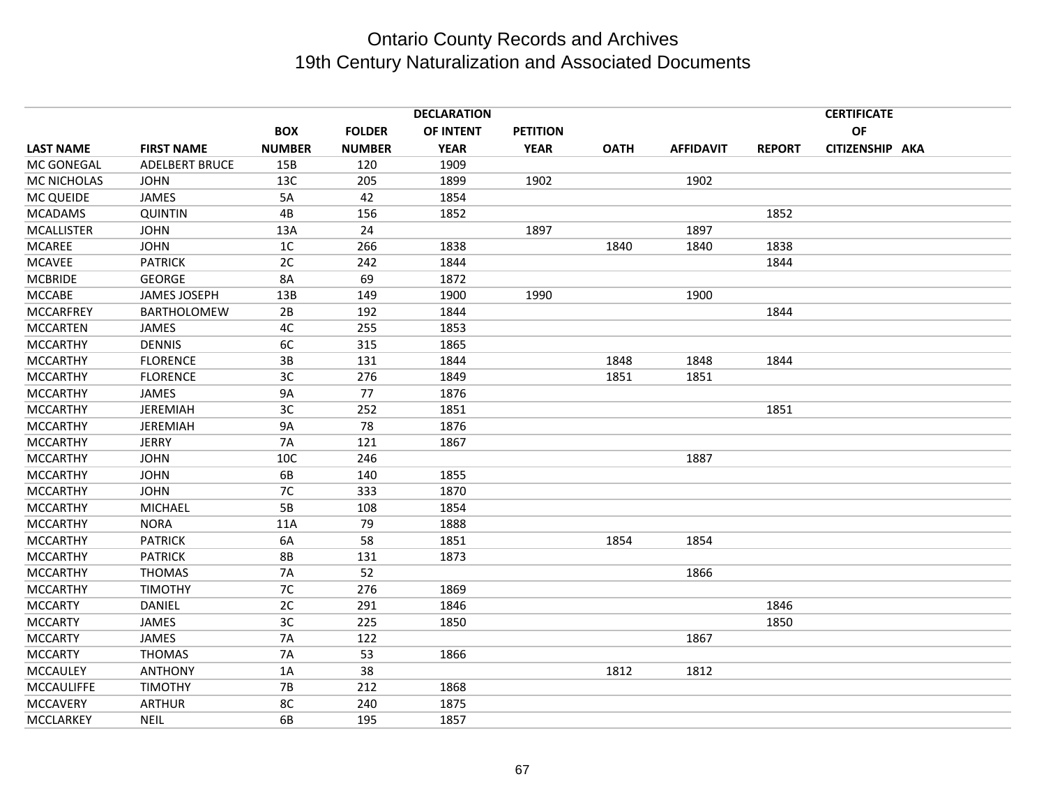# Ontario County Records and Archives
## 19th Century Naturalization and Associated Documents

| LAST NAME | FIRST NAME | BOX NUMBER | FOLDER NUMBER | DECLARATION OF INTENT YEAR | PETITION YEAR | OATH | AFFIDAVIT | REPORT | CERTIFICATE OF CITIZENSHIP | AKA |
|---|---|---|---|---|---|---|---|---|---|---|
| MC GONEGAL | ADELBERT BRUCE | 15B | 120 | 1909 | | | | | | |
| MC NICHOLAS | JOHN | 13C | 205 | 1899 | 1902 | | 1902 | | | |
| MC QUEIDE | JAMES | 5A | 42 | 1854 | | | | | | |
| MCADAMS | QUINTIN | 4B | 156 | 1852 | | | | 1852 | | |
| MCALLISTER | JOHN | 13A | 24 | | 1897 | | 1897 | | | |
| MCAREE | JOHN | 1C | 266 | 1838 | | 1840 | 1840 | 1838 | | |
| MCAVEE | PATRICK | 2C | 242 | 1844 | | | | 1844 | | |
| MCBRIDE | GEORGE | 8A | 69 | 1872 | | | | | | |
| MCCABE | JAMES JOSEPH | 13B | 149 | 1900 | 1990 | | 1900 | | | |
| MCCARFREY | BARTHOLOMEW | 2B | 192 | 1844 | | | | 1844 | | |
| MCCARTEN | JAMES | 4C | 255 | 1853 | | | | | | |
| MCCARTHY | DENNIS | 6C | 315 | 1865 | | | | | | |
| MCCARTHY | FLORENCE | 3B | 131 | 1844 | | 1848 | 1848 | 1844 | | |
| MCCARTHY | FLORENCE | 3C | 276 | 1849 | | 1851 | 1851 | | | |
| MCCARTHY | JAMES | 9A | 77 | 1876 | | | | | | |
| MCCARTHY | JEREMIAH | 3C | 252 | 1851 | | | | 1851 | | |
| MCCARTHY | JEREMIAH | 9A | 78 | 1876 | | | | | | |
| MCCARTHY | JERRY | 7A | 121 | 1867 | | | | | | |
| MCCARTHY | JOHN | 10C | 246 | | | | 1887 | | | |
| MCCARTHY | JOHN | 6B | 140 | 1855 | | | | | | |
| MCCARTHY | JOHN | 7C | 333 | 1870 | | | | | | |
| MCCARTHY | MICHAEL | 5B | 108 | 1854 | | | | | | |
| MCCARTHY | NORA | 11A | 79 | 1888 | | | | | | |
| MCCARTHY | PATRICK | 6A | 58 | 1851 | | 1854 | 1854 | | | |
| MCCARTHY | PATRICK | 8B | 131 | 1873 | | | | | | |
| MCCARTHY | THOMAS | 7A | 52 | | | | 1866 | | | |
| MCCARTHY | TIMOTHY | 7C | 276 | 1869 | | | | | | |
| MCCARTY | DANIEL | 2C | 291 | 1846 | | | | 1846 | | |
| MCCARTY | JAMES | 3C | 225 | 1850 | | | | 1850 | | |
| MCCARTY | JAMES | 7A | 122 | | | | 1867 | | | |
| MCCARTY | THOMAS | 7A | 53 | 1866 | | | | | | |
| MCCAULEY | ANTHONY | 1A | 38 | | | 1812 | 1812 | | | |
| MCCAULIFFE | TIMOTHY | 7B | 212 | 1868 | | | | | | |
| MCCAVERY | ARTHUR | 8C | 240 | 1875 | | | | | | |
| MCCLARKEY | NEIL | 6B | 195 | 1857 | | | | | | |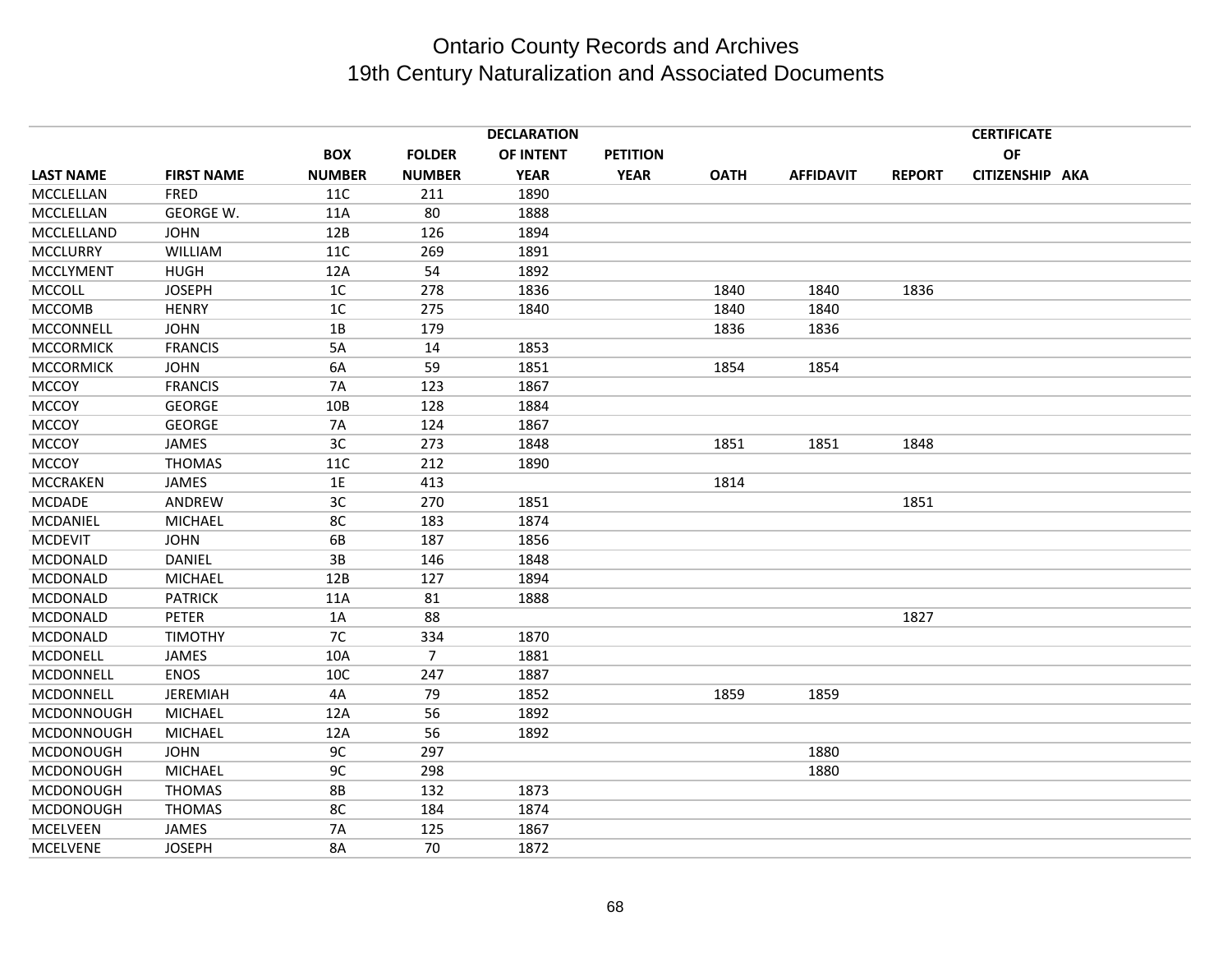# Ontario County Records and Archives
## 19th Century Naturalization and Associated Documents

| LAST NAME | FIRST NAME | BOX NUMBER | FOLDER NUMBER | DECLARATION OF INTENT YEAR | PETITION YEAR | OATH | AFFIDAVIT | REPORT | CERTIFICATE OF CITIZENSHIP | AKA |
|---|---|---|---|---|---|---|---|---|---|---|
| MCCLELLAN | FRED | 11C | 211 | 1890 | | | | | | |
| MCCLELLAN | GEORGE W. | 11A | 80 | 1888 | | | | | | |
| MCCLELLAND | JOHN | 12B | 126 | 1894 | | | | | | |
| MCCLURRY | WILLIAM | 11C | 269 | 1891 | | | | | | |
| MCCLYMENT | HUGH | 12A | 54 | 1892 | | | | | | |
| MCCOLL | JOSEPH | 1C | 278 | 1836 | | 1840 | 1840 | 1836 | | |
| MCCOMB | HENRY | 1C | 275 | 1840 | | 1840 | 1840 | | | |
| MCCONNELL | JOHN | 1B | 179 | | | 1836 | 1836 | | | |
| MCCORMICK | FRANCIS | 5A | 14 | 1853 | | | | | | |
| MCCORMICK | JOHN | 6A | 59 | 1851 | | 1854 | 1854 | | | |
| MCCOY | FRANCIS | 7A | 123 | 1867 | | | | | | |
| MCCOY | GEORGE | 10B | 128 | 1884 | | | | | | |
| MCCOY | GEORGE | 7A | 124 | 1867 | | | | | | |
| MCCOY | JAMES | 3C | 273 | 1848 | | 1851 | 1851 | 1848 | | |
| MCCOY | THOMAS | 11C | 212 | 1890 | | | | | | |
| MCCRAKEN | JAMES | 1E | 413 | | | 1814 | | | | |
| MCDADE | ANDREW | 3C | 270 | 1851 | | | | 1851 | | |
| MCDANIEL | MICHAEL | 8C | 183 | 1874 | | | | | | |
| MCDEVIT | JOHN | 6B | 187 | 1856 | | | | | | |
| MCDONALD | DANIEL | 3B | 146 | 1848 | | | | | | |
| MCDONALD | MICHAEL | 12B | 127 | 1894 | | | | | | |
| MCDONALD | PATRICK | 11A | 81 | 1888 | | | | | | |
| MCDONALD | PETER | 1A | 88 | | | | | 1827 | | |
| MCDONALD | TIMOTHY | 7C | 334 | 1870 | | | | | | |
| MCDONELL | JAMES | 10A | 7 | 1881 | | | | | | |
| MCDONNELL | ENOS | 10C | 247 | 1887 | | | | | | |
| MCDONNELL | JEREMIAH | 4A | 79 | 1852 | | 1859 | 1859 | | | |
| MCDONNOUGH | MICHAEL | 12A | 56 | 1892 | | | | | | |
| MCDONNOUGH | MICHAEL | 12A | 56 | 1892 | | | | | | |
| MCDONOUGH | JOHN | 9C | 297 | | | | 1880 | | | |
| MCDONOUGH | MICHAEL | 9C | 298 | | | | 1880 | | | |
| MCDONOUGH | THOMAS | 8B | 132 | 1873 | | | | | | |
| MCDONOUGH | THOMAS | 8C | 184 | 1874 | | | | | | |
| MCELVEEN | JAMES | 7A | 125 | 1867 | | | | | | |
| MCELVENE | JOSEPH | 8A | 70 | 1872 | | | | | | |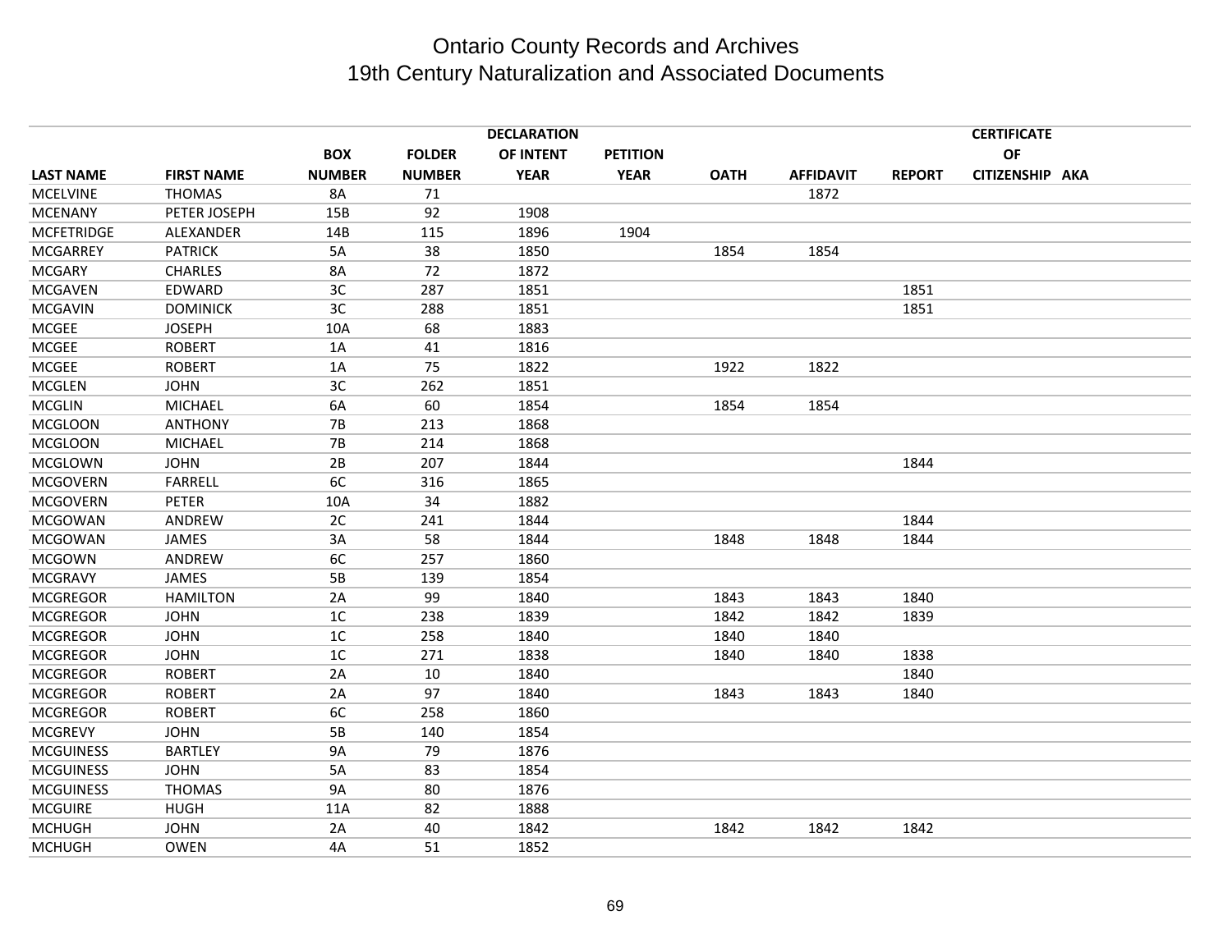# Ontario County Records and Archives
# 19th Century Naturalization and Associated Documents

| LAST NAME | FIRST NAME | BOX NUMBER | FOLDER NUMBER | DECLARATION OF INTENT YEAR | PETITION YEAR | OATH | AFFIDAVIT | REPORT | CERTIFICATE OF CITIZENSHIP | AKA |
|---|---|---|---|---|---|---|---|---|---|---|
| MCELVINE | THOMAS | 8A | 71 | | | | 1872 | | | |
| MCENANY | PETER JOSEPH | 15B | 92 | 1908 | | | | | | |
| MCFETRIDGE | ALEXANDER | 14B | 115 | 1896 | 1904 | | | | | |
| MCGARREY | PATRICK | 5A | 38 | 1850 | | 1854 | 1854 | | | |
| MCGARY | CHARLES | 8A | 72 | 1872 | | | | | | |
| MCGAVEN | EDWARD | 3C | 287 | 1851 | | | | 1851 | | |
| MCGAVIN | DOMINICK | 3C | 288 | 1851 | | | | 1851 | | |
| MCGEE | JOSEPH | 10A | 68 | 1883 | | | | | | |
| MCGEE | ROBERT | 1A | 41 | 1816 | | | | | | |
| MCGEE | ROBERT | 1A | 75 | 1822 | | 1922 | 1822 | | | |
| MCGLEN | JOHN | 3C | 262 | 1851 | | | | | | |
| MCGLIN | MICHAEL | 6A | 60 | 1854 | | 1854 | 1854 | | | |
| MCGLOON | ANTHONY | 7B | 213 | 1868 | | | | | | |
| MCGLOON | MICHAEL | 7B | 214 | 1868 | | | | | | |
| MCGLOWN | JOHN | 2B | 207 | 1844 | | | | 1844 | | |
| MCGOVERN | FARRELL | 6C | 316 | 1865 | | | | | | |
| MCGOVERN | PETER | 10A | 34 | 1882 | | | | | | |
| MCGOWAN | ANDREW | 2C | 241 | 1844 | | | | 1844 | | |
| MCGOWAN | JAMES | 3A | 58 | 1844 | | 1848 | 1848 | 1844 | | |
| MCGOWN | ANDREW | 6C | 257 | 1860 | | | | | | |
| MCGRAVY | JAMES | 5B | 139 | 1854 | | | | | | |
| MCGREGOR | HAMILTON | 2A | 99 | 1840 | | 1843 | 1843 | 1840 | | |
| MCGREGOR | JOHN | 1C | 238 | 1839 | | 1842 | 1842 | 1839 | | |
| MCGREGOR | JOHN | 1C | 258 | 1840 | | 1840 | 1840 | | | |
| MCGREGOR | JOHN | 1C | 271 | 1838 | | 1840 | 1840 | 1838 | | |
| MCGREGOR | ROBERT | 2A | 10 | 1840 | | | | 1840 | | |
| MCGREGOR | ROBERT | 2A | 97 | 1840 | | 1843 | 1843 | 1840 | | |
| MCGREGOR | ROBERT | 6C | 258 | 1860 | | | | | | |
| MCGREVY | JOHN | 5B | 140 | 1854 | | | | | | |
| MCGUINESS | BARTLEY | 9A | 79 | 1876 | | | | | | |
| MCGUINESS | JOHN | 5A | 83 | 1854 | | | | | | |
| MCGUINESS | THOMAS | 9A | 80 | 1876 | | | | | | |
| MCGUIRE | HUGH | 11A | 82 | 1888 | | | | | | |
| MCHUGH | JOHN | 2A | 40 | 1842 | | 1842 | 1842 | 1842 | | |
| MCHUGH | OWEN | 4A | 51 | 1852 | | | | | | |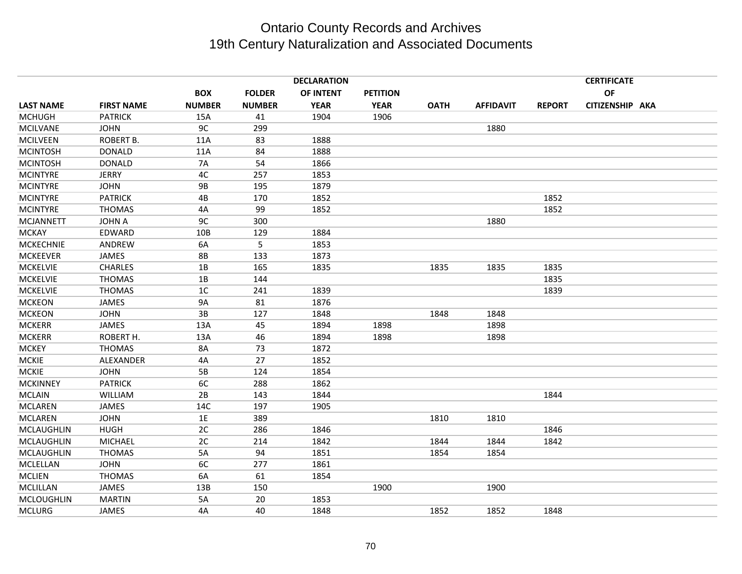# Ontario County Records and Archives
## 19th Century Naturalization and Associated Documents

| LAST NAME | FIRST NAME | BOX NUMBER | FOLDER NUMBER | DECLARATION OF INTENT YEAR | PETITION YEAR | OATH | AFFIDAVIT | REPORT | CERTIFICATE OF CITIZENSHIP | AKA |
|---|---|---|---|---|---|---|---|---|---|---|
| MCHUGH | PATRICK | 15A | 41 | 1904 | 1906 | | | | | |
| MCILVANE | JOHN | 9C | 299 | | | | 1880 | | | |
| MCILVEEN | ROBERT B. | 11A | 83 | 1888 | | | | | | |
| MCINTOSH | DONALD | 11A | 84 | 1888 | | | | | | |
| MCINTOSH | DONALD | 7A | 54 | 1866 | | | | | | |
| MCINTYRE | JERRY | 4C | 257 | 1853 | | | | | | |
| MCINTYRE | JOHN | 9B | 195 | 1879 | | | | | | |
| MCINTYRE | PATRICK | 4B | 170 | 1852 | | | | 1852 | | |
| MCINTYRE | THOMAS | 4A | 99 | 1852 | | | | 1852 | | |
| MCJANNETT | JOHN A | 9C | 300 | | | | 1880 | | | |
| MCKAY | EDWARD | 10B | 129 | 1884 | | | | | | |
| MCKECHNIE | ANDREW | 6A | 5 | 1853 | | | | | | |
| MCKEEVER | JAMES | 8B | 133 | 1873 | | | | | | |
| MCKELVIE | CHARLES | 1B | 165 | 1835 | | 1835 | 1835 | 1835 | | |
| MCKELVIE | THOMAS | 1B | 144 | | | | | 1835 | | |
| MCKELVIE | THOMAS | 1C | 241 | 1839 | | | | 1839 | | |
| MCKEON | JAMES | 9A | 81 | 1876 | | | | | | |
| MCKEON | JOHN | 3B | 127 | 1848 | | 1848 | 1848 | | | |
| MCKERR | JAMES | 13A | 45 | 1894 | 1898 | | 1898 | | | |
| MCKERR | ROBERT H. | 13A | 46 | 1894 | 1898 | | 1898 | | | |
| MCKEY | THOMAS | 8A | 73 | 1872 | | | | | | |
| MCKIE | ALEXANDER | 4A | 27 | 1852 | | | | | | |
| MCKIE | JOHN | 5B | 124 | 1854 | | | | | | |
| MCKINNEY | PATRICK | 6C | 288 | 1862 | | | | | | |
| MCLAIN | WILLIAM | 2B | 143 | 1844 | | | | 1844 | | |
| MCLAREN | JAMES | 14C | 197 | 1905 | | | | | | |
| MCLAREN | JOHN | 1E | 389 | | | 1810 | 1810 | | | |
| MCLAUGHLIN | HUGH | 2C | 286 | 1846 | | | | 1846 | | |
| MCLAUGHLIN | MICHAEL | 2C | 214 | 1842 | | 1844 | 1844 | 1842 | | |
| MCLAUGHLIN | THOMAS | 5A | 94 | 1851 | | 1854 | 1854 | | | |
| MCLELLAN | JOHN | 6C | 277 | 1861 | | | | | | |
| MCLIEN | THOMAS | 6A | 61 | 1854 | | | | | | |
| MCLILLAN | JAMES | 13B | 150 | | 1900 | | 1900 | | | |
| MCLOUGHLIN | MARTIN | 5A | 20 | 1853 | | | | | | |
| MCLURG | JAMES | 4A | 40 | 1848 | | 1852 | 1852 | 1848 | | |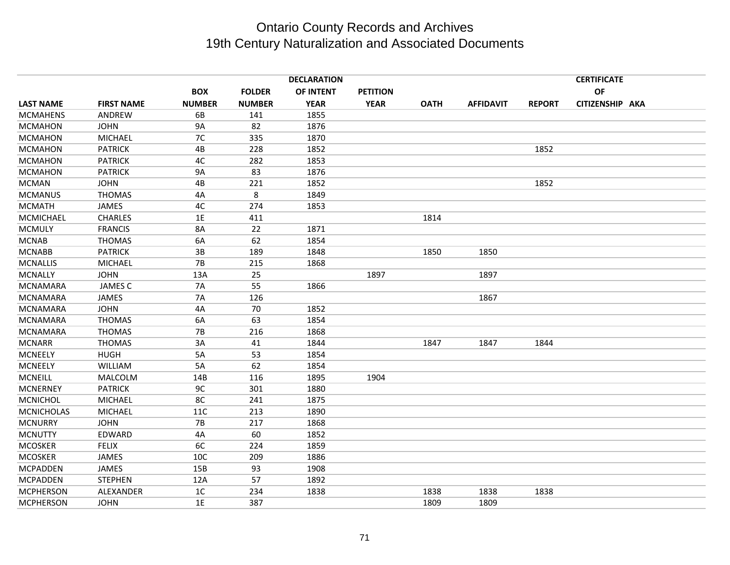# Ontario County Records and Archives
## 19th Century Naturalization and Associated Documents

| LAST NAME | FIRST NAME | BOX NUMBER | FOLDER NUMBER | DECLARATION OF INTENT YEAR | PETITION YEAR | OATH | AFFIDAVIT | REPORT | CERTIFICATE OF CITIZENSHIP | AKA |
|---|---|---|---|---|---|---|---|---|---|---|
| MCMAHENS | ANDREW | 6B | 141 | 1855 | | | | | | |
| MCMAHON | JOHN | 9A | 82 | 1876 | | | | | | |
| MCMAHON | MICHAEL | 7C | 335 | 1870 | | | | | | |
| MCMAHON | PATRICK | 4B | 228 | 1852 | | | | 1852 | | |
| MCMAHON | PATRICK | 4C | 282 | 1853 | | | | | | |
| MCMAHON | PATRICK | 9A | 83 | 1876 | | | | | | |
| MCMAN | JOHN | 4B | 221 | 1852 | | | | 1852 | | |
| MCMANUS | THOMAS | 4A | 8 | 1849 | | | | | | |
| MCMATH | JAMES | 4C | 274 | 1853 | | | | | | |
| MCMICHAEL | CHARLES | 1E | 411 | | | 1814 | | | | |
| MCMULY | FRANCIS | 8A | 22 | 1871 | | | | | | |
| MCNAB | THOMAS | 6A | 62 | 1854 | | | | | | |
| MCNABB | PATRICK | 3B | 189 | 1848 | | 1850 | 1850 | | | |
| MCNALLIS | MICHAEL | 7B | 215 | 1868 | | | | | | |
| MCNALLY | JOHN | 13A | 25 | | 1897 | | 1897 | | | |
| MCNAMARA | JAMES C | 7A | 55 | 1866 | | | | | | |
| MCNAMARA | JAMES | 7A | 126 | | | | 1867 | | | |
| MCNAMARA | JOHN | 4A | 70 | 1852 | | | | | | |
| MCNAMARA | THOMAS | 6A | 63 | 1854 | | | | | | |
| MCNAMARA | THOMAS | 7B | 216 | 1868 | | | | | | |
| MCNARR | THOMAS | 3A | 41 | 1844 | | 1847 | 1847 | 1844 | | |
| MCNEELY | HUGH | 5A | 53 | 1854 | | | | | | |
| MCNEELY | WILLIAM | 5A | 62 | 1854 | | | | | | |
| MCNEILL | MALCOLM | 14B | 116 | 1895 | 1904 | | | | | |
| MCNERNEY | PATRICK | 9C | 301 | 1880 | | | | | | |
| MCNICHOL | MICHAEL | 8C | 241 | 1875 | | | | | | |
| MCNICHOLAS | MICHAEL | 11C | 213 | 1890 | | | | | | |
| MCNURRY | JOHN | 7B | 217 | 1868 | | | | | | |
| MCNUTTY | EDWARD | 4A | 60 | 1852 | | | | | | |
| MCOSKER | FELIX | 6C | 224 | 1859 | | | | | | |
| MCOSKER | JAMES | 10C | 209 | 1886 | | | | | | |
| MCPADDEN | JAMES | 15B | 93 | 1908 | | | | | | |
| MCPADDEN | STEPHEN | 12A | 57 | 1892 | | | | | | |
| MCPHERSON | ALEXANDER | 1C | 234 | 1838 | | 1838 | 1838 | 1838 | | |
| MCPHERSON | JOHN | 1E | 387 | | | 1809 | 1809 | | | |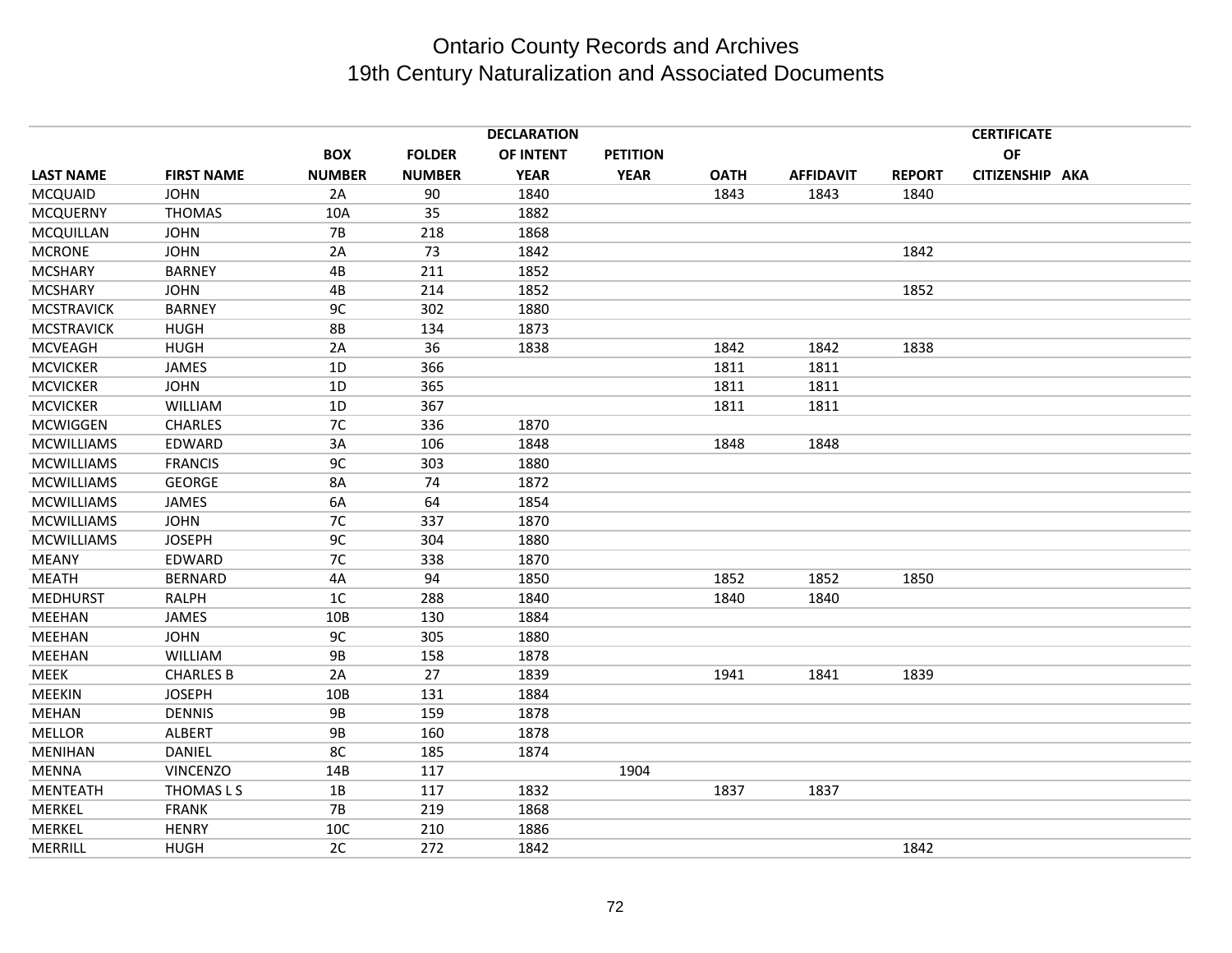# Ontario County Records and Archives
## 19th Century Naturalization and Associated Documents

| LAST NAME | FIRST NAME | BOX NUMBER | FOLDER NUMBER | DECLARATION OF INTENT YEAR | PETITION YEAR | OATH | AFFIDAVIT | REPORT | CERTIFICATE OF CITIZENSHIP | AKA |
|---|---|---|---|---|---|---|---|---|---|---|
| MCQUAID | JOHN | 2A | 90 | 1840 | | 1843 | 1843 | 1840 | | |
| MCQUERNY | THOMAS | 10A | 35 | 1882 | | | | | | |
| MCQUILLAN | JOHN | 7B | 218 | 1868 | | | | | | |
| MCRONE | JOHN | 2A | 73 | 1842 | | | | 1842 | | |
| MCSHARY | BARNEY | 4B | 211 | 1852 | | | | | | |
| MCSHARY | JOHN | 4B | 214 | 1852 | | | | 1852 | | |
| MCSTRAVICK | BARNEY | 9C | 302 | 1880 | | | | | | |
| MCSTRAVICK | HUGH | 8B | 134 | 1873 | | | | | | |
| MCVEAGH | HUGH | 2A | 36 | 1838 | | 1842 | 1842 | 1838 | | |
| MCVICKER | JAMES | 1D | 366 | | | 1811 | 1811 | | | |
| MCVICKER | JOHN | 1D | 365 | | | 1811 | 1811 | | | |
| MCVICKER | WILLIAM | 1D | 367 | | | 1811 | 1811 | | | |
| MCWIGGEN | CHARLES | 7C | 336 | 1870 | | | | | | |
| MCWILLIAMS | EDWARD | 3A | 106 | 1848 | | 1848 | 1848 | | | |
| MCWILLIAMS | FRANCIS | 9C | 303 | 1880 | | | | | | |
| MCWILLIAMS | GEORGE | 8A | 74 | 1872 | | | | | | |
| MCWILLIAMS | JAMES | 6A | 64 | 1854 | | | | | | |
| MCWILLIAMS | JOHN | 7C | 337 | 1870 | | | | | | |
| MCWILLIAMS | JOSEPH | 9C | 304 | 1880 | | | | | | |
| MEANY | EDWARD | 7C | 338 | 1870 | | | | | | |
| MEATH | BERNARD | 4A | 94 | 1850 | | 1852 | 1852 | 1850 | | |
| MEDHURST | RALPH | 1C | 288 | 1840 | | 1840 | 1840 | | | |
| MEEHAN | JAMES | 10B | 130 | 1884 | | | | | | |
| MEEHAN | JOHN | 9C | 305 | 1880 | | | | | | |
| MEEHAN | WILLIAM | 9B | 158 | 1878 | | | | | | |
| MEEK | CHARLES B | 2A | 27 | 1839 | | 1941 | 1841 | 1839 | | |
| MEEKIN | JOSEPH | 10B | 131 | 1884 | | | | | | |
| MEHAN | DENNIS | 9B | 159 | 1878 | | | | | | |
| MELLOR | ALBERT | 9B | 160 | 1878 | | | | | | |
| MENIHAN | DANIEL | 8C | 185 | 1874 | | | | | | |
| MENNA | VINCENZO | 14B | 117 | | 1904 | | | | | |
| MENTEATH | THOMAS L S | 1B | 117 | 1832 | | 1837 | 1837 | | | |
| MERKEL | FRANK | 7B | 219 | 1868 | | | | | | |
| MERKEL | HENRY | 10C | 210 | 1886 | | | | | | |
| MERRILL | HUGH | 2C | 272 | 1842 | | | | 1842 | | |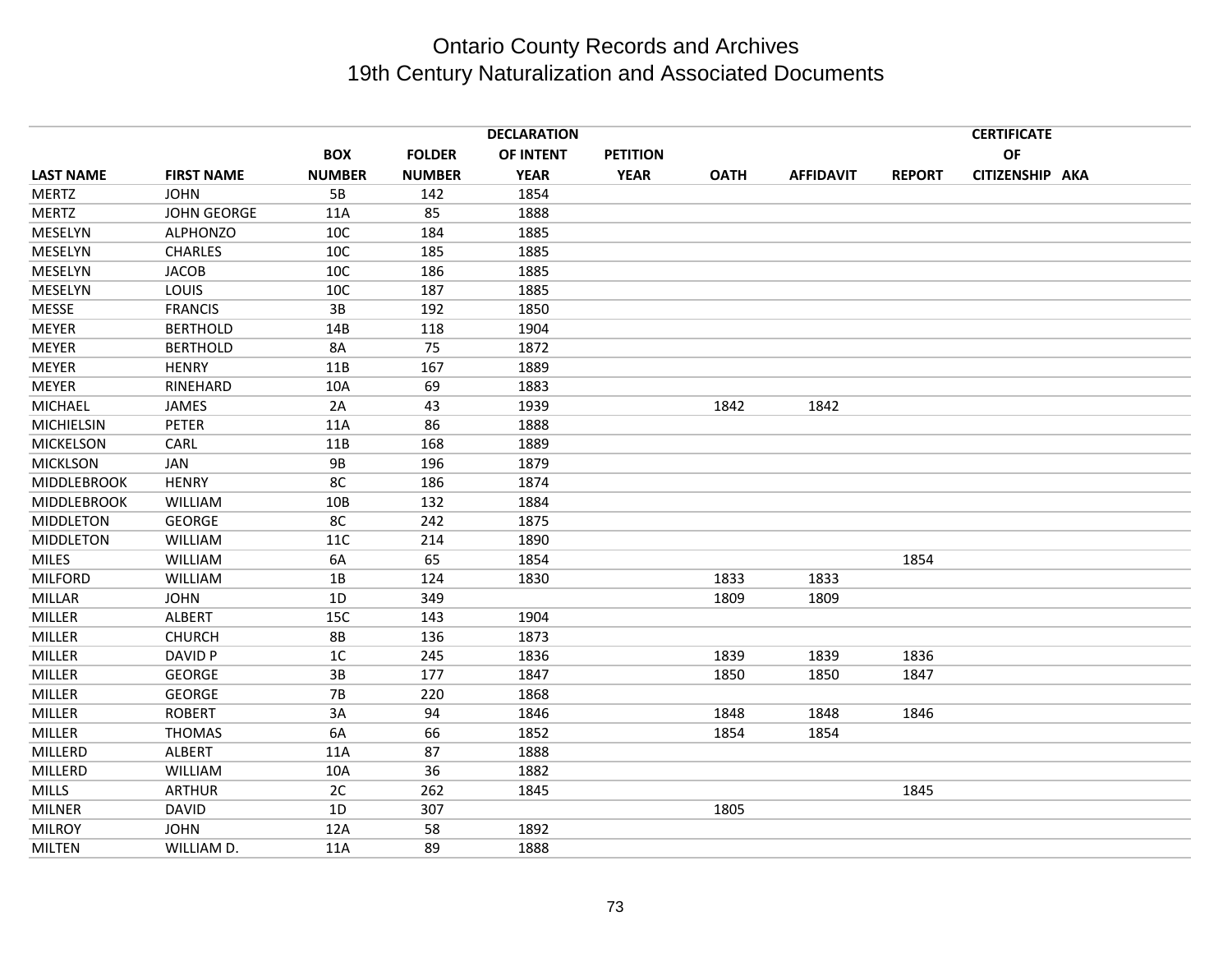# Ontario County Records and Archives
## 19th Century Naturalization and Associated Documents

| LAST NAME | FIRST NAME | BOX NUMBER | FOLDER NUMBER | DECLARATION OF INTENT YEAR | PETITION YEAR | OATH | AFFIDAVIT | REPORT | CERTIFICATE OF CITIZENSHIP | AKA |
|---|---|---|---|---|---|---|---|---|---|---|
| MERTZ | JOHN | 5B | 142 | 1854 | | | | | | |
| MERTZ | JOHN GEORGE | 11A | 85 | 1888 | | | | | | |
| MESELYN | ALPHONZO | 10C | 184 | 1885 | | | | | | |
| MESELYN | CHARLES | 10C | 185 | 1885 | | | | | | |
| MESELYN | JACOB | 10C | 186 | 1885 | | | | | | |
| MESELYN | LOUIS | 10C | 187 | 1885 | | | | | | |
| MESSE | FRANCIS | 3B | 192 | 1850 | | | | | | |
| MEYER | BERTHOLD | 14B | 118 | 1904 | | | | | | |
| MEYER | BERTHOLD | 8A | 75 | 1872 | | | | | | |
| MEYER | HENRY | 11B | 167 | 1889 | | | | | | |
| MEYER | RINEHARD | 10A | 69 | 1883 | | | | | | |
| MICHAEL | JAMES | 2A | 43 | 1939 | | 1842 | 1842 | | | |
| MICHIELSIN | PETER | 11A | 86 | 1888 | | | | | | |
| MICKELSON | CARL | 11B | 168 | 1889 | | | | | | |
| MICKLSON | JAN | 9B | 196 | 1879 | | | | | | |
| MIDDLEBROOK | HENRY | 8C | 186 | 1874 | | | | | | |
| MIDDLEBROOK | WILLIAM | 10B | 132 | 1884 | | | | | | |
| MIDDLETON | GEORGE | 8C | 242 | 1875 | | | | | | |
| MIDDLETON | WILLIAM | 11C | 214 | 1890 | | | | | | |
| MILES | WILLIAM | 6A | 65 | 1854 | | | | 1854 | | |
| MILFORD | WILLIAM | 1B | 124 | 1830 | | 1833 | 1833 | | | |
| MILLAR | JOHN | 1D | 349 | | | 1809 | 1809 | | | |
| MILLER | ALBERT | 15C | 143 | 1904 | | | | | | |
| MILLER | CHURCH | 8B | 136 | 1873 | | | | | | |
| MILLER | DAVID P | 1C | 245 | 1836 | | 1839 | 1839 | 1836 | | |
| MILLER | GEORGE | 3B | 177 | 1847 | | 1850 | 1850 | 1847 | | |
| MILLER | GEORGE | 7B | 220 | 1868 | | | | | | |
| MILLER | ROBERT | 3A | 94 | 1846 | | 1848 | 1848 | 1846 | | |
| MILLER | THOMAS | 6A | 66 | 1852 | | 1854 | 1854 | | | |
| MILLERD | ALBERT | 11A | 87 | 1888 | | | | | | |
| MILLERD | WILLIAM | 10A | 36 | 1882 | | | | | | |
| MILLS | ARTHUR | 2C | 262 | 1845 | | | | 1845 | | |
| MILNER | DAVID | 1D | 307 | | | 1805 | | | | |
| MILROY | JOHN | 12A | 58 | 1892 | | | | | | |
| MILTEN | WILLIAM D. | 11A | 89 | 1888 | | | | | | |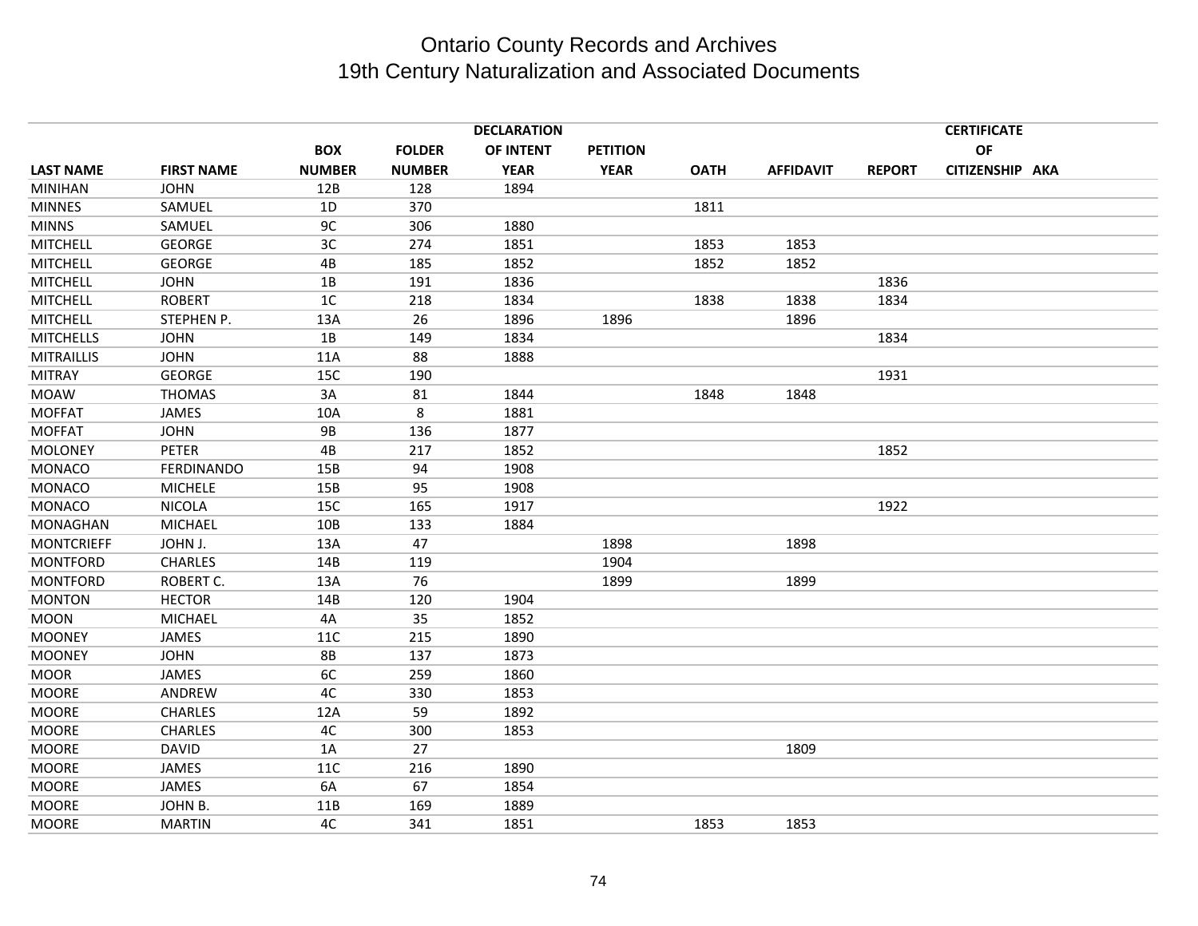# Ontario County Records and Archives
## 19th Century Naturalization and Associated Documents

| LAST NAME | FIRST NAME | BOX NUMBER | FOLDER NUMBER | DECLARATION OF INTENT YEAR | PETITION YEAR | OATH | AFFIDAVIT | REPORT | CERTIFICATE OF CITIZENSHIP | AKA |
|---|---|---|---|---|---|---|---|---|---|---|
| MINIHAN | JOHN | 12B | 128 | 1894 | | | | | | |
| MINNES | SAMUEL | 1D | 370 | | | 1811 | | | | |
| MINNS | SAMUEL | 9C | 306 | 1880 | | | | | | |
| MITCHELL | GEORGE | 3C | 274 | 1851 | | 1853 | 1853 | | | |
| MITCHELL | GEORGE | 4B | 185 | 1852 | | 1852 | 1852 | | | |
| MITCHELL | JOHN | 1B | 191 | 1836 | | | | 1836 | | |
| MITCHELL | ROBERT | 1C | 218 | 1834 | | 1838 | 1838 | 1834 | | |
| MITCHELL | STEPHEN P. | 13A | 26 | 1896 | 1896 | | 1896 | | | |
| MITCHELLS | JOHN | 1B | 149 | 1834 | | | | 1834 | | |
| MITRAILLIS | JOHN | 11A | 88 | 1888 | | | | | | |
| MITRAY | GEORGE | 15C | 190 | | | | | 1931 | | |
| MOAW | THOMAS | 3A | 81 | 1844 | | 1848 | 1848 | | | |
| MOFFAT | JAMES | 10A | 8 | 1881 | | | | | | |
| MOFFAT | JOHN | 9B | 136 | 1877 | | | | | | |
| MOLONEY | PETER | 4B | 217 | 1852 | | | | 1852 | | |
| MONACO | FERDINANDO | 15B | 94 | 1908 | | | | | | |
| MONACO | MICHELE | 15B | 95 | 1908 | | | | | | |
| MONACO | NICOLA | 15C | 165 | 1917 | | | | 1922 | | |
| MONAGHAN | MICHAEL | 10B | 133 | 1884 | | | | | | |
| MONTCRIEFF | JOHN J. | 13A | 47 | | 1898 | | 1898 | | | |
| MONTFORD | CHARLES | 14B | 119 | | 1904 | | | | | |
| MONTFORD | ROBERT C. | 13A | 76 | | 1899 | | 1899 | | | |
| MONTON | HECTOR | 14B | 120 | 1904 | | | | | | |
| MOON | MICHAEL | 4A | 35 | 1852 | | | | | | |
| MOONEY | JAMES | 11C | 215 | 1890 | | | | | | |
| MOONEY | JOHN | 8B | 137 | 1873 | | | | | | |
| MOOR | JAMES | 6C | 259 | 1860 | | | | | | |
| MOORE | ANDREW | 4C | 330 | 1853 | | | | | | |
| MOORE | CHARLES | 12A | 59 | 1892 | | | | | | |
| MOORE | CHARLES | 4C | 300 | 1853 | | | | | | |
| MOORE | DAVID | 1A | 27 | | | | 1809 | | | |
| MOORE | JAMES | 11C | 216 | 1890 | | | | | | |
| MOORE | JAMES | 6A | 67 | 1854 | | | | | | |
| MOORE | JOHN B. | 11B | 169 | 1889 | | | | | | |
| MOORE | MARTIN | 4C | 341 | 1851 | | 1853 | 1853 | | | |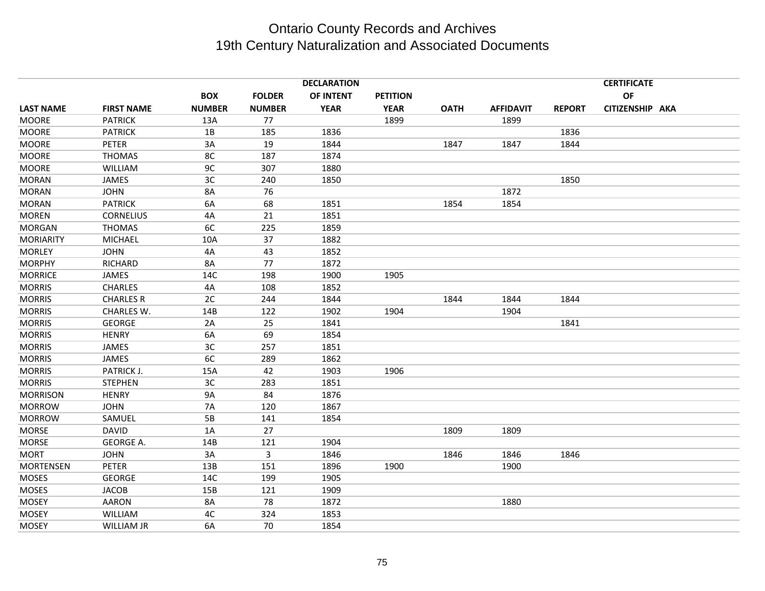# Ontario County Records and Archives
## 19th Century Naturalization and Associated Documents

| LAST NAME | FIRST NAME | BOX NUMBER | FOLDER NUMBER | DECLARATION OF INTENT YEAR | PETITION YEAR | OATH | AFFIDAVIT | REPORT | CERTIFICATE OF CITIZENSHIP | AKA |
|---|---|---|---|---|---|---|---|---|---|---|
| MOORE | PATRICK | 13A | 77 | | 1899 | | 1899 | | | |
| MOORE | PATRICK | 1B | 185 | 1836 | | | | 1836 | | |
| MOORE | PETER | 3A | 19 | 1844 | | 1847 | 1847 | 1844 | | |
| MOORE | THOMAS | 8C | 187 | 1874 | | | | | | |
| MOORE | WILLIAM | 9C | 307 | 1880 | | | | | | |
| MORAN | JAMES | 3C | 240 | 1850 | | | | 1850 | | |
| MORAN | JOHN | 8A | 76 | | | | 1872 | | | |
| MORAN | PATRICK | 6A | 68 | 1851 | | 1854 | 1854 | | | |
| MOREN | CORNELIUS | 4A | 21 | 1851 | | | | | | |
| MORGAN | THOMAS | 6C | 225 | 1859 | | | | | | |
| MORIARITY | MICHAEL | 10A | 37 | 1882 | | | | | | |
| MORLEY | JOHN | 4A | 43 | 1852 | | | | | | |
| MORPHY | RICHARD | 8A | 77 | 1872 | | | | | | |
| MORRICE | JAMES | 14C | 198 | 1900 | 1905 | | | | | |
| MORRIS | CHARLES | 4A | 108 | 1852 | | | | | | |
| MORRIS | CHARLES R | 2C | 244 | 1844 | | 1844 | 1844 | 1844 | | |
| MORRIS | CHARLES W. | 14B | 122 | 1902 | 1904 | | 1904 | | | |
| MORRIS | GEORGE | 2A | 25 | 1841 | | | | 1841 | | |
| MORRIS | HENRY | 6A | 69 | 1854 | | | | | | |
| MORRIS | JAMES | 3C | 257 | 1851 | | | | | | |
| MORRIS | JAMES | 6C | 289 | 1862 | | | | | | |
| MORRIS | PATRICK J. | 15A | 42 | 1903 | 1906 | | | | | |
| MORRIS | STEPHEN | 3C | 283 | 1851 | | | | | | |
| MORRISON | HENRY | 9A | 84 | 1876 | | | | | | |
| MORROW | JOHN | 7A | 120 | 1867 | | | | | | |
| MORROW | SAMUEL | 5B | 141 | 1854 | | | | | | |
| MORSE | DAVID | 1A | 27 | | | 1809 | 1809 | | | |
| MORSE | GEORGE A. | 14B | 121 | 1904 | | | | | | |
| MORT | JOHN | 3A | 3 | 1846 | | 1846 | 1846 | 1846 | | |
| MORTENSEN | PETER | 13B | 151 | 1896 | 1900 | | 1900 | | | |
| MOSES | GEORGE | 14C | 199 | 1905 | | | | | | |
| MOSES | JACOB | 15B | 121 | 1909 | | | | | | |
| MOSEY | AARON | 8A | 78 | 1872 | | | 1880 | | | |
| MOSEY | WILLIAM | 4C | 324 | 1853 | | | | | | |
| MOSEY | WILLIAM JR | 6A | 70 | 1854 | | | | | | |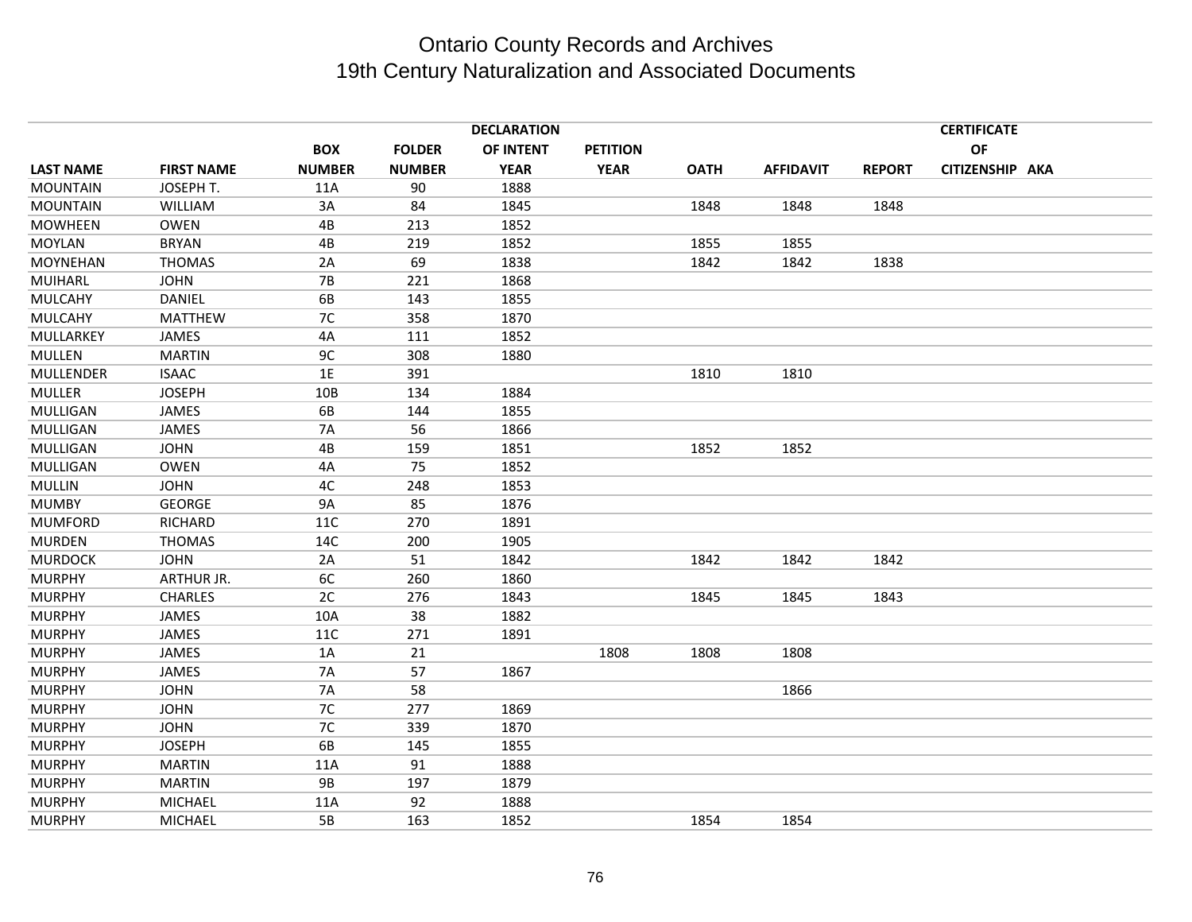# Ontario County Records and Archives
## 19th Century Naturalization and Associated Documents

| LAST NAME | FIRST NAME | BOX NUMBER | FOLDER NUMBER | DECLARATION OF INTENT YEAR | PETITION YEAR | OATH | AFFIDAVIT | REPORT | CERTIFICATE OF CITIZENSHIP | AKA |
|---|---|---|---|---|---|---|---|---|---|---|
| MOUNTAIN | JOSEPH T. | 11A | 90 | 1888 | | | | | | |
| MOUNTAIN | WILLIAM | 3A | 84 | 1845 | | 1848 | 1848 | 1848 | | |
| MOWHEEN | OWEN | 4B | 213 | 1852 | | | | | | |
| MOYLAN | BRYAN | 4B | 219 | 1852 | | 1855 | 1855 | | | |
| MOYNEHAN | THOMAS | 2A | 69 | 1838 | | 1842 | 1842 | 1838 | | |
| MUIHARL | JOHN | 7B | 221 | 1868 | | | | | | |
| MULCAHY | DANIEL | 6B | 143 | 1855 | | | | | | |
| MULCAHY | MATTHEW | 7C | 358 | 1870 | | | | | | |
| MULLARKEY | JAMES | 4A | 111 | 1852 | | | | | | |
| MULLEN | MARTIN | 9C | 308 | 1880 | | | | | | |
| MULLENDER | ISAAC | 1E | 391 | | | 1810 | 1810 | | | |
| MULLER | JOSEPH | 10B | 134 | 1884 | | | | | | |
| MULLIGAN | JAMES | 6B | 144 | 1855 | | | | | | |
| MULLIGAN | JAMES | 7A | 56 | 1866 | | | | | | |
| MULLIGAN | JOHN | 4B | 159 | 1851 | | 1852 | 1852 | | | |
| MULLIGAN | OWEN | 4A | 75 | 1852 | | | | | | |
| MULLIN | JOHN | 4C | 248 | 1853 | | | | | | |
| MUMBY | GEORGE | 9A | 85 | 1876 | | | | | | |
| MUMFORD | RICHARD | 11C | 270 | 1891 | | | | | | |
| MURDEN | THOMAS | 14C | 200 | 1905 | | | | | | |
| MURDOCK | JOHN | 2A | 51 | 1842 | | 1842 | 1842 | 1842 | | |
| MURPHY | ARTHUR JR. | 6C | 260 | 1860 | | | | | | |
| MURPHY | CHARLES | 2C | 276 | 1843 | | 1845 | 1845 | 1843 | | |
| MURPHY | JAMES | 10A | 38 | 1882 | | | | | | |
| MURPHY | JAMES | 11C | 271 | 1891 | | | | | | |
| MURPHY | JAMES | 1A | 21 | | 1808 | 1808 | 1808 | | | |
| MURPHY | JAMES | 7A | 57 | 1867 | | | | | | |
| MURPHY | JOHN | 7A | 58 | | | | 1866 | | | |
| MURPHY | JOHN | 7C | 277 | 1869 | | | | | | |
| MURPHY | JOHN | 7C | 339 | 1870 | | | | | | |
| MURPHY | JOSEPH | 6B | 145 | 1855 | | | | | | |
| MURPHY | MARTIN | 11A | 91 | 1888 | | | | | | |
| MURPHY | MARTIN | 9B | 197 | 1879 | | | | | | |
| MURPHY | MICHAEL | 11A | 92 | 1888 | | | | | | |
| MURPHY | MICHAEL | 5B | 163 | 1852 | | 1854 | 1854 | | | |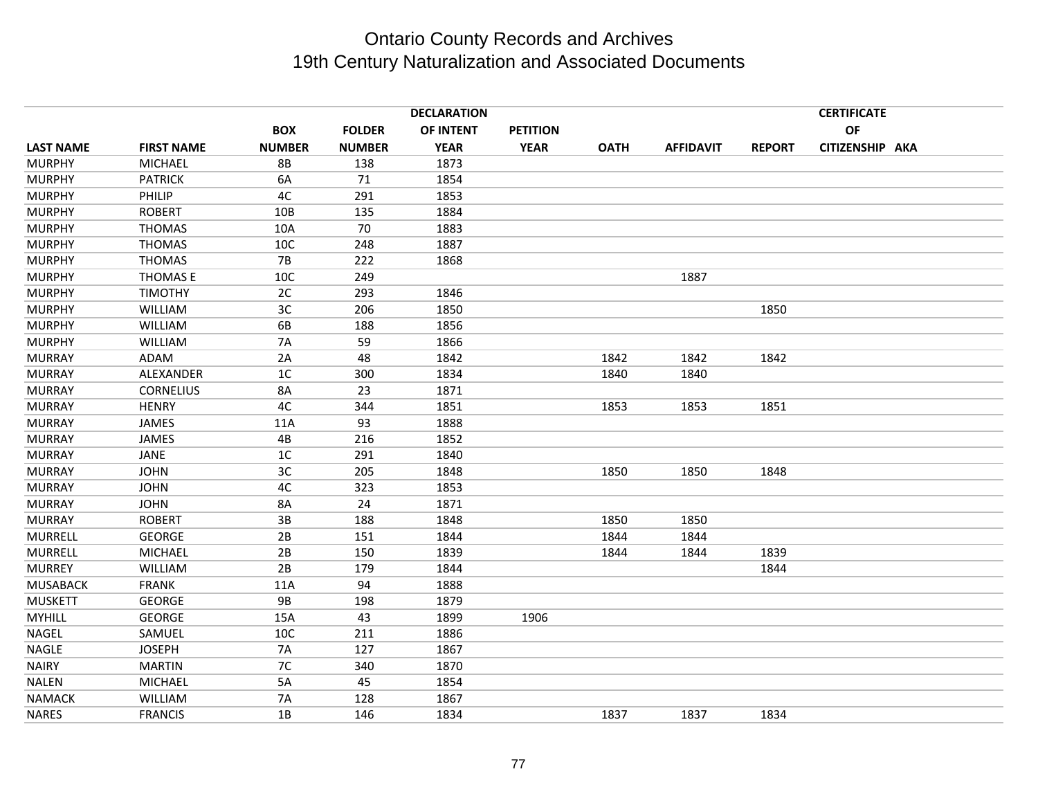# Ontario County Records and Archives
## 19th Century Naturalization and Associated Documents

| LAST NAME | FIRST NAME | BOX NUMBER | FOLDER NUMBER | DECLARATION OF INTENT YEAR | PETITION YEAR | OATH | AFFIDAVIT | REPORT | CERTIFICATE OF CITIZENSHIP | AKA |
|---|---|---|---|---|---|---|---|---|---|---|
| MURPHY | MICHAEL | 8B | 138 | 1873 | | | | | | |
| MURPHY | PATRICK | 6A | 71 | 1854 | | | | | | |
| MURPHY | PHILIP | 4C | 291 | 1853 | | | | | | |
| MURPHY | ROBERT | 10B | 135 | 1884 | | | | | | |
| MURPHY | THOMAS | 10A | 70 | 1883 | | | | | | |
| MURPHY | THOMAS | 10C | 248 | 1887 | | | | | | |
| MURPHY | THOMAS | 7B | 222 | 1868 | | | | | | |
| MURPHY | THOMAS E | 10C | 249 | | | | 1887 | | | |
| MURPHY | TIMOTHY | 2C | 293 | 1846 | | | | | | |
| MURPHY | WILLIAM | 3C | 206 | 1850 | | | | 1850 | | |
| MURPHY | WILLIAM | 6B | 188 | 1856 | | | | | | |
| MURPHY | WILLIAM | 7A | 59 | 1866 | | | | | | |
| MURRAY | ADAM | 2A | 48 | 1842 | | 1842 | 1842 | 1842 | | |
| MURRAY | ALEXANDER | 1C | 300 | 1834 | | 1840 | 1840 | | | |
| MURRAY | CORNELIUS | 8A | 23 | 1871 | | | | | | |
| MURRAY | HENRY | 4C | 344 | 1851 | | 1853 | 1853 | 1851 | | |
| MURRAY | JAMES | 11A | 93 | 1888 | | | | | | |
| MURRAY | JAMES | 4B | 216 | 1852 | | | | | | |
| MURRAY | JANE | 1C | 291 | 1840 | | | | | | |
| MURRAY | JOHN | 3C | 205 | 1848 | | 1850 | 1850 | 1848 | | |
| MURRAY | JOHN | 4C | 323 | 1853 | | | | | | |
| MURRAY | JOHN | 8A | 24 | 1871 | | | | | | |
| MURRAY | ROBERT | 3B | 188 | 1848 | | 1850 | 1850 | | | |
| MURRELL | GEORGE | 2B | 151 | 1844 | | 1844 | 1844 | | | |
| MURRELL | MICHAEL | 2B | 150 | 1839 | | 1844 | 1844 | 1839 | | |
| MURREY | WILLIAM | 2B | 179 | 1844 | | | | 1844 | | |
| MUSABACK | FRANK | 11A | 94 | 1888 | | | | | | |
| MUSKETT | GEORGE | 9B | 198 | 1879 | | | | | | |
| MYHILL | GEORGE | 15A | 43 | 1899 | 1906 | | | | | |
| NAGEL | SAMUEL | 10C | 211 | 1886 | | | | | | |
| NAGLE | JOSEPH | 7A | 127 | 1867 | | | | | | |
| NAIRY | MARTIN | 7C | 340 | 1870 | | | | | | |
| NALEN | MICHAEL | 5A | 45 | 1854 | | | | | | |
| NAMACK | WILLIAM | 7A | 128 | 1867 | | | | | | |
| NARES | FRANCIS | 1B | 146 | 1834 | | 1837 | 1837 | 1834 | | |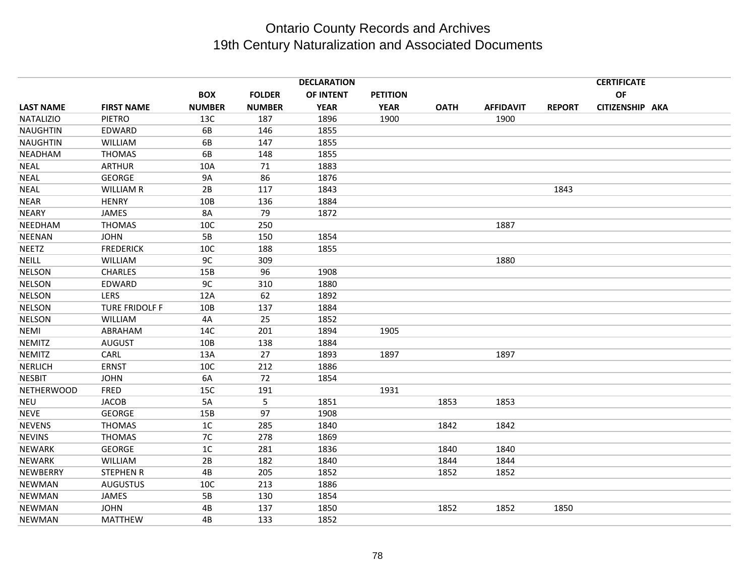# Ontario County Records and Archives
## 19th Century Naturalization and Associated Documents

| LAST NAME | FIRST NAME | BOX NUMBER | FOLDER NUMBER | DECLARATION OF INTENT YEAR | PETITION YEAR | OATH | AFFIDAVIT | REPORT | CERTIFICATE OF CITIZENSHIP | AKA |
|---|---|---|---|---|---|---|---|---|---|---|
| NATALIZIO | PIETRO | 13C | 187 | 1896 | 1900 | | 1900 | | | |
| NAUGHTIN | EDWARD | 6B | 146 | 1855 | | | | | | |
| NAUGHTIN | WILLIAM | 6B | 147 | 1855 | | | | | | |
| NEADHAM | THOMAS | 6B | 148 | 1855 | | | | | | |
| NEAL | ARTHUR | 10A | 71 | 1883 | | | | | | |
| NEAL | GEORGE | 9A | 86 | 1876 | | | | | | |
| NEAL | WILLIAM R | 2B | 117 | 1843 | | | | 1843 | | |
| NEAR | HENRY | 10B | 136 | 1884 | | | | | | |
| NEARY | JAMES | 8A | 79 | 1872 | | | | | | |
| NEEDHAM | THOMAS | 10C | 250 | | | | 1887 | | | |
| NEENAN | JOHN | 5B | 150 | 1854 | | | | | | |
| NEETZ | FREDERICK | 10C | 188 | 1855 | | | | | | |
| NEILL | WILLIAM | 9C | 309 | | | | 1880 | | | |
| NELSON | CHARLES | 15B | 96 | 1908 | | | | | | |
| NELSON | EDWARD | 9C | 310 | 1880 | | | | | | |
| NELSON | LERS | 12A | 62 | 1892 | | | | | | |
| NELSON | TURE FRIDOLF F | 10B | 137 | 1884 | | | | | | |
| NELSON | WILLIAM | 4A | 25 | 1852 | | | | | | |
| NEMI | ABRAHAM | 14C | 201 | 1894 | 1905 | | | | | |
| NEMITZ | AUGUST | 10B | 138 | 1884 | | | | | | |
| NEMITZ | CARL | 13A | 27 | 1893 | 1897 | | 1897 | | | |
| NERLICH | ERNST | 10C | 212 | 1886 | | | | | | |
| NESBIT | JOHN | 6A | 72 | 1854 | | | | | | |
| NETHERWOOD | FRED | 15C | 191 | | 1931 | | | | | |
| NEU | JACOB | 5A | 5 | 1851 | | 1853 | 1853 | | | |
| NEVE | GEORGE | 15B | 97 | 1908 | | | | | | |
| NEVENS | THOMAS | 1C | 285 | 1840 | | 1842 | 1842 | | | |
| NEVINS | THOMAS | 7C | 278 | 1869 | | | | | | |
| NEWARK | GEORGE | 1C | 281 | 1836 | | 1840 | 1840 | | | |
| NEWARK | WILLIAM | 2B | 182 | 1840 | | 1844 | 1844 | | | |
| NEWBERRY | STEPHEN R | 4B | 205 | 1852 | | 1852 | 1852 | | | |
| NEWMAN | AUGUSTUS | 10C | 213 | 1886 | | | | | | |
| NEWMAN | JAMES | 5B | 130 | 1854 | | | | | | |
| NEWMAN | JOHN | 4B | 137 | 1850 | | 1852 | 1852 | 1850 | | |
| NEWMAN | MATTHEW | 4B | 133 | 1852 | | | | | | |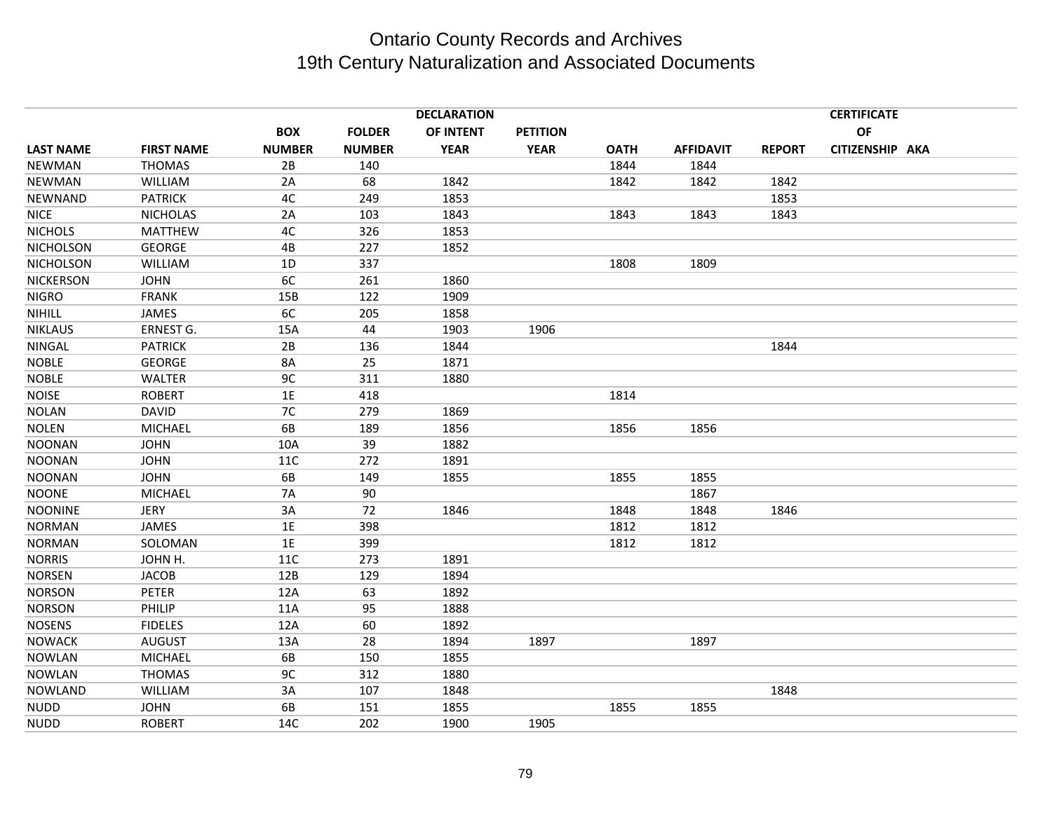# Ontario County Records and Archives
## 19th Century Naturalization and Associated Documents

| LAST NAME | FIRST NAME | BOX NUMBER | FOLDER NUMBER | DECLARATION OF INTENT YEAR | PETITION YEAR | OATH | AFFIDAVIT | REPORT | CERTIFICATE OF CITIZENSHIP | AKA |
|---|---|---|---|---|---|---|---|---|---|---|
| NEWMAN | THOMAS | 2B | 140 | | | 1844 | 1844 | | | |
| NEWMAN | WILLIAM | 2A | 68 | 1842 | | 1842 | 1842 | 1842 | | |
| NEWNAND | PATRICK | 4C | 249 | 1853 | | | | 1853 | | |
| NICE | NICHOLAS | 2A | 103 | 1843 | | 1843 | 1843 | 1843 | | |
| NICHOLS | MATTHEW | 4C | 326 | 1853 | | | | | | |
| NICHOLSON | GEORGE | 4B | 227 | 1852 | | | | | | |
| NICHOLSON | WILLIAM | 1D | 337 | | | 1808 | 1809 | | | |
| NICKERSON | JOHN | 6C | 261 | 1860 | | | | | | |
| NIGRO | FRANK | 15B | 122 | 1909 | | | | | | |
| NIHILL | JAMES | 6C | 205 | 1858 | | | | | | |
| NIKLAUS | ERNEST G. | 15A | 44 | 1903 | 1906 | | | | | |
| NINGAL | PATRICK | 2B | 136 | 1844 | | | | 1844 | | |
| NOBLE | GEORGE | 8A | 25 | 1871 | | | | | | |
| NOBLE | WALTER | 9C | 311 | 1880 | | | | | | |
| NOISE | ROBERT | 1E | 418 | | | 1814 | | | | |
| NOLAN | DAVID | 7C | 279 | 1869 | | | | | | |
| NOLEN | MICHAEL | 6B | 189 | 1856 | | 1856 | 1856 | | | |
| NOONAN | JOHN | 10A | 39 | 1882 | | | | | | |
| NOONAN | JOHN | 11C | 272 | 1891 | | | | | | |
| NOONAN | JOHN | 6B | 149 | 1855 | | 1855 | 1855 | | | |
| NOONE | MICHAEL | 7A | 90 | | | | 1867 | | | |
| NOONINE | JERY | 3A | 72 | 1846 | | 1848 | 1848 | 1846 | | |
| NORMAN | JAMES | 1E | 398 | | | 1812 | 1812 | | | |
| NORMAN | SOLOMAN | 1E | 399 | | | 1812 | 1812 | | | |
| NORRIS | JOHN H. | 11C | 273 | 1891 | | | | | | |
| NORSEN | JACOB | 12B | 129 | 1894 | | | | | | |
| NORSON | PETER | 12A | 63 | 1892 | | | | | | |
| NORSON | PHILIP | 11A | 95 | 1888 | | | | | | |
| NOSENS | FIDELES | 12A | 60 | 1892 | | | | | | |
| NOWACK | AUGUST | 13A | 28 | 1894 | 1897 | | 1897 | | | |
| NOWLAN | MICHAEL | 6B | 150 | 1855 | | | | | | |
| NOWLAN | THOMAS | 9C | 312 | 1880 | | | | | | |
| NOWLAND | WILLIAM | 3A | 107 | 1848 | | | | 1848 | | |
| NUDD | JOHN | 6B | 151 | 1855 | | 1855 | 1855 | | | |
| NUDD | ROBERT | 14C | 202 | 1900 | 1905 | | | | | |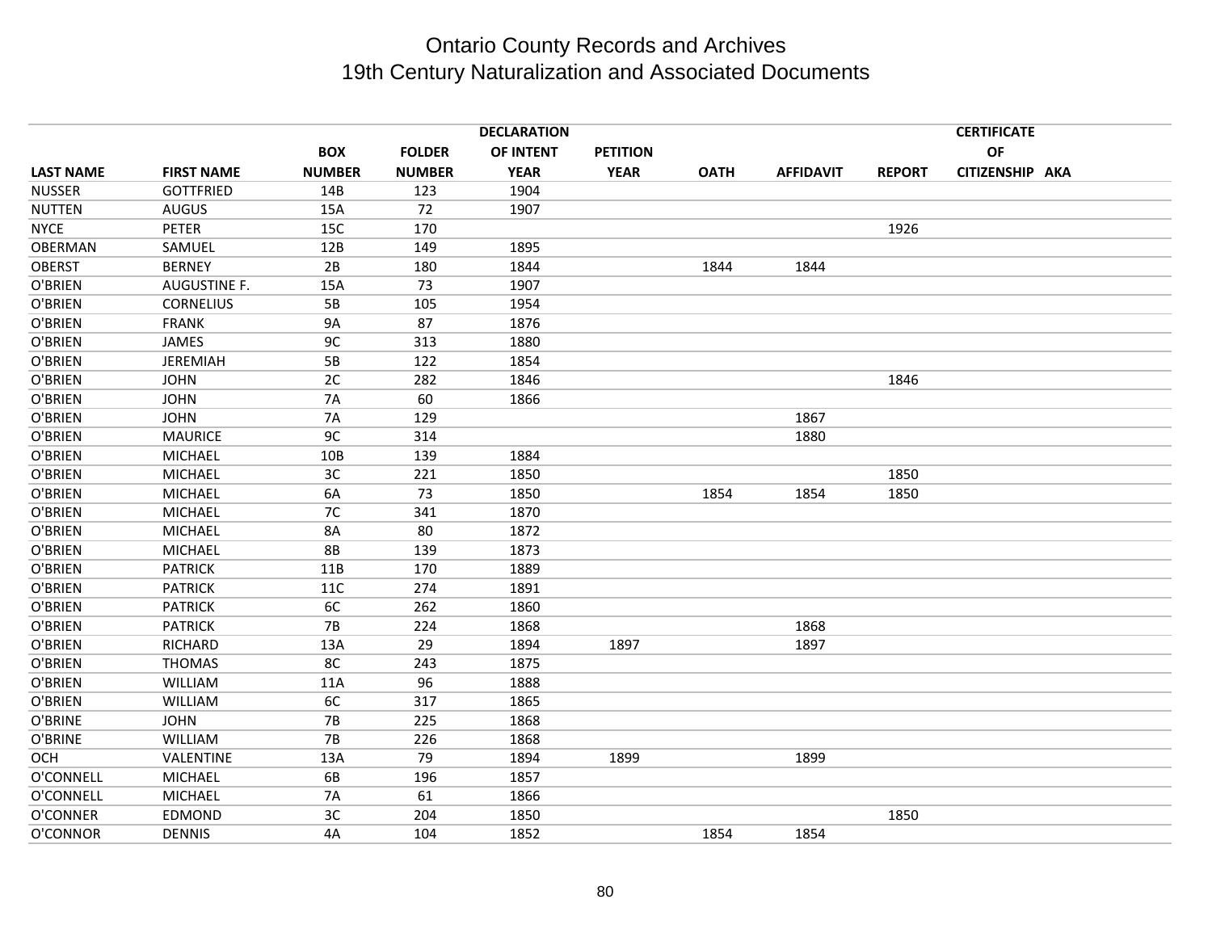# Ontario County Records and Archives
## 19th Century Naturalization and Associated Documents

| LAST NAME | FIRST NAME | BOX NUMBER | FOLDER NUMBER | DECLARATION OF INTENT YEAR | PETITION YEAR | OATH | AFFIDAVIT | REPORT | CERTIFICATE OF CITIZENSHIP | AKA |
|---|---|---|---|---|---|---|---|---|---|---|
| NUSSER | GOTTFRIED | 14B | 123 | 1904 | | | | | | |
| NUTTEN | AUGUS | 15A | 72 | 1907 | | | | | | |
| NYCE | PETER | 15C | 170 | | | | | 1926 | | |
| OBERMAN | SAMUEL | 12B | 149 | 1895 | | | | | | |
| OBERST | BERNEY | 2B | 180 | 1844 | | 1844 | 1844 | | | |
| O'BRIEN | AUGUSTINE F. | 15A | 73 | 1907 | | | | | | |
| O'BRIEN | CORNELIUS | 5B | 105 | 1954 | | | | | | |
| O'BRIEN | FRANK | 9A | 87 | 1876 | | | | | | |
| O'BRIEN | JAMES | 9C | 313 | 1880 | | | | | | |
| O'BRIEN | JEREMIAH | 5B | 122 | 1854 | | | | | | |
| O'BRIEN | JOHN | 2C | 282 | 1846 | | | | 1846 | | |
| O'BRIEN | JOHN | 7A | 60 | 1866 | | | | | | |
| O'BRIEN | JOHN | 7A | 129 | | | | 1867 | | | |
| O'BRIEN | MAURICE | 9C | 314 | | | | 1880 | | | |
| O'BRIEN | MICHAEL | 10B | 139 | 1884 | | | | | | |
| O'BRIEN | MICHAEL | 3C | 221 | 1850 | | | | 1850 | | |
| O'BRIEN | MICHAEL | 6A | 73 | 1850 | | 1854 | 1854 | 1850 | | |
| O'BRIEN | MICHAEL | 7C | 341 | 1870 | | | | | | |
| O'BRIEN | MICHAEL | 8A | 80 | 1872 | | | | | | |
| O'BRIEN | MICHAEL | 8B | 139 | 1873 | | | | | | |
| O'BRIEN | PATRICK | 11B | 170 | 1889 | | | | | | |
| O'BRIEN | PATRICK | 11C | 274 | 1891 | | | | | | |
| O'BRIEN | PATRICK | 6C | 262 | 1860 | | | | | | |
| O'BRIEN | PATRICK | 7B | 224 | 1868 | | | 1868 | | | |
| O'BRIEN | RICHARD | 13A | 29 | 1894 | 1897 | | 1897 | | | |
| O'BRIEN | THOMAS | 8C | 243 | 1875 | | | | | | |
| O'BRIEN | WILLIAM | 11A | 96 | 1888 | | | | | | |
| O'BRIEN | WILLIAM | 6C | 317 | 1865 | | | | | | |
| O'BRINE | JOHN | 7B | 225 | 1868 | | | | | | |
| O'BRINE | WILLIAM | 7B | 226 | 1868 | | | | | | |
| OCH | VALENTINE | 13A | 79 | 1894 | 1899 | | 1899 | | | |
| O'CONNELL | MICHAEL | 6B | 196 | 1857 | | | | | | |
| O'CONNELL | MICHAEL | 7A | 61 | 1866 | | | | | | |
| O'CONNER | EDMOND | 3C | 204 | 1850 | | | | 1850 | | |
| O'CONNOR | DENNIS | 4A | 104 | 1852 | | 1854 | 1854 | | | |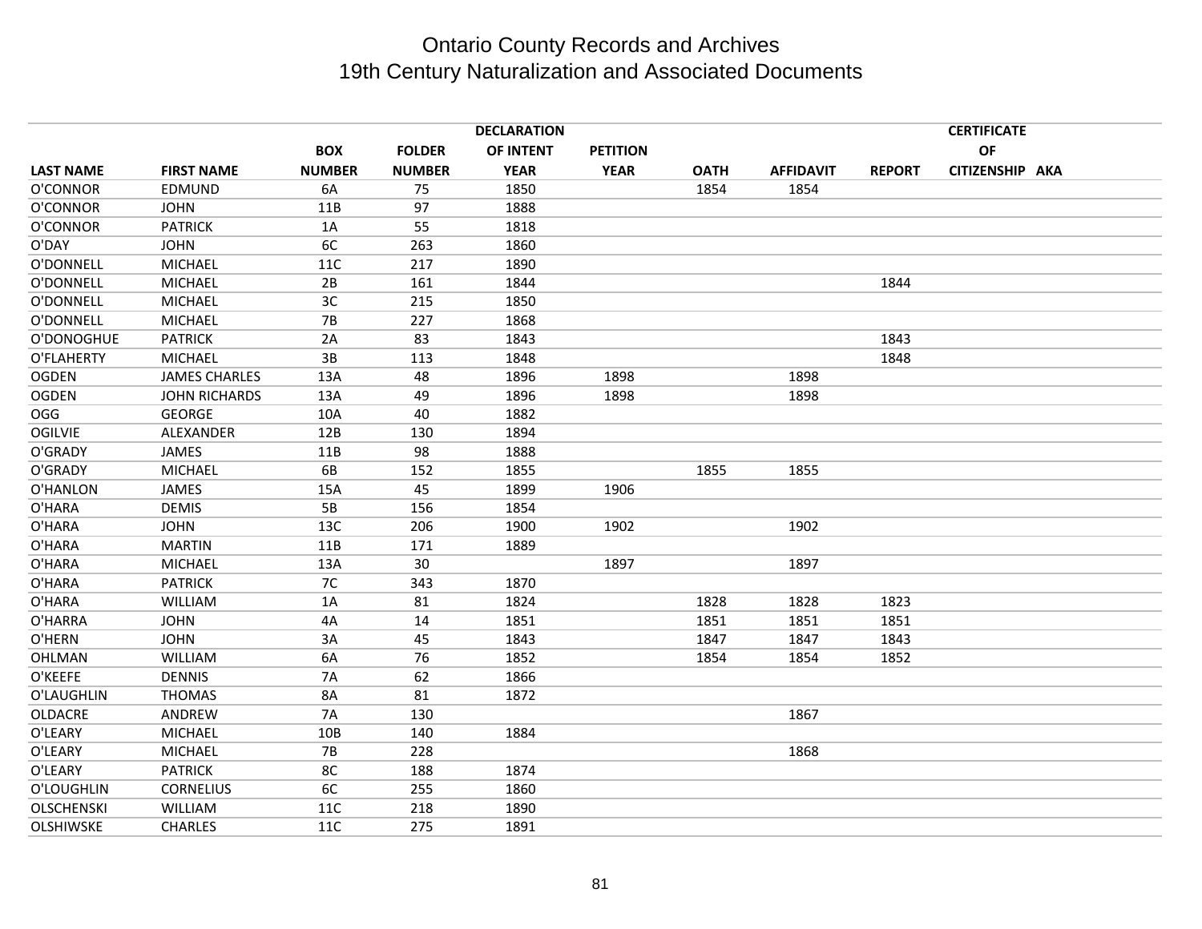# Ontario County Records and Archives
## 19th Century Naturalization and Associated Documents

| LAST NAME | FIRST NAME | BOX NUMBER | FOLDER NUMBER | DECLARATION OF INTENT YEAR | PETITION YEAR | OATH | AFFIDAVIT | REPORT | CERTIFICATE OF CITIZENSHIP | AKA |
|---|---|---|---|---|---|---|---|---|---|---|
| O'CONNOR | EDMUND | 6A | 75 | 1850 | | 1854 | 1854 | | | |
| O'CONNOR | JOHN | 11B | 97 | 1888 | | | | | | |
| O'CONNOR | PATRICK | 1A | 55 | 1818 | | | | | | |
| O'DAY | JOHN | 6C | 263 | 1860 | | | | | | |
| O'DONNELL | MICHAEL | 11C | 217 | 1890 | | | | | | |
| O'DONNELL | MICHAEL | 2B | 161 | 1844 | | | | 1844 | | |
| O'DONNELL | MICHAEL | 3C | 215 | 1850 | | | | | | |
| O'DONNELL | MICHAEL | 7B | 227 | 1868 | | | | | | |
| O'DONOGHUE | PATRICK | 2A | 83 | 1843 | | | | 1843 | | |
| O'FLAHERTY | MICHAEL | 3B | 113 | 1848 | | | | 1848 | | |
| OGDEN | JAMES CHARLES | 13A | 48 | 1896 | 1898 | | 1898 | | | |
| OGDEN | JOHN RICHARDS | 13A | 49 | 1896 | 1898 | | 1898 | | | |
| OGG | GEORGE | 10A | 40 | 1882 | | | | | | |
| OGILVIE | ALEXANDER | 12B | 130 | 1894 | | | | | | |
| O'GRADY | JAMES | 11B | 98 | 1888 | | | | | | |
| O'GRADY | MICHAEL | 6B | 152 | 1855 | | 1855 | 1855 | | | |
| O'HANLON | JAMES | 15A | 45 | 1899 | 1906 | | | | | |
| O'HARA | DEMIS | 5B | 156 | 1854 | | | | | | |
| O'HARA | JOHN | 13C | 206 | 1900 | 1902 | | 1902 | | | |
| O'HARA | MARTIN | 11B | 171 | 1889 | | | | | | |
| O'HARA | MICHAEL | 13A | 30 | | 1897 | | 1897 | | | |
| O'HARA | PATRICK | 7C | 343 | 1870 | | | | | | |
| O'HARA | WILLIAM | 1A | 81 | 1824 | | 1828 | 1828 | 1823 | | |
| O'HARRA | JOHN | 4A | 14 | 1851 | | 1851 | 1851 | 1851 | | |
| O'HERN | JOHN | 3A | 45 | 1843 | | 1847 | 1847 | 1843 | | |
| OHLMAN | WILLIAM | 6A | 76 | 1852 | | 1854 | 1854 | 1852 | | |
| O'KEEFE | DENNIS | 7A | 62 | 1866 | | | | | | |
| O'LAUGHLIN | THOMAS | 8A | 81 | 1872 | | | | | | |
| OLDACRE | ANDREW | 7A | 130 | | | | 1867 | | | |
| O'LEARY | MICHAEL | 10B | 140 | 1884 | | | | | | |
| O'LEARY | MICHAEL | 7B | 228 | | | | 1868 | | | |
| O'LEARY | PATRICK | 8C | 188 | 1874 | | | | | | |
| O'LOUGHLIN | CORNELIUS | 6C | 255 | 1860 | | | | | | |
| OLSCHENSKI | WILLIAM | 11C | 218 | 1890 | | | | | | |
| OLSHIWSKE | CHARLES | 11C | 275 | 1891 | | | | | | |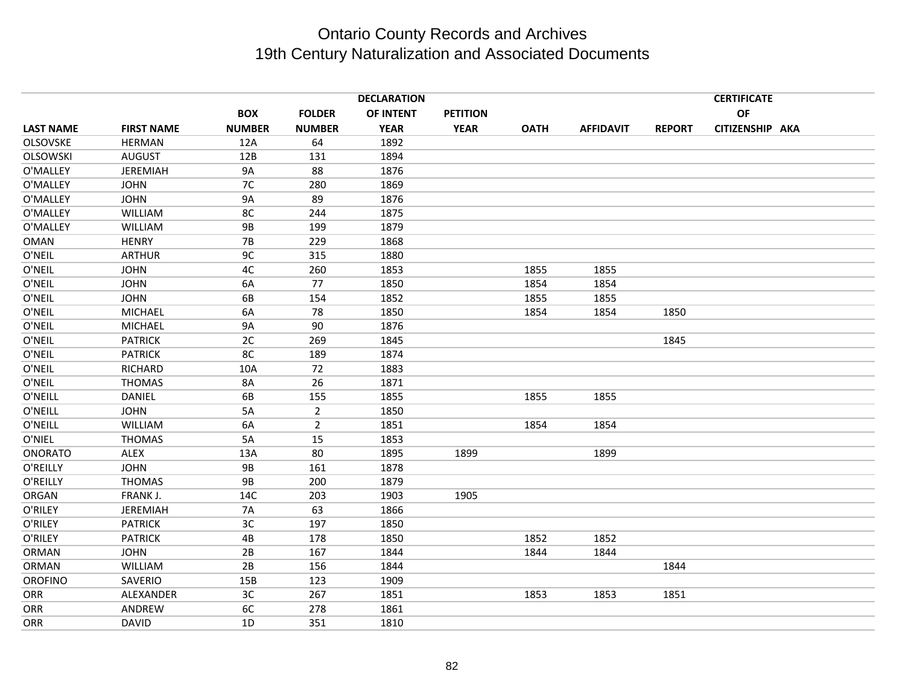# Ontario County Records and Archives
# 19th Century Naturalization and Associated Documents

| LAST NAME | FIRST NAME | BOX NUMBER | FOLDER NUMBER | DECLARATION OF INTENT YEAR | PETITION YEAR | OATH | AFFIDAVIT | REPORT | CERTIFICATE OF CITIZENSHIP | AKA |
|---|---|---|---|---|---|---|---|---|---|---|
| OLSOVSKE | HERMAN | 12A | 64 | 1892 | | | | | | |
| OLSOWSKI | AUGUST | 12B | 131 | 1894 | | | | | | |
| O'MALLEY | JEREMIAH | 9A | 88 | 1876 | | | | | | |
| O'MALLEY | JOHN | 7C | 280 | 1869 | | | | | | |
| O'MALLEY | JOHN | 9A | 89 | 1876 | | | | | | |
| O'MALLEY | WILLIAM | 8C | 244 | 1875 | | | | | | |
| O'MALLEY | WILLIAM | 9B | 199 | 1879 | | | | | | |
| OMAN | HENRY | 7B | 229 | 1868 | | | | | | |
| O'NEIL | ARTHUR | 9C | 315 | 1880 | | | | | | |
| O'NEIL | JOHN | 4C | 260 | 1853 | | 1855 | 1855 | | | |
| O'NEIL | JOHN | 6A | 77 | 1850 | | 1854 | 1854 | | | |
| O'NEIL | JOHN | 6B | 154 | 1852 | | 1855 | 1855 | | | |
| O'NEIL | MICHAEL | 6A | 78 | 1850 | | 1854 | 1854 | 1850 | | |
| O'NEIL | MICHAEL | 9A | 90 | 1876 | | | | | | |
| O'NEIL | PATRICK | 2C | 269 | 1845 | | | | 1845 | | |
| O'NEIL | PATRICK | 8C | 189 | 1874 | | | | | | |
| O'NEIL | RICHARD | 10A | 72 | 1883 | | | | | | |
| O'NEIL | THOMAS | 8A | 26 | 1871 | | | | | | |
| O'NEILL | DANIEL | 6B | 155 | 1855 | | 1855 | 1855 | | | |
| O'NEILL | JOHN | 5A | 2 | 1850 | | | | | | |
| O'NEILL | WILLIAM | 6A | 2 | 1851 | | 1854 | 1854 | | | |
| O'NIEL | THOMAS | 5A | 15 | 1853 | | | | | | |
| ONORATO | ALEX | 13A | 80 | 1895 | 1899 | | 1899 | | | |
| O'REILLY | JOHN | 9B | 161 | 1878 | | | | | | |
| O'REILLY | THOMAS | 9B | 200 | 1879 | | | | | | |
| ORGAN | FRANK J. | 14C | 203 | 1903 | 1905 | | | | | |
| O'RILEY | JEREMIAH | 7A | 63 | 1866 | | | | | | |
| O'RILEY | PATRICK | 3C | 197 | 1850 | | | | | | |
| O'RILEY | PATRICK | 4B | 178 | 1850 | | 1852 | 1852 | | | |
| ORMAN | JOHN | 2B | 167 | 1844 | | 1844 | 1844 | | | |
| ORMAN | WILLIAM | 2B | 156 | 1844 | | | | 1844 | | |
| OROFINO | SAVERIO | 15B | 123 | 1909 | | | | | | |
| ORR | ALEXANDER | 3C | 267 | 1851 | | 1853 | 1853 | 1851 | | |
| ORR | ANDREW | 6C | 278 | 1861 | | | | | | |
| ORR | DAVID | 1D | 351 | 1810 | | | | | | |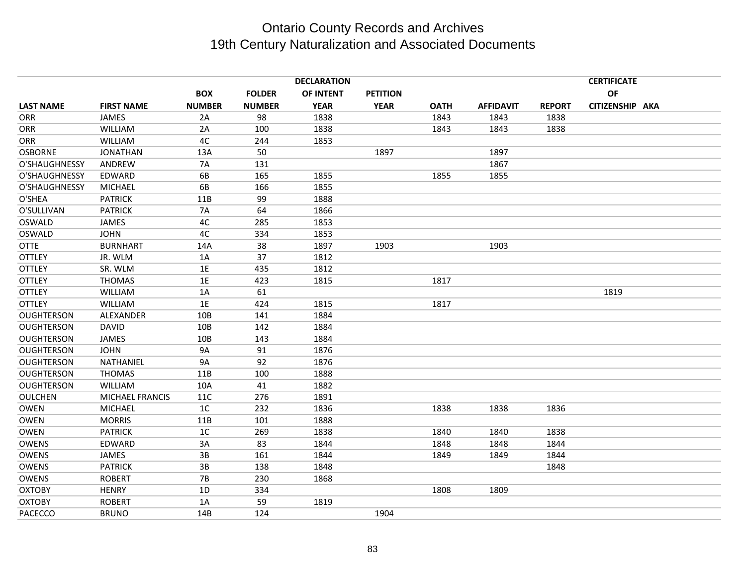# Ontario County Records and Archives
## 19th Century Naturalization and Associated Documents

| LAST NAME | FIRST NAME | BOX NUMBER | FOLDER NUMBER | DECLARATION OF INTENT YEAR | PETITION YEAR | OATH | AFFIDAVIT | REPORT | CERTIFICATE OF CITIZENSHIP | AKA |
|---|---|---|---|---|---|---|---|---|---|---|
| ORR | JAMES | 2A | 98 | 1838 | | 1843 | 1843 | 1838 | | |
| ORR | WILLIAM | 2A | 100 | 1838 | | 1843 | 1843 | 1838 | | |
| ORR | WILLIAM | 4C | 244 | 1853 | | | | | | |
| OSBORNE | JONATHAN | 13A | 50 | | 1897 | | 1897 | | | |
| O'SHAUGHNESSY | ANDREW | 7A | 131 | | | | 1867 | | | |
| O'SHAUGHNESSY | EDWARD | 6B | 165 | 1855 | | 1855 | 1855 | | | |
| O'SHAUGHNESSY | MICHAEL | 6B | 166 | 1855 | | | | | | |
| O'SHEA | PATRICK | 11B | 99 | 1888 | | | | | | |
| O'SULLIVAN | PATRICK | 7A | 64 | 1866 | | | | | | |
| OSWALD | JAMES | 4C | 285 | 1853 | | | | | | |
| OSWALD | JOHN | 4C | 334 | 1853 | | | | | | |
| OTTE | BURNHART | 14A | 38 | 1897 | 1903 | | 1903 | | | |
| OTTLEY | JR. WLM | 1A | 37 | 1812 | | | | | | |
| OTTLEY | SR. WLM | 1E | 435 | 1812 | | | | | | |
| OTTLEY | THOMAS | 1E | 423 | 1815 | | 1817 | | | | |
| OTTLEY | WILLIAM | 1A | 61 | | | | | | 1819 | |
| OTTLEY | WILLIAM | 1E | 424 | 1815 | | 1817 | | | | |
| OUGHTERSON | ALEXANDER | 10B | 141 | 1884 | | | | | | |
| OUGHTERSON | DAVID | 10B | 142 | 1884 | | | | | | |
| OUGHTERSON | JAMES | 10B | 143 | 1884 | | | | | | |
| OUGHTERSON | JOHN | 9A | 91 | 1876 | | | | | | |
| OUGHTERSON | NATHANIEL | 9A | 92 | 1876 | | | | | | |
| OUGHTERSON | THOMAS | 11B | 100 | 1888 | | | | | | |
| OUGHTERSON | WILLIAM | 10A | 41 | 1882 | | | | | | |
| OULCHEN | MICHAEL FRANCIS | 11C | 276 | 1891 | | | | | | |
| OWEN | MICHAEL | 1C | 232 | 1836 | | 1838 | 1838 | 1836 | | |
| OWEN | MORRIS | 11B | 101 | 1888 | | | | | | |
| OWEN | PATRICK | 1C | 269 | 1838 | | 1840 | 1840 | 1838 | | |
| OWENS | EDWARD | 3A | 83 | 1844 | | 1848 | 1848 | 1844 | | |
| OWENS | JAMES | 3B | 161 | 1844 | | 1849 | 1849 | 1844 | | |
| OWENS | PATRICK | 3B | 138 | 1848 | | | | 1848 | | |
| OWENS | ROBERT | 7B | 230 | 1868 | | | | | | |
| OXTOBY | HENRY | 1D | 334 | | | 1808 | 1809 | | | |
| OXTOBY | ROBERT | 1A | 59 | 1819 | | | | | | |
| PACECCO | BRUNO | 14B | 124 | | 1904 | | | | | |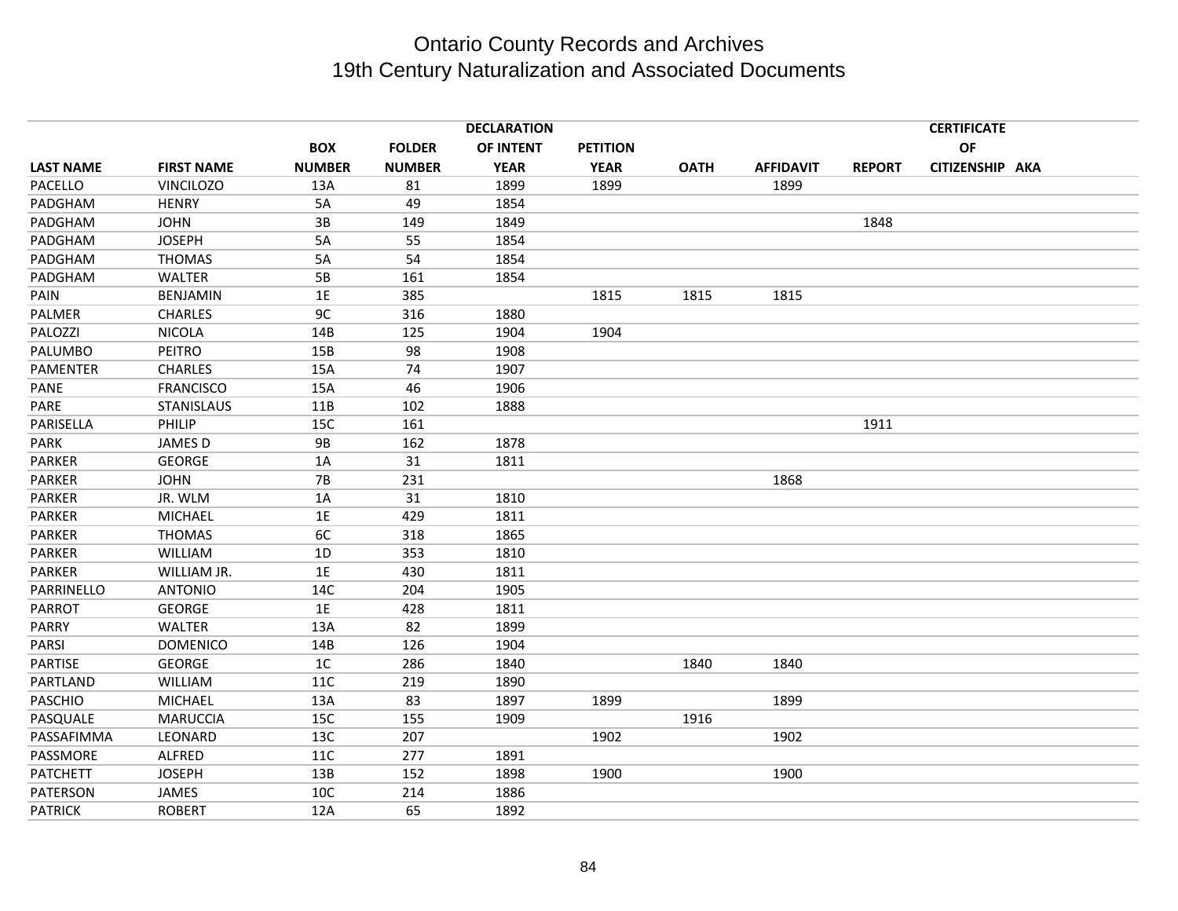# Ontario County Records and Archives
## 19th Century Naturalization and Associated Documents

| LAST NAME | FIRST NAME | BOX NUMBER | FOLDER NUMBER | DECLARATION OF INTENT YEAR | PETITION YEAR | OATH | AFFIDAVIT | REPORT | CERTIFICATE OF CITIZENSHIP | AKA |
|---|---|---|---|---|---|---|---|---|---|---|
| PACELLO | VINCILOZO | 13A | 81 | 1899 | 1899 | | 1899 | | | |
| PADGHAM | HENRY | 5A | 49 | 1854 | | | | | | |
| PADGHAM | JOHN | 3B | 149 | 1849 | | | | 1848 | | |
| PADGHAM | JOSEPH | 5A | 55 | 1854 | | | | | | |
| PADGHAM | THOMAS | 5A | 54 | 1854 | | | | | | |
| PADGHAM | WALTER | 5B | 161 | 1854 | | | | | | |
| PAIN | BENJAMIN | 1E | 385 | | 1815 | 1815 | 1815 | | | |
| PALMER | CHARLES | 9C | 316 | 1880 | | | | | | |
| PALOZZI | NICOLA | 14B | 125 | 1904 | 1904 | | | | | |
| PALUMBO | PEITRO | 15B | 98 | 1908 | | | | | | |
| PAMENTER | CHARLES | 15A | 74 | 1907 | | | | | | |
| PANE | FRANCISCO | 15A | 46 | 1906 | | | | | | |
| PARE | STANISLAUS | 11B | 102 | 1888 | | | | | | |
| PARISELLA | PHILIP | 15C | 161 | | | | | 1911 | | |
| PARK | JAMES D | 9B | 162 | 1878 | | | | | | |
| PARKER | GEORGE | 1A | 31 | 1811 | | | | | | |
| PARKER | JOHN | 7B | 231 | | | | 1868 | | | |
| PARKER | JR. WLM | 1A | 31 | 1810 | | | | | | |
| PARKER | MICHAEL | 1E | 429 | 1811 | | | | | | |
| PARKER | THOMAS | 6C | 318 | 1865 | | | | | | |
| PARKER | WILLIAM | 1D | 353 | 1810 | | | | | | |
| PARKER | WILLIAM JR. | 1E | 430 | 1811 | | | | | | |
| PARRINELLO | ANTONIO | 14C | 204 | 1905 | | | | | | |
| PARROT | GEORGE | 1E | 428 | 1811 | | | | | | |
| PARRY | WALTER | 13A | 82 | 1899 | | | | | | |
| PARSI | DOMENICO | 14B | 126 | 1904 | | | | | | |
| PARTISE | GEORGE | 1C | 286 | 1840 | | 1840 | 1840 | | | |
| PARTLAND | WILLIAM | 11C | 219 | 1890 | | | | | | |
| PASCHIO | MICHAEL | 13A | 83 | 1897 | 1899 | | 1899 | | | |
| PASQUALE | MARUCCIA | 15C | 155 | 1909 | | 1916 | | | | |
| PASSAFIMMA | LEONARD | 13C | 207 | | 1902 | | 1902 | | | |
| PASSMORE | ALFRED | 11C | 277 | 1891 | | | | | | |
| PATCHETT | JOSEPH | 13B | 152 | 1898 | 1900 | | 1900 | | | |
| PATERSON | JAMES | 10C | 214 | 1886 | | | | | | |
| PATRICK | ROBERT | 12A | 65 | 1892 | | | | | | |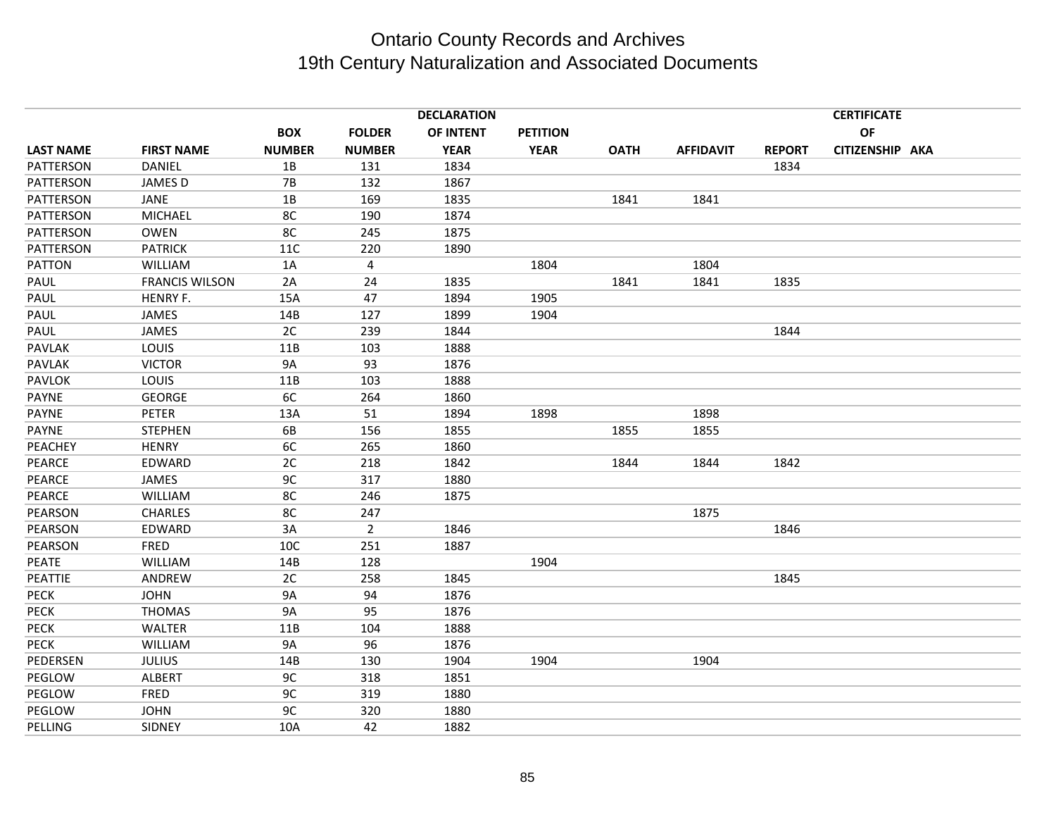# Ontario County Records and Archives
## 19th Century Naturalization and Associated Documents

| LAST NAME | FIRST NAME | BOX NUMBER | FOLDER NUMBER | DECLARATION OF INTENT YEAR | PETITION YEAR | OATH | AFFIDAVIT | REPORT | CERTIFICATE OF CITIZENSHIP | AKA |
|---|---|---|---|---|---|---|---|---|---|---|
| PATTERSON | DANIEL | 1B | 131 | 1834 | | | | 1834 | | |
| PATTERSON | JAMES D | 7B | 132 | 1867 | | | | | | |
| PATTERSON | JANE | 1B | 169 | 1835 | | 1841 | 1841 | | | |
| PATTERSON | MICHAEL | 8C | 190 | 1874 | | | | | | |
| PATTERSON | OWEN | 8C | 245 | 1875 | | | | | | |
| PATTERSON | PATRICK | 11C | 220 | 1890 | | | | | | |
| PATTON | WILLIAM | 1A | 4 | | 1804 | | 1804 | | | |
| PAUL | FRANCIS WILSON | 2A | 24 | 1835 | | 1841 | 1841 | 1835 | | |
| PAUL | HENRY F. | 15A | 47 | 1894 | 1905 | | | | | |
| PAUL | JAMES | 14B | 127 | 1899 | 1904 | | | | | |
| PAUL | JAMES | 2C | 239 | 1844 | | | | 1844 | | |
| PAVLAK | LOUIS | 11B | 103 | 1888 | | | | | | |
| PAVLAK | VICTOR | 9A | 93 | 1876 | | | | | | |
| PAVLOK | LOUIS | 11B | 103 | 1888 | | | | | | |
| PAYNE | GEORGE | 6C | 264 | 1860 | | | | | | |
| PAYNE | PETER | 13A | 51 | 1894 | 1898 | | 1898 | | | |
| PAYNE | STEPHEN | 6B | 156 | 1855 | | 1855 | 1855 | | | |
| PEACHEY | HENRY | 6C | 265 | 1860 | | | | | | |
| PEARCE | EDWARD | 2C | 218 | 1842 | | 1844 | 1844 | 1842 | | |
| PEARCE | JAMES | 9C | 317 | 1880 | | | | | | |
| PEARCE | WILLIAM | 8C | 246 | 1875 | | | | | | |
| PEARSON | CHARLES | 8C | 247 | | | | 1875 | | | |
| PEARSON | EDWARD | 3A | 2 | 1846 | | | | 1846 | | |
| PEARSON | FRED | 10C | 251 | 1887 | | | | | | |
| PEATE | WILLIAM | 14B | 128 | | 1904 | | | | | |
| PEATTIE | ANDREW | 2C | 258 | 1845 | | | | 1845 | | |
| PECK | JOHN | 9A | 94 | 1876 | | | | | | |
| PECK | THOMAS | 9A | 95 | 1876 | | | | | | |
| PECK | WALTER | 11B | 104 | 1888 | | | | | | |
| PECK | WILLIAM | 9A | 96 | 1876 | | | | | | |
| PEDERSEN | JULIUS | 14B | 130 | 1904 | 1904 | | 1904 | | | |
| PEGLOW | ALBERT | 9C | 318 | 1851 | | | | | | |
| PEGLOW | FRED | 9C | 319 | 1880 | | | | | | |
| PEGLOW | JOHN | 9C | 320 | 1880 | | | | | | |
| PELLING | SIDNEY | 10A | 42 | 1882 | | | | | | |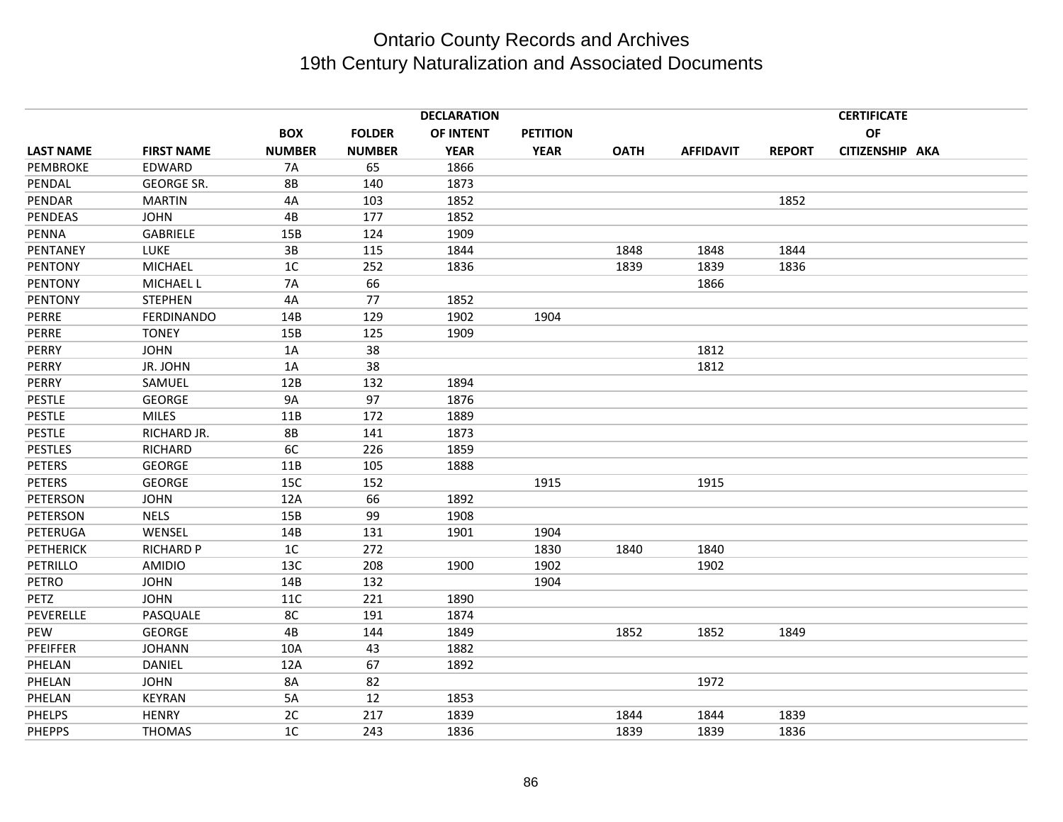# Ontario County Records and Archives
## 19th Century Naturalization and Associated Documents

| LAST NAME | FIRST NAME | BOX NUMBER | FOLDER NUMBER | DECLARATION OF INTENT YEAR | PETITION YEAR | OATH | AFFIDAVIT | REPORT | CERTIFICATE OF CITIZENSHIP | AKA |
|---|---|---|---|---|---|---|---|---|---|---|
| PEMBROKE | EDWARD | 7A | 65 | 1866 | | | | | | |
| PENDAL | GEORGE SR. | 8B | 140 | 1873 | | | | | | |
| PENDAR | MARTIN | 4A | 103 | 1852 | | | | 1852 | | |
| PENDEAS | JOHN | 4B | 177 | 1852 | | | | | | |
| PENNA | GABRIELE | 15B | 124 | 1909 | | | | | | |
| PENTANEY | LUKE | 3B | 115 | 1844 | | 1848 | 1848 | 1844 | | |
| PENTONY | MICHAEL | 1C | 252 | 1836 | | 1839 | 1839 | 1836 | | |
| PENTONY | MICHAEL L | 7A | 66 | | | | 1866 | | | |
| PENTONY | STEPHEN | 4A | 77 | 1852 | | | | | | |
| PERRE | FERDINANDO | 14B | 129 | 1902 | 1904 | | | | | |
| PERRE | TONEY | 15B | 125 | 1909 | | | | | | |
| PERRY | JOHN | 1A | 38 | | | | 1812 | | | |
| PERRY | JR. JOHN | 1A | 38 | | | | 1812 | | | |
| PERRY | SAMUEL | 12B | 132 | 1894 | | | | | | |
| PESTLE | GEORGE | 9A | 97 | 1876 | | | | | | |
| PESTLE | MILES | 11B | 172 | 1889 | | | | | | |
| PESTLE | RICHARD JR. | 8B | 141 | 1873 | | | | | | |
| PESTLES | RICHARD | 6C | 226 | 1859 | | | | | | |
| PETERS | GEORGE | 11B | 105 | 1888 | | | | | | |
| PETERS | GEORGE | 15C | 152 | | 1915 | | 1915 | | | |
| PETERSON | JOHN | 12A | 66 | 1892 | | | | | | |
| PETERSON | NELS | 15B | 99 | 1908 | | | | | | |
| PETERUGA | WENSEL | 14B | 131 | 1901 | 1904 | | | | | |
| PETHERICK | RICHARD P | 1C | 272 | | 1830 | 1840 | 1840 | | | |
| PETRILLO | AMIDIO | 13C | 208 | 1900 | 1902 | | 1902 | | | |
| PETRO | JOHN | 14B | 132 | | 1904 | | | | | |
| PETZ | JOHN | 11C | 221 | 1890 | | | | | | |
| PEVERELLE | PASQUALE | 8C | 191 | 1874 | | | | | | |
| PEW | GEORGE | 4B | 144 | 1849 | | 1852 | 1852 | 1849 | | |
| PFEIFFER | JOHANN | 10A | 43 | 1882 | | | | | | |
| PHELAN | DANIEL | 12A | 67 | 1892 | | | | | | |
| PHELAN | JOHN | 8A | 82 | | | | 1972 | | | |
| PHELAN | KEYRAN | 5A | 12 | 1853 | | | | | | |
| PHELPS | HENRY | 2C | 217 | 1839 | | 1844 | 1844 | 1839 | | |
| PHEPPS | THOMAS | 1C | 243 | 1836 | | 1839 | 1839 | 1836 | | |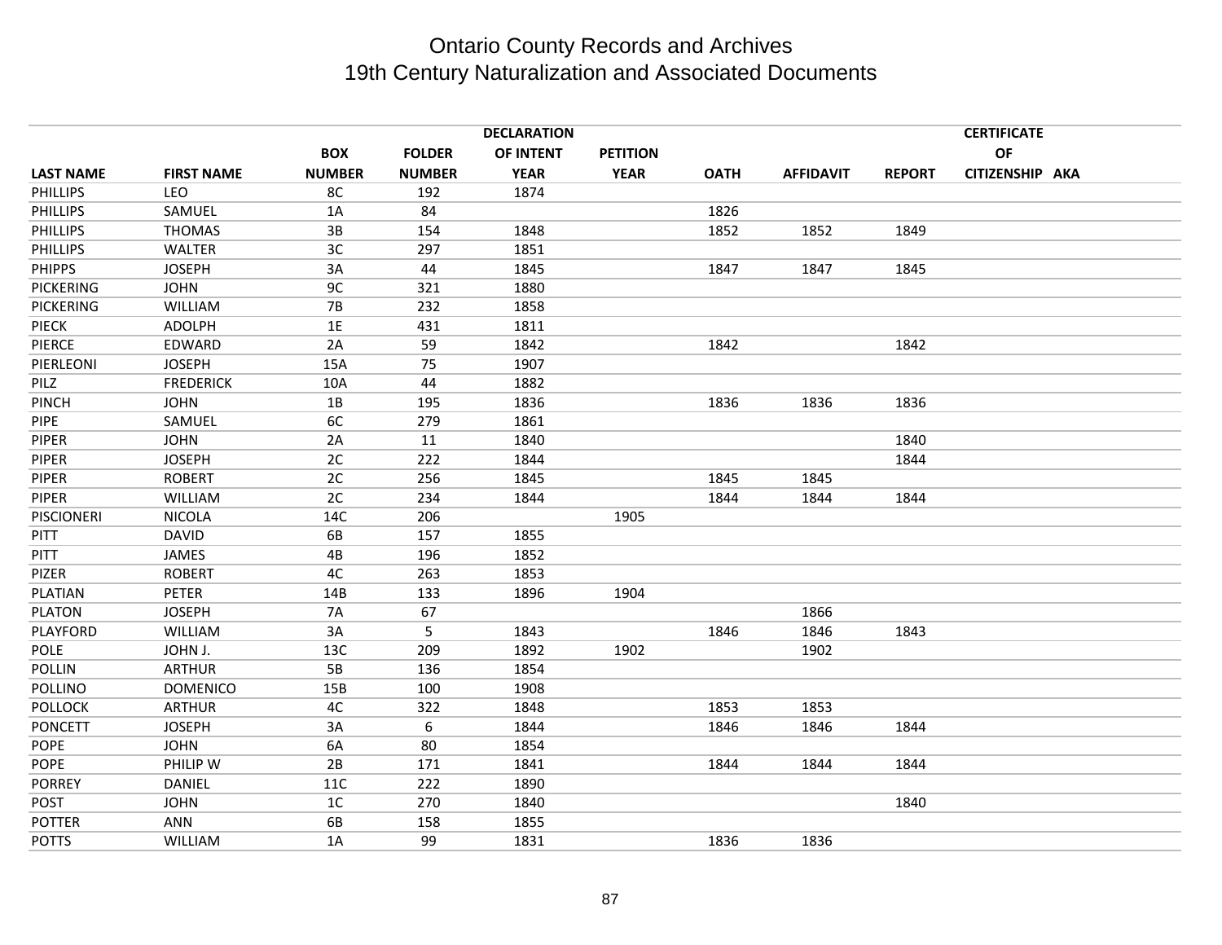# Ontario County Records and Archives
## 19th Century Naturalization and Associated Documents

| LAST NAME | FIRST NAME | BOX NUMBER | FOLDER NUMBER | DECLARATION OF INTENT YEAR | PETITION YEAR | OATH | AFFIDAVIT | REPORT | CERTIFICATE OF CITIZENSHIP | AKA |
|---|---|---|---|---|---|---|---|---|---|---|
| PHILLIPS | LEO | 8C | 192 | 1874 | | | | | | |
| PHILLIPS | SAMUEL | 1A | 84 | | | 1826 | | | | |
| PHILLIPS | THOMAS | 3B | 154 | 1848 | | 1852 | 1852 | 1849 | | |
| PHILLIPS | WALTER | 3C | 297 | 1851 | | | | | | |
| PHIPPS | JOSEPH | 3A | 44 | 1845 | | 1847 | 1847 | 1845 | | |
| PICKERING | JOHN | 9C | 321 | 1880 | | | | | | |
| PICKERING | WILLIAM | 7B | 232 | 1858 | | | | | | |
| PIECK | ADOLPH | 1E | 431 | 1811 | | | | | | |
| PIERCE | EDWARD | 2A | 59 | 1842 | | 1842 | | 1842 | | |
| PIERLEONI | JOSEPH | 15A | 75 | 1907 | | | | | | |
| PILZ | FREDERICK | 10A | 44 | 1882 | | | | | | |
| PINCH | JOHN | 1B | 195 | 1836 | | 1836 | 1836 | 1836 | | |
| PIPE | SAMUEL | 6C | 279 | 1861 | | | | | | |
| PIPER | JOHN | 2A | 11 | 1840 | | | | 1840 | | |
| PIPER | JOSEPH | 2C | 222 | 1844 | | | | 1844 | | |
| PIPER | ROBERT | 2C | 256 | 1845 | | 1845 | 1845 | | | |
| PIPER | WILLIAM | 2C | 234 | 1844 | | 1844 | 1844 | 1844 | | |
| PISCIONERI | NICOLA | 14C | 206 | | 1905 | | | | | |
| PITT | DAVID | 6B | 157 | 1855 | | | | | | |
| PITT | JAMES | 4B | 196 | 1852 | | | | | | |
| PIZER | ROBERT | 4C | 263 | 1853 | | | | | | |
| PLATIAN | PETER | 14B | 133 | 1896 | 1904 | | | | | |
| PLATON | JOSEPH | 7A | 67 | | | | 1866 | | | |
| PLAYFORD | WILLIAM | 3A | 5 | 1843 | | 1846 | 1846 | 1843 | | |
| POLE | JOHN J. | 13C | 209 | 1892 | 1902 | | 1902 | | | |
| POLLIN | ARTHUR | 5B | 136 | 1854 | | | | | | |
| POLLINO | DOMENICO | 15B | 100 | 1908 | | | | | | |
| POLLOCK | ARTHUR | 4C | 322 | 1848 | | 1853 | 1853 | | | |
| PONCETT | JOSEPH | 3A | 6 | 1844 | | 1846 | 1846 | 1844 | | |
| POPE | JOHN | 6A | 80 | 1854 | | | | | | |
| POPE | PHILIP W | 2B | 171 | 1841 | | 1844 | 1844 | 1844 | | |
| PORREY | DANIEL | 11C | 222 | 1890 | | | | | | |
| POST | JOHN | 1C | 270 | 1840 | | | | 1840 | | |
| POTTER | ANN | 6B | 158 | 1855 | | | | | | |
| POTTS | WILLIAM | 1A | 99 | 1831 | | 1836 | 1836 | | | |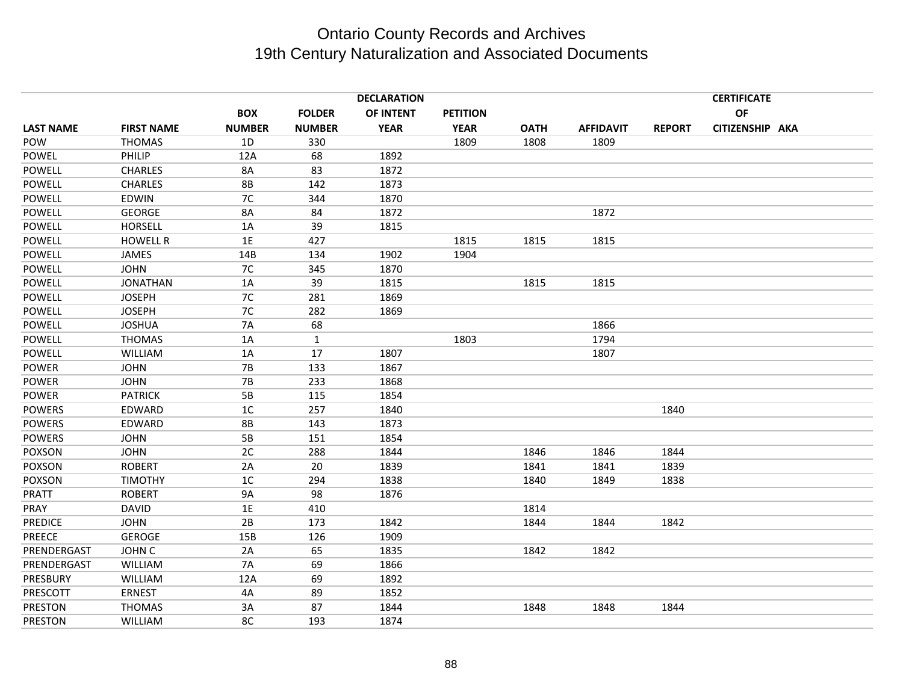# Ontario County Records and Archives
## 19th Century Naturalization and Associated Documents

| LAST NAME | FIRST NAME | BOX NUMBER | FOLDER NUMBER | DECLARATION OF INTENT YEAR | PETITION YEAR | OATH | AFFIDAVIT | REPORT | CERTIFICATE OF CITIZENSHIP | AKA |
|---|---|---|---|---|---|---|---|---|---|---|
| POW | THOMAS | 1D | 330 | | 1809 | 1808 | 1809 | | | |
| POWEL | PHILIP | 12A | 68 | 1892 | | | | | | |
| POWELL | CHARLES | 8A | 83 | 1872 | | | | | | |
| POWELL | CHARLES | 8B | 142 | 1873 | | | | | | |
| POWELL | EDWIN | 7C | 344 | 1870 | | | | | | |
| POWELL | GEORGE | 8A | 84 | 1872 | | | 1872 | | | |
| POWELL | HORSELL | 1A | 39 | 1815 | | | | | | |
| POWELL | HOWELL R | 1E | 427 | | 1815 | 1815 | 1815 | | | |
| POWELL | JAMES | 14B | 134 | 1902 | 1904 | | | | | |
| POWELL | JOHN | 7C | 345 | 1870 | | | | | | |
| POWELL | JONATHAN | 1A | 39 | 1815 | | 1815 | 1815 | | | |
| POWELL | JOSEPH | 7C | 281 | 1869 | | | | | | |
| POWELL | JOSEPH | 7C | 282 | 1869 | | | | | | |
| POWELL | JOSHUA | 7A | 68 | | | | 1866 | | | |
| POWELL | THOMAS | 1A | 1 | | 1803 | | 1794 | | | |
| POWELL | WILLIAM | 1A | 17 | 1807 | | | 1807 | | | |
| POWER | JOHN | 7B | 133 | 1867 | | | | | | |
| POWER | JOHN | 7B | 233 | 1868 | | | | | | |
| POWER | PATRICK | 5B | 115 | 1854 | | | | | | |
| POWERS | EDWARD | 1C | 257 | 1840 | | | | 1840 | | |
| POWERS | EDWARD | 8B | 143 | 1873 | | | | | | |
| POWERS | JOHN | 5B | 151 | 1854 | | | | | | |
| POXSON | JOHN | 2C | 288 | 1844 | | 1846 | 1846 | 1844 | | |
| POXSON | ROBERT | 2A | 20 | 1839 | | 1841 | 1841 | 1839 | | |
| POXSON | TIMOTHY | 1C | 294 | 1838 | | 1840 | 1849 | 1838 | | |
| PRATT | ROBERT | 9A | 98 | 1876 | | | | | | |
| PRAY | DAVID | 1E | 410 | | | 1814 | | | | |
| PREDICE | JOHN | 2B | 173 | 1842 | | 1844 | 1844 | 1842 | | |
| PREECE | GEROGE | 15B | 126 | 1909 | | | | | | |
| PRENDERGAST | JOHN C | 2A | 65 | 1835 | | 1842 | 1842 | | | |
| PRENDERGAST | WILLIAM | 7A | 69 | 1866 | | | | | | |
| PRESBURY | WILLIAM | 12A | 69 | 1892 | | | | | | |
| PRESCOTT | ERNEST | 4A | 89 | 1852 | | | | | | |
| PRESTON | THOMAS | 3A | 87 | 1844 | | 1848 | 1848 | 1844 | | |
| PRESTON | WILLIAM | 8C | 193 | 1874 | | | | | | |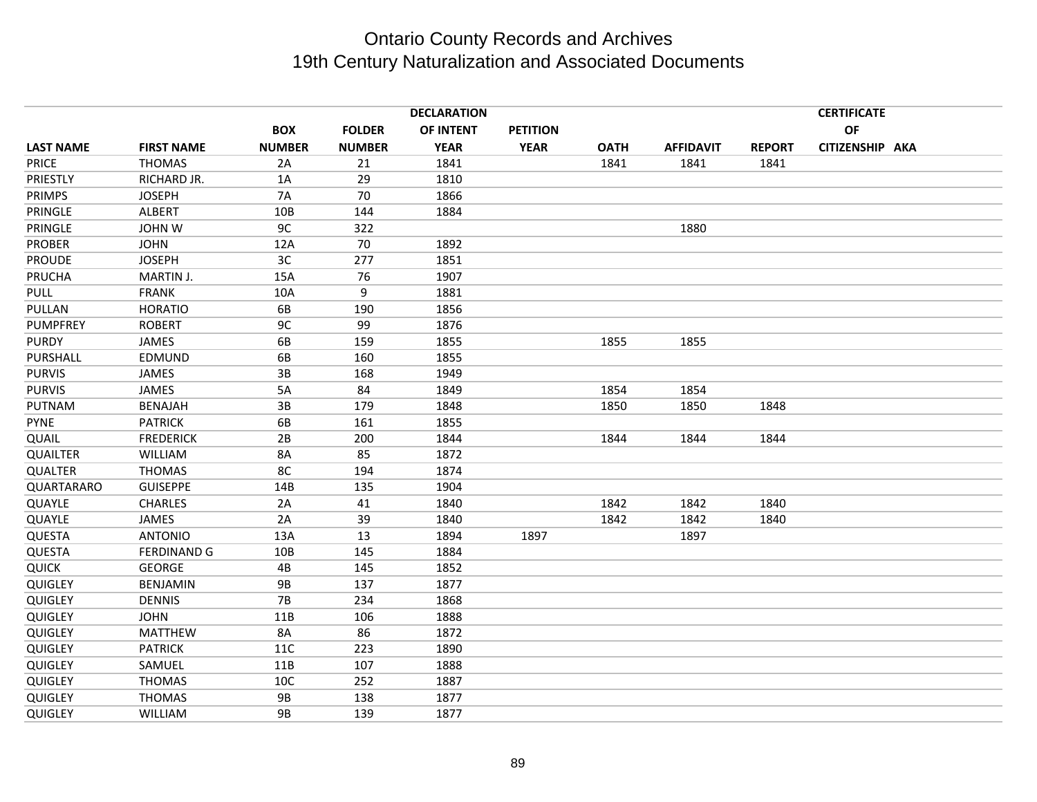# Ontario County Records and Archives
## 19th Century Naturalization and Associated Documents

| LAST NAME | FIRST NAME | BOX NUMBER | FOLDER NUMBER | DECLARATION OF INTENT YEAR | PETITION YEAR | OATH | AFFIDAVIT | REPORT | CERTIFICATE OF CITIZENSHIP | AKA |
|---|---|---|---|---|---|---|---|---|---|---|
| PRICE | THOMAS | 2A | 21 | 1841 | | 1841 | 1841 | 1841 | | |
| PRIESTLY | RICHARD JR. | 1A | 29 | 1810 | | | | | | |
| PRIMPS | JOSEPH | 7A | 70 | 1866 | | | | | | |
| PRINGLE | ALBERT | 10B | 144 | 1884 | | | | | | |
| PRINGLE | JOHN W | 9C | 322 | | | | 1880 | | | |
| PROBER | JOHN | 12A | 70 | 1892 | | | | | | |
| PROUDE | JOSEPH | 3C | 277 | 1851 | | | | | | |
| PRUCHA | MARTIN J. | 15A | 76 | 1907 | | | | | | |
| PULL | FRANK | 10A | 9 | 1881 | | | | | | |
| PULLAN | HORATIO | 6B | 190 | 1856 | | | | | | |
| PUMPFREY | ROBERT | 9C | 99 | 1876 | | | | | | |
| PURDY | JAMES | 6B | 159 | 1855 | | 1855 | 1855 | | | |
| PURSHALL | EDMUND | 6B | 160 | 1855 | | | | | | |
| PURVIS | JAMES | 3B | 168 | 1949 | | | | | | |
| PURVIS | JAMES | 5A | 84 | 1849 | | 1854 | 1854 | | | |
| PUTNAM | BENAJAH | 3B | 179 | 1848 | | 1850 | 1850 | 1848 | | |
| PYNE | PATRICK | 6B | 161 | 1855 | | | | | | |
| QUAIL | FREDERICK | 2B | 200 | 1844 | | 1844 | 1844 | 1844 | | |
| QUAILTER | WILLIAM | 8A | 85 | 1872 | | | | | | |
| QUALTER | THOMAS | 8C | 194 | 1874 | | | | | | |
| QUARTARARO | GUISEPPE | 14B | 135 | 1904 | | | | | | |
| QUAYLE | CHARLES | 2A | 41 | 1840 | | 1842 | 1842 | 1840 | | |
| QUAYLE | JAMES | 2A | 39 | 1840 | | 1842 | 1842 | 1840 | | |
| QUESTA | ANTONIO | 13A | 13 | 1894 | 1897 | | 1897 | | | |
| QUESTA | FERDINAND G | 10B | 145 | 1884 | | | | | | |
| QUICK | GEORGE | 4B | 145 | 1852 | | | | | | |
| QUIGLEY | BENJAMIN | 9B | 137 | 1877 | | | | | | |
| QUIGLEY | DENNIS | 7B | 234 | 1868 | | | | | | |
| QUIGLEY | JOHN | 11B | 106 | 1888 | | | | | | |
| QUIGLEY | MATTHEW | 8A | 86 | 1872 | | | | | | |
| QUIGLEY | PATRICK | 11C | 223 | 1890 | | | | | | |
| QUIGLEY | SAMUEL | 11B | 107 | 1888 | | | | | | |
| QUIGLEY | THOMAS | 10C | 252 | 1887 | | | | | | |
| QUIGLEY | THOMAS | 9B | 138 | 1877 | | | | | | |
| QUIGLEY | WILLIAM | 9B | 139 | 1877 | | | | | | |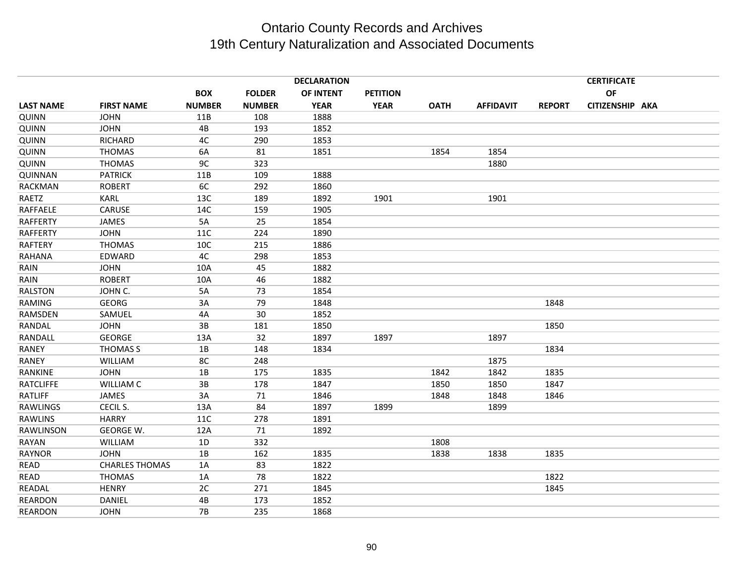# Ontario County Records and Archives
## 19th Century Naturalization and Associated Documents

| LAST NAME | FIRST NAME | BOX NUMBER | FOLDER NUMBER | DECLARATION OF INTENT YEAR | PETITION YEAR | OATH | AFFIDAVIT | REPORT | CERTIFICATE OF CITIZENSHIP | AKA |
|---|---|---|---|---|---|---|---|---|---|---|
| QUINN | JOHN | 11B | 108 | 1888 | | | | | | |
| QUINN | JOHN | 4B | 193 | 1852 | | | | | | |
| QUINN | RICHARD | 4C | 290 | 1853 | | | | | | |
| QUINN | THOMAS | 6A | 81 | 1851 | | 1854 | 1854 | | | |
| QUINN | THOMAS | 9C | 323 | | | | 1880 | | | |
| QUINNAN | PATRICK | 11B | 109 | 1888 | | | | | | |
| RACKMAN | ROBERT | 6C | 292 | 1860 | | | | | | |
| RAETZ | KARL | 13C | 189 | 1892 | 1901 | | 1901 | | | |
| RAFFAELE | CARUSE | 14C | 159 | 1905 | | | | | | |
| RAFFERTY | JAMES | 5A | 25 | 1854 | | | | | | |
| RAFFERTY | JOHN | 11C | 224 | 1890 | | | | | | |
| RAFTERY | THOMAS | 10C | 215 | 1886 | | | | | | |
| RAHANA | EDWARD | 4C | 298 | 1853 | | | | | | |
| RAIN | JOHN | 10A | 45 | 1882 | | | | | | |
| RAIN | ROBERT | 10A | 46 | 1882 | | | | | | |
| RALSTON | JOHN C. | 5A | 73 | 1854 | | | | | | |
| RAMING | GEORG | 3A | 79 | 1848 | | | | 1848 | | |
| RAMSDEN | SAMUEL | 4A | 30 | 1852 | | | | | | |
| RANDAL | JOHN | 3B | 181 | 1850 | | | | 1850 | | |
| RANDALL | GEORGE | 13A | 32 | 1897 | 1897 | | 1897 | | | |
| RANEY | THOMAS S | 1B | 148 | 1834 | | | | 1834 | | |
| RANEY | WILLIAM | 8C | 248 | | | | 1875 | | | |
| RANKINE | JOHN | 1B | 175 | 1835 | | 1842 | 1842 | 1835 | | |
| RATCLIFFE | WILLIAM C | 3B | 178 | 1847 | | 1850 | 1850 | 1847 | | |
| RATLIFF | JAMES | 3A | 71 | 1846 | | 1848 | 1848 | 1846 | | |
| RAWLINGS | CECIL S. | 13A | 84 | 1897 | 1899 | | 1899 | | | |
| RAWLINS | HARRY | 11C | 278 | 1891 | | | | | | |
| RAWLINSON | GEORGE W. | 12A | 71 | 1892 | | | | | | |
| RAYAN | WILLIAM | 1D | 332 | | | 1808 | | | | |
| RAYNOR | JOHN | 1B | 162 | 1835 | | 1838 | 1838 | 1835 | | |
| READ | CHARLES THOMAS | 1A | 83 | 1822 | | | | | | |
| READ | THOMAS | 1A | 78 | 1822 | | | | 1822 | | |
| READAL | HENRY | 2C | 271 | 1845 | | | | 1845 | | |
| REARDON | DANIEL | 4B | 173 | 1852 | | | | | | |
| REARDON | JOHN | 7B | 235 | 1868 | | | | | | |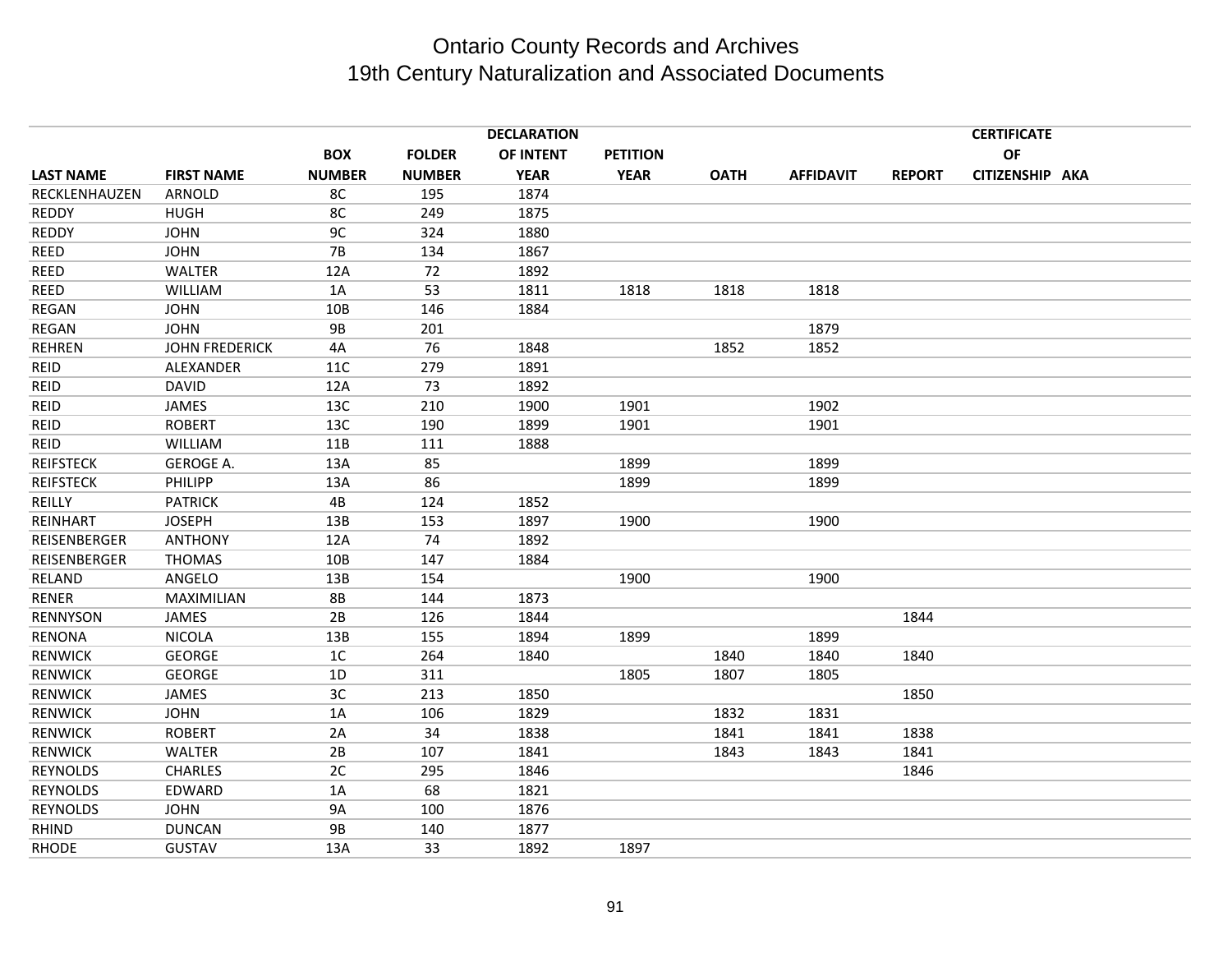# Ontario County Records and Archives
## 19th Century Naturalization and Associated Documents

| LAST NAME | FIRST NAME | BOX NUMBER | FOLDER NUMBER | DECLARATION OF INTENT YEAR | PETITION YEAR | OATH | AFFIDAVIT | REPORT | CERTIFICATE OF CITIZENSHIP | AKA |
|---|---|---|---|---|---|---|---|---|---|---|
| RECKLENHAUZEN | ARNOLD | 8C | 195 | 1874 | | | | | | |
| REDDY | HUGH | 8C | 249 | 1875 | | | | | | |
| REDDY | JOHN | 9C | 324 | 1880 | | | | | | |
| REED | JOHN | 7B | 134 | 1867 | | | | | | |
| REED | WALTER | 12A | 72 | 1892 | | | | | | |
| REED | WILLIAM | 1A | 53 | 1811 | 1818 | 1818 | 1818 | | | |
| REGAN | JOHN | 10B | 146 | 1884 | | | | | | |
| REGAN | JOHN | 9B | 201 | | | | 1879 | | | |
| REHREN | JOHN FREDERICK | 4A | 76 | 1848 | | 1852 | 1852 | | | |
| REID | ALEXANDER | 11C | 279 | 1891 | | | | | | |
| REID | DAVID | 12A | 73 | 1892 | | | | | | |
| REID | JAMES | 13C | 210 | 1900 | 1901 | | 1902 | | | |
| REID | ROBERT | 13C | 190 | 1899 | 1901 | | 1901 | | | |
| REID | WILLIAM | 11B | 111 | 1888 | | | | | | |
| REIFSTECK | GEROGE A. | 13A | 85 | | 1899 | | 1899 | | | |
| REIFSTECK | PHILIPP | 13A | 86 | | 1899 | | 1899 | | | |
| REILLY | PATRICK | 4B | 124 | 1852 | | | | | | |
| REINHART | JOSEPH | 13B | 153 | 1897 | 1900 | | 1900 | | | |
| REISENBERGER | ANTHONY | 12A | 74 | 1892 | | | | | | |
| REISENBERGER | THOMAS | 10B | 147 | 1884 | | | | | | |
| RELAND | ANGELO | 13B | 154 | | 1900 | | 1900 | | | |
| RENER | MAXIMILIAN | 8B | 144 | 1873 | | | | | | |
| RENNYSON | JAMES | 2B | 126 | 1844 | | | | 1844 | | |
| RENONA | NICOLA | 13B | 155 | 1894 | 1899 | | 1899 | | | |
| RENWICK | GEORGE | 1C | 264 | 1840 | | 1840 | 1840 | 1840 | | |
| RENWICK | GEORGE | 1D | 311 | | 1805 | 1807 | 1805 | | | |
| RENWICK | JAMES | 3C | 213 | 1850 | | | | 1850 | | |
| RENWICK | JOHN | 1A | 106 | 1829 | | 1832 | 1831 | | | |
| RENWICK | ROBERT | 2A | 34 | 1838 | | 1841 | 1841 | 1838 | | |
| RENWICK | WALTER | 2B | 107 | 1841 | | 1843 | 1843 | 1841 | | |
| REYNOLDS | CHARLES | 2C | 295 | 1846 | | | | 1846 | | |
| REYNOLDS | EDWARD | 1A | 68 | 1821 | | | | | | |
| REYNOLDS | JOHN | 9A | 100 | 1876 | | | | | | |
| RHIND | DUNCAN | 9B | 140 | 1877 | | | | | | |
| RHODE | GUSTAV | 13A | 33 | 1892 | 1897 | | | | | |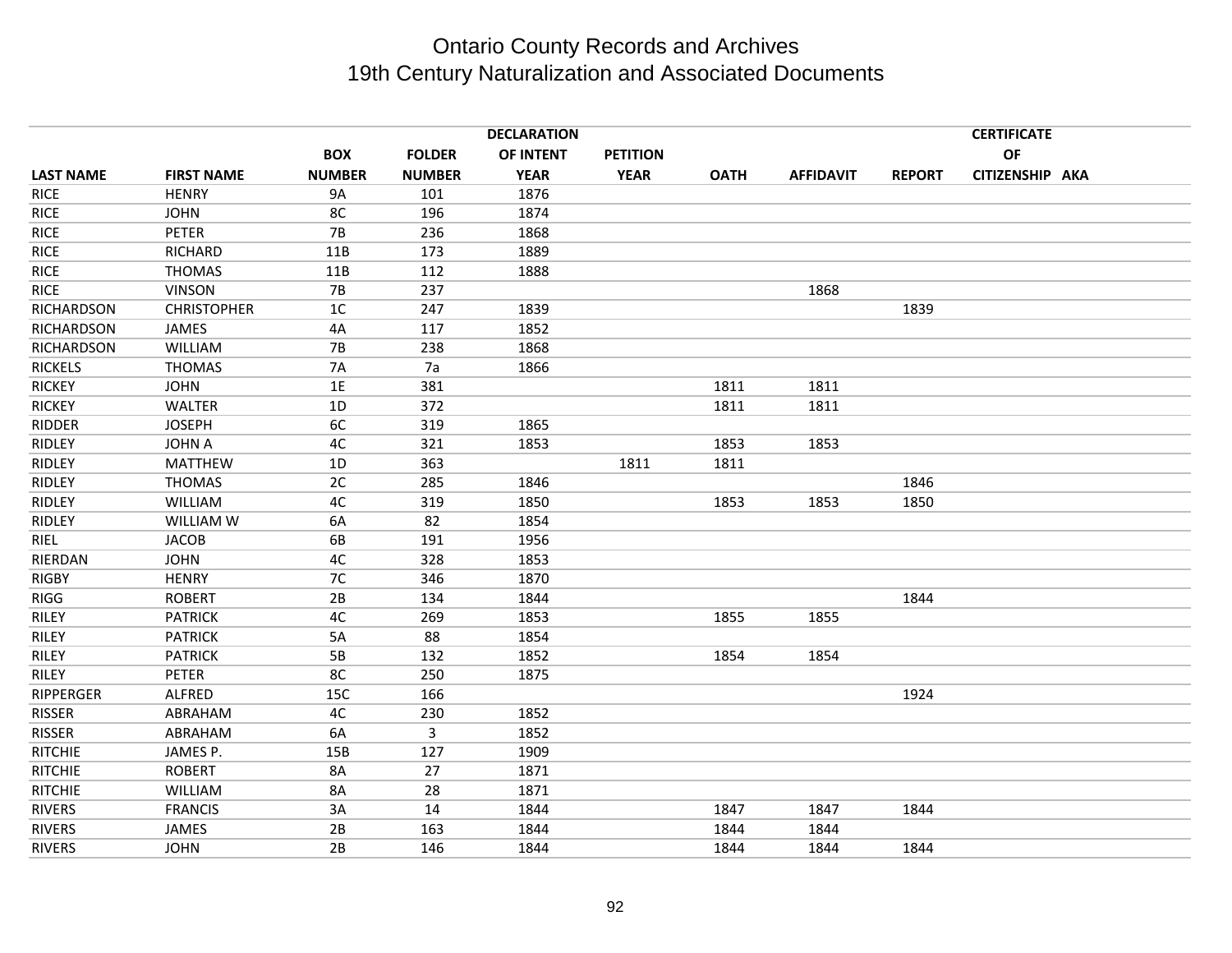| LAST NAME | FIRST NAME | BOX NUMBER | FOLDER NUMBER | DECLARATION OF INTENT YEAR | PETITION YEAR | OATH | AFFIDAVIT | REPORT | CERTIFICATE OF CITIZENSHIP | AKA |
|---|---|---|---|---|---|---|---|---|---|---|
| RICE | HENRY | 9A | 101 | 1876 | | | | | | |
| RICE | JOHN | 8C | 196 | 1874 | | | | | | |
| RICE | PETER | 7B | 236 | 1868 | | | | | | |
| RICE | RICHARD | 11B | 173 | 1889 | | | | | | |
| RICE | THOMAS | 11B | 112 | 1888 | | | | | | |
| RICE | VINSON | 7B | 237 | | | | 1868 | | | |
| RICHARDSON | CHRISTOPHER | 1C | 247 | 1839 | | | | 1839 | | |
| RICHARDSON | JAMES | 4A | 117 | 1852 | | | | | | |
| RICHARDSON | WILLIAM | 7B | 238 | 1868 | | | | | | |
| RICKELS | THOMAS | 7A | 7a | 1866 | | | | | | |
| RICKEY | JOHN | 1E | 381 | | | 1811 | 1811 | | | |
| RICKEY | WALTER | 1D | 372 | | | 1811 | 1811 | | | |
| RIDDER | JOSEPH | 6C | 319 | 1865 | | | | | | |
| RIDLEY | JOHN A | 4C | 321 | 1853 | | 1853 | 1853 | | | |
| RIDLEY | MATTHEW | 1D | 363 | | 1811 | 1811 | | | | |
| RIDLEY | THOMAS | 2C | 285 | 1846 | | | | 1846 | | |
| RIDLEY | WILLIAM | 4C | 319 | 1850 | | 1853 | 1853 | 1850 | | |
| RIDLEY | WILLIAM W | 6A | 82 | 1854 | | | | | | |
| RIEL | JACOB | 6B | 191 | 1956 | | | | | | |
| RIERDAN | JOHN | 4C | 328 | 1853 | | | | | | |
| RIGBY | HENRY | 7C | 346 | 1870 | | | | | | |
| RIGG | ROBERT | 2B | 134 | 1844 | | | | 1844 | | |
| RILEY | PATRICK | 4C | 269 | 1853 | | 1855 | 1855 | | | |
| RILEY | PATRICK | 5A | 88 | 1854 | | | | | | |
| RILEY | PATRICK | 5B | 132 | 1852 | | 1854 | 1854 | | | |
| RILEY | PETER | 8C | 250 | 1875 | | | | | | |
| RIPPERGER | ALFRED | 15C | 166 | | | | | 1924 | | |
| RISSER | ABRAHAM | 4C | 230 | 1852 | | | | | | |
| RISSER | ABRAHAM | 6A | 3 | 1852 | | | | | | |
| RITCHIE | JAMES P. | 15B | 127 | 1909 | | | | | | |
| RITCHIE | ROBERT | 8A | 27 | 1871 | | | | | | |
| RITCHIE | WILLIAM | 8A | 28 | 1871 | | | | | | |
| RIVERS | FRANCIS | 3A | 14 | 1844 | | 1847 | 1847 | 1844 | | |
| RIVERS | JAMES | 2B | 163 | 1844 | | 1844 | 1844 | | | |
| RIVERS | JOHN | 2B | 146 | 1844 | | 1844 | 1844 | 1844 | | |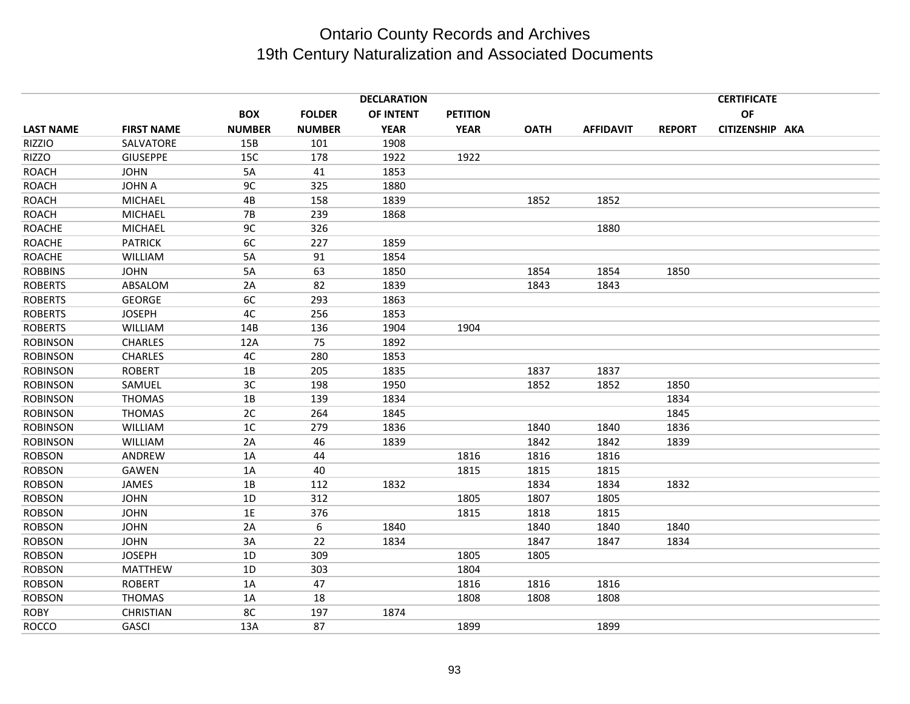# Ontario County Records and Archives
## 19th Century Naturalization and Associated Documents

| LAST NAME | FIRST NAME | BOX NUMBER | FOLDER NUMBER | DECLARATION OF INTENT YEAR | PETITION YEAR | OATH | AFFIDAVIT | REPORT | CERTIFICATE OF CITIZENSHIP | AKA |
|---|---|---|---|---|---|---|---|---|---|---|
| RIZZIO | SALVATORE | 15B | 101 | 1908 | | | | | | |
| RIZZO | GIUSEPPE | 15C | 178 | 1922 | 1922 | | | | | |
| ROACH | JOHN | 5A | 41 | 1853 | | | | | | |
| ROACH | JOHN A | 9C | 325 | 1880 | | | | | | |
| ROACH | MICHAEL | 4B | 158 | 1839 | | 1852 | 1852 | | | |
| ROACH | MICHAEL | 7B | 239 | 1868 | | | | | | |
| ROACHE | MICHAEL | 9C | 326 | | | | 1880 | | | |
| ROACHE | PATRICK | 6C | 227 | 1859 | | | | | | |
| ROACHE | WILLIAM | 5A | 91 | 1854 | | | | | | |
| ROBBINS | JOHN | 5A | 63 | 1850 | | 1854 | 1854 | 1850 | | |
| ROBERTS | ABSALOM | 2A | 82 | 1839 | | 1843 | 1843 | | | |
| ROBERTS | GEORGE | 6C | 293 | 1863 | | | | | | |
| ROBERTS | JOSEPH | 4C | 256 | 1853 | | | | | | |
| ROBERTS | WILLIAM | 14B | 136 | 1904 | 1904 | | | | | |
| ROBINSON | CHARLES | 12A | 75 | 1892 | | | | | | |
| ROBINSON | CHARLES | 4C | 280 | 1853 | | | | | | |
| ROBINSON | ROBERT | 1B | 205 | 1835 | | 1837 | 1837 | | | |
| ROBINSON | SAMUEL | 3C | 198 | 1950 | | 1852 | 1852 | 1850 | | |
| ROBINSON | THOMAS | 1B | 139 | 1834 | | | | 1834 | | |
| ROBINSON | THOMAS | 2C | 264 | 1845 | | | | 1845 | | |
| ROBINSON | WILLIAM | 1C | 279 | 1836 | | 1840 | 1840 | 1836 | | |
| ROBINSON | WILLIAM | 2A | 46 | 1839 | | 1842 | 1842 | 1839 | | |
| ROBSON | ANDREW | 1A | 44 | | 1816 | 1816 | 1816 | | | |
| ROBSON | GAWEN | 1A | 40 | | 1815 | 1815 | 1815 | | | |
| ROBSON | JAMES | 1B | 112 | 1832 | | 1834 | 1834 | 1832 | | |
| ROBSON | JOHN | 1D | 312 | | 1805 | 1807 | 1805 | | | |
| ROBSON | JOHN | 1E | 376 | | 1815 | 1818 | 1815 | | | |
| ROBSON | JOHN | 2A | 6 | 1840 | | 1840 | 1840 | 1840 | | |
| ROBSON | JOHN | 3A | 22 | 1834 | | 1847 | 1847 | 1834 | | |
| ROBSON | JOSEPH | 1D | 309 | | 1805 | 1805 | | | | |
| ROBSON | MATTHEW | 1D | 303 | | 1804 | | | | | |
| ROBSON | ROBERT | 1A | 47 | | 1816 | 1816 | 1816 | | | |
| ROBSON | THOMAS | 1A | 18 | | 1808 | 1808 | 1808 | | | |
| ROBY | CHRISTIAN | 8C | 197 | 1874 | | | | | | |
| ROCCO | GASCI | 13A | 87 | | 1899 | | 1899 | | | |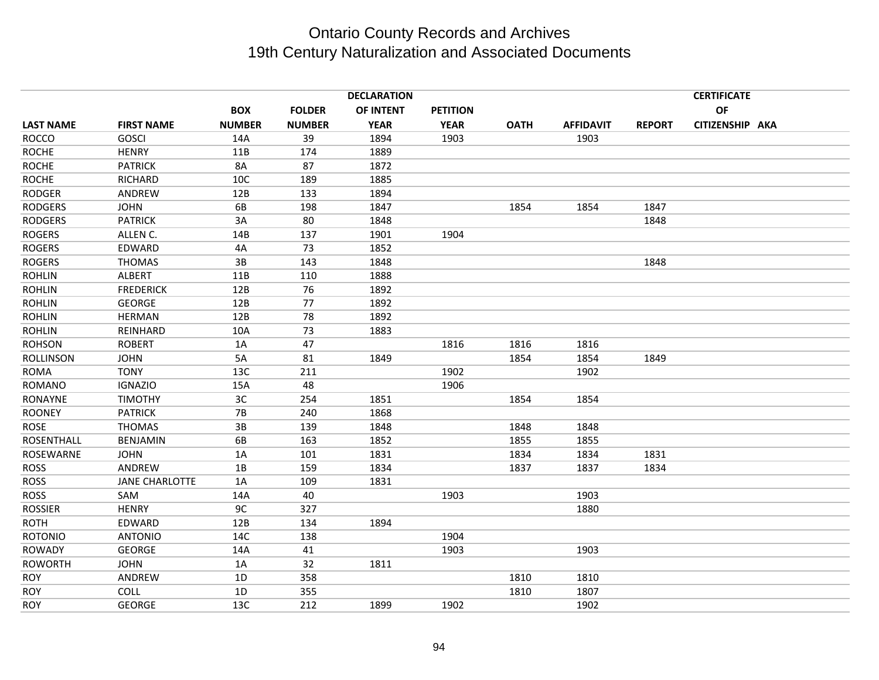# Ontario County Records and Archives
## 19th Century Naturalization and Associated Documents

| LAST NAME | FIRST NAME | BOX NUMBER | FOLDER NUMBER | DECLARATION OF INTENT YEAR | PETITION YEAR | OATH | AFFIDAVIT | REPORT | CERTIFICATE OF CITIZENSHIP | AKA |
|---|---|---|---|---|---|---|---|---|---|---|
| ROCCO | GOSCI | 14A | 39 | 1894 | 1903 | | 1903 | | | |
| ROCHE | HENRY | 11B | 174 | 1889 | | | | | | |
| ROCHE | PATRICK | 8A | 87 | 1872 | | | | | | |
| ROCHE | RICHARD | 10C | 189 | 1885 | | | | | | |
| RODGER | ANDREW | 12B | 133 | 1894 | | | | | | |
| RODGERS | JOHN | 6B | 198 | 1847 | | 1854 | 1854 | 1847 | | |
| RODGERS | PATRICK | 3A | 80 | 1848 | | | | 1848 | | |
| ROGERS | ALLEN C. | 14B | 137 | 1901 | 1904 | | | | | |
| ROGERS | EDWARD | 4A | 73 | 1852 | | | | | | |
| ROGERS | THOMAS | 3B | 143 | 1848 | | | | 1848 | | |
| ROHLIN | ALBERT | 11B | 110 | 1888 | | | | | | |
| ROHLIN | FREDERICK | 12B | 76 | 1892 | | | | | | |
| ROHLIN | GEORGE | 12B | 77 | 1892 | | | | | | |
| ROHLIN | HERMAN | 12B | 78 | 1892 | | | | | | |
| ROHLIN | REINHARD | 10A | 73 | 1883 | | | | | | |
| ROHSON | ROBERT | 1A | 47 | | 1816 | 1816 | 1816 | | | |
| ROLLINSON | JOHN | 5A | 81 | 1849 | | 1854 | 1854 | 1849 | | |
| ROMA | TONY | 13C | 211 | | 1902 | | 1902 | | | |
| ROMANO | IGNAZIO | 15A | 48 | | 1906 | | | | | |
| RONAYNE | TIMOTHY | 3C | 254 | 1851 | | 1854 | 1854 | | | |
| ROONEY | PATRICK | 7B | 240 | 1868 | | | | | | |
| ROSE | THOMAS | 3B | 139 | 1848 | | 1848 | 1848 | | | |
| ROSENTHALL | BENJAMIN | 6B | 163 | 1852 | | 1855 | 1855 | | | |
| ROSEWARNE | JOHN | 1A | 101 | 1831 | | 1834 | 1834 | 1831 | | |
| ROSS | ANDREW | 1B | 159 | 1834 | | 1837 | 1837 | 1834 | | |
| ROSS | JANE CHARLOTTE | 1A | 109 | 1831 | | | | | | |
| ROSS | SAM | 14A | 40 | | 1903 | | 1903 | | | |
| ROSSIER | HENRY | 9C | 327 | | | | 1880 | | | |
| ROTH | EDWARD | 12B | 134 | 1894 | | | | | | |
| ROTONIO | ANTONIO | 14C | 138 | | 1904 | | | | | |
| ROWADY | GEORGE | 14A | 41 | | 1903 | | 1903 | | | |
| ROWORTH | JOHN | 1A | 32 | 1811 | | | | | | |
| ROY | ANDREW | 1D | 358 | | | 1810 | 1810 | | | |
| ROY | COLL | 1D | 355 | | | 1810 | 1807 | | | |
| ROY | GEORGE | 13C | 212 | 1899 | 1902 | | 1902 | | | |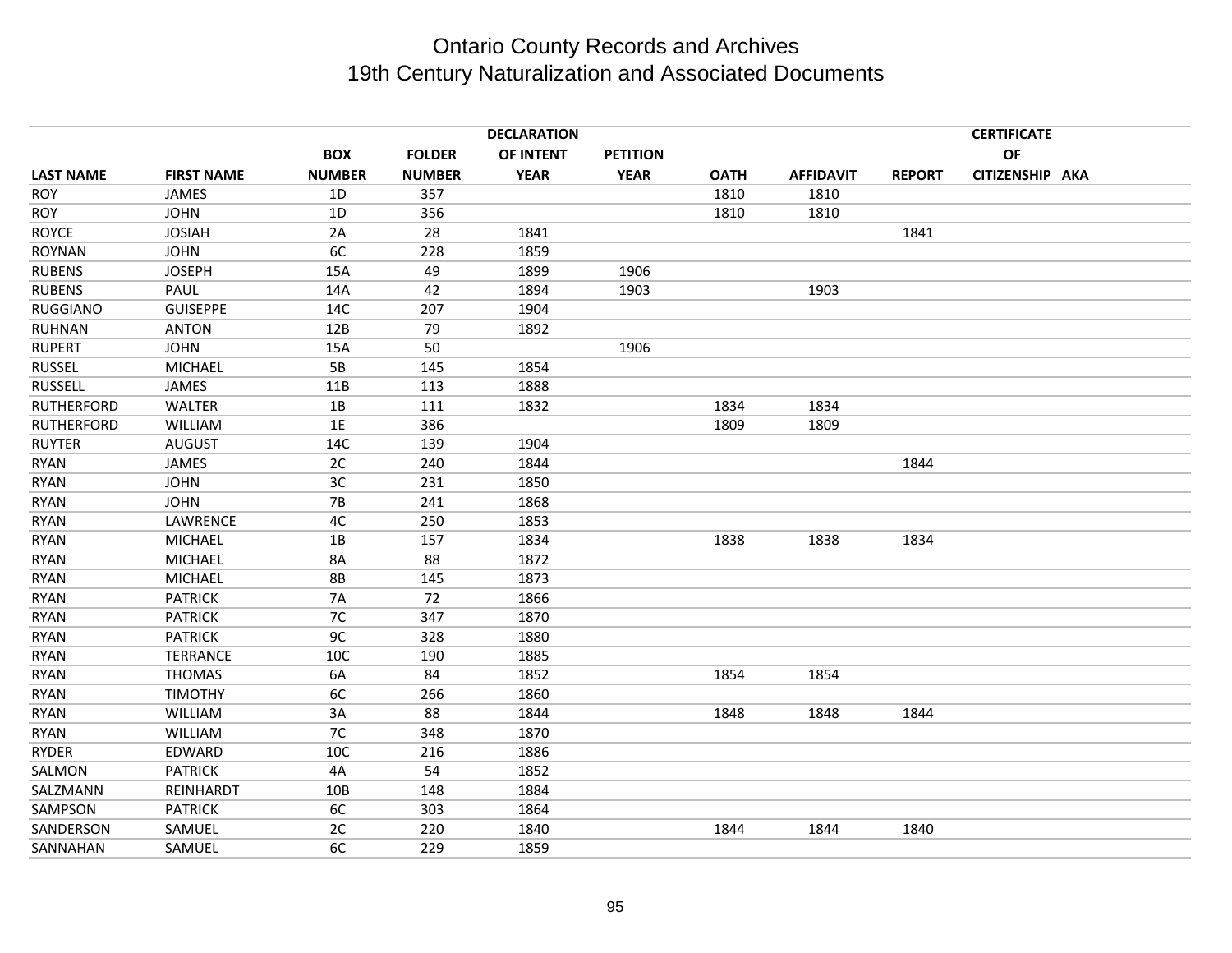# Ontario County Records and Archives
## 19th Century Naturalization and Associated Documents

| LAST NAME | FIRST NAME | BOX NUMBER | FOLDER NUMBER | DECLARATION OF INTENT YEAR | PETITION YEAR | OATH | AFFIDAVIT | REPORT | CERTIFICATE OF CITIZENSHIP | AKA |
|---|---|---|---|---|---|---|---|---|---|---|
| ROY | JAMES | 1D | 357 | | | 1810 | 1810 | | | |
| ROY | JOHN | 1D | 356 | | | 1810 | 1810 | | | |
| ROYCE | JOSIAH | 2A | 28 | 1841 | | | | 1841 | | |
| ROYNAN | JOHN | 6C | 228 | 1859 | | | | | | |
| RUBENS | JOSEPH | 15A | 49 | 1899 | 1906 | | | | | |
| RUBENS | PAUL | 14A | 42 | 1894 | 1903 | | 1903 | | | |
| RUGGIANO | GUISEPPE | 14C | 207 | 1904 | | | | | | |
| RUHNAN | ANTON | 12B | 79 | 1892 | | | | | | |
| RUPERT | JOHN | 15A | 50 | | 1906 | | | | | |
| RUSSEL | MICHAEL | 5B | 145 | 1854 | | | | | | |
| RUSSELL | JAMES | 11B | 113 | 1888 | | | | | | |
| RUTHERFORD | WALTER | 1B | 111 | 1832 | | 1834 | 1834 | | | |
| RUTHERFORD | WILLIAM | 1E | 386 | | | 1809 | 1809 | | | |
| RUYTER | AUGUST | 14C | 139 | 1904 | | | | | | |
| RYAN | JAMES | 2C | 240 | 1844 | | | | 1844 | | |
| RYAN | JOHN | 3C | 231 | 1850 | | | | | | |
| RYAN | JOHN | 7B | 241 | 1868 | | | | | | |
| RYAN | LAWRENCE | 4C | 250 | 1853 | | | | | | |
| RYAN | MICHAEL | 1B | 157 | 1834 | | 1838 | 1838 | 1834 | | |
| RYAN | MICHAEL | 8A | 88 | 1872 | | | | | | |
| RYAN | MICHAEL | 8B | 145 | 1873 | | | | | | |
| RYAN | PATRICK | 7A | 72 | 1866 | | | | | | |
| RYAN | PATRICK | 7C | 347 | 1870 | | | | | | |
| RYAN | PATRICK | 9C | 328 | 1880 | | | | | | |
| RYAN | TERRANCE | 10C | 190 | 1885 | | | | | | |
| RYAN | THOMAS | 6A | 84 | 1852 | | 1854 | 1854 | | | |
| RYAN | TIMOTHY | 6C | 266 | 1860 | | | | | | |
| RYAN | WILLIAM | 3A | 88 | 1844 | | 1848 | 1848 | 1844 | | |
| RYAN | WILLIAM | 7C | 348 | 1870 | | | | | | |
| RYDER | EDWARD | 10C | 216 | 1886 | | | | | | |
| SALMON | PATRICK | 4A | 54 | 1852 | | | | | | |
| SALZMANN | REINHARDT | 10B | 148 | 1884 | | | | | | |
| SAMPSON | PATRICK | 6C | 303 | 1864 | | | | | | |
| SANDERSON | SAMUEL | 2C | 220 | 1840 | | 1844 | 1844 | 1840 | | |
| SANNAHAN | SAMUEL | 6C | 229 | 1859 | | | | | | |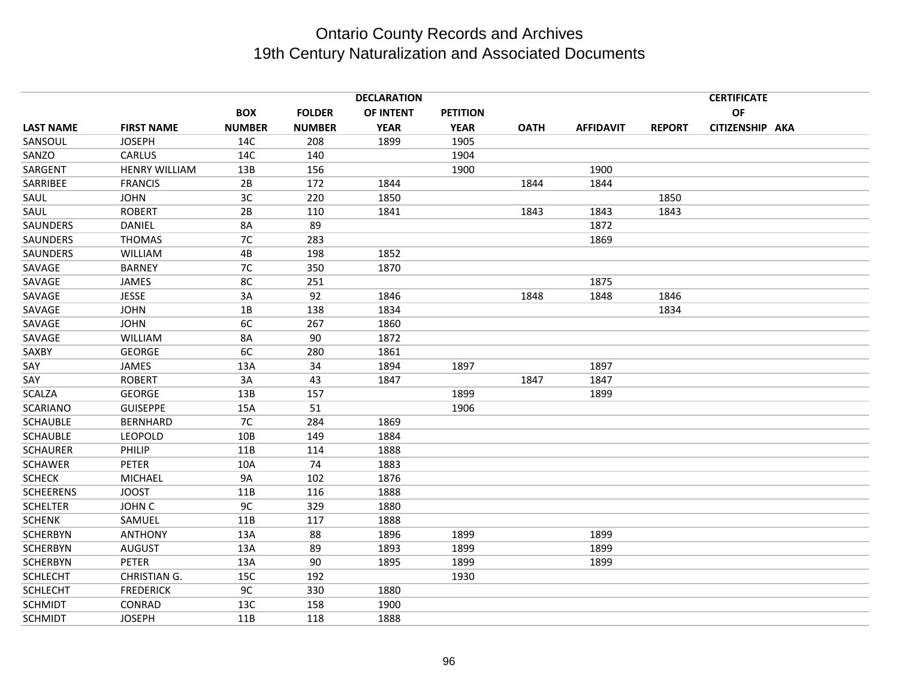# Ontario County Records and Archives
## 19th Century Naturalization and Associated Documents

| LAST NAME | FIRST NAME | BOX NUMBER | FOLDER NUMBER | DECLARATION OF INTENT YEAR | PETITION YEAR | OATH | AFFIDAVIT | REPORT | CERTIFICATE OF CITIZENSHIP | AKA |
|---|---|---|---|---|---|---|---|---|---|---|
| SANSOUL | JOSEPH | 14C | 208 | 1899 | 1905 | | | | | |
| SANZO | CARLUS | 14C | 140 | | 1904 | | | | | |
| SARGENT | HENRY WILLIAM | 13B | 156 | | 1900 | | 1900 | | | |
| SARRIBEE | FRANCIS | 2B | 172 | 1844 | | 1844 | 1844 | | | |
| SAUL | JOHN | 3C | 220 | 1850 | | | | 1850 | | |
| SAUL | ROBERT | 2B | 110 | 1841 | | 1843 | 1843 | 1843 | | |
| SAUNDERS | DANIEL | 8A | 89 | | | | 1872 | | | |
| SAUNDERS | THOMAS | 7C | 283 | | | | 1869 | | | |
| SAUNDERS | WILLIAM | 4B | 198 | 1852 | | | | | | |
| SAVAGE | BARNEY | 7C | 350 | 1870 | | | | | | |
| SAVAGE | JAMES | 8C | 251 | | | | 1875 | | | |
| SAVAGE | JESSE | 3A | 92 | 1846 | | 1848 | 1848 | 1846 | | |
| SAVAGE | JOHN | 1B | 138 | 1834 | | | | 1834 | | |
| SAVAGE | JOHN | 6C | 267 | 1860 | | | | | | |
| SAVAGE | WILLIAM | 8A | 90 | 1872 | | | | | | |
| SAXBY | GEORGE | 6C | 280 | 1861 | | | | | | |
| SAY | JAMES | 13A | 34 | 1894 | 1897 | | 1897 | | | |
| SAY | ROBERT | 3A | 43 | 1847 | | 1847 | 1847 | | | |
| SCALZA | GEORGE | 13B | 157 | | 1899 | | 1899 | | | |
| SCARIANO | GUISEPPE | 15A | 51 | | 1906 | | | | | |
| SCHAUBLE | BERNHARD | 7C | 284 | 1869 | | | | | | |
| SCHAUBLE | LEOPOLD | 10B | 149 | 1884 | | | | | | |
| SCHAURER | PHILIP | 11B | 114 | 1888 | | | | | | |
| SCHAWER | PETER | 10A | 74 | 1883 | | | | | | |
| SCHECK | MICHAEL | 9A | 102 | 1876 | | | | | | |
| SCHEERENS | JOOST | 11B | 116 | 1888 | | | | | | |
| SCHELTER | JOHN C | 9C | 329 | 1880 | | | | | | |
| SCHENK | SAMUEL | 11B | 117 | 1888 | | | | | | |
| SCHERBYN | ANTHONY | 13A | 88 | 1896 | 1899 | | 1899 | | | |
| SCHERBYN | AUGUST | 13A | 89 | 1893 | 1899 | | 1899 | | | |
| SCHERBYN | PETER | 13A | 90 | 1895 | 1899 | | 1899 | | | |
| SCHLECHT | CHRISTIAN G. | 15C | 192 | | 1930 | | | | | |
| SCHLECHT | FREDERICK | 9C | 330 | 1880 | | | | | | |
| SCHMIDT | CONRAD | 13C | 158 | 1900 | | | | | | |
| SCHMIDT | JOSEPH | 11B | 118 | 1888 | | | | | | |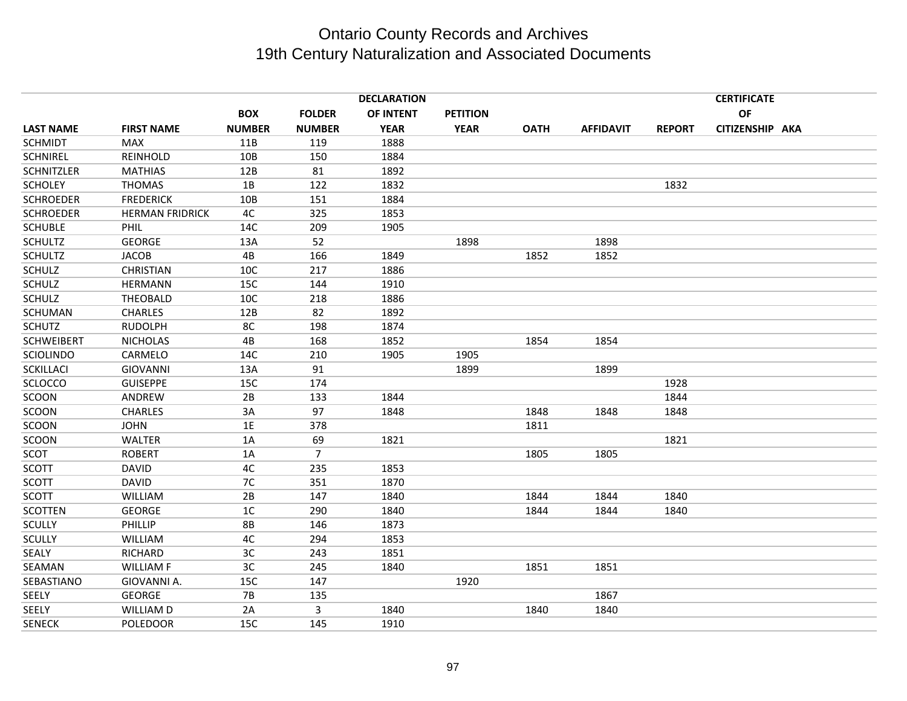# Ontario County Records and Archives
## 19th Century Naturalization and Associated Documents

| LAST NAME | FIRST NAME | BOX NUMBER | FOLDER NUMBER | DECLARATION OF INTENT YEAR | PETITION YEAR | OATH | AFFIDAVIT | REPORT | CERTIFICATE OF CITIZENSHIP | AKA |
|---|---|---|---|---|---|---|---|---|---|---|
| SCHMIDT | MAX | 11B | 119 | 1888 | | | | | | |
| SCHNIREL | REINHOLD | 10B | 150 | 1884 | | | | | | |
| SCHNITZLER | MATHIAS | 12B | 81 | 1892 | | | | | | |
| SCHOLEY | THOMAS | 1B | 122 | 1832 | | | | 1832 | | |
| SCHROEDER | FREDERICK | 10B | 151 | 1884 | | | | | | |
| SCHROEDER | HERMAN FRIDRICK | 4C | 325 | 1853 | | | | | | |
| SCHUBLE | PHIL | 14C | 209 | 1905 | | | | | | |
| SCHULTZ | GEORGE | 13A | 52 | | 1898 | | 1898 | | | |
| SCHULTZ | JACOB | 4B | 166 | 1849 | | 1852 | 1852 | | | |
| SCHULZ | CHRISTIAN | 10C | 217 | 1886 | | | | | | |
| SCHULZ | HERMANN | 15C | 144 | 1910 | | | | | | |
| SCHULZ | THEOBALD | 10C | 218 | 1886 | | | | | | |
| SCHUMAN | CHARLES | 12B | 82 | 1892 | | | | | | |
| SCHUTZ | RUDOLPH | 8C | 198 | 1874 | | | | | | |
| SCHWEIBERT | NICHOLAS | 4B | 168 | 1852 | | 1854 | 1854 | | | |
| SCIOLINDO | CARMELO | 14C | 210 | 1905 | 1905 | | | | | |
| SCKILLACI | GIOVANNI | 13A | 91 | | 1899 | | 1899 | | | |
| SCLOCCO | GUISEPPE | 15C | 174 | | | | | 1928 | | |
| SCOON | ANDREW | 2B | 133 | 1844 | | | | 1844 | | |
| SCOON | CHARLES | 3A | 97 | 1848 | | 1848 | 1848 | 1848 | | |
| SCOON | JOHN | 1E | 378 | | | 1811 | | | | |
| SCOON | WALTER | 1A | 69 | 1821 | | | | 1821 | | |
| SCOT | ROBERT | 1A | 7 | | | 1805 | 1805 | | | |
| SCOTT | DAVID | 4C | 235 | 1853 | | | | | | |
| SCOTT | DAVID | 7C | 351 | 1870 | | | | | | |
| SCOTT | WILLIAM | 2B | 147 | 1840 | | 1844 | 1844 | 1840 | | |
| SCOTTEN | GEORGE | 1C | 290 | 1840 | | 1844 | 1844 | 1840 | | |
| SCULLY | PHILLIP | 8B | 146 | 1873 | | | | | | |
| SCULLY | WILLIAM | 4C | 294 | 1853 | | | | | | |
| SEALY | RICHARD | 3C | 243 | 1851 | | | | | | |
| SEAMAN | WILLIAM F | 3C | 245 | 1840 | | 1851 | 1851 | | | |
| SEBASTIANO | GIOVANNI A. | 15C | 147 | | 1920 | | | | | |
| SEELY | GEORGE | 7B | 135 | | | | 1867 | | | |
| SEELY | WILLIAM D | 2A | 3 | 1840 | | 1840 | 1840 | | | |
| SENECK | POLEDOOR | 15C | 145 | 1910 | | | | | | |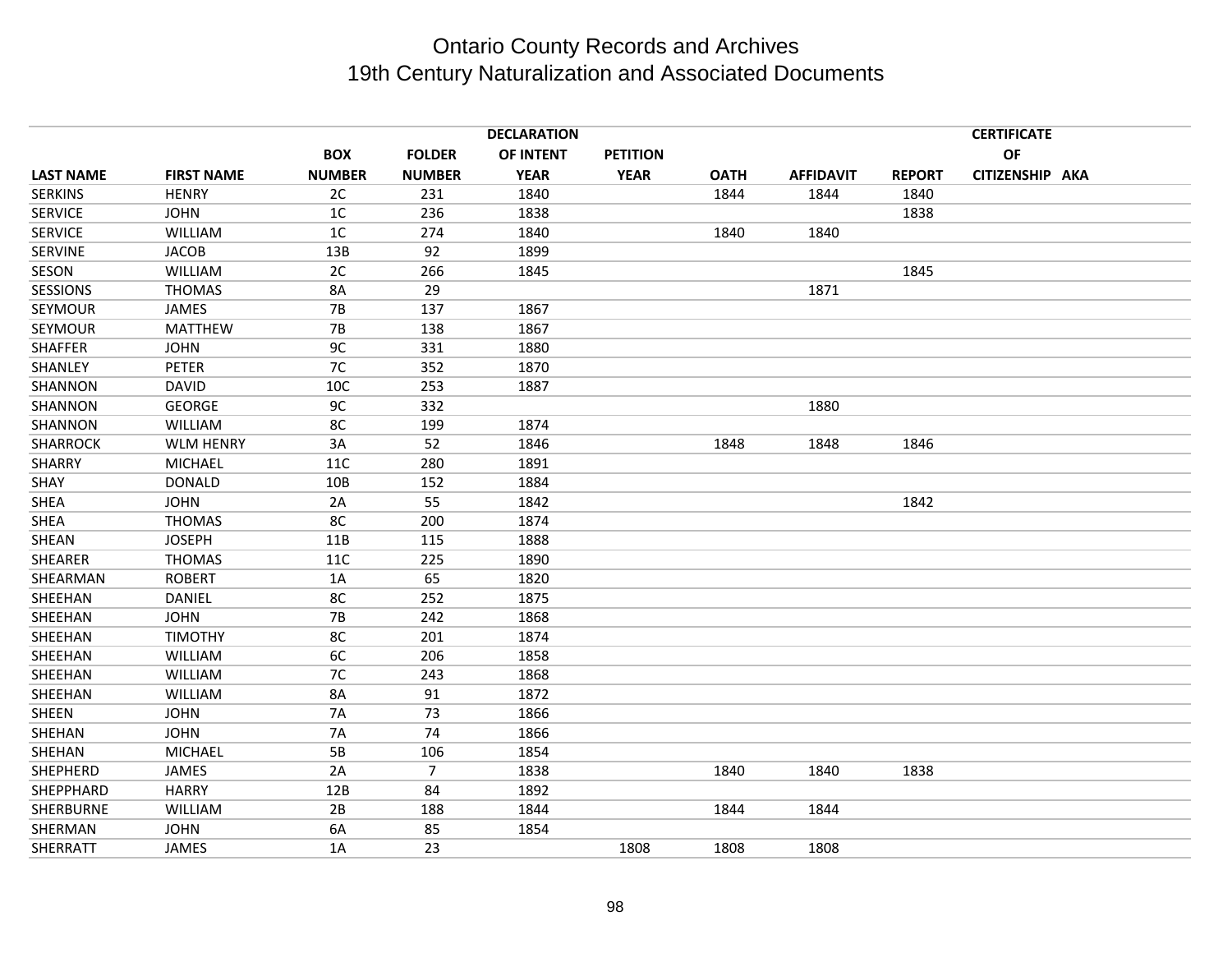# Ontario County Records and Archives
## 19th Century Naturalization and Associated Documents

| LAST NAME | FIRST NAME | BOX NUMBER | FOLDER NUMBER | DECLARATION OF INTENT YEAR | PETITION YEAR | OATH | AFFIDAVIT | REPORT | CERTIFICATE OF CITIZENSHIP | AKA |
|---|---|---|---|---|---|---|---|---|---|---|
| SERKINS | HENRY | 2C | 231 | 1840 | | 1844 | 1844 | 1840 | | |
| SERVICE | JOHN | 1C | 236 | 1838 | | | | 1838 | | |
| SERVICE | WILLIAM | 1C | 274 | 1840 | | 1840 | 1840 | | | |
| SERVINE | JACOB | 13B | 92 | 1899 | | | | | | |
| SESON | WILLIAM | 2C | 266 | 1845 | | | | 1845 | | |
| SESSIONS | THOMAS | 8A | 29 | | | | 1871 | | | |
| SEYMOUR | JAMES | 7B | 137 | 1867 | | | | | | |
| SEYMOUR | MATTHEW | 7B | 138 | 1867 | | | | | | |
| SHAFFER | JOHN | 9C | 331 | 1880 | | | | | | |
| SHANLEY | PETER | 7C | 352 | 1870 | | | | | | |
| SHANNON | DAVID | 10C | 253 | 1887 | | | | | | |
| SHANNON | GEORGE | 9C | 332 | | | | 1880 | | | |
| SHANNON | WILLIAM | 8C | 199 | 1874 | | | | | | |
| SHARROCK | WLM HENRY | 3A | 52 | 1846 | | 1848 | 1848 | 1846 | | |
| SHARRY | MICHAEL | 11C | 280 | 1891 | | | | | | |
| SHAY | DONALD | 10B | 152 | 1884 | | | | | | |
| SHEA | JOHN | 2A | 55 | 1842 | | | | 1842 | | |
| SHEA | THOMAS | 8C | 200 | 1874 | | | | | | |
| SHEAN | JOSEPH | 11B | 115 | 1888 | | | | | | |
| SHEARER | THOMAS | 11C | 225 | 1890 | | | | | | |
| SHEARMAN | ROBERT | 1A | 65 | 1820 | | | | | | |
| SHEEHAN | DANIEL | 8C | 252 | 1875 | | | | | | |
| SHEEHAN | JOHN | 7B | 242 | 1868 | | | | | | |
| SHEEHAN | TIMOTHY | 8C | 201 | 1874 | | | | | | |
| SHEEHAN | WILLIAM | 6C | 206 | 1858 | | | | | | |
| SHEEHAN | WILLIAM | 7C | 243 | 1868 | | | | | | |
| SHEEHAN | WILLIAM | 8A | 91 | 1872 | | | | | | |
| SHEEN | JOHN | 7A | 73 | 1866 | | | | | | |
| SHEHAN | JOHN | 7A | 74 | 1866 | | | | | | |
| SHEHAN | MICHAEL | 5B | 106 | 1854 | | | | | | |
| SHEPHERD | JAMES | 2A | 7 | 1838 | | 1840 | 1840 | 1838 | | |
| SHEPPHARD | HARRY | 12B | 84 | 1892 | | | | | | |
| SHERBURNE | WILLIAM | 2B | 188 | 1844 | | 1844 | 1844 | | | |
| SHERMAN | JOHN | 6A | 85 | 1854 | | | | | | |
| SHERRATT | JAMES | 1A | 23 | | 1808 | 1808 | 1808 | | | |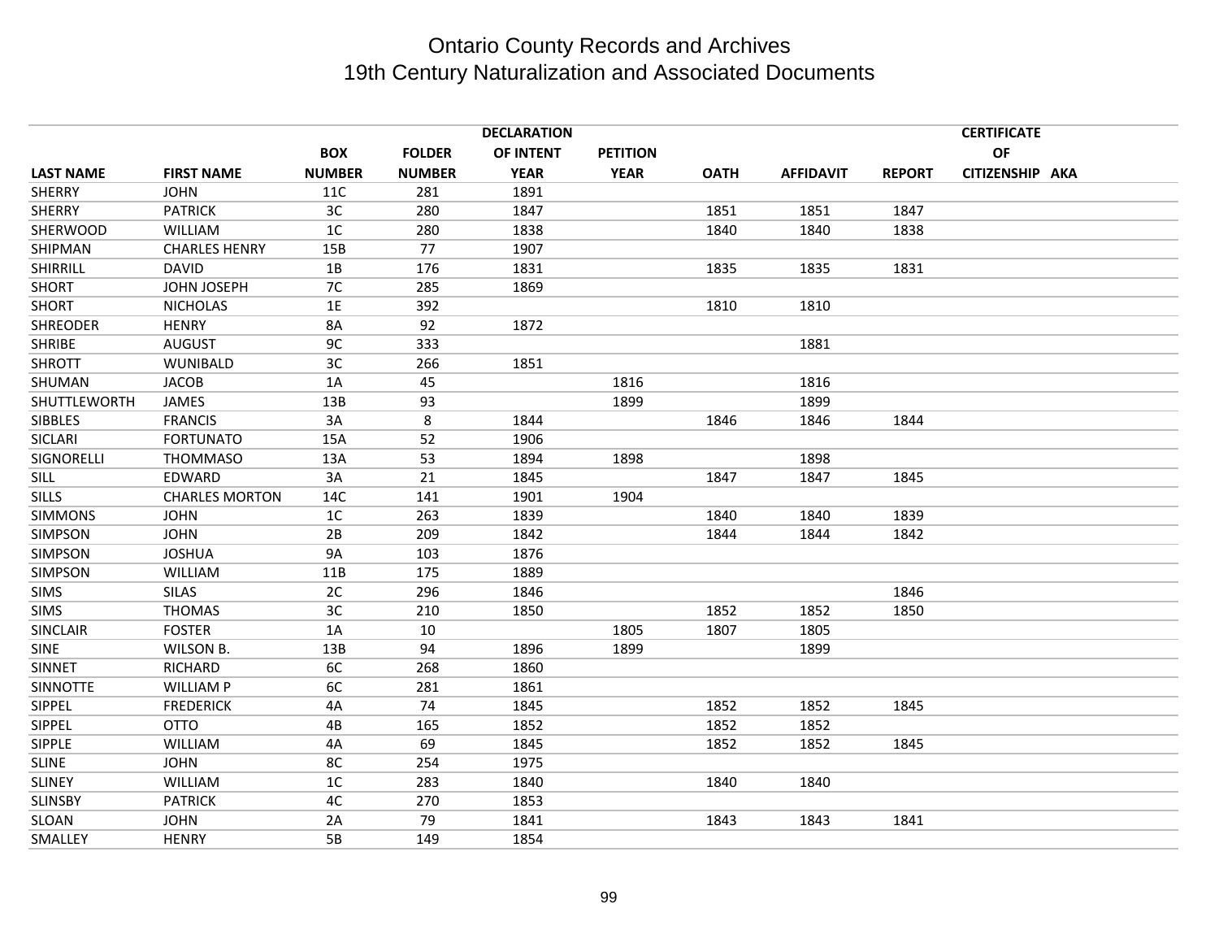# Ontario County Records and Archives
# 19th Century Naturalization and Associated Documents

| LAST NAME | FIRST NAME | BOX NUMBER | FOLDER NUMBER | DECLARATION OF INTENT YEAR | PETITION YEAR | OATH | AFFIDAVIT | REPORT | CERTIFICATE OF CITIZENSHIP | AKA |
|---|---|---|---|---|---|---|---|---|---|---|
| SHERRY | JOHN | 11C | 281 | 1891 | | | | | | |
| SHERRY | PATRICK | 3C | 280 | 1847 | | 1851 | 1851 | 1847 | | |
| SHERWOOD | WILLIAM | 1C | 280 | 1838 | | 1840 | 1840 | 1838 | | |
| SHIPMAN | CHARLES HENRY | 15B | 77 | 1907 | | | | | | |
| SHIRRILL | DAVID | 1B | 176 | 1831 | | 1835 | 1835 | 1831 | | |
| SHORT | JOHN JOSEPH | 7C | 285 | 1869 | | | | | | |
| SHORT | NICHOLAS | 1E | 392 | | | 1810 | 1810 | | | |
| SHREODER | HENRY | 8A | 92 | 1872 | | | | | | |
| SHRIBE | AUGUST | 9C | 333 | | | | 1881 | | | |
| SHROTT | WUNIBALD | 3C | 266 | 1851 | | | | | | |
| SHUMAN | JACOB | 1A | 45 | | 1816 | | 1816 | | | |
| SHUTTLEWORTH | JAMES | 13B | 93 | | 1899 | | 1899 | | | |
| SIBBLES | FRANCIS | 3A | 8 | 1844 | | 1846 | 1846 | 1844 | | |
| SICLARI | FORTUNATO | 15A | 52 | 1906 | | | | | | |
| SIGNORELLI | THOMMASO | 13A | 53 | 1894 | 1898 | | 1898 | | | |
| SILL | EDWARD | 3A | 21 | 1845 | | 1847 | 1847 | 1845 | | |
| SILLS | CHARLES MORTON | 14C | 141 | 1901 | 1904 | | | | | |
| SIMMONS | JOHN | 1C | 263 | 1839 | | 1840 | 1840 | 1839 | | |
| SIMPSON | JOHN | 2B | 209 | 1842 | | 1844 | 1844 | 1842 | | |
| SIMPSON | JOSHUA | 9A | 103 | 1876 | | | | | | |
| SIMPSON | WILLIAM | 11B | 175 | 1889 | | | | | | |
| SIMS | SILAS | 2C | 296 | 1846 | | | | 1846 | | |
| SIMS | THOMAS | 3C | 210 | 1850 | | 1852 | 1852 | 1850 | | |
| SINCLAIR | FOSTER | 1A | 10 | | 1805 | 1807 | 1805 | | | |
| SINE | WILSON B. | 13B | 94 | 1896 | 1899 | | 1899 | | | |
| SINNET | RICHARD | 6C | 268 | 1860 | | | | | | |
| SINNOTTE | WILLIAM P | 6C | 281 | 1861 | | | | | | |
| SIPPEL | FREDERICK | 4A | 74 | 1845 | | 1852 | 1852 | 1845 | | |
| SIPPEL | OTTO | 4B | 165 | 1852 | | 1852 | 1852 | | | |
| SIPPLE | WILLIAM | 4A | 69 | 1845 | | 1852 | 1852 | 1845 | | |
| SLINE | JOHN | 8C | 254 | 1975 | | | | | | |
| SLINEY | WILLIAM | 1C | 283 | 1840 | | 1840 | 1840 | | | |
| SLINSBY | PATRICK | 4C | 270 | 1853 | | | | | | |
| SLOAN | JOHN | 2A | 79 | 1841 | | 1843 | 1843 | 1841 | | |
| SMALLEY | HENRY | 5B | 149 | 1854 | | | | | | |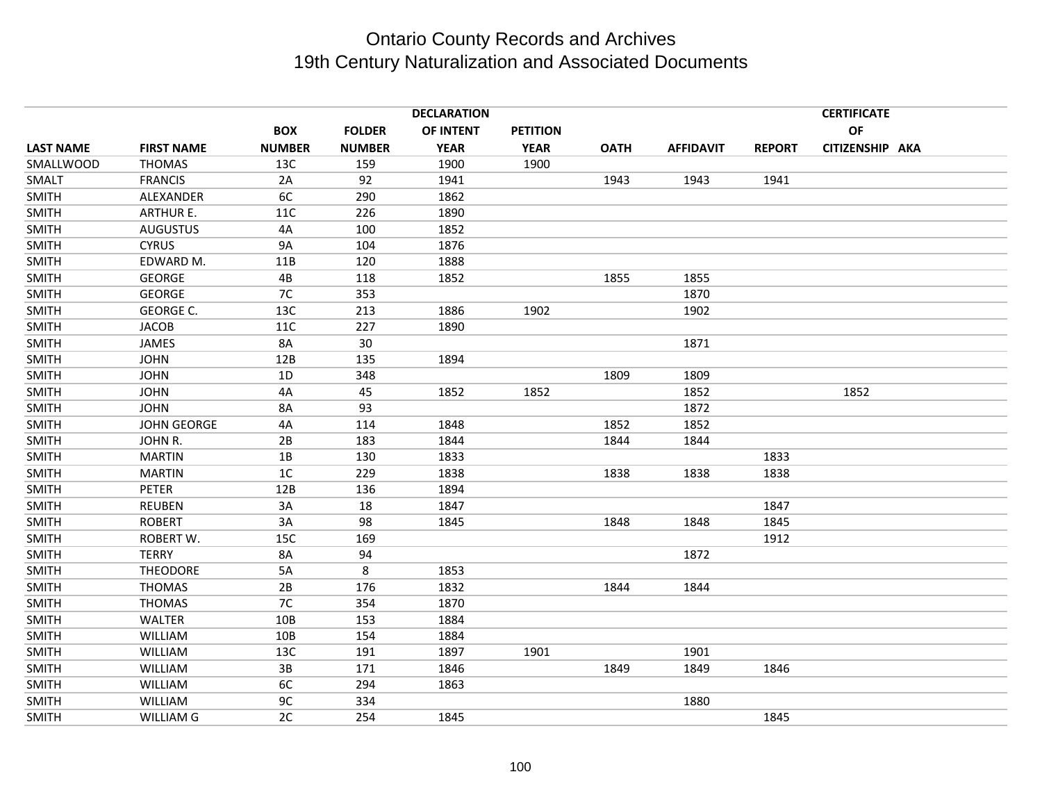# Ontario County Records and Archives
## 19th Century Naturalization and Associated Documents

| LAST NAME | FIRST NAME | BOX NUMBER | FOLDER NUMBER | DECLARATION OF INTENT YEAR | PETITION YEAR | OATH | AFFIDAVIT | REPORT | CERTIFICATE OF CITIZENSHIP | AKA |
|---|---|---|---|---|---|---|---|---|---|---|
| SMALLWOOD | THOMAS | 13C | 159 | 1900 | 1900 | | | | | |
| SMALT | FRANCIS | 2A | 92 | 1941 | | 1943 | 1943 | 1941 | | |
| SMITH | ALEXANDER | 6C | 290 | 1862 | | | | | | |
| SMITH | ARTHUR E. | 11C | 226 | 1890 | | | | | | |
| SMITH | AUGUSTUS | 4A | 100 | 1852 | | | | | | |
| SMITH | CYRUS | 9A | 104 | 1876 | | | | | | |
| SMITH | EDWARD M. | 11B | 120 | 1888 | | | | | | |
| SMITH | GEORGE | 4B | 118 | 1852 | | 1855 | 1855 | | | |
| SMITH | GEORGE | 7C | 353 | | | | 1870 | | | |
| SMITH | GEORGE C. | 13C | 213 | 1886 | 1902 | | 1902 | | | |
| SMITH | JACOB | 11C | 227 | 1890 | | | | | | |
| SMITH | JAMES | 8A | 30 | | | | 1871 | | | |
| SMITH | JOHN | 12B | 135 | 1894 | | | | | | |
| SMITH | JOHN | 1D | 348 | | | 1809 | 1809 | | | |
| SMITH | JOHN | 4A | 45 | 1852 | 1852 | | 1852 | | 1852 | |
| SMITH | JOHN | 8A | 93 | | | | 1872 | | | |
| SMITH | JOHN GEORGE | 4A | 114 | 1848 | | 1852 | 1852 | | | |
| SMITH | JOHN R. | 2B | 183 | 1844 | | 1844 | 1844 | | | |
| SMITH | MARTIN | 1B | 130 | 1833 | | | | 1833 | | |
| SMITH | MARTIN | 1C | 229 | 1838 | | 1838 | 1838 | 1838 | | |
| SMITH | PETER | 12B | 136 | 1894 | | | | | | |
| SMITH | REUBEN | 3A | 18 | 1847 | | | | 1847 | | |
| SMITH | ROBERT | 3A | 98 | 1845 | | 1848 | 1848 | 1845 | | |
| SMITH | ROBERT W. | 15C | 169 | | | | | 1912 | | |
| SMITH | TERRY | 8A | 94 | | | | 1872 | | | |
| SMITH | THEODORE | 5A | 8 | 1853 | | | | | | |
| SMITH | THOMAS | 2B | 176 | 1832 | | 1844 | 1844 | | | |
| SMITH | THOMAS | 7C | 354 | 1870 | | | | | | |
| SMITH | WALTER | 10B | 153 | 1884 | | | | | | |
| SMITH | WILLIAM | 10B | 154 | 1884 | | | | | | |
| SMITH | WILLIAM | 13C | 191 | 1897 | 1901 | | 1901 | | | |
| SMITH | WILLIAM | 3B | 171 | 1846 | | 1849 | 1849 | 1846 | | |
| SMITH | WILLIAM | 6C | 294 | 1863 | | | | | | |
| SMITH | WILLIAM | 9C | 334 | | | | 1880 | | | |
| SMITH | WILLIAM G | 2C | 254 | 1845 | | | | 1845 | | |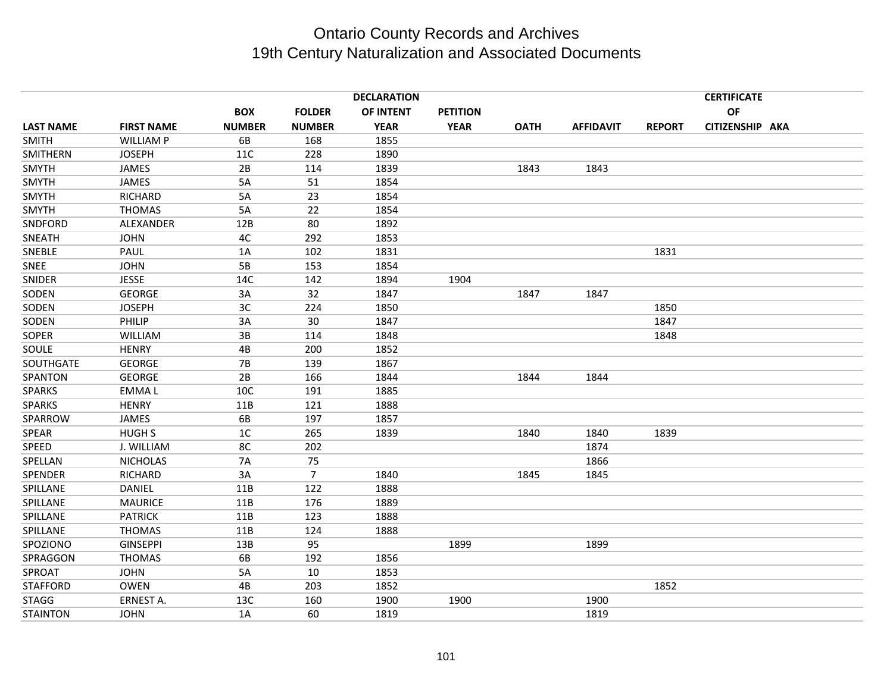# Ontario County Records and Archives
## 19th Century Naturalization and Associated Documents

| LAST NAME | FIRST NAME | BOX NUMBER | FOLDER NUMBER | DECLARATION OF INTENT YEAR | PETITION YEAR | OATH | AFFIDAVIT | REPORT | CERTIFICATE OF CITIZENSHIP | AKA |
|---|---|---|---|---|---|---|---|---|---|---|
| SMITH | WILLIAM P | 6B | 168 | 1855 | | | | | | |
| SMITHERN | JOSEPH | 11C | 228 | 1890 | | | | | | |
| SMYTH | JAMES | 2B | 114 | 1839 | | 1843 | 1843 | | | |
| SMYTH | JAMES | 5A | 51 | 1854 | | | | | | |
| SMYTH | RICHARD | 5A | 23 | 1854 | | | | | | |
| SMYTH | THOMAS | 5A | 22 | 1854 | | | | | | |
| SNDFORD | ALEXANDER | 12B | 80 | 1892 | | | | | | |
| SNEATH | JOHN | 4C | 292 | 1853 | | | | | | |
| SNEBLE | PAUL | 1A | 102 | 1831 | | | | 1831 | | |
| SNEE | JOHN | 5B | 153 | 1854 | | | | | | |
| SNIDER | JESSE | 14C | 142 | 1894 | 1904 | | | | | |
| SODEN | GEORGE | 3A | 32 | 1847 | | 1847 | 1847 | | | |
| SODEN | JOSEPH | 3C | 224 | 1850 | | | | 1850 | | |
| SODEN | PHILIP | 3A | 30 | 1847 | | | | 1847 | | |
| SOPER | WILLIAM | 3B | 114 | 1848 | | | | 1848 | | |
| SOULE | HENRY | 4B | 200 | 1852 | | | | | | |
| SOUTHGATE | GEORGE | 7B | 139 | 1867 | | | | | | |
| SPANTON | GEORGE | 2B | 166 | 1844 | | 1844 | 1844 | | | |
| SPARKS | EMMA L | 10C | 191 | 1885 | | | | | | |
| SPARKS | HENRY | 11B | 121 | 1888 | | | | | | |
| SPARROW | JAMES | 6B | 197 | 1857 | | | | | | |
| SPEAR | HUGH S | 1C | 265 | 1839 | | 1840 | 1840 | 1839 | | |
| SPEED | J. WILLIAM | 8C | 202 | | | | 1874 | | | |
| SPELLAN | NICHOLAS | 7A | 75 | | | | 1866 | | | |
| SPENDER | RICHARD | 3A | 7 | 1840 | | 1845 | 1845 | | | |
| SPILLANE | DANIEL | 11B | 122 | 1888 | | | | | | |
| SPILLANE | MAURICE | 11B | 176 | 1889 | | | | | | |
| SPILLANE | PATRICK | 11B | 123 | 1888 | | | | | | |
| SPILLANE | THOMAS | 11B | 124 | 1888 | | | | | | |
| SPOZIONO | GINSEPPI | 13B | 95 | | 1899 | | 1899 | | | |
| SPRAGGON | THOMAS | 6B | 192 | 1856 | | | | | | |
| SPROAT | JOHN | 5A | 10 | 1853 | | | | | | |
| STAFFORD | OWEN | 4B | 203 | 1852 | | | | 1852 | | |
| STAGG | ERNEST A. | 13C | 160 | 1900 | 1900 | | 1900 | | | |
| STAINTON | JOHN | 1A | 60 | 1819 | | | 1819 | | | |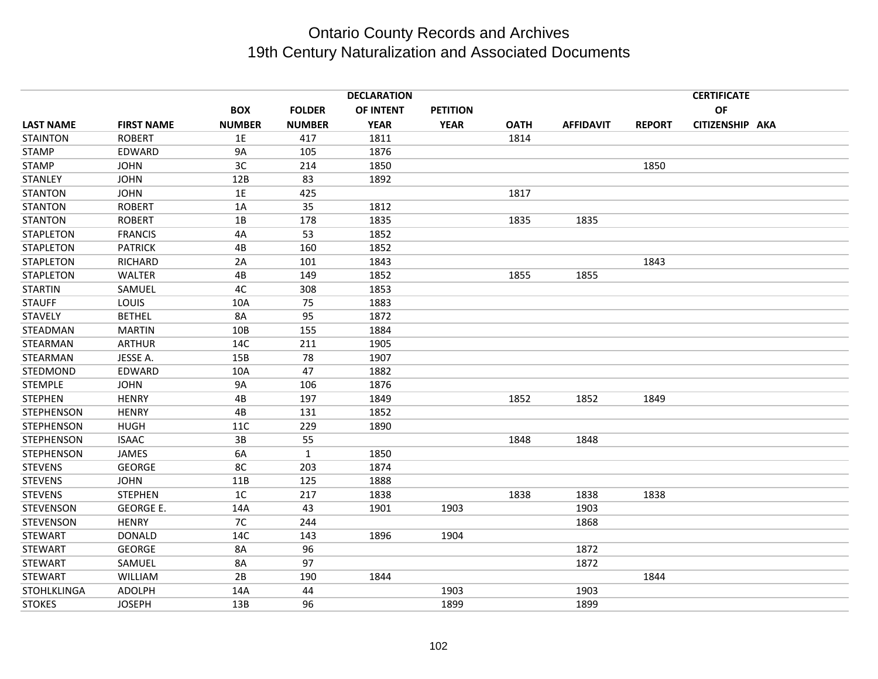# Ontario County Records and Archives
## 19th Century Naturalization and Associated Documents

| LAST NAME | FIRST NAME | BOX NUMBER | FOLDER NUMBER | DECLARATION OF INTENT YEAR | PETITION YEAR | OATH | AFFIDAVIT | REPORT | CERTIFICATE OF CITIZENSHIP | AKA |
|---|---|---|---|---|---|---|---|---|---|---|
| STAINTON | ROBERT | 1E | 417 | 1811 | | 1814 | | | | |
| STAMP | EDWARD | 9A | 105 | 1876 | | | | | | |
| STAMP | JOHN | 3C | 214 | 1850 | | | | 1850 | | |
| STANLEY | JOHN | 12B | 83 | 1892 | | | | | | |
| STANTON | JOHN | 1E | 425 | | | 1817 | | | | |
| STANTON | ROBERT | 1A | 35 | 1812 | | | | | | |
| STANTON | ROBERT | 1B | 178 | 1835 | | 1835 | 1835 | | | |
| STAPLETON | FRANCIS | 4A | 53 | 1852 | | | | | | |
| STAPLETON | PATRICK | 4B | 160 | 1852 | | | | | | |
| STAPLETON | RICHARD | 2A | 101 | 1843 | | | | 1843 | | |
| STAPLETON | WALTER | 4B | 149 | 1852 | | 1855 | 1855 | | | |
| STARTIN | SAMUEL | 4C | 308 | 1853 | | | | | | |
| STAUFF | LOUIS | 10A | 75 | 1883 | | | | | | |
| STAVELY | BETHEL | 8A | 95 | 1872 | | | | | | |
| STEADMAN | MARTIN | 10B | 155 | 1884 | | | | | | |
| STEARMAN | ARTHUR | 14C | 211 | 1905 | | | | | | |
| STEARMAN | JESSE A. | 15B | 78 | 1907 | | | | | | |
| STEDMOND | EDWARD | 10A | 47 | 1882 | | | | | | |
| STEMPLE | JOHN | 9A | 106 | 1876 | | | | | | |
| STEPHEN | HENRY | 4B | 197 | 1849 | | 1852 | 1852 | 1849 | | |
| STEPHENSON | HENRY | 4B | 131 | 1852 | | | | | | |
| STEPHENSON | HUGH | 11C | 229 | 1890 | | | | | | |
| STEPHENSON | ISAAC | 3B | 55 | | | 1848 | 1848 | | | |
| STEPHENSON | JAMES | 6A | 1 | 1850 | | | | | | |
| STEVENS | GEORGE | 8C | 203 | 1874 | | | | | | |
| STEVENS | JOHN | 11B | 125 | 1888 | | | | | | |
| STEVENS | STEPHEN | 1C | 217 | 1838 | | 1838 | 1838 | 1838 | | |
| STEVENSON | GEORGE E. | 14A | 43 | 1901 | 1903 | | 1903 | | | |
| STEVENSON | HENRY | 7C | 244 | | | | 1868 | | | |
| STEWART | DONALD | 14C | 143 | 1896 | 1904 | | | | | |
| STEWART | GEORGE | 8A | 96 | | | | 1872 | | | |
| STEWART | SAMUEL | 8A | 97 | | | | 1872 | | | |
| STEWART | WILLIAM | 2B | 190 | 1844 | | | | 1844 | | |
| STOHLKLINGA | ADOLPH | 14A | 44 | | 1903 | | 1903 | | | |
| STOKES | JOSEPH | 13B | 96 | | 1899 | | 1899 | | | |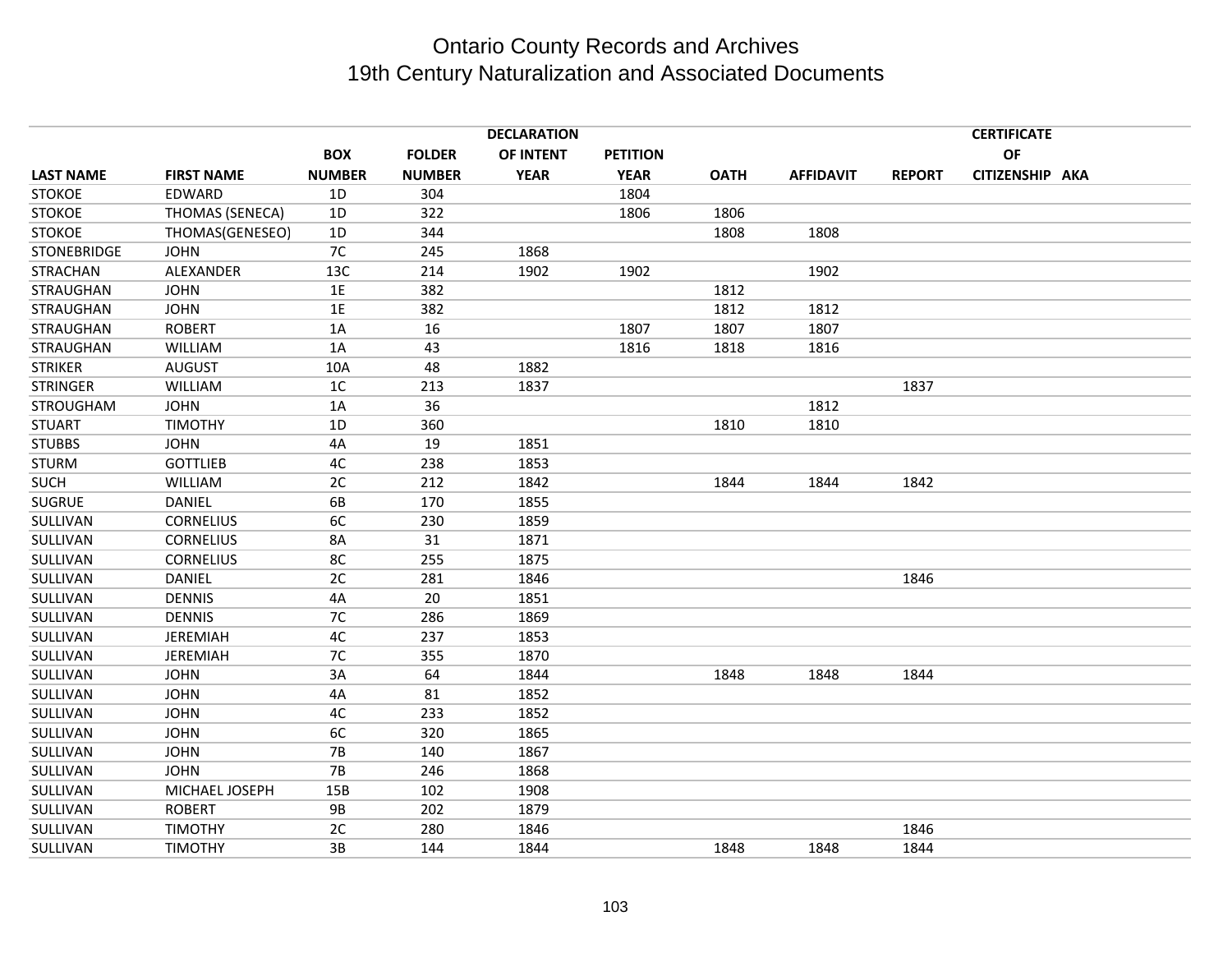# Ontario County Records and Archives
## 19th Century Naturalization and Associated Documents

| LAST NAME | FIRST NAME | BOX NUMBER | FOLDER NUMBER | DECLARATION OF INTENT YEAR | PETITION YEAR | OATH | AFFIDAVIT | REPORT | CERTIFICATE OF CITIZENSHIP | AKA |
|---|---|---|---|---|---|---|---|---|---|---|
| STOKOE | EDWARD | 1D | 304 | | 1804 | | | | | |
| STOKOE | THOMAS (SENECA) | 1D | 322 | | 1806 | 1806 | | | | |
| STOKOE | THOMAS(GENESEO) | 1D | 344 | | | 1808 | 1808 | | | |
| STONEBRIDGE | JOHN | 7C | 245 | 1868 | | | | | | |
| STRACHAN | ALEXANDER | 13C | 214 | 1902 | 1902 | | 1902 | | | |
| STRAUGHAN | JOHN | 1E | 382 | | | 1812 | | | | |
| STRAUGHAN | JOHN | 1E | 382 | | | 1812 | 1812 | | | |
| STRAUGHAN | ROBERT | 1A | 16 | | 1807 | 1807 | 1807 | | | |
| STRAUGHAN | WILLIAM | 1A | 43 | | 1816 | 1818 | 1816 | | | |
| STRIKER | AUGUST | 10A | 48 | 1882 | | | | | | |
| STRINGER | WILLIAM | 1C | 213 | 1837 | | | | 1837 | | |
| STROUGHAM | JOHN | 1A | 36 | | | | 1812 | | | |
| STUART | TIMOTHY | 1D | 360 | | | 1810 | 1810 | | | |
| STUBBS | JOHN | 4A | 19 | 1851 | | | | | | |
| STURM | GOTTLIEB | 4C | 238 | 1853 | | | | | | |
| SUCH | WILLIAM | 2C | 212 | 1842 | | 1844 | 1844 | 1842 | | |
| SUGRUE | DANIEL | 6B | 170 | 1855 | | | | | | |
| SULLIVAN | CORNELIUS | 6C | 230 | 1859 | | | | | | |
| SULLIVAN | CORNELIUS | 8A | 31 | 1871 | | | | | | |
| SULLIVAN | CORNELIUS | 8C | 255 | 1875 | | | | | | |
| SULLIVAN | DANIEL | 2C | 281 | 1846 | | | | 1846 | | |
| SULLIVAN | DENNIS | 4A | 20 | 1851 | | | | | | |
| SULLIVAN | DENNIS | 7C | 286 | 1869 | | | | | | |
| SULLIVAN | JEREMIAH | 4C | 237 | 1853 | | | | | | |
| SULLIVAN | JEREMIAH | 7C | 355 | 1870 | | | | | | |
| SULLIVAN | JOHN | 3A | 64 | 1844 | | 1848 | 1848 | 1844 | | |
| SULLIVAN | JOHN | 4A | 81 | 1852 | | | | | | |
| SULLIVAN | JOHN | 4C | 233 | 1852 | | | | | | |
| SULLIVAN | JOHN | 6C | 320 | 1865 | | | | | | |
| SULLIVAN | JOHN | 7B | 140 | 1867 | | | | | | |
| SULLIVAN | JOHN | 7B | 246 | 1868 | | | | | | |
| SULLIVAN | MICHAEL JOSEPH | 15B | 102 | 1908 | | | | | | |
| SULLIVAN | ROBERT | 9B | 202 | 1879 | | | | | | |
| SULLIVAN | TIMOTHY | 2C | 280 | 1846 | | | | 1846 | | |
| SULLIVAN | TIMOTHY | 3B | 144 | 1844 | | 1848 | 1848 | 1844 | | |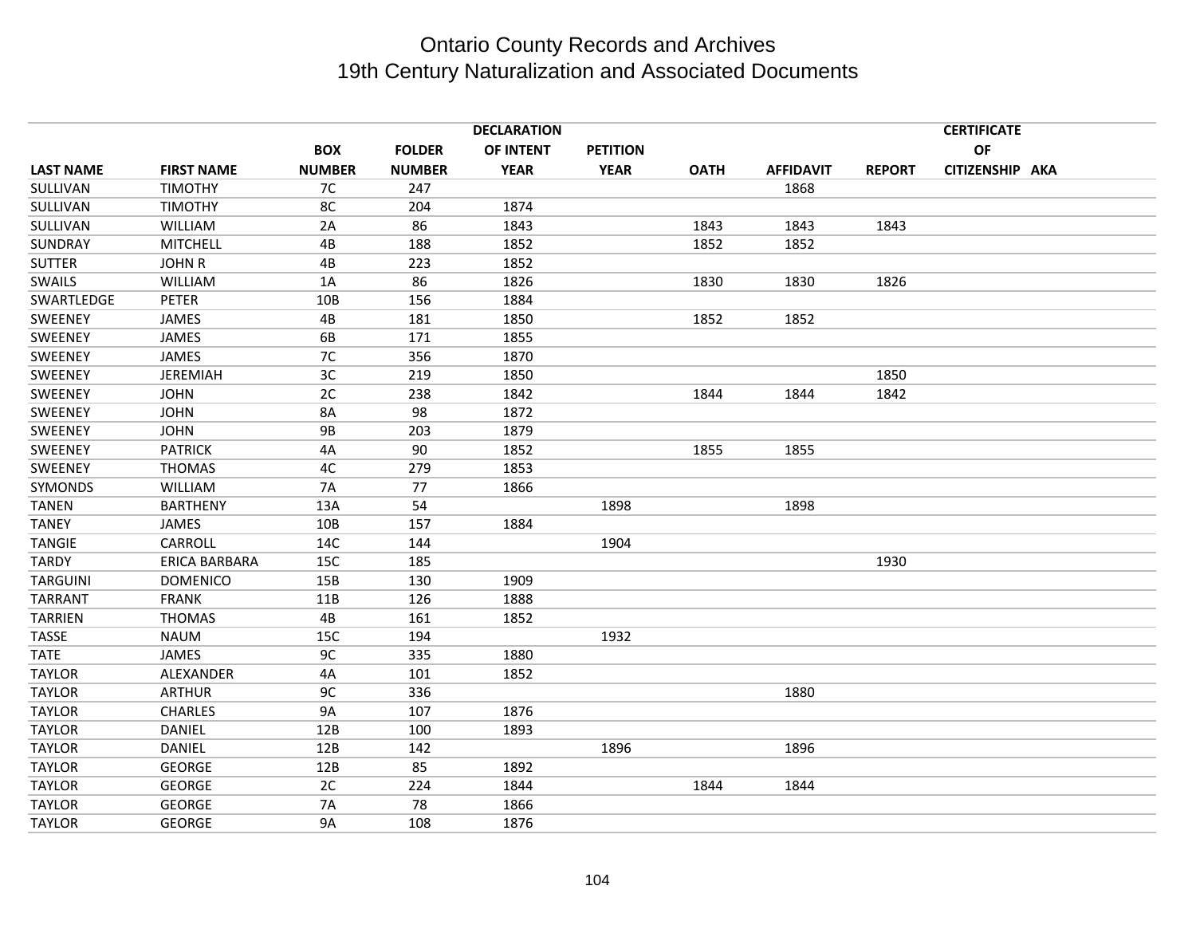# Ontario County Records and Archives
## 19th Century Naturalization and Associated Documents

| LAST NAME | FIRST NAME | BOX NUMBER | FOLDER NUMBER | DECLARATION OF INTENT YEAR | PETITION YEAR | OATH | AFFIDAVIT | REPORT | CERTIFICATE OF CITIZENSHIP | AKA |
|---|---|---|---|---|---|---|---|---|---|---|
| SULLIVAN | TIMOTHY | 7C | 247 | | | | 1868 | | | |
| SULLIVAN | TIMOTHY | 8C | 204 | 1874 | | | | | | |
| SULLIVAN | WILLIAM | 2A | 86 | 1843 | | 1843 | 1843 | 1843 | | |
| SUNDRAY | MITCHELL | 4B | 188 | 1852 | | 1852 | 1852 | | | |
| SUTTER | JOHN R | 4B | 223 | 1852 | | | | | | |
| SWAILS | WILLIAM | 1A | 86 | 1826 | | 1830 | 1830 | 1826 | | |
| SWARTLEDGE | PETER | 10B | 156 | 1884 | | | | | | |
| SWEENEY | JAMES | 4B | 181 | 1850 | | 1852 | 1852 | | | |
| SWEENEY | JAMES | 6B | 171 | 1855 | | | | | | |
| SWEENEY | JAMES | 7C | 356 | 1870 | | | | | | |
| SWEENEY | JEREMIAH | 3C | 219 | 1850 | | | | 1850 | | |
| SWEENEY | JOHN | 2C | 238 | 1842 | | 1844 | 1844 | 1842 | | |
| SWEENEY | JOHN | 8A | 98 | 1872 | | | | | | |
| SWEENEY | JOHN | 9B | 203 | 1879 | | | | | | |
| SWEENEY | PATRICK | 4A | 90 | 1852 | | 1855 | 1855 | | | |
| SWEENEY | THOMAS | 4C | 279 | 1853 | | | | | | |
| SYMONDS | WILLIAM | 7A | 77 | 1866 | | | | | | |
| TANEN | BARTHENY | 13A | 54 | | 1898 | | 1898 | | | |
| TANEY | JAMES | 10B | 157 | 1884 | | | | | | |
| TANGIE | CARROLL | 14C | 144 | | 1904 | | | | | |
| TARDY | ERICA BARBARA | 15C | 185 | | | | | 1930 | | |
| TARGUINI | DOMENICO | 15B | 130 | 1909 | | | | | | |
| TARRANT | FRANK | 11B | 126 | 1888 | | | | | | |
| TARRIEN | THOMAS | 4B | 161 | 1852 | | | | | | |
| TASSE | NAUM | 15C | 194 | | 1932 | | | | | |
| TATE | JAMES | 9C | 335 | 1880 | | | | | | |
| TAYLOR | ALEXANDER | 4A | 101 | 1852 | | | | | | |
| TAYLOR | ARTHUR | 9C | 336 | | | | 1880 | | | |
| TAYLOR | CHARLES | 9A | 107 | 1876 | | | | | | |
| TAYLOR | DANIEL | 12B | 100 | 1893 | | | | | | |
| TAYLOR | DANIEL | 12B | 142 | | 1896 | | 1896 | | | |
| TAYLOR | GEORGE | 12B | 85 | 1892 | | | | | | |
| TAYLOR | GEORGE | 2C | 224 | 1844 | | 1844 | 1844 | | | |
| TAYLOR | GEORGE | 7A | 78 | 1866 | | | | | | |
| TAYLOR | GEORGE | 9A | 108 | 1876 | | | | | | |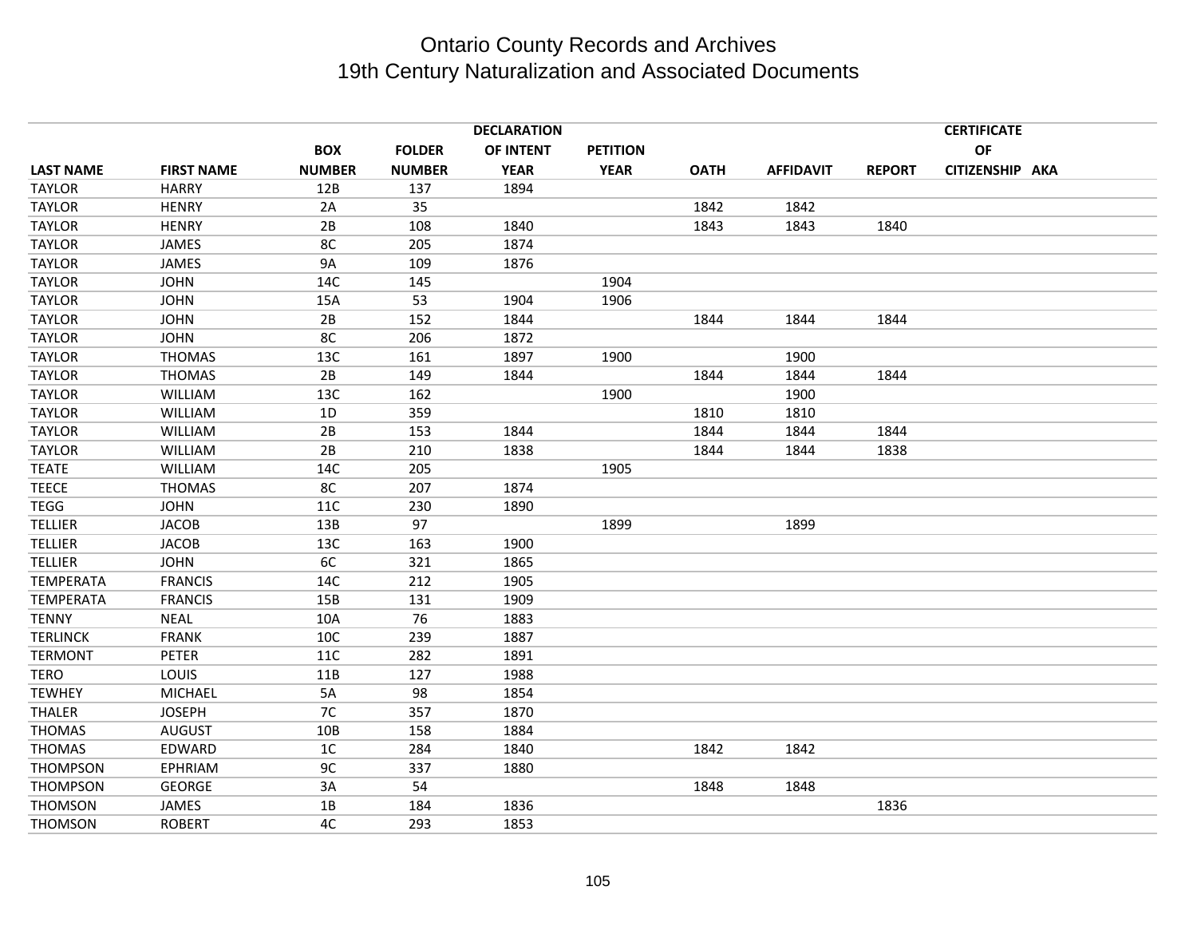# Ontario County Records and Archives
## 19th Century Naturalization and Associated Documents

| LAST NAME | FIRST NAME | BOX NUMBER | FOLDER NUMBER | DECLARATION OF INTENT YEAR | PETITION YEAR | OATH | AFFIDAVIT | REPORT | CERTIFICATE OF CITIZENSHIP | AKA |
|---|---|---|---|---|---|---|---|---|---|---|
| TAYLOR | HARRY | 12B | 137 | 1894 | | | | | | |
| TAYLOR | HENRY | 2A | 35 | | | 1842 | 1842 | | | |
| TAYLOR | HENRY | 2B | 108 | 1840 | | 1843 | 1843 | 1840 | | |
| TAYLOR | JAMES | 8C | 205 | 1874 | | | | | | |
| TAYLOR | JAMES | 9A | 109 | 1876 | | | | | | |
| TAYLOR | JOHN | 14C | 145 | | 1904 | | | | | |
| TAYLOR | JOHN | 15A | 53 | 1904 | 1906 | | | | | |
| TAYLOR | JOHN | 2B | 152 | 1844 | | 1844 | 1844 | 1844 | | |
| TAYLOR | JOHN | 8C | 206 | 1872 | | | | | | |
| TAYLOR | THOMAS | 13C | 161 | 1897 | 1900 | | 1900 | | | |
| TAYLOR | THOMAS | 2B | 149 | 1844 | | 1844 | 1844 | 1844 | | |
| TAYLOR | WILLIAM | 13C | 162 | | 1900 | | 1900 | | | |
| TAYLOR | WILLIAM | 1D | 359 | | | 1810 | 1810 | | | |
| TAYLOR | WILLIAM | 2B | 153 | 1844 | | 1844 | 1844 | 1844 | | |
| TAYLOR | WILLIAM | 2B | 210 | 1838 | | 1844 | 1844 | 1838 | | |
| TEATE | WILLIAM | 14C | 205 | | 1905 | | | | | |
| TEECE | THOMAS | 8C | 207 | 1874 | | | | | | |
| TEGG | JOHN | 11C | 230 | 1890 | | | | | | |
| TELLIER | JACOB | 13B | 97 | | 1899 | | 1899 | | | |
| TELLIER | JACOB | 13C | 163 | 1900 | | | | | | |
| TELLIER | JOHN | 6C | 321 | 1865 | | | | | | |
| TEMPERATA | FRANCIS | 14C | 212 | 1905 | | | | | | |
| TEMPERATA | FRANCIS | 15B | 131 | 1909 | | | | | | |
| TENNY | NEAL | 10A | 76 | 1883 | | | | | | |
| TERLINCK | FRANK | 10C | 239 | 1887 | | | | | | |
| TERMONT | PETER | 11C | 282 | 1891 | | | | | | |
| TERO | LOUIS | 11B | 127 | 1988 | | | | | | |
| TEWHEY | MICHAEL | 5A | 98 | 1854 | | | | | | |
| THALER | JOSEPH | 7C | 357 | 1870 | | | | | | |
| THOMAS | AUGUST | 10B | 158 | 1884 | | | | | | |
| THOMAS | EDWARD | 1C | 284 | 1840 | | 1842 | 1842 | | | |
| THOMPSON | EPHRIAM | 9C | 337 | 1880 | | | | | | |
| THOMPSON | GEORGE | 3A | 54 | | | 1848 | 1848 | | | |
| THOMSON | JAMES | 1B | 184 | 1836 | | | | 1836 | | |
| THOMSON | ROBERT | 4C | 293 | 1853 | | | | | | |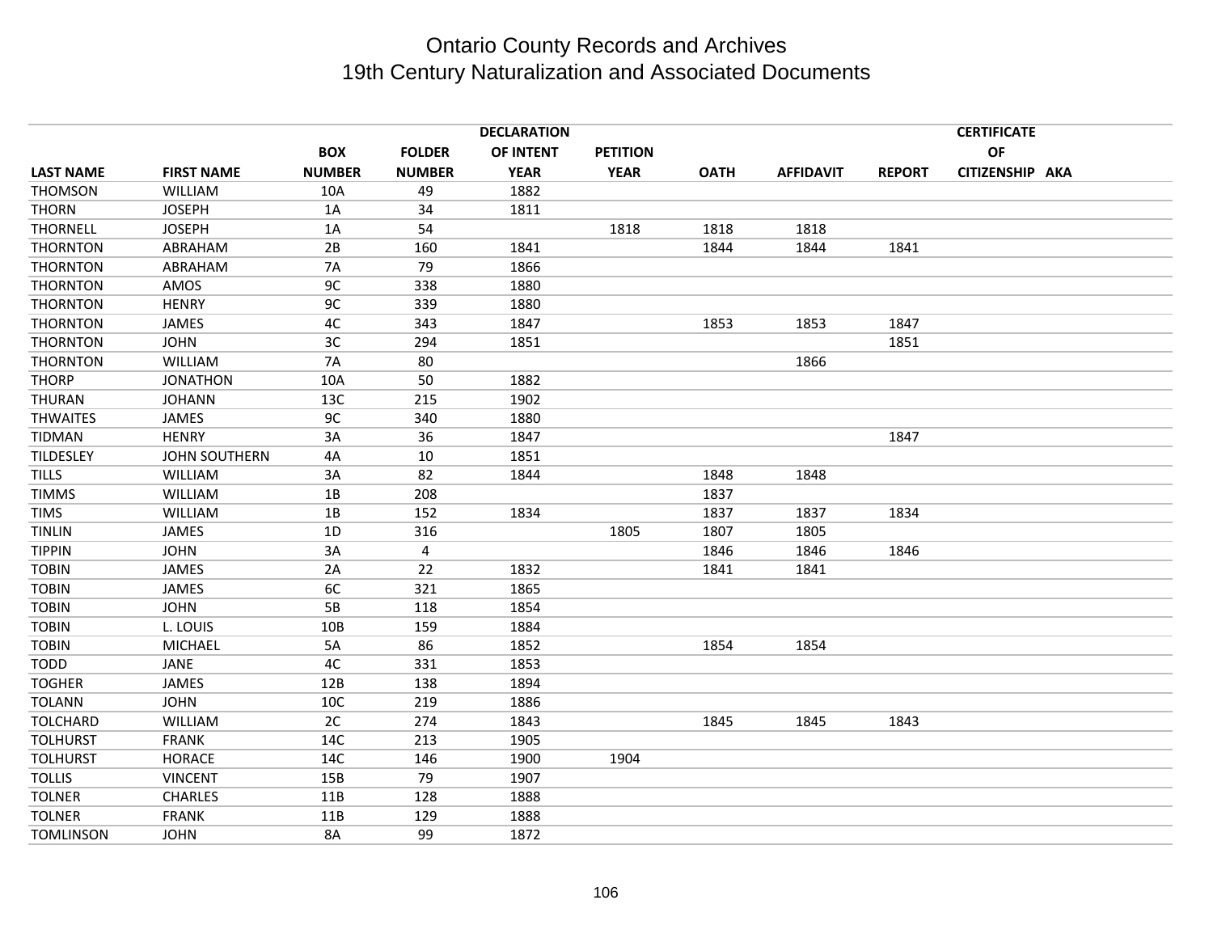# Ontario County Records and Archives
## 19th Century Naturalization and Associated Documents

| LAST NAME | FIRST NAME | BOX NUMBER | FOLDER NUMBER | DECLARATION OF INTENT YEAR | PETITION YEAR | OATH | AFFIDAVIT | REPORT | CERTIFICATE OF CITIZENSHIP | AKA |
|---|---|---|---|---|---|---|---|---|---|---|
| THOMSON | WILLIAM | 10A | 49 | 1882 | | | | | | |
| THORN | JOSEPH | 1A | 34 | 1811 | | | | | | |
| THORNELL | JOSEPH | 1A | 54 | | 1818 | 1818 | 1818 | | | |
| THORNTON | ABRAHAM | 2B | 160 | 1841 | | 1844 | 1844 | 1841 | | |
| THORNTON | ABRAHAM | 7A | 79 | 1866 | | | | | | |
| THORNTON | AMOS | 9C | 338 | 1880 | | | | | | |
| THORNTON | HENRY | 9C | 339 | 1880 | | | | | | |
| THORNTON | JAMES | 4C | 343 | 1847 | | 1853 | 1853 | 1847 | | |
| THORNTON | JOHN | 3C | 294 | 1851 | | | | 1851 | | |
| THORNTON | WILLIAM | 7A | 80 | | | | 1866 | | | |
| THORP | JONATHON | 10A | 50 | 1882 | | | | | | |
| THURAN | JOHANN | 13C | 215 | 1902 | | | | | | |
| THWAITES | JAMES | 9C | 340 | 1880 | | | | | | |
| TIDMAN | HENRY | 3A | 36 | 1847 | | | | 1847 | | |
| TILDESLEY | JOHN SOUTHERN | 4A | 10 | 1851 | | | | | | |
| TILLS | WILLIAM | 3A | 82 | 1844 | | 1848 | 1848 | | | |
| TIMMS | WILLIAM | 1B | 208 | | | 1837 | | | | |
| TIMS | WILLIAM | 1B | 152 | 1834 | | 1837 | 1837 | 1834 | | |
| TINLIN | JAMES | 1D | 316 | | 1805 | 1807 | 1805 | | | |
| TIPPIN | JOHN | 3A | 4 | | | 1846 | 1846 | 1846 | | |
| TOBIN | JAMES | 2A | 22 | 1832 | | 1841 | 1841 | | | |
| TOBIN | JAMES | 6C | 321 | 1865 | | | | | | |
| TOBIN | JOHN | 5B | 118 | 1854 | | | | | | |
| TOBIN | L. LOUIS | 10B | 159 | 1884 | | | | | | |
| TOBIN | MICHAEL | 5A | 86 | 1852 | | 1854 | 1854 | | | |
| TODD | JANE | 4C | 331 | 1853 | | | | | | |
| TOGHER | JAMES | 12B | 138 | 1894 | | | | | | |
| TOLANN | JOHN | 10C | 219 | 1886 | | | | | | |
| TOLCHARD | WILLIAM | 2C | 274 | 1843 | | 1845 | 1845 | 1843 | | |
| TOLHURST | FRANK | 14C | 213 | 1905 | | | | | | |
| TOLHURST | HORACE | 14C | 146 | 1900 | 1904 | | | | | |
| TOLLIS | VINCENT | 15B | 79 | 1907 | | | | | | |
| TOLNER | CHARLES | 11B | 128 | 1888 | | | | | | |
| TOLNER | FRANK | 11B | 129 | 1888 | | | | | | |
| TOMLINSON | JOHN | 8A | 99 | 1872 | | | | | | |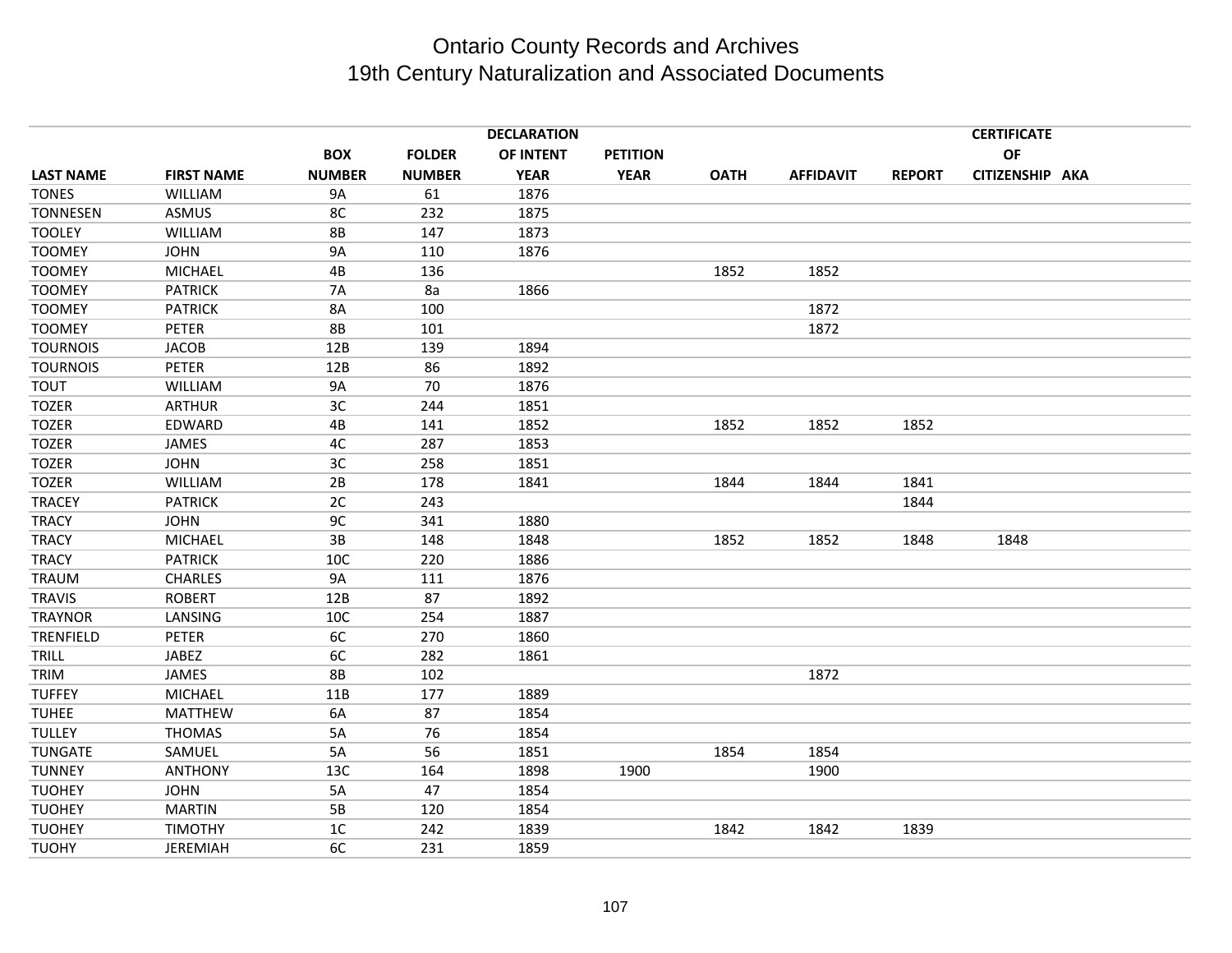# Ontario County Records and Archives
## 19th Century Naturalization and Associated Documents

| LAST NAME | FIRST NAME | BOX NUMBER | FOLDER NUMBER | DECLARATION OF INTENT YEAR | PETITION YEAR | OATH | AFFIDAVIT | REPORT | CERTIFICATE OF CITIZENSHIP | AKA |
|---|---|---|---|---|---|---|---|---|---|---|
| TONES | WILLIAM | 9A | 61 | 1876 | | | | | | |
| TONNESEN | ASMUS | 8C | 232 | 1875 | | | | | | |
| TOOLEY | WILLIAM | 8B | 147 | 1873 | | | | | | |
| TOOMEY | JOHN | 9A | 110 | 1876 | | | | | | |
| TOOMEY | MICHAEL | 4B | 136 | | | 1852 | 1852 | | | |
| TOOMEY | PATRICK | 7A | 8a | 1866 | | | | | | |
| TOOMEY | PATRICK | 8A | 100 | | | | 1872 | | | |
| TOOMEY | PETER | 8B | 101 | | | | 1872 | | | |
| TOURNOIS | JACOB | 12B | 139 | 1894 | | | | | | |
| TOURNOIS | PETER | 12B | 86 | 1892 | | | | | | |
| TOUT | WILLIAM | 9A | 70 | 1876 | | | | | | |
| TOZER | ARTHUR | 3C | 244 | 1851 | | | | | | |
| TOZER | EDWARD | 4B | 141 | 1852 | | 1852 | 1852 | 1852 | | |
| TOZER | JAMES | 4C | 287 | 1853 | | | | | | |
| TOZER | JOHN | 3C | 258 | 1851 | | | | | | |
| TOZER | WILLIAM | 2B | 178 | 1841 | | 1844 | 1844 | 1841 | | |
| TRACEY | PATRICK | 2C | 243 | | | | | 1844 | | |
| TRACY | JOHN | 9C | 341 | 1880 | | | | | | |
| TRACY | MICHAEL | 3B | 148 | 1848 | | 1852 | 1852 | 1848 | 1848 | |
| TRACY | PATRICK | 10C | 220 | 1886 | | | | | | |
| TRAUM | CHARLES | 9A | 111 | 1876 | | | | | | |
| TRAVIS | ROBERT | 12B | 87 | 1892 | | | | | | |
| TRAYNOR | LANSING | 10C | 254 | 1887 | | | | | | |
| TRENFIELD | PETER | 6C | 270 | 1860 | | | | | | |
| TRILL | JABEZ | 6C | 282 | 1861 | | | | | | |
| TRIM | JAMES | 8B | 102 | | | | 1872 | | | |
| TUFFEY | MICHAEL | 11B | 177 | 1889 | | | | | | |
| TUHEE | MATTHEW | 6A | 87 | 1854 | | | | | | |
| TULLEY | THOMAS | 5A | 76 | 1854 | | | | | | |
| TUNGATE | SAMUEL | 5A | 56 | 1851 | | 1854 | 1854 | | | |
| TUNNEY | ANTHONY | 13C | 164 | 1898 | 1900 | | 1900 | | | |
| TUOHEY | JOHN | 5A | 47 | 1854 | | | | | | |
| TUOHEY | MARTIN | 5B | 120 | 1854 | | | | | | |
| TUOHEY | TIMOTHY | 1C | 242 | 1839 | | 1842 | 1842 | 1839 | | |
| TUOHY | JEREMIAH | 6C | 231 | 1859 | | | | | | |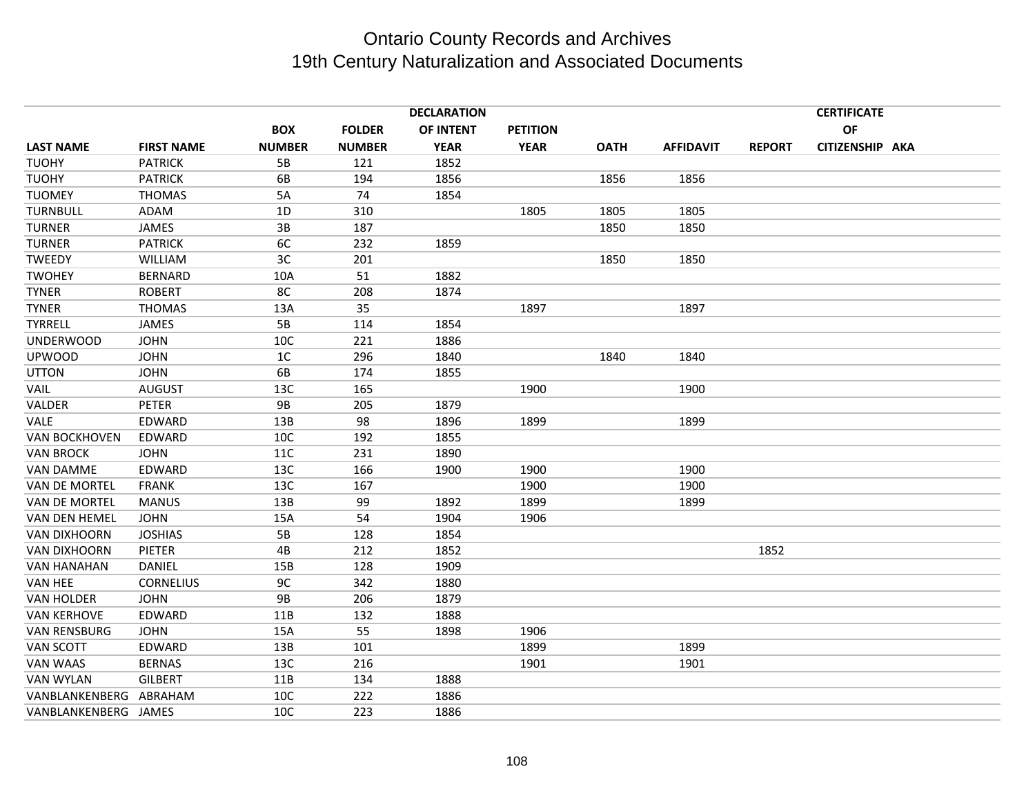# Ontario County Records and Archives
## 19th Century Naturalization and Associated Documents

| LAST NAME | FIRST NAME | BOX NUMBER | FOLDER NUMBER | DECLARATION OF INTENT YEAR | PETITION YEAR | OATH | AFFIDAVIT | REPORT | CERTIFICATE OF CITIZENSHIP | AKA |
|---|---|---|---|---|---|---|---|---|---|---|
| TUOHY | PATRICK | 5B | 121 | 1852 | | | | | | |
| TUOHY | PATRICK | 6B | 194 | 1856 | | 1856 | 1856 | | | |
| TUOMEY | THOMAS | 5A | 74 | 1854 | | | | | | |
| TURNBULL | ADAM | 1D | 310 | | 1805 | 1805 | 1805 | | | |
| TURNER | JAMES | 3B | 187 | | | 1850 | 1850 | | | |
| TURNER | PATRICK | 6C | 232 | 1859 | | | | | | |
| TWEEDY | WILLIAM | 3C | 201 | | | 1850 | 1850 | | | |
| TWOHEY | BERNARD | 10A | 51 | 1882 | | | | | | |
| TYNER | ROBERT | 8C | 208 | 1874 | | | | | | |
| TYNER | THOMAS | 13A | 35 | | 1897 | | 1897 | | | |
| TYRRELL | JAMES | 5B | 114 | 1854 | | | | | | |
| UNDERWOOD | JOHN | 10C | 221 | 1886 | | | | | | |
| UPWOOD | JOHN | 1C | 296 | 1840 | | 1840 | 1840 | | | |
| UTTON | JOHN | 6B | 174 | 1855 | | | | | | |
| VAIL | AUGUST | 13C | 165 | | 1900 | | 1900 | | | |
| VALDER | PETER | 9B | 205 | 1879 | | | | | | |
| VALE | EDWARD | 13B | 98 | 1896 | 1899 | | 1899 | | | |
| VAN BOCKHOVEN | EDWARD | 10C | 192 | 1855 | | | | | | |
| VAN BROCK | JOHN | 11C | 231 | 1890 | | | | | | |
| VAN DAMME | EDWARD | 13C | 166 | 1900 | 1900 | | 1900 | | | |
| VAN DE MORTEL | FRANK | 13C | 167 | | 1900 | | 1900 | | | |
| VAN DE MORTEL | MANUS | 13B | 99 | 1892 | 1899 | | 1899 | | | |
| VAN DEN HEMEL | JOHN | 15A | 54 | 1904 | 1906 | | | | | |
| VAN DIXHOORN | JOSHIAS | 5B | 128 | 1854 | | | | | | |
| VAN DIXHOORN | PIETER | 4B | 212 | 1852 | | | | 1852 | | |
| VAN HANAHAN | DANIEL | 15B | 128 | 1909 | | | | | | |
| VAN HEE | CORNELIUS | 9C | 342 | 1880 | | | | | | |
| VAN HOLDER | JOHN | 9B | 206 | 1879 | | | | | | |
| VAN KERHOVE | EDWARD | 11B | 132 | 1888 | | | | | | |
| VAN RENSBURG | JOHN | 15A | 55 | 1898 | 1906 | | | | | |
| VAN SCOTT | EDWARD | 13B | 101 | | 1899 | | 1899 | | | |
| VAN WAAS | BERNAS | 13C | 216 | | 1901 | | 1901 | | | |
| VAN WYLAN | GILBERT | 11B | 134 | 1888 | | | | | | |
| VANBLANKENBERG | ABRAHAM | 10C | 222 | 1886 | | | | | | |
| VANBLANKENBERG | JAMES | 10C | 223 | 1886 | | | | | | |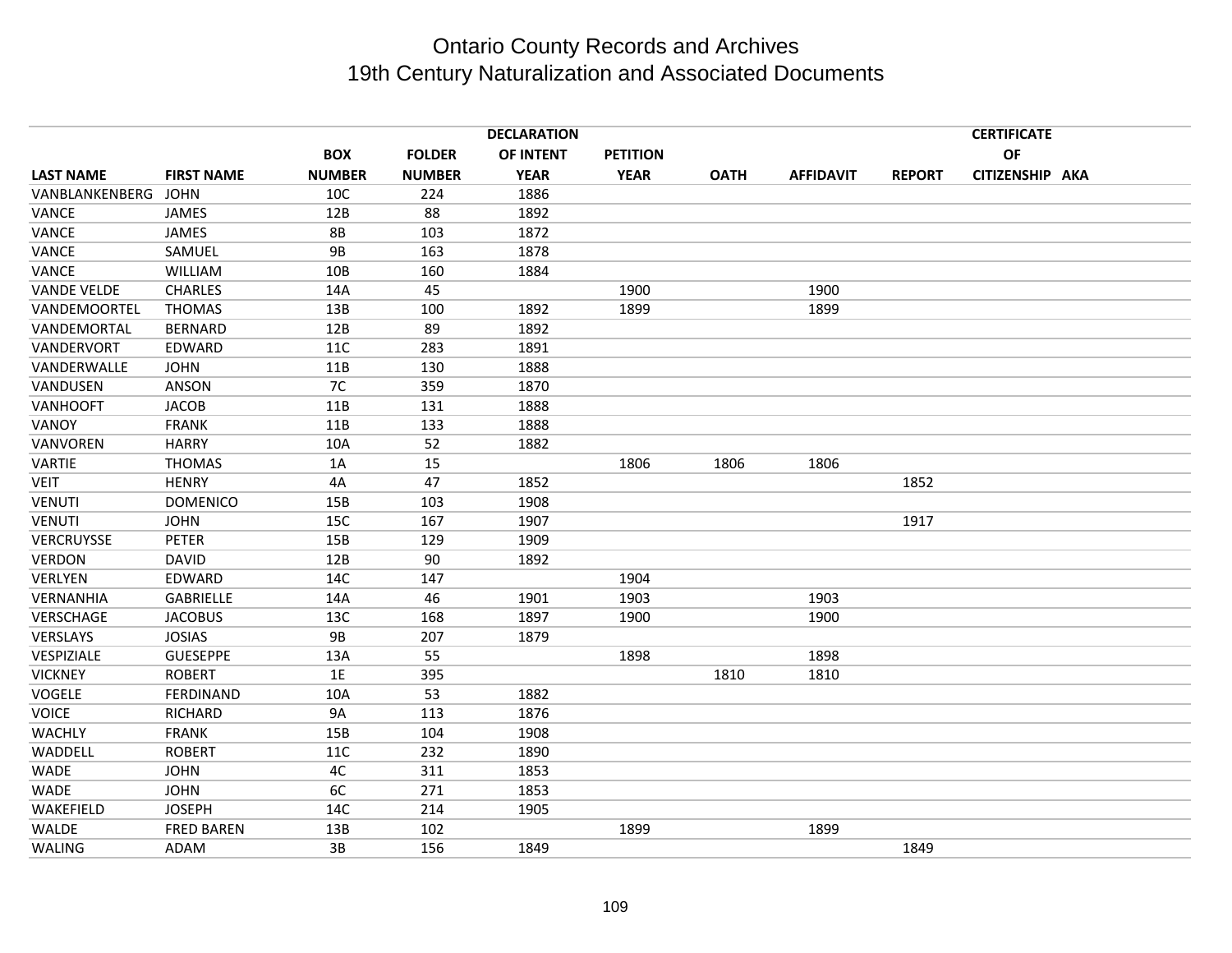# Ontario County Records and Archives
## 19th Century Naturalization and Associated Documents

| LAST NAME | FIRST NAME | BOX NUMBER | FOLDER NUMBER | DECLARATION OF INTENT YEAR | PETITION YEAR | OATH | AFFIDAVIT | REPORT | CERTIFICATE OF CITIZENSHIP | AKA |
|---|---|---|---|---|---|---|---|---|---|---|
| VANBLANKENBERG | JOHN | 10C | 224 | 1886 | | | | | | |
| VANCE | JAMES | 12B | 88 | 1892 | | | | | | |
| VANCE | JAMES | 8B | 103 | 1872 | | | | | | |
| VANCE | SAMUEL | 9B | 163 | 1878 | | | | | | |
| VANCE | WILLIAM | 10B | 160 | 1884 | | | | | | |
| VANDE VELDE | CHARLES | 14A | 45 | | 1900 | | 1900 | | | |
| VANDEMOORTEL | THOMAS | 13B | 100 | 1892 | 1899 | | 1899 | | | |
| VANDEMORTAL | BERNARD | 12B | 89 | 1892 | | | | | | |
| VANDERVORT | EDWARD | 11C | 283 | 1891 | | | | | | |
| VANDERWALLE | JOHN | 11B | 130 | 1888 | | | | | | |
| VANDUSEN | ANSON | 7C | 359 | 1870 | | | | | | |
| VANHOOFT | JACOB | 11B | 131 | 1888 | | | | | | |
| VANOY | FRANK | 11B | 133 | 1888 | | | | | | |
| VANVOREN | HARRY | 10A | 52 | 1882 | | | | | | |
| VARTIE | THOMAS | 1A | 15 | | 1806 | 1806 | 1806 | | | |
| VEIT | HENRY | 4A | 47 | 1852 | | | | 1852 | | |
| VENUTI | DOMENICO | 15B | 103 | 1908 | | | | | | |
| VENUTI | JOHN | 15C | 167 | 1907 | | | | 1917 | | |
| VERCRUYSSE | PETER | 15B | 129 | 1909 | | | | | | |
| VERDON | DAVID | 12B | 90 | 1892 | | | | | | |
| VERLYEN | EDWARD | 14C | 147 | | 1904 | | | | | |
| VERNANHIA | GABRIELLE | 14A | 46 | 1901 | 1903 | | 1903 | | | |
| VERSCHAGE | JACOBUS | 13C | 168 | 1897 | 1900 | | 1900 | | | |
| VERSLAYS | JOSIAS | 9B | 207 | 1879 | | | | | | |
| VESPIZIALE | GUESEPPE | 13A | 55 | | 1898 | | 1898 | | | |
| VICKNEY | ROBERT | 1E | 395 | | | 1810 | 1810 | | | |
| VOGELE | FERDINAND | 10A | 53 | 1882 | | | | | | |
| VOICE | RICHARD | 9A | 113 | 1876 | | | | | | |
| WACHLY | FRANK | 15B | 104 | 1908 | | | | | | |
| WADDELL | ROBERT | 11C | 232 | 1890 | | | | | | |
| WADE | JOHN | 4C | 311 | 1853 | | | | | | |
| WADE | JOHN | 6C | 271 | 1853 | | | | | | |
| WAKEFIELD | JOSEPH | 14C | 214 | 1905 | | | | | | |
| WALDE | FRED BAREN | 13B | 102 | | 1899 | | 1899 | | | |
| WALING | ADAM | 3B | 156 | 1849 | | | | 1849 | | |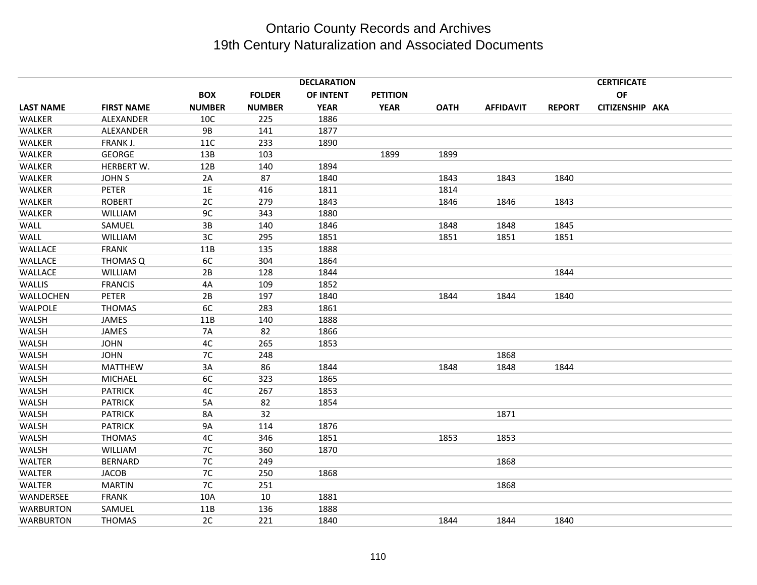# Ontario County Records and Archives
## 19th Century Naturalization and Associated Documents

| LAST NAME | FIRST NAME | BOX NUMBER | FOLDER NUMBER | DECLARATION OF INTENT YEAR | PETITION YEAR | OATH | AFFIDAVIT | REPORT | CERTIFICATE OF CITIZENSHIP | AKA |
|---|---|---|---|---|---|---|---|---|---|---|
| WALKER | ALEXANDER | 10C | 225 | 1886 | | | | | | |
| WALKER | ALEXANDER | 9B | 141 | 1877 | | | | | | |
| WALKER | FRANK J. | 11C | 233 | 1890 | | | | | | |
| WALKER | GEORGE | 13B | 103 | | 1899 | 1899 | | | | |
| WALKER | HERBERT W. | 12B | 140 | 1894 | | | | | | |
| WALKER | JOHN S | 2A | 87 | 1840 | | 1843 | 1843 | 1840 | | |
| WALKER | PETER | 1E | 416 | 1811 | | 1814 | | | | |
| WALKER | ROBERT | 2C | 279 | 1843 | | 1846 | 1846 | 1843 | | |
| WALKER | WILLIAM | 9C | 343 | 1880 | | | | | | |
| WALL | SAMUEL | 3B | 140 | 1846 | | 1848 | 1848 | 1845 | | |
| WALL | WILLIAM | 3C | 295 | 1851 | | 1851 | 1851 | 1851 | | |
| WALLACE | FRANK | 11B | 135 | 1888 | | | | | | |
| WALLACE | THOMAS Q | 6C | 304 | 1864 | | | | | | |
| WALLACE | WILLIAM | 2B | 128 | 1844 | | | | 1844 | | |
| WALLIS | FRANCIS | 4A | 109 | 1852 | | | | | | |
| WALLOCHEN | PETER | 2B | 197 | 1840 | | 1844 | 1844 | 1840 | | |
| WALPOLE | THOMAS | 6C | 283 | 1861 | | | | | | |
| WALSH | JAMES | 11B | 140 | 1888 | | | | | | |
| WALSH | JAMES | 7A | 82 | 1866 | | | | | | |
| WALSH | JOHN | 4C | 265 | 1853 | | | | | | |
| WALSH | JOHN | 7C | 248 | | | | 1868 | | | |
| WALSH | MATTHEW | 3A | 86 | 1844 | | 1848 | 1848 | 1844 | | |
| WALSH | MICHAEL | 6C | 323 | 1865 | | | | | | |
| WALSH | PATRICK | 4C | 267 | 1853 | | | | | | |
| WALSH | PATRICK | 5A | 82 | 1854 | | | | | | |
| WALSH | PATRICK | 8A | 32 | | | | 1871 | | | |
| WALSH | PATRICK | 9A | 114 | 1876 | | | | | | |
| WALSH | THOMAS | 4C | 346 | 1851 | | 1853 | 1853 | | | |
| WALSH | WILLIAM | 7C | 360 | 1870 | | | | | | |
| WALTER | BERNARD | 7C | 249 | | | | 1868 | | | |
| WALTER | JACOB | 7C | 250 | 1868 | | | | | | |
| WALTER | MARTIN | 7C | 251 | | | | 1868 | | | |
| WANDERSEE | FRANK | 10A | 10 | 1881 | | | | | | |
| WARBURTON | SAMUEL | 11B | 136 | 1888 | | | | | | |
| WARBURTON | THOMAS | 2C | 221 | 1840 | | 1844 | 1844 | 1840 | | |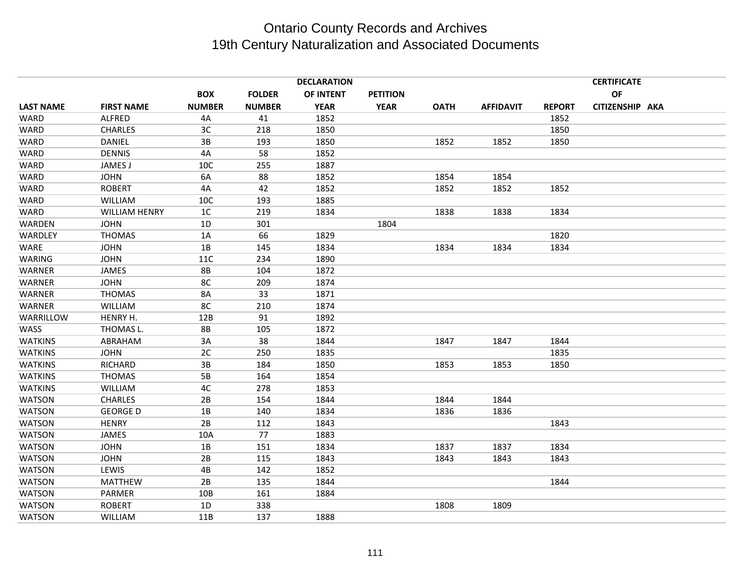# Ontario County Records and Archives
## 19th Century Naturalization and Associated Documents

| LAST NAME | FIRST NAME | BOX NUMBER | FOLDER NUMBER | DECLARATION OF INTENT YEAR | PETITION YEAR | OATH | AFFIDAVIT | REPORT | CERTIFICATE OF CITIZENSHIP | AKA |
|---|---|---|---|---|---|---|---|---|---|---|
| WARD | ALFRED | 4A | 41 | 1852 | | | | 1852 | | |
| WARD | CHARLES | 3C | 218 | 1850 | | | | 1850 | | |
| WARD | DANIEL | 3B | 193 | 1850 | | 1852 | 1852 | 1850 | | |
| WARD | DENNIS | 4A | 58 | 1852 | | | | | | |
| WARD | JAMES J | 10C | 255 | 1887 | | | | | | |
| WARD | JOHN | 6A | 88 | 1852 | | 1854 | 1854 | | | |
| WARD | ROBERT | 4A | 42 | 1852 | | 1852 | 1852 | 1852 | | |
| WARD | WILLIAM | 10C | 193 | 1885 | | | | | | |
| WARD | WILLIAM HENRY | 1C | 219 | 1834 | | 1838 | 1838 | 1834 | | |
| WARDEN | JOHN | 1D | 301 | | 1804 | | | | | |
| WARDLEY | THOMAS | 1A | 66 | 1829 | | | | 1820 | | |
| WARE | JOHN | 1B | 145 | 1834 | | 1834 | 1834 | 1834 | | |
| WARING | JOHN | 11C | 234 | 1890 | | | | | | |
| WARNER | JAMES | 8B | 104 | 1872 | | | | | | |
| WARNER | JOHN | 8C | 209 | 1874 | | | | | | |
| WARNER | THOMAS | 8A | 33 | 1871 | | | | | | |
| WARNER | WILLIAM | 8C | 210 | 1874 | | | | | | |
| WARRILLOW | HENRY H. | 12B | 91 | 1892 | | | | | | |
| WASS | THOMAS L. | 8B | 105 | 1872 | | | | | | |
| WATKINS | ABRAHAM | 3A | 38 | 1844 | | 1847 | 1847 | 1844 | | |
| WATKINS | JOHN | 2C | 250 | 1835 | | | | 1835 | | |
| WATKINS | RICHARD | 3B | 184 | 1850 | | 1853 | 1853 | 1850 | | |
| WATKINS | THOMAS | 5B | 164 | 1854 | | | | | | |
| WATKINS | WILLIAM | 4C | 278 | 1853 | | | | | | |
| WATSON | CHARLES | 2B | 154 | 1844 | | 1844 | 1844 | | | |
| WATSON | GEORGE D | 1B | 140 | 1834 | | 1836 | 1836 | | | |
| WATSON | HENRY | 2B | 112 | 1843 | | | | 1843 | | |
| WATSON | JAMES | 10A | 77 | 1883 | | | | | | |
| WATSON | JOHN | 1B | 151 | 1834 | | 1837 | 1837 | 1834 | | |
| WATSON | JOHN | 2B | 115 | 1843 | | 1843 | 1843 | 1843 | | |
| WATSON | LEWIS | 4B | 142 | 1852 | | | | | | |
| WATSON | MATTHEW | 2B | 135 | 1844 | | | | 1844 | | |
| WATSON | PARMER | 10B | 161 | 1884 | | | | | | |
| WATSON | ROBERT | 1D | 338 | | | 1808 | 1809 | | | |
| WATSON | WILLIAM | 11B | 137 | 1888 | | | | | | |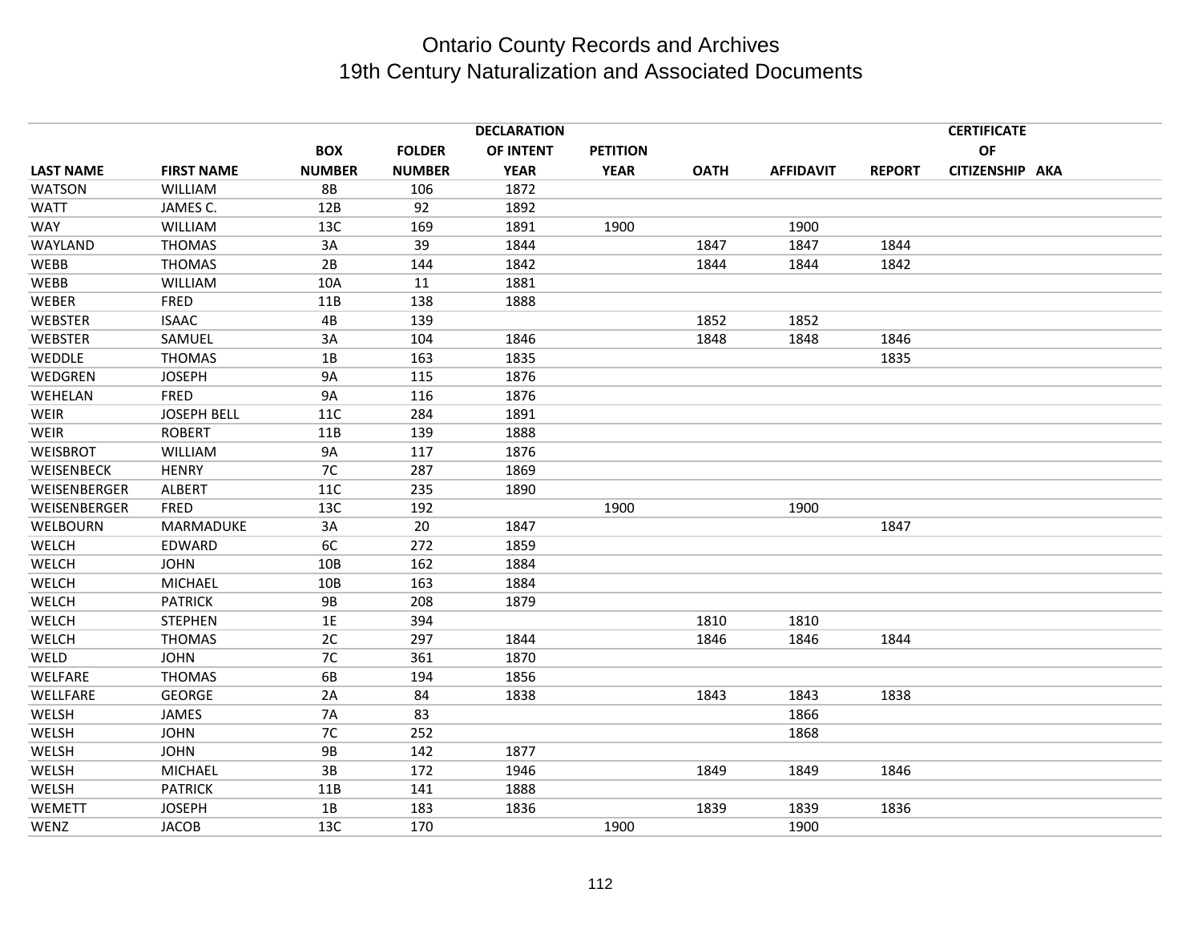# Ontario County Records and Archives
## 19th Century Naturalization and Associated Documents

| LAST NAME | FIRST NAME | BOX NUMBER | FOLDER NUMBER | DECLARATION OF INTENT YEAR | PETITION YEAR | OATH | AFFIDAVIT | REPORT | CERTIFICATE OF CITIZENSHIP | AKA |
|---|---|---|---|---|---|---|---|---|---|---|
| WATSON | WILLIAM | 8B | 106 | 1872 | | | | | | |
| WATT | JAMES C. | 12B | 92 | 1892 | | | | | | |
| WAY | WILLIAM | 13C | 169 | 1891 | 1900 | | 1900 | | | |
| WAYLAND | THOMAS | 3A | 39 | 1844 | | 1847 | 1847 | 1844 | | |
| WEBB | THOMAS | 2B | 144 | 1842 | | 1844 | 1844 | 1842 | | |
| WEBB | WILLIAM | 10A | 11 | 1881 | | | | | | |
| WEBER | FRED | 11B | 138 | 1888 | | | | | | |
| WEBSTER | ISAAC | 4B | 139 | | | 1852 | 1852 | | | |
| WEBSTER | SAMUEL | 3A | 104 | 1846 | | 1848 | 1848 | 1846 | | |
| WEDDLE | THOMAS | 1B | 163 | 1835 | | | | 1835 | | |
| WEDGREN | JOSEPH | 9A | 115 | 1876 | | | | | | |
| WEHELAN | FRED | 9A | 116 | 1876 | | | | | | |
| WEIR | JOSEPH BELL | 11C | 284 | 1891 | | | | | | |
| WEIR | ROBERT | 11B | 139 | 1888 | | | | | | |
| WEISBROT | WILLIAM | 9A | 117 | 1876 | | | | | | |
| WEISENBECK | HENRY | 7C | 287 | 1869 | | | | | | |
| WEISENBERGER | ALBERT | 11C | 235 | 1890 | | | | | | |
| WEISENBERGER | FRED | 13C | 192 | | 1900 | | 1900 | | | |
| WELBOURN | MARMADUKE | 3A | 20 | 1847 | | | | 1847 | | |
| WELCH | EDWARD | 6C | 272 | 1859 | | | | | | |
| WELCH | JOHN | 10B | 162 | 1884 | | | | | | |
| WELCH | MICHAEL | 10B | 163 | 1884 | | | | | | |
| WELCH | PATRICK | 9B | 208 | 1879 | | | | | | |
| WELCH | STEPHEN | 1E | 394 | | | 1810 | 1810 | | | |
| WELCH | THOMAS | 2C | 297 | 1844 | | 1846 | 1846 | 1844 | | |
| WELD | JOHN | 7C | 361 | 1870 | | | | | | |
| WELFARE | THOMAS | 6B | 194 | 1856 | | | | | | |
| WELLFARE | GEORGE | 2A | 84 | 1838 | | 1843 | 1843 | 1838 | | |
| WELSH | JAMES | 7A | 83 | | | | 1866 | | | |
| WELSH | JOHN | 7C | 252 | | | | 1868 | | | |
| WELSH | JOHN | 9B | 142 | 1877 | | | | | | |
| WELSH | MICHAEL | 3B | 172 | 1946 | | 1849 | 1849 | 1846 | | |
| WELSH | PATRICK | 11B | 141 | 1888 | | | | | | |
| WEMETT | JOSEPH | 1B | 183 | 1836 | | 1839 | 1839 | 1836 | | |
| WENZ | JACOB | 13C | 170 | | 1900 | | 1900 | | | |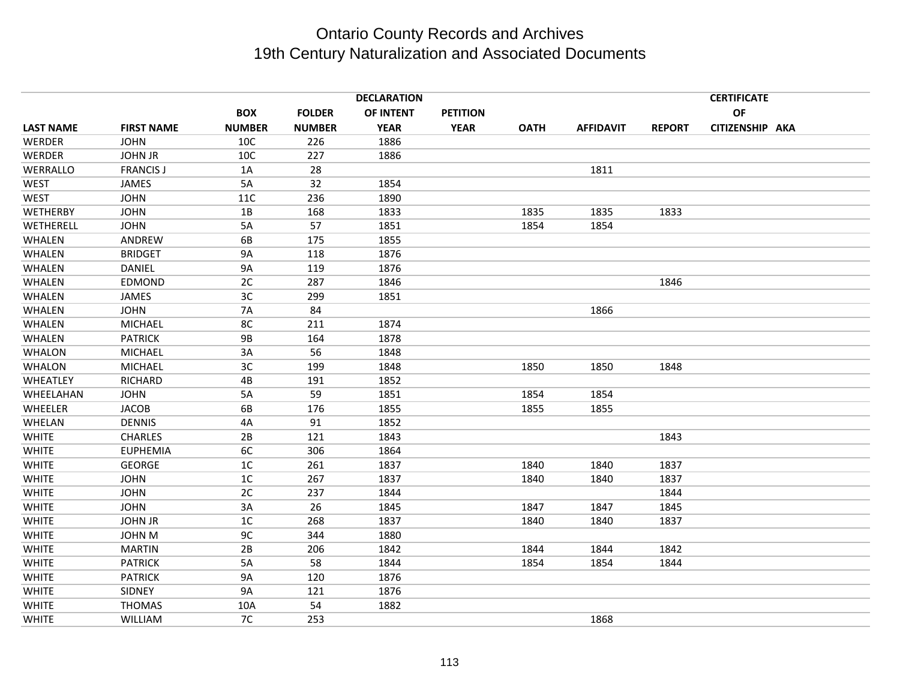# Ontario County Records and Archives
## 19th Century Naturalization and Associated Documents

| LAST NAME | FIRST NAME | BOX NUMBER | FOLDER NUMBER | DECLARATION OF INTENT YEAR | PETITION YEAR | OATH | AFFIDAVIT | REPORT | CERTIFICATE OF CITIZENSHIP | AKA |
|---|---|---|---|---|---|---|---|---|---|---|
| WERDER | JOHN | 10C | 226 | 1886 | | | | | | |
| WERDER | JOHN JR | 10C | 227 | 1886 | | | | | | |
| WERRALLO | FRANCIS J | 1A | 28 | | | | 1811 | | | |
| WEST | JAMES | 5A | 32 | 1854 | | | | | | |
| WEST | JOHN | 11C | 236 | 1890 | | | | | | |
| WETHERBY | JOHN | 1B | 168 | 1833 | | 1835 | 1835 | 1833 | | |
| WETHERELL | JOHN | 5A | 57 | 1851 | | 1854 | 1854 | | | |
| WHALEN | ANDREW | 6B | 175 | 1855 | | | | | | |
| WHALEN | BRIDGET | 9A | 118 | 1876 | | | | | | |
| WHALEN | DANIEL | 9A | 119 | 1876 | | | | | | |
| WHALEN | EDMOND | 2C | 287 | 1846 | | | | 1846 | | |
| WHALEN | JAMES | 3C | 299 | 1851 | | | | | | |
| WHALEN | JOHN | 7A | 84 | | | | 1866 | | | |
| WHALEN | MICHAEL | 8C | 211 | 1874 | | | | | | |
| WHALEN | PATRICK | 9B | 164 | 1878 | | | | | | |
| WHALON | MICHAEL | 3A | 56 | 1848 | | | | | | |
| WHALON | MICHAEL | 3C | 199 | 1848 | | 1850 | 1850 | 1848 | | |
| WHEATLEY | RICHARD | 4B | 191 | 1852 | | | | | | |
| WHEELAHAN | JOHN | 5A | 59 | 1851 | | 1854 | 1854 | | | |
| WHEELER | JACOB | 6B | 176 | 1855 | | 1855 | 1855 | | | |
| WHELAN | DENNIS | 4A | 91 | 1852 | | | | | | |
| WHITE | CHARLES | 2B | 121 | 1843 | | | | 1843 | | |
| WHITE | EUPHEMIA | 6C | 306 | 1864 | | | | | | |
| WHITE | GEORGE | 1C | 261 | 1837 | | 1840 | 1840 | 1837 | | |
| WHITE | JOHN | 1C | 267 | 1837 | | 1840 | 1840 | 1837 | | |
| WHITE | JOHN | 2C | 237 | 1844 | | | | 1844 | | |
| WHITE | JOHN | 3A | 26 | 1845 | | 1847 | 1847 | 1845 | | |
| WHITE | JOHN JR | 1C | 268 | 1837 | | 1840 | 1840 | 1837 | | |
| WHITE | JOHN M | 9C | 344 | 1880 | | | | | | |
| WHITE | MARTIN | 2B | 206 | 1842 | | 1844 | 1844 | 1842 | | |
| WHITE | PATRICK | 5A | 58 | 1844 | | 1854 | 1854 | 1844 | | |
| WHITE | PATRICK | 9A | 120 | 1876 | | | | | | |
| WHITE | SIDNEY | 9A | 121 | 1876 | | | | | | |
| WHITE | THOMAS | 10A | 54 | 1882 | | | | | | |
| WHITE | WILLIAM | 7C | 253 | | | | 1868 | | | |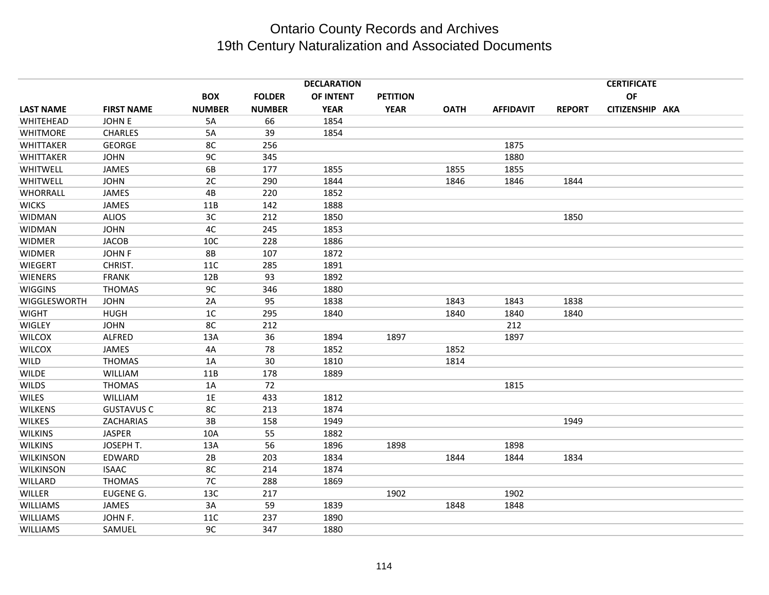# Ontario County Records and Archives
## 19th Century Naturalization and Associated Documents

| LAST NAME | FIRST NAME | BOX NUMBER | FOLDER NUMBER | DECLARATION OF INTENT YEAR | PETITION YEAR | OATH | AFFIDAVIT | REPORT | CERTIFICATE OF CITIZENSHIP | AKA |
|---|---|---|---|---|---|---|---|---|---|---|
| WHITEHEAD | JOHN E | 5A | 66 | 1854 | | | | | | |
| WHITMORE | CHARLES | 5A | 39 | 1854 | | | | | | |
| WHITTAKER | GEORGE | 8C | 256 | | | | 1875 | | | |
| WHITTAKER | JOHN | 9C | 345 | | | | 1880 | | | |
| WHITWELL | JAMES | 6B | 177 | 1855 | | 1855 | 1855 | | | |
| WHITWELL | JOHN | 2C | 290 | 1844 | | 1846 | 1846 | 1844 | | |
| WHORRALL | JAMES | 4B | 220 | 1852 | | | | | | |
| WICKS | JAMES | 11B | 142 | 1888 | | | | | | |
| WIDMAN | ALIOS | 3C | 212 | 1850 | | | | 1850 | | |
| WIDMAN | JOHN | 4C | 245 | 1853 | | | | | | |
| WIDMER | JACOB | 10C | 228 | 1886 | | | | | | |
| WIDMER | JOHN F | 8B | 107 | 1872 | | | | | | |
| WIEGERT | CHRIST. | 11C | 285 | 1891 | | | | | | |
| WIENERS | FRANK | 12B | 93 | 1892 | | | | | | |
| WIGGINS | THOMAS | 9C | 346 | 1880 | | | | | | |
| WIGGLESWORTH | JOHN | 2A | 95 | 1838 | | 1843 | 1843 | 1838 | | |
| WIGHT | HUGH | 1C | 295 | 1840 | | 1840 | 1840 | 1840 | | |
| WIGLEY | JOHN | 8C | 212 | | | | 212 | | | |
| WILCOX | ALFRED | 13A | 36 | 1894 | 1897 | | 1897 | | | |
| WILCOX | JAMES | 4A | 78 | 1852 | | 1852 | | | | |
| WILD | THOMAS | 1A | 30 | 1810 | | 1814 | | | | |
| WILDE | WILLIAM | 11B | 178 | 1889 | | | | | | |
| WILDS | THOMAS | 1A | 72 | | | | 1815 | | | |
| WILES | WILLIAM | 1E | 433 | 1812 | | | | | | |
| WILKENS | GUSTAVUS C | 8C | 213 | 1874 | | | | | | |
| WILKES | ZACHARIAS | 3B | 158 | 1949 | | | | 1949 | | |
| WILKINS | JASPER | 10A | 55 | 1882 | | | | | | |
| WILKINS | JOSEPH T. | 13A | 56 | 1896 | 1898 | | 1898 | | | |
| WILKINSON | EDWARD | 2B | 203 | 1834 | | 1844 | 1844 | 1834 | | |
| WILKINSON | ISAAC | 8C | 214 | 1874 | | | | | | |
| WILLARD | THOMAS | 7C | 288 | 1869 | | | | | | |
| WILLER | EUGENE G. | 13C | 217 | | 1902 | | 1902 | | | |
| WILLIAMS | JAMES | 3A | 59 | 1839 | | 1848 | 1848 | | | |
| WILLIAMS | JOHN F. | 11C | 237 | 1890 | | | | | | |
| WILLIAMS | SAMUEL | 9C | 347 | 1880 | | | | | | |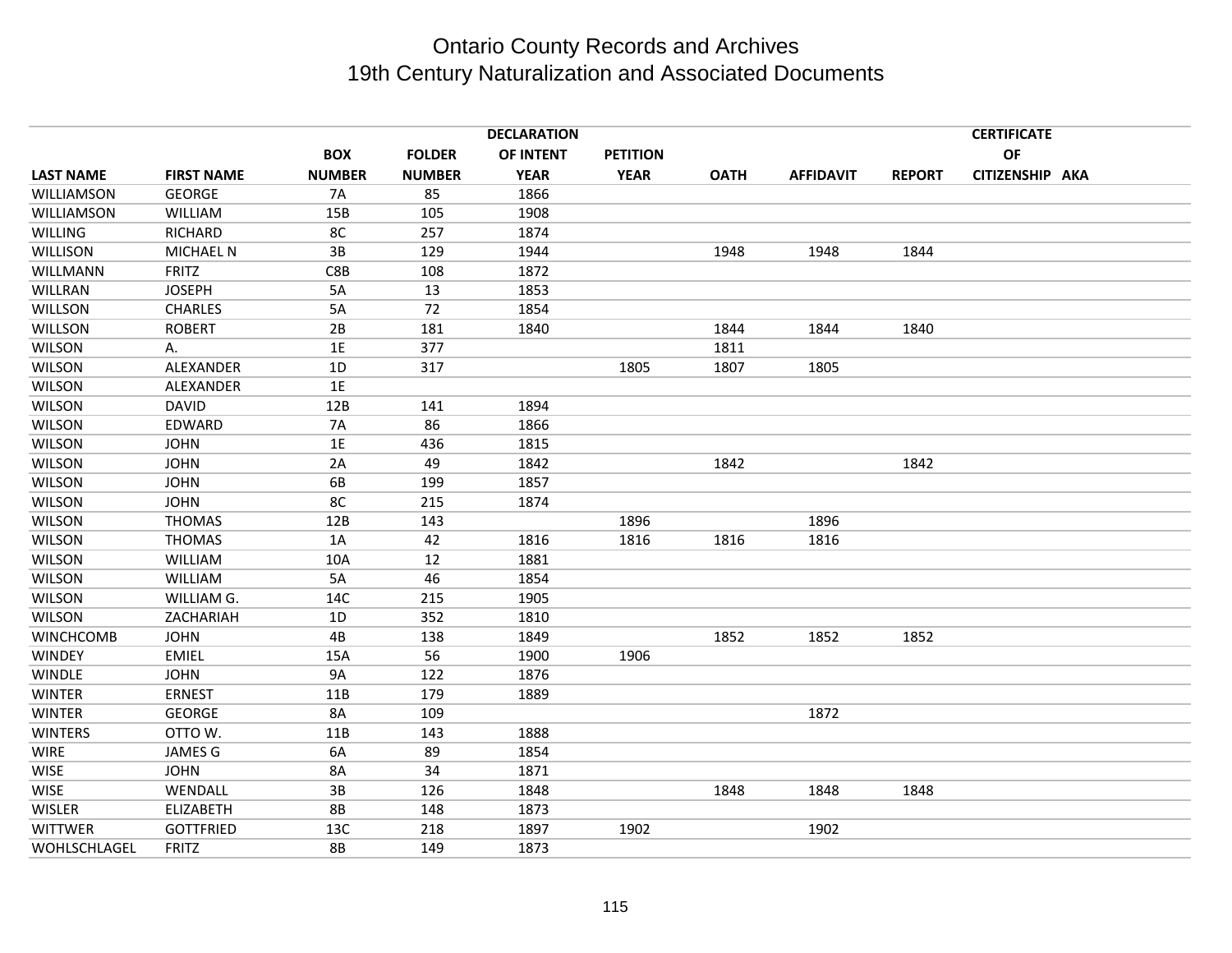# Ontario County Records and Archives
## 19th Century Naturalization and Associated Documents

| LAST NAME | FIRST NAME | BOX NUMBER | FOLDER NUMBER | DECLARATION OF INTENT YEAR | PETITION YEAR | OATH | AFFIDAVIT | REPORT | CERTIFICATE OF CITIZENSHIP | AKA |
|---|---|---|---|---|---|---|---|---|---|---|
| WILLIAMSON | GEORGE | 7A | 85 | 1866 | | | | | | |
| WILLIAMSON | WILLIAM | 15B | 105 | 1908 | | | | | | |
| WILLING | RICHARD | 8C | 257 | 1874 | | | | | | |
| WILLISON | MICHAEL N | 3B | 129 | 1944 | | 1948 | 1948 | 1844 | | |
| WILLMANN | FRITZ | C8B | 108 | 1872 | | | | | | |
| WILLRAN | JOSEPH | 5A | 13 | 1853 | | | | | | |
| WILLSON | CHARLES | 5A | 72 | 1854 | | | | | | |
| WILLSON | ROBERT | 2B | 181 | 1840 | | 1844 | 1844 | 1840 | | |
| WILSON | A. | 1E | 377 | | | 1811 | | | | |
| WILSON | ALEXANDER | 1D | 317 | | 1805 | 1807 | 1805 | | | |
| WILSON | ALEXANDER | 1E | | | | | | | | |
| WILSON | DAVID | 12B | 141 | 1894 | | | | | | |
| WILSON | EDWARD | 7A | 86 | 1866 | | | | | | |
| WILSON | JOHN | 1E | 436 | 1815 | | | | | | |
| WILSON | JOHN | 2A | 49 | 1842 | | 1842 | | 1842 | | |
| WILSON | JOHN | 6B | 199 | 1857 | | | | | | |
| WILSON | JOHN | 8C | 215 | 1874 | | | | | | |
| WILSON | THOMAS | 12B | 143 | | 1896 | | 1896 | | | |
| WILSON | THOMAS | 1A | 42 | 1816 | 1816 | 1816 | 1816 | | | |
| WILSON | WILLIAM | 10A | 12 | 1881 | | | | | | |
| WILSON | WILLIAM | 5A | 46 | 1854 | | | | | | |
| WILSON | WILLIAM G. | 14C | 215 | 1905 | | | | | | |
| WILSON | ZACHARIAH | 1D | 352 | 1810 | | | | | | |
| WINCHCOMB | JOHN | 4B | 138 | 1849 | | 1852 | 1852 | 1852 | | |
| WINDEY | EMIEL | 15A | 56 | 1900 | 1906 | | | | | |
| WINDLE | JOHN | 9A | 122 | 1876 | | | | | | |
| WINTER | ERNEST | 11B | 179 | 1889 | | | | | | |
| WINTER | GEORGE | 8A | 109 | | | | 1872 | | | |
| WINTERS | OTTO W. | 11B | 143 | 1888 | | | | | | |
| WIRE | JAMES G | 6A | 89 | 1854 | | | | | | |
| WISE | JOHN | 8A | 34 | 1871 | | | | | | |
| WISE | WENDALL | 3B | 126 | 1848 | | 1848 | 1848 | 1848 | | |
| WISLER | ELIZABETH | 8B | 148 | 1873 | | | | | | |
| WITTWER | GOTTFRIED | 13C | 218 | 1897 | 1902 | | 1902 | | | |
| WOHLSCHLAGEL | FRITZ | 8B | 149 | 1873 | | | | | | |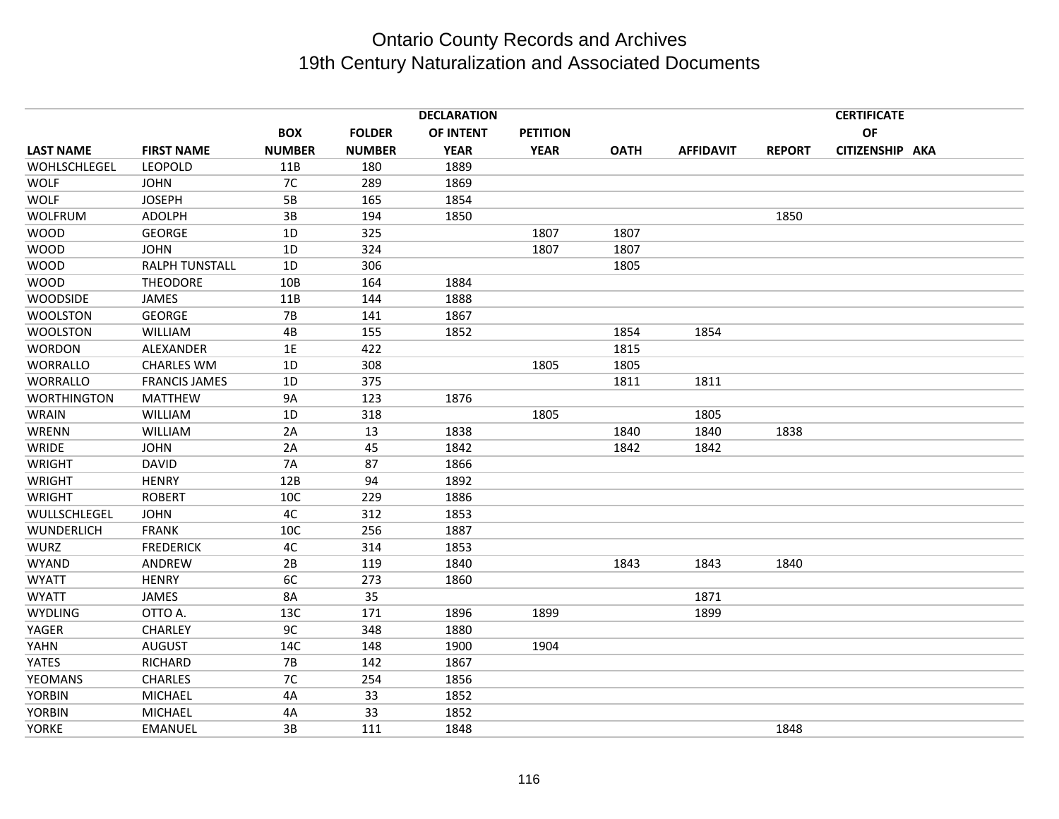# Ontario County Records and Archives
## 19th Century Naturalization and Associated Documents

| LAST NAME | FIRST NAME | BOX NUMBER | FOLDER NUMBER | DECLARATION OF INTENT YEAR | PETITION YEAR | OATH | AFFIDAVIT | REPORT | CERTIFICATE OF CITIZENSHIP | AKA |
|---|---|---|---|---|---|---|---|---|---|---|
| WOHLSCHLEGEL | LEOPOLD | 11B | 180 | 1889 | | | | | | |
| WOLF | JOHN | 7C | 289 | 1869 | | | | | | |
| WOLF | JOSEPH | 5B | 165 | 1854 | | | | | | |
| WOLFRUM | ADOLPH | 3B | 194 | 1850 | | | | 1850 | | |
| WOOD | GEORGE | 1D | 325 | | 1807 | 1807 | | | | |
| WOOD | JOHN | 1D | 324 | | 1807 | 1807 | | | | |
| WOOD | RALPH TUNSTALL | 1D | 306 | | | 1805 | | | | |
| WOOD | THEODORE | 10B | 164 | 1884 | | | | | | |
| WOODSIDE | JAMES | 11B | 144 | 1888 | | | | | | |
| WOOLSTON | GEORGE | 7B | 141 | 1867 | | | | | | |
| WOOLSTON | WILLIAM | 4B | 155 | 1852 | | 1854 | 1854 | | | |
| WORDON | ALEXANDER | 1E | 422 | | | 1815 | | | | |
| WORRALLO | CHARLES WM | 1D | 308 | | 1805 | 1805 | | | | |
| WORRALLO | FRANCIS JAMES | 1D | 375 | | | 1811 | 1811 | | | |
| WORTHINGTON | MATTHEW | 9A | 123 | 1876 | | | | | | |
| WRAIN | WILLIAM | 1D | 318 | | 1805 | | 1805 | | | |
| WRENN | WILLIAM | 2A | 13 | 1838 | | 1840 | 1840 | 1838 | | |
| WRIDE | JOHN | 2A | 45 | 1842 | | 1842 | 1842 | | | |
| WRIGHT | DAVID | 7A | 87 | 1866 | | | | | | |
| WRIGHT | HENRY | 12B | 94 | 1892 | | | | | | |
| WRIGHT | ROBERT | 10C | 229 | 1886 | | | | | | |
| WULLSCHLEGEL | JOHN | 4C | 312 | 1853 | | | | | | |
| WUNDERLICH | FRANK | 10C | 256 | 1887 | | | | | | |
| WURZ | FREDERICK | 4C | 314 | 1853 | | | | | | |
| WYAND | ANDREW | 2B | 119 | 1840 | | 1843 | 1843 | 1840 | | |
| WYATT | HENRY | 6C | 273 | 1860 | | | | | | |
| WYATT | JAMES | 8A | 35 | | | | 1871 | | | |
| WYDLING | OTTO A. | 13C | 171 | 1896 | 1899 | | 1899 | | | |
| YAGER | CHARLEY | 9C | 348 | 1880 | | | | | | |
| YAHN | AUGUST | 14C | 148 | 1900 | 1904 | | | | | |
| YATES | RICHARD | 7B | 142 | 1867 | | | | | | |
| YEOMANS | CHARLES | 7C | 254 | 1856 | | | | | | |
| YORBIN | MICHAEL | 4A | 33 | 1852 | | | | | | |
| YORBIN | MICHAEL | 4A | 33 | 1852 | | | | | | |
| YORKE | EMANUEL | 3B | 111 | 1848 | | | | 1848 | | |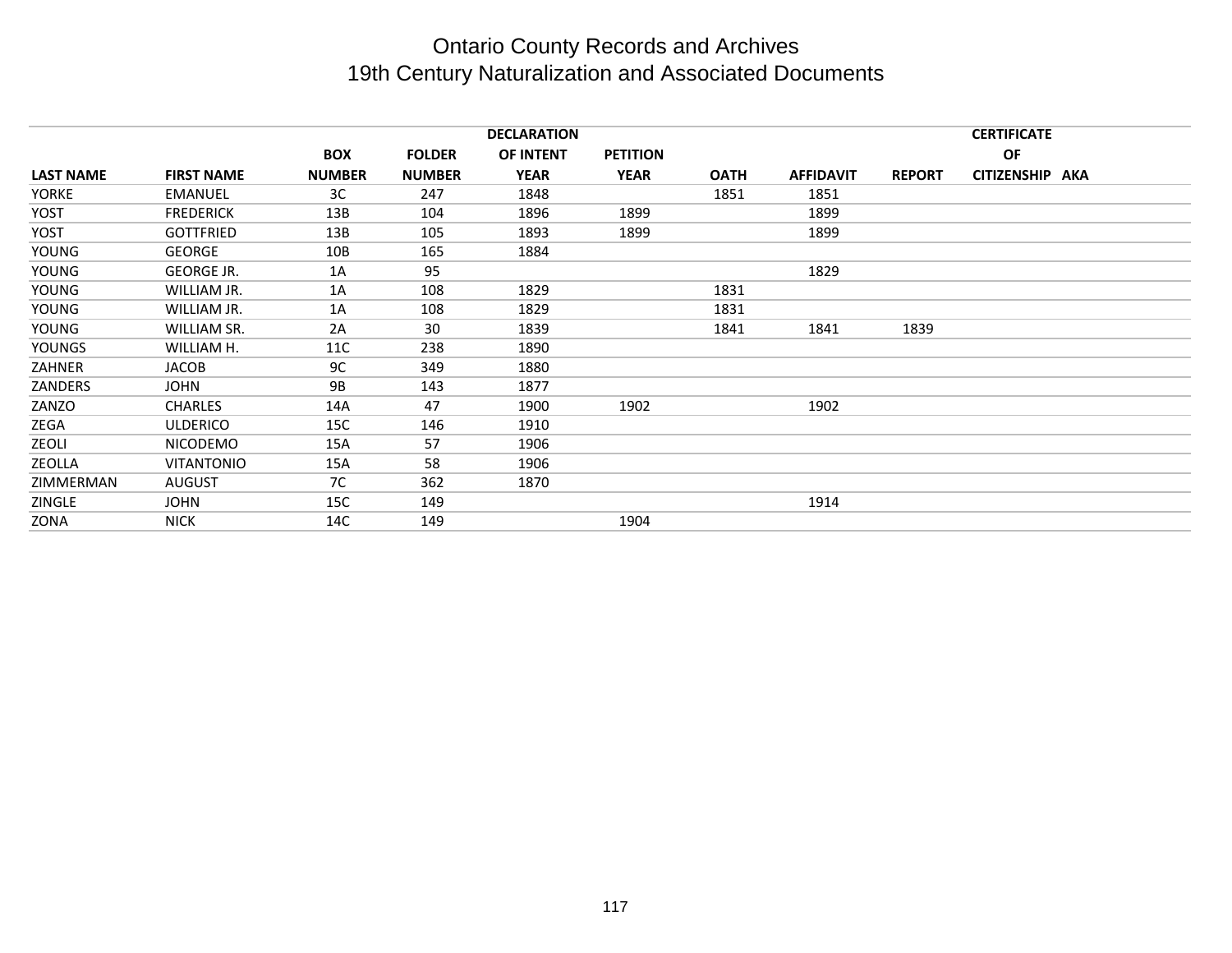# Ontario County Records and Archives
## 19th Century Naturalization and Associated Documents

| LAST NAME | FIRST NAME | BOX NUMBER | FOLDER NUMBER | DECLARATION OF INTENT YEAR | PETITION YEAR | OATH | AFFIDAVIT | REPORT | CERTIFICATE OF CITIZENSHIP | AKA |
|---|---|---|---|---|---|---|---|---|---|---|
| YORKE | EMANUEL | 3C | 247 | 1848 | | 1851 | 1851 | | | |
| YOST | FREDERICK | 13B | 104 | 1896 | 1899 | | 1899 | | | |
| YOST | GOTTFRIED | 13B | 105 | 1893 | 1899 | | 1899 | | | |
| YOUNG | GEORGE | 10B | 165 | 1884 | | | | | | |
| YOUNG | GEORGE JR. | 1A | 95 | | | | 1829 | | | |
| YOUNG | WILLIAM JR. | 1A | 108 | 1829 | | 1831 | | | | |
| YOUNG | WILLIAM JR. | 1A | 108 | 1829 | | 1831 | | | | |
| YOUNG | WILLIAM SR. | 2A | 30 | 1839 | | 1841 | 1841 | 1839 | | |
| YOUNGS | WILLIAM H. | 11C | 238 | 1890 | | | | | | |
| ZAHNER | JACOB | 9C | 349 | 1880 | | | | | | |
| ZANDERS | JOHN | 9B | 143 | 1877 | | | | | | |
| ZANZO | CHARLES | 14A | 47 | 1900 | 1902 | | 1902 | | | |
| ZEGA | ULDERICO | 15C | 146 | 1910 | | | | | | |
| ZEOLI | NICODEMO | 15A | 57 | 1906 | | | | | | |
| ZEOLLA | VITANTONIO | 15A | 58 | 1906 | | | | | | |
| ZIMMERMAN | AUGUST | 7C | 362 | 1870 | | | | | | |
| ZINGLE | JOHN | 15C | 149 | | | | 1914 | | | |
| ZONA | NICK | 14C | 149 | | 1904 | | | | | |